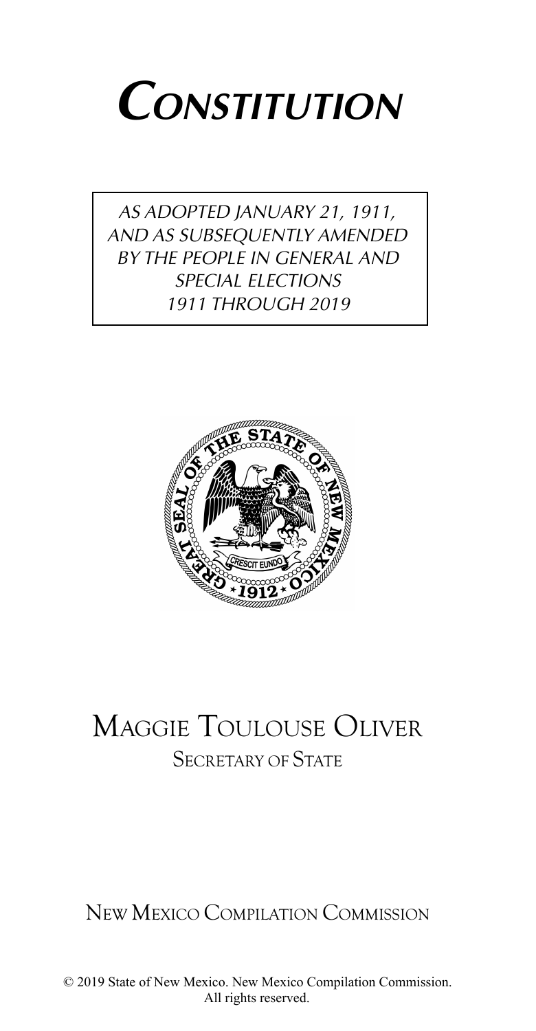# *CONSTITUTION*

*AS ADOPTED JANUARY 21, 1911, AND AS SUBSEQUENTLY AMENDED BY THE PEOPLE IN GENERAL AND SPECIAL ELECTIONS 1911 THROUGH 2019*

## MAGGIE TOULOUSE OLIVER
SECRETARY OF STATE

NEW MEXICO COMPILATION COMMISSION

© 2019 State of New Mexico. New Mexico Compilation Commission. All rights reserved.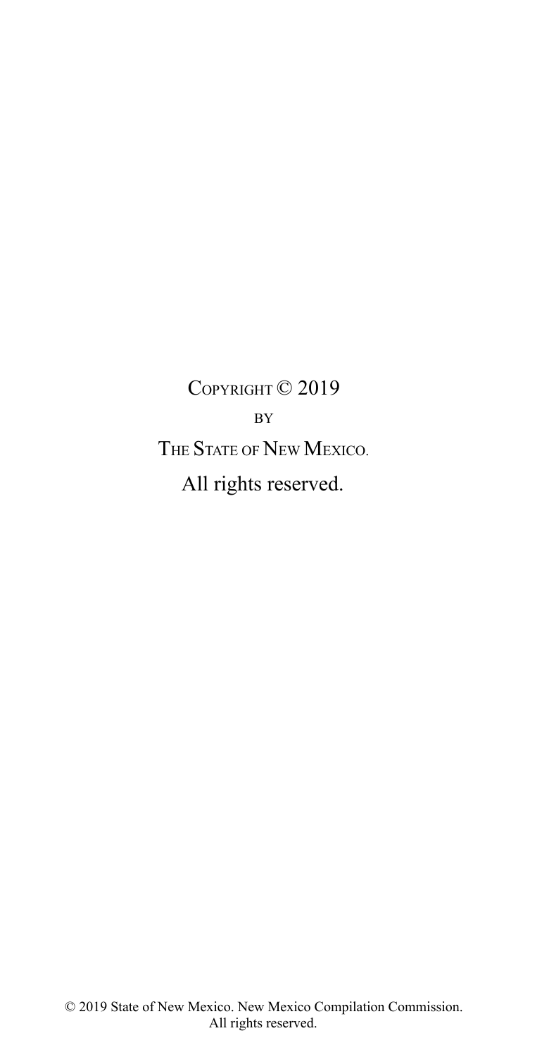COPYRIGHT © 2019

BY

THE STATE OF NEW MEXICO.

All rights reserved.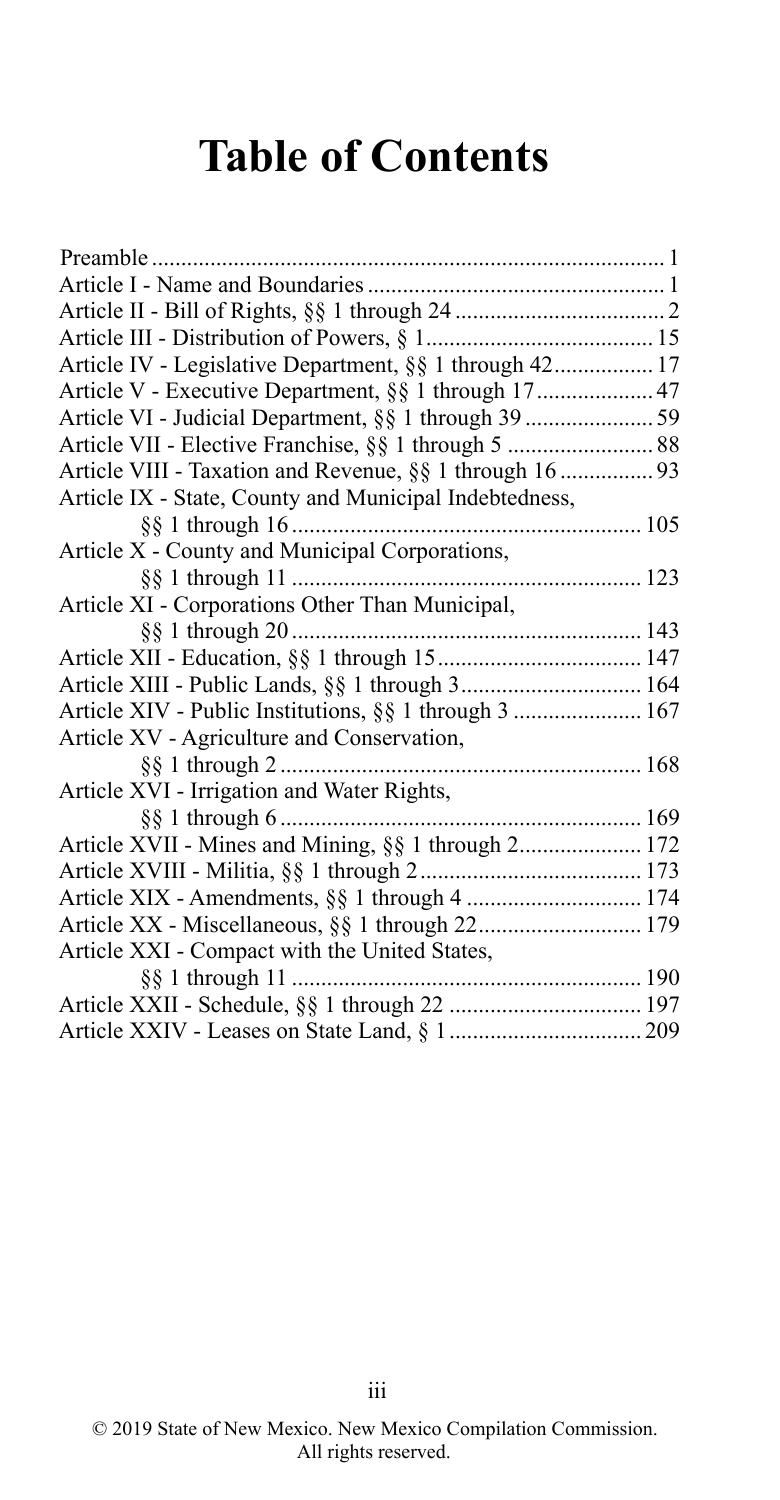# Table of Contents

Preamble ........................................................................................ 1
Article I - Name and Boundaries .................................................... 1
Article II - Bill of Rights, §§ 1 through 24 .................................... 2
Article III - Distribution of Powers, § 1 ....................................... 15
Article IV - Legislative Department, §§ 1 through 42................. 17
Article V - Executive Department, §§ 1 through 17.................... 47
Article VI - Judicial Department, §§ 1 through 39 ...................... 59
Article VII - Elective Franchise, §§ 1 through 5 ......................... 88
Article VIII - Taxation and Revenue, §§ 1 through 16 ................ 93
Article IX - State, County and Municipal Indebtedness,
    §§ 1 through 16 ............................................................ 105
Article X - County and Municipal Corporations,
    §§ 1 through 11 ............................................................ 123
Article XI - Corporations Other Than Municipal,
    §§ 1 through 20 ............................................................ 143
Article XII - Education, §§ 1 through 15 .................................... 147
Article XIII - Public Lands, §§ 1 through 3 ................................ 164
Article XIV - Public Institutions, §§ 1 through 3 ...................... 167
Article XV - Agriculture and Conservation,
    §§ 1 through 2 .............................................................. 168
Article XVI - Irrigation and Water Rights,
    §§ 1 through 6 .............................................................. 169
Article XVII - Mines and Mining, §§ 1 through 2..................... 172
Article XVIII - Militia, §§ 1 through 2 ...................................... 173
Article XIX - Amendments, §§ 1 through 4 .............................. 174
Article XX - Miscellaneous, §§ 1 through 22............................ 179
Article XXI - Compact with the United States,
    §§ 1 through 11 ............................................................ 190
Article XXII - Schedule, §§ 1 through 22 ................................. 197
Article XXIV - Leases on State Land, § 1 ................................. 209

© 2019 State of New Mexico. New Mexico Compilation Commission. All rights reserved.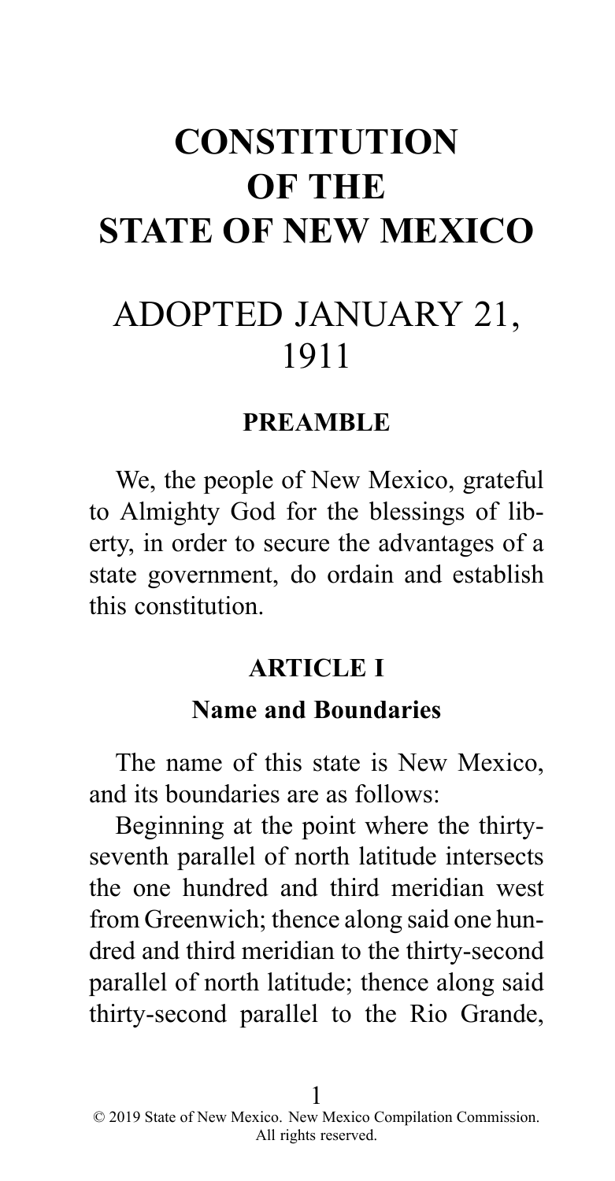# CONSTITUTION OF THE STATE OF NEW MEXICO

# ADOPTED JANUARY 21, 1911

### PREAMBLE

We, the people of New Mexico, grateful to Almighty God for the blessings of liberty, in order to secure the advantages of a state government, do ordain and establish this constitution.

### ARTICLE I

#### Name and Boundaries

The name of this state is New Mexico, and its boundaries are as follows:

Beginning at the point where the thirty-seventh parallel of north latitude intersects the one hundred and third meridian west from Greenwich; thence along said one hundred and third meridian to the thirty-second parallel of north latitude; thence along said thirty-second parallel to the Rio Grande,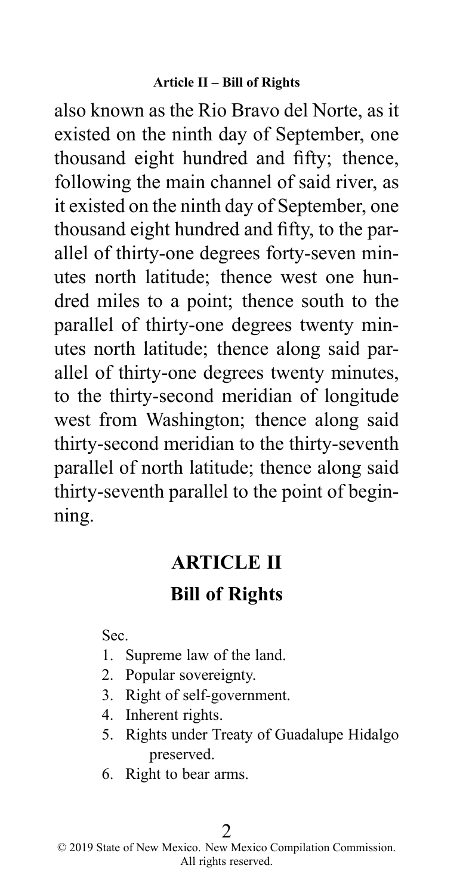also known as the Rio Bravo del Norte, as it existed on the ninth day of September, one thousand eight hundred and fifty; thence, following the main channel of said river, as it existed on the ninth day of September, one thousand eight hundred and fifty, to the parallel of thirty-one degrees forty-seven minutes north latitude; thence west one hundred miles to a point; thence south to the parallel of thirty-one degrees twenty minutes north latitude; thence along said parallel of thirty-one degrees twenty minutes, to the thirty-second meridian of longitude west from Washington; thence along said thirty-second meridian to the thirty-seventh parallel of north latitude; thence along said thirty-seventh parallel to the point of beginning.

## ARTICLE II

## Bill of Rights

Sec.

1. Supreme law of the land.
2. Popular sovereignty.
3. Right of self-government.
4. Inherent rights.
5. Rights under Treaty of Guadalupe Hidalgo preserved.
6. Right to bear arms.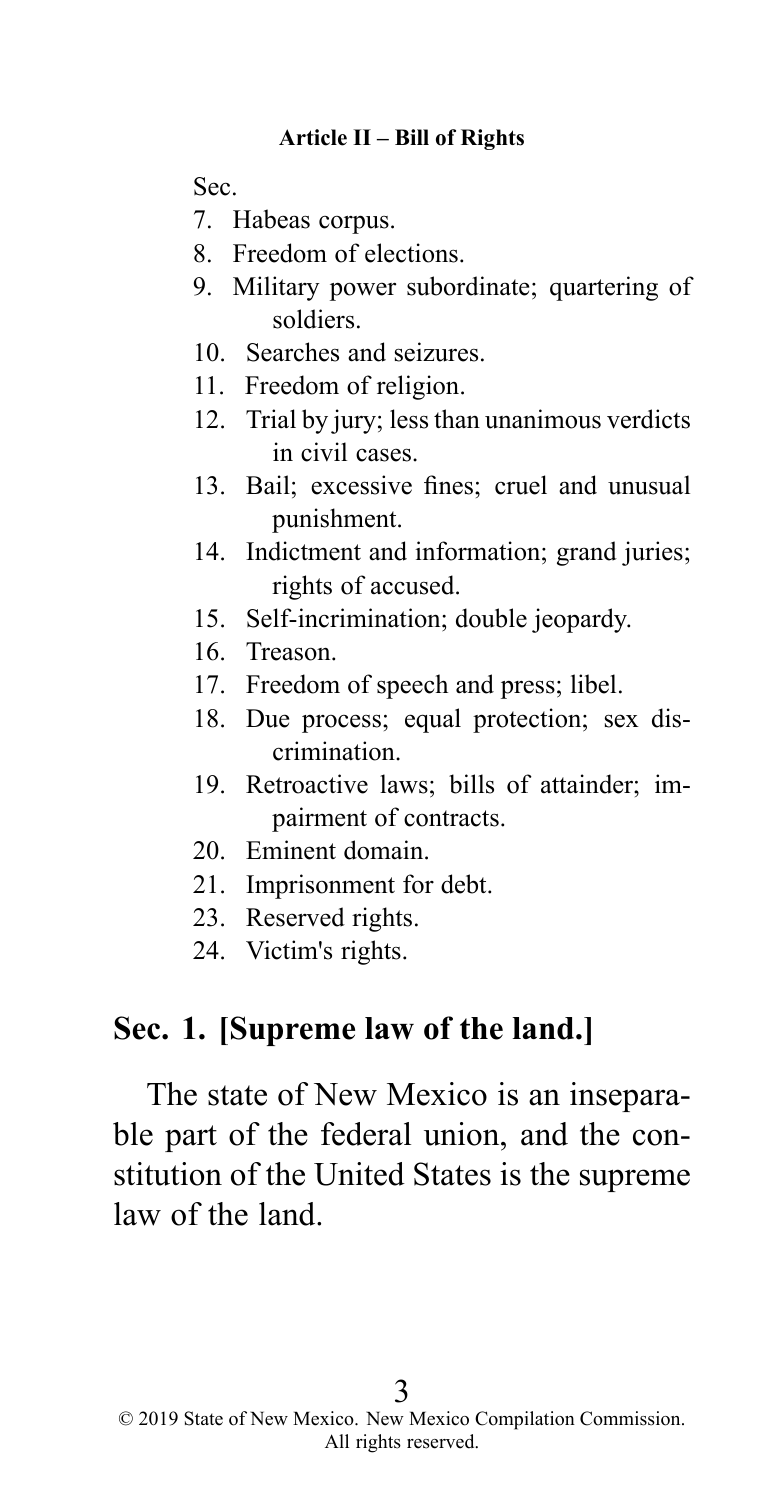#### Article II – Bill of Rights

Sec.

7. Habeas corpus.
8. Freedom of elections.
9. Military power subordinate; quartering of soldiers.
10. Searches and seizures.
11. Freedom of religion.
12. Trial by jury; less than unanimous verdicts in civil cases.
13. Bail; excessive fines; cruel and unusual punishment.
14. Indictment and information; grand juries; rights of accused.
15. Self-incrimination; double jeopardy.
16. Treason.
17. Freedom of speech and press; libel.
18. Due process; equal protection; sex discrimination.
19. Retroactive laws; bills of attainder; impairment of contracts.
20. Eminent domain.
21. Imprisonment for debt.
23. Reserved rights.
24. Victim's rights.

## Sec. 1. [Supreme law of the land.]

The state of New Mexico is an inseparable part of the federal union, and the constitution of the United States is the supreme law of the land.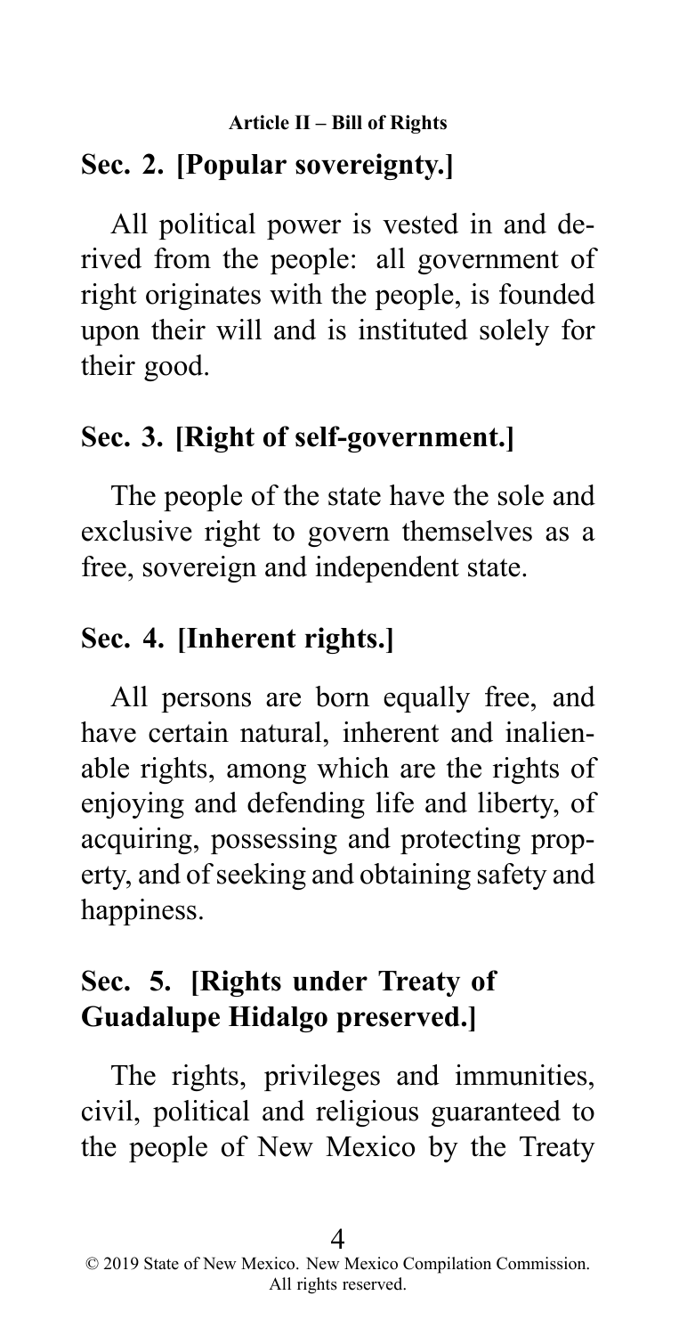## Sec. 2. [Popular sovereignty.]

All political power is vested in and derived from the people: all government of right originates with the people, is founded upon their will and is instituted solely for their good.

## Sec. 3. [Right of self-government.]

The people of the state have the sole and exclusive right to govern themselves as a free, sovereign and independent state.

## Sec. 4. [Inherent rights.]

All persons are born equally free, and have certain natural, inherent and inalienable rights, among which are the rights of enjoying and defending life and liberty, of acquiring, possessing and protecting property, and of seeking and obtaining safety and happiness.

## Sec. 5. [Rights under Treaty of Guadalupe Hidalgo preserved.]

The rights, privileges and immunities, civil, political and religious guaranteed to the people of New Mexico by the Treaty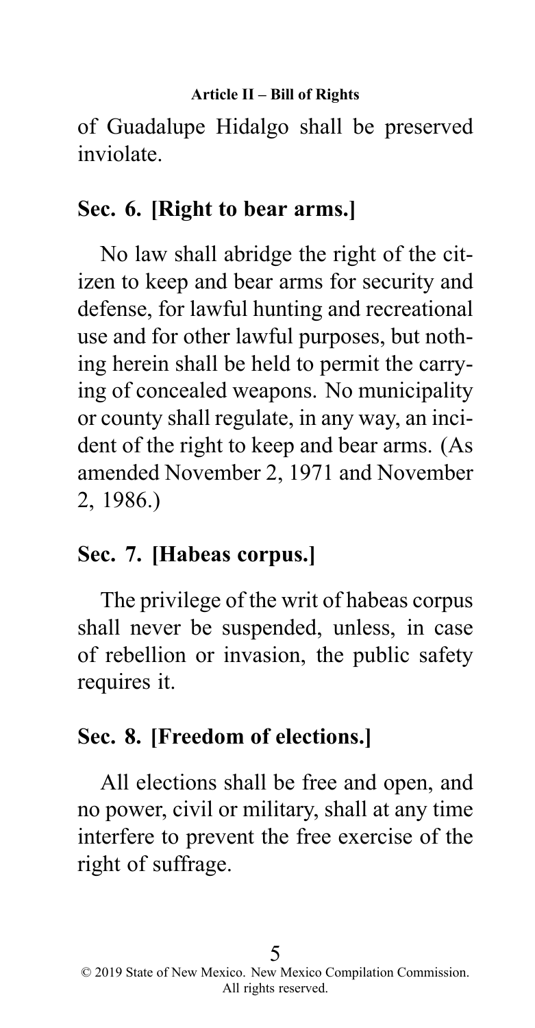of Guadalupe Hidalgo shall be preserved inviolate.

## Sec. 6. [Right to bear arms.]

No law shall abridge the right of the citizen to keep and bear arms for security and defense, for lawful hunting and recreational use and for other lawful purposes, but nothing herein shall be held to permit the carrying of concealed weapons. No municipality or county shall regulate, in any way, an incident of the right to keep and bear arms. (As amended November 2, 1971 and November 2, 1986.)

## Sec. 7. [Habeas corpus.]

The privilege of the writ of habeas corpus shall never be suspended, unless, in case of rebellion or invasion, the public safety requires it.

## Sec. 8. [Freedom of elections.]

All elections shall be free and open, and no power, civil or military, shall at any time interfere to prevent the free exercise of the right of suffrage.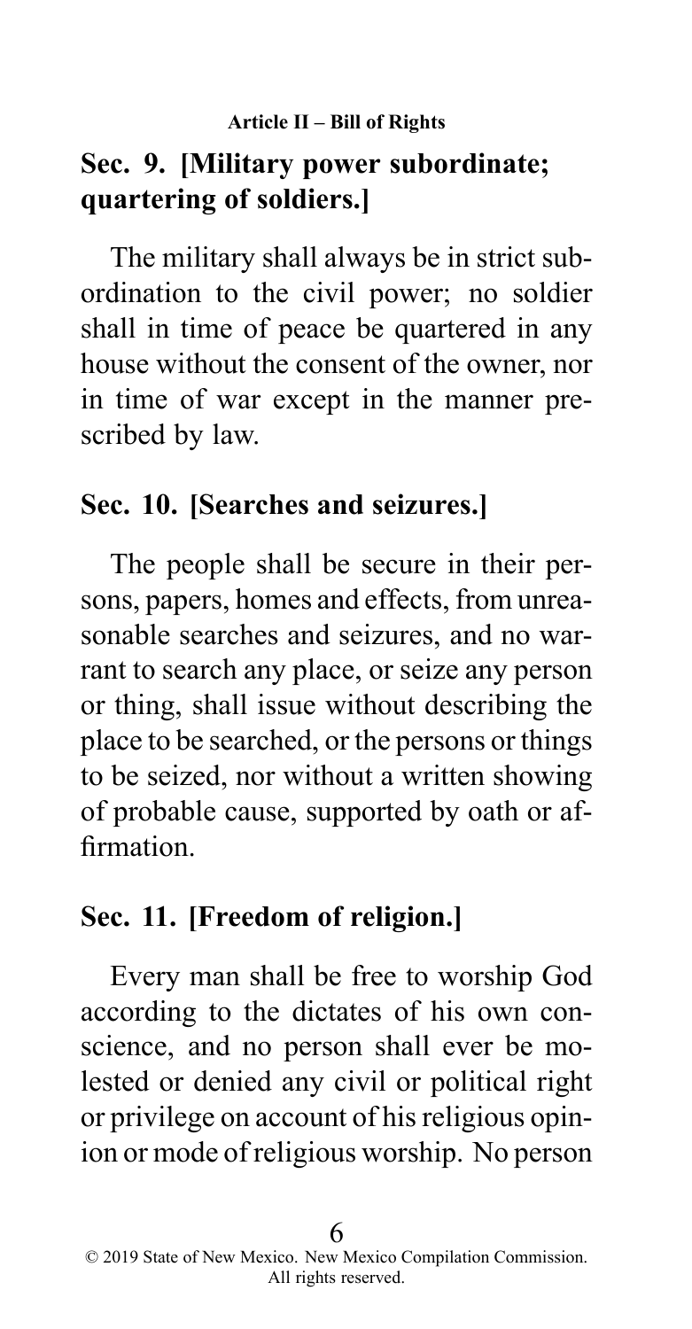## Sec. 9. [Military power subordinate; quartering of soldiers.]

The military shall always be in strict subordination to the civil power; no soldier shall in time of peace be quartered in any house without the consent of the owner, nor in time of war except in the manner prescribed by law.

## Sec. 10. [Searches and seizures.]

The people shall be secure in their persons, papers, homes and effects, from unreasonable searches and seizures, and no warrant to search any place, or seize any person or thing, shall issue without describing the place to be searched, or the persons or things to be seized, nor without a written showing of probable cause, supported by oath or affirmation.

## Sec. 11. [Freedom of religion.]

Every man shall be free to worship God according to the dictates of his own conscience, and no person shall ever be molested or denied any civil or political right or privilege on account of his religious opinion or mode of religious worship. No person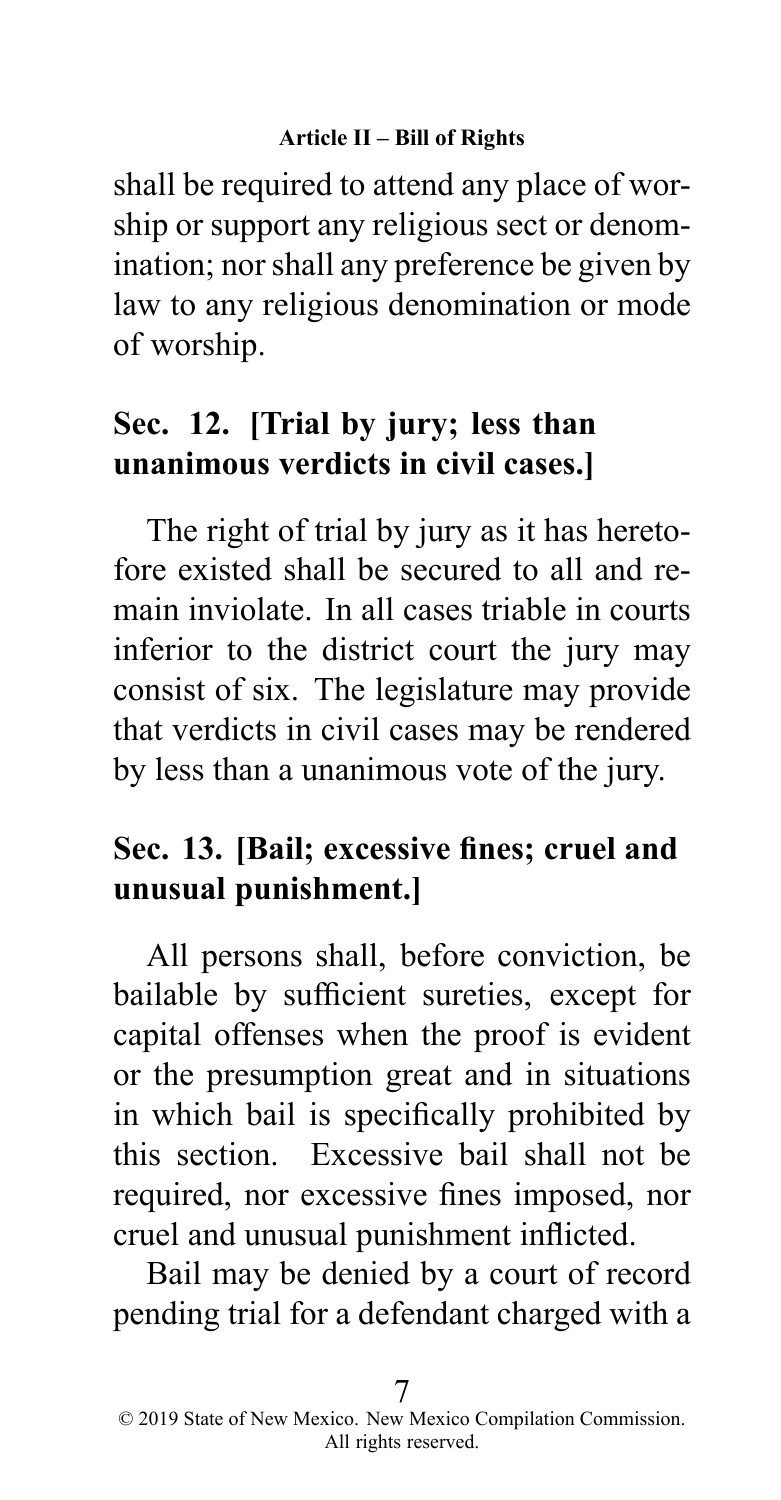shall be required to attend any place of worship or support any religious sect or denomination; nor shall any preference be given by law to any religious denomination or mode of worship.

## Sec. 12. [Trial by jury; less than unanimous verdicts in civil cases.]

The right of trial by jury as it has heretofore existed shall be secured to all and remain inviolate. In all cases triable in courts inferior to the district court the jury may consist of six. The legislature may provide that verdicts in civil cases may be rendered by less than a unanimous vote of the jury.

## Sec. 13. [Bail; excessive fines; cruel and unusual punishment.]

All persons shall, before conviction, be bailable by sufficient sureties, except for capital offenses when the proof is evident or the presumption great and in situations in which bail is specifically prohibited by this section. Excessive bail shall not be required, nor excessive fines imposed, nor cruel and unusual punishment inflicted.

Bail may be denied by a court of record pending trial for a defendant charged with a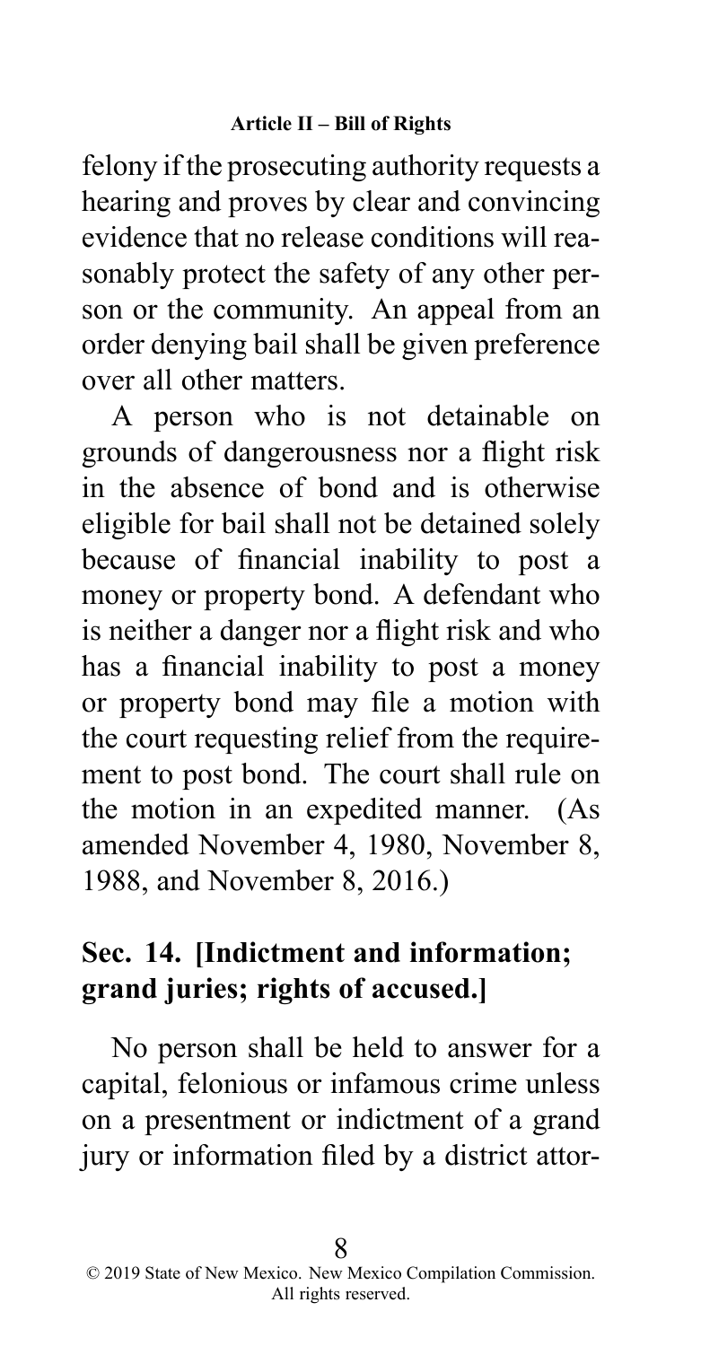felony if the prosecuting authority requests a hearing and proves by clear and convincing evidence that no release conditions will reasonably protect the safety of any other person or the community. An appeal from an order denying bail shall be given preference over all other matters.

A person who is not detainable on grounds of dangerousness nor a flight risk in the absence of bond and is otherwise eligible for bail shall not be detained solely because of financial inability to post a money or property bond. A defendant who is neither a danger nor a flight risk and who has a financial inability to post a money or property bond may file a motion with the court requesting relief from the requirement to post bond. The court shall rule on the motion in an expedited manner. (As amended November 4, 1980, November 8, 1988, and November 8, 2016.)

## Sec. 14. [Indictment and information; grand juries; rights of accused.]

No person shall be held to answer for a capital, felonious or infamous crime unless on a presentment or indictment of a grand jury or information filed by a district attor-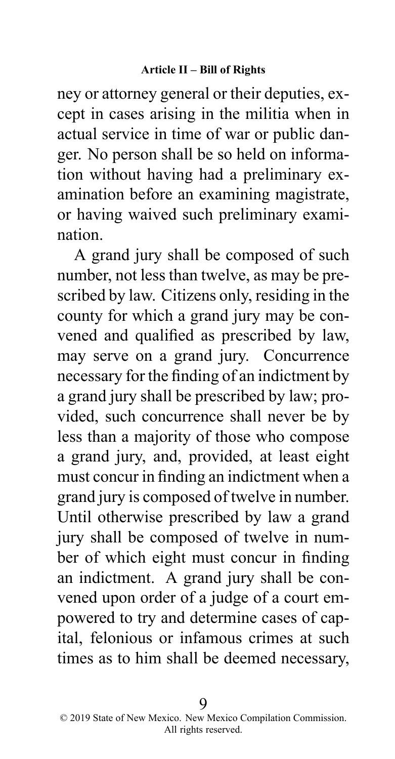ney or attorney general or their deputies, except in cases arising in the militia when in actual service in time of war or public danger. No person shall be so held on information without having had a preliminary examination before an examining magistrate, or having waived such preliminary examination.

A grand jury shall be composed of such number, not less than twelve, as may be prescribed by law. Citizens only, residing in the county for which a grand jury may be convened and qualified as prescribed by law, may serve on a grand jury. Concurrence necessary for the finding of an indictment by a grand jury shall be prescribed by law; provided, such concurrence shall never be by less than a majority of those who compose a grand jury, and, provided, at least eight must concur in finding an indictment when a grand jury is composed of twelve in number. Until otherwise prescribed by law a grand jury shall be composed of twelve in number of which eight must concur in finding an indictment. A grand jury shall be convened upon order of a judge of a court empowered to try and determine cases of capital, felonious or infamous crimes at such times as to him shall be deemed necessary,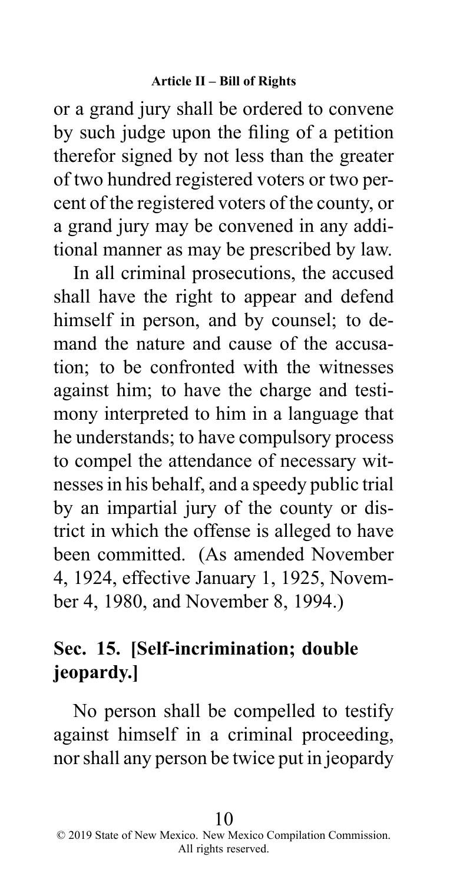or a grand jury shall be ordered to convene by such judge upon the filing of a petition therefor signed by not less than the greater of two hundred registered voters or two percent of the registered voters of the county, or a grand jury may be convened in any additional manner as may be prescribed by law.

In all criminal prosecutions, the accused shall have the right to appear and defend himself in person, and by counsel; to demand the nature and cause of the accusation; to be confronted with the witnesses against him; to have the charge and testimony interpreted to him in a language that he understands; to have compulsory process to compel the attendance of necessary witnesses in his behalf, and a speedy public trial by an impartial jury of the county or district in which the offense is alleged to have been committed. (As amended November 4, 1924, effective January 1, 1925, November 4, 1980, and November 8, 1994.)

## Sec. 15. [Self-incrimination; double jeopardy.]

No person shall be compelled to testify against himself in a criminal proceeding, nor shall any person be twice put in jeopardy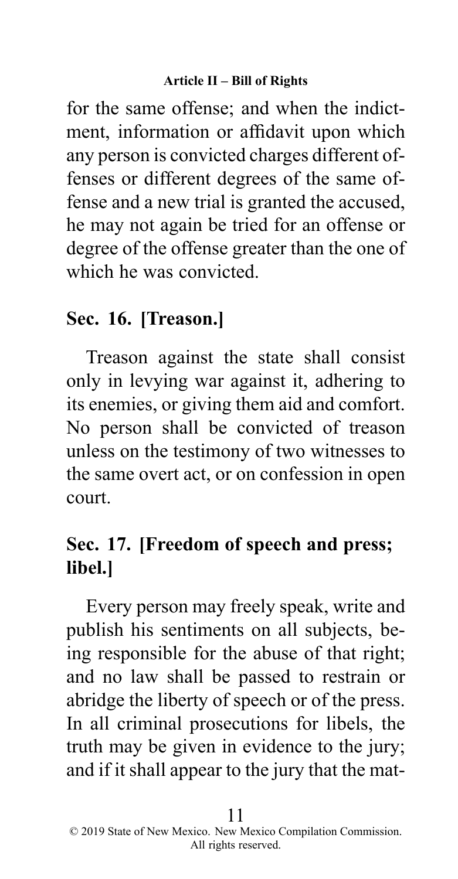for the same offense; and when the indictment, information or affidavit upon which any person is convicted charges different offenses or different degrees of the same offense and a new trial is granted the accused, he may not again be tried for an offense or degree of the offense greater than the one of which he was convicted.

## Sec. 16. [Treason.]

Treason against the state shall consist only in levying war against it, adhering to its enemies, or giving them aid and comfort. No person shall be convicted of treason unless on the testimony of two witnesses to the same overt act, or on confession in open court.

## Sec. 17. [Freedom of speech and press; libel.]

Every person may freely speak, write and publish his sentiments on all subjects, being responsible for the abuse of that right; and no law shall be passed to restrain or abridge the liberty of speech or of the press. In all criminal prosecutions for libels, the truth may be given in evidence to the jury; and if it shall appear to the jury that the mat-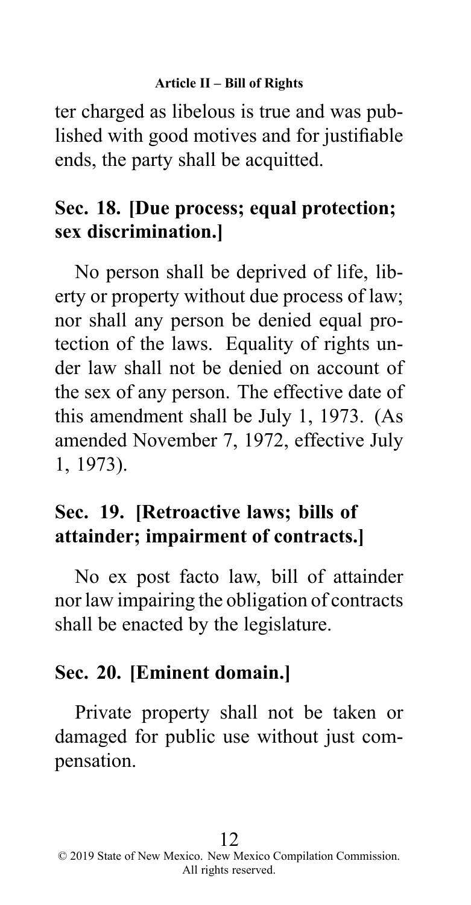ter charged as libelous is true and was published with good motives and for justifiable ends, the party shall be acquitted.

## Sec. 18. [Due process; equal protection; sex discrimination.]

No person shall be deprived of life, liberty or property without due process of law; nor shall any person be denied equal protection of the laws. Equality of rights under law shall not be denied on account of the sex of any person. The effective date of this amendment shall be July 1, 1973. (As amended November 7, 1972, effective July 1, 1973).

## Sec. 19. [Retroactive laws; bills of attainder; impairment of contracts.]

No ex post facto law, bill of attainder nor law impairing the obligation of contracts shall be enacted by the legislature.

## Sec. 20. [Eminent domain.]

Private property shall not be taken or damaged for public use without just compensation.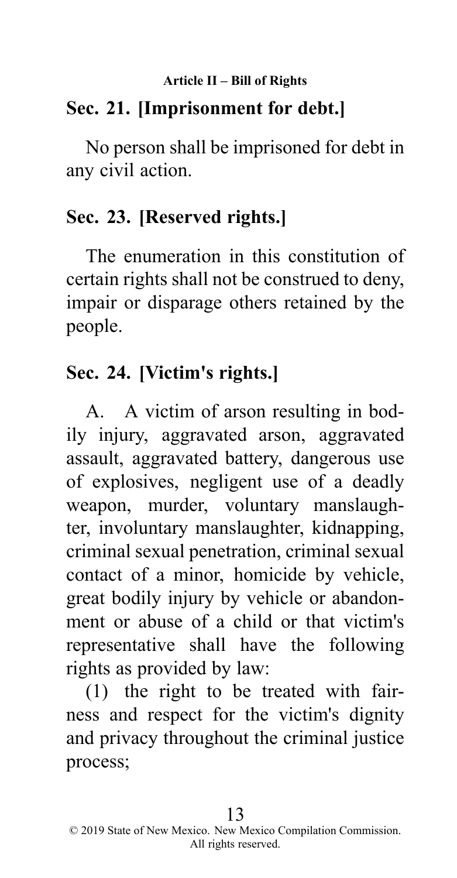## Sec. 21. [Imprisonment for debt.]

No person shall be imprisoned for debt in any civil action.

## Sec. 23. [Reserved rights.]

The enumeration in this constitution of certain rights shall not be construed to deny, impair or disparage others retained by the people.

## Sec. 24. [Victim's rights.]

A. A victim of arson resulting in bodily injury, aggravated arson, aggravated assault, aggravated battery, dangerous use of explosives, negligent use of a deadly weapon, murder, voluntary manslaughter, involuntary manslaughter, kidnapping, criminal sexual penetration, criminal sexual contact of a minor, homicide by vehicle, great bodily injury by vehicle or abandonment or abuse of a child or that victim's representative shall have the following rights as provided by law:

(1) the right to be treated with fairness and respect for the victim's dignity and privacy throughout the criminal justice process;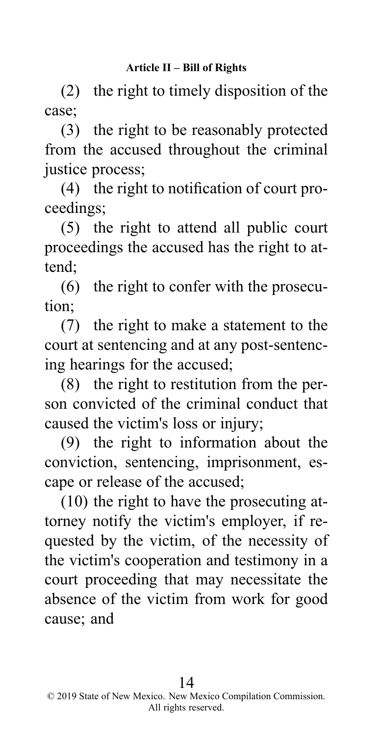(2) the right to timely disposition of the case;

(3) the right to be reasonably protected from the accused throughout the criminal justice process;

(4) the right to notification of court proceedings;

(5) the right to attend all public court proceedings the accused has the right to attend;

(6) the right to confer with the prosecution;

(7) the right to make a statement to the court at sentencing and at any post-sentencing hearings for the accused;

(8) the right to restitution from the person convicted of the criminal conduct that caused the victim's loss or injury;

(9) the right to information about the conviction, sentencing, imprisonment, escape or release of the accused;

(10) the right to have the prosecuting attorney notify the victim's employer, if requested by the victim, of the necessity of the victim's cooperation and testimony in a court proceeding that may necessitate the absence of the victim from work for good cause; and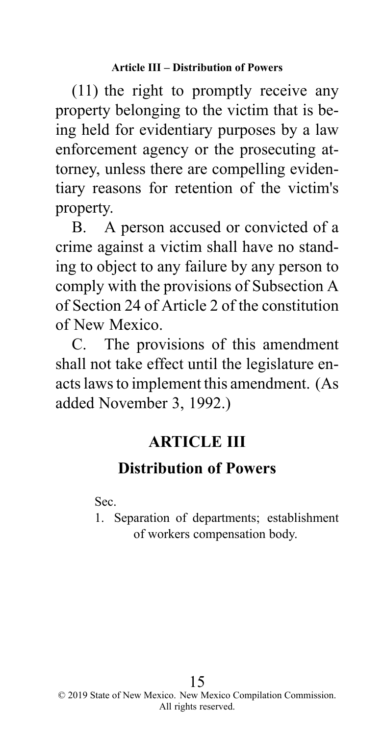(11) the right to promptly receive any property belonging to the victim that is being held for evidentiary purposes by a law enforcement agency or the prosecuting attorney, unless there are compelling evidentiary reasons for retention of the victim's property.

B. A person accused or convicted of a crime against a victim shall have no standing to object to any failure by any person to comply with the provisions of Subsection A of Section 24 of Article 2 of the constitution of New Mexico.

C. The provisions of this amendment shall not take effect until the legislature enacts laws to implement this amendment. (As added November 3, 1992.)

# ARTICLE III

## Distribution of Powers

Sec.

1. Separation of departments; establishment of workers compensation body.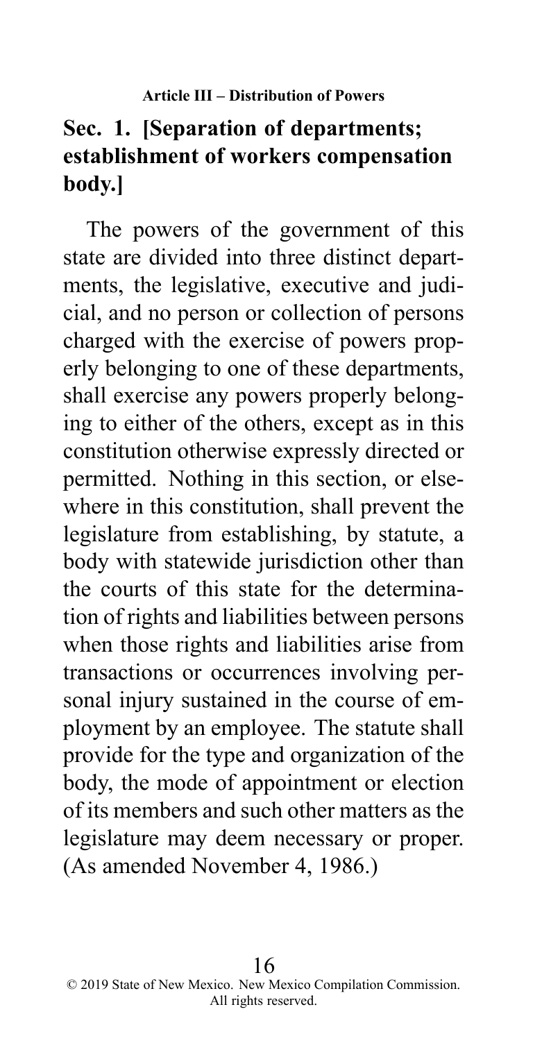## Article III – Distribution of Powers

### Sec. 1. [Separation of departments; establishment of workers compensation body.]

The powers of the government of this state are divided into three distinct departments, the legislative, executive and judicial, and no person or collection of persons charged with the exercise of powers properly belonging to one of these departments, shall exercise any powers properly belonging to either of the others, except as in this constitution otherwise expressly directed or permitted. Nothing in this section, or elsewhere in this constitution, shall prevent the legislature from establishing, by statute, a body with statewide jurisdiction other than the courts of this state for the determination of rights and liabilities between persons when those rights and liabilities arise from transactions or occurrences involving personal injury sustained in the course of employment by an employee. The statute shall provide for the type and organization of the body, the mode of appointment or election of its members and such other matters as the legislature may deem necessary or proper. (As amended November 4, 1986.)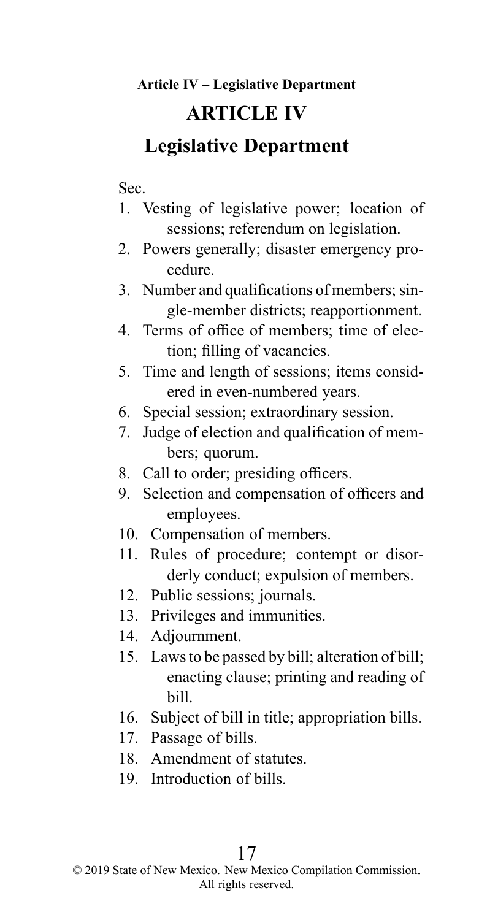# ARTICLE IV

## Legislative Department

Sec.

1. Vesting of legislative power; location of sessions; referendum on legislation.
2. Powers generally; disaster emergency procedure.
3. Number and qualifications of members; single-member districts; reapportionment.
4. Terms of office of members; time of election; filling of vacancies.
5. Time and length of sessions; items considered in even-numbered years.
6. Special session; extraordinary session.
7. Judge of election and qualification of members; quorum.
8. Call to order; presiding officers.
9. Selection and compensation of officers and employees.
10. Compensation of members.
11. Rules of procedure; contempt or disorderly conduct; expulsion of members.
12. Public sessions; journals.
13. Privileges and immunities.
14. Adjournment.
15. Laws to be passed by bill; alteration of bill; enacting clause; printing and reading of bill.
16. Subject of bill in title; appropriation bills.
17. Passage of bills.
18. Amendment of statutes.
19. Introduction of bills.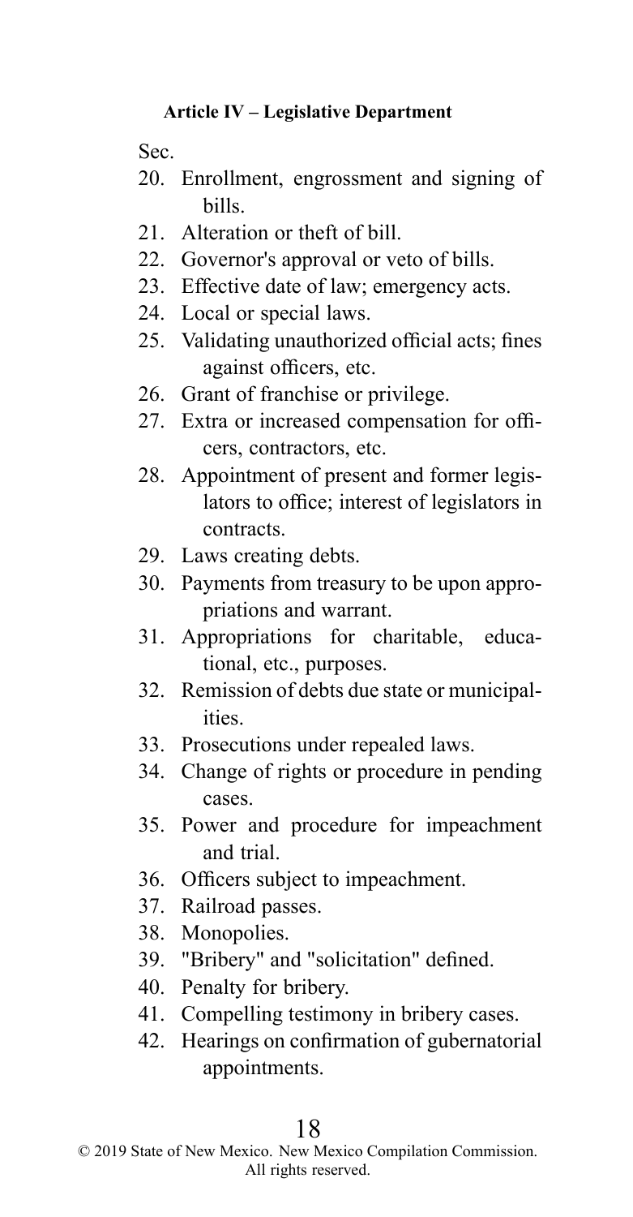**Article IV – Legislative Department**

Sec.

20. Enrollment, engrossment and signing of bills.
21. Alteration or theft of bill.
22. Governor's approval or veto of bills.
23. Effective date of law; emergency acts.
24. Local or special laws.
25. Validating unauthorized official acts; fines against officers, etc.
26. Grant of franchise or privilege.
27. Extra or increased compensation for officers, contractors, etc.
28. Appointment of present and former legislators to office; interest of legislators in contracts.
29. Laws creating debts.
30. Payments from treasury to be upon appropriations and warrant.
31. Appropriations for charitable, educational, etc., purposes.
32. Remission of debts due state or municipalities.
33. Prosecutions under repealed laws.
34. Change of rights or procedure in pending cases.
35. Power and procedure for impeachment and trial.
36. Officers subject to impeachment.
37. Railroad passes.
38. Monopolies.
39. "Bribery" and "solicitation" defined.
40. Penalty for bribery.
41. Compelling testimony in bribery cases.
42. Hearings on confirmation of gubernatorial appointments.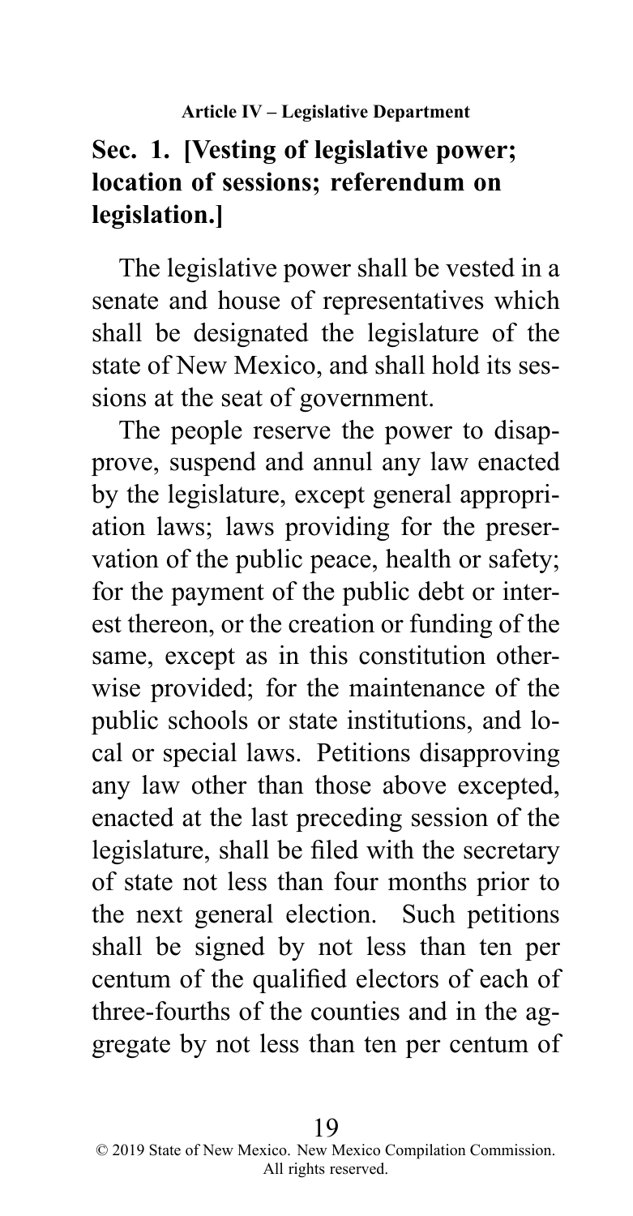## Article IV – Legislative Department

### Sec. 1. [Vesting of legislative power; location of sessions; referendum on legislation.]

The legislative power shall be vested in a senate and house of representatives which shall be designated the legislature of the state of New Mexico, and shall hold its sessions at the seat of government.

The people reserve the power to disapprove, suspend and annul any law enacted by the legislature, except general appropriation laws; laws providing for the preservation of the public peace, health or safety; for the payment of the public debt or interest thereon, or the creation or funding of the same, except as in this constitution otherwise provided; for the maintenance of the public schools or state institutions, and local or special laws. Petitions disapproving any law other than those above excepted, enacted at the last preceding session of the legislature, shall be filed with the secretary of state not less than four months prior to the next general election. Such petitions shall be signed by not less than ten per centum of the qualified electors of each of three-fourths of the counties and in the aggregate by not less than ten per centum of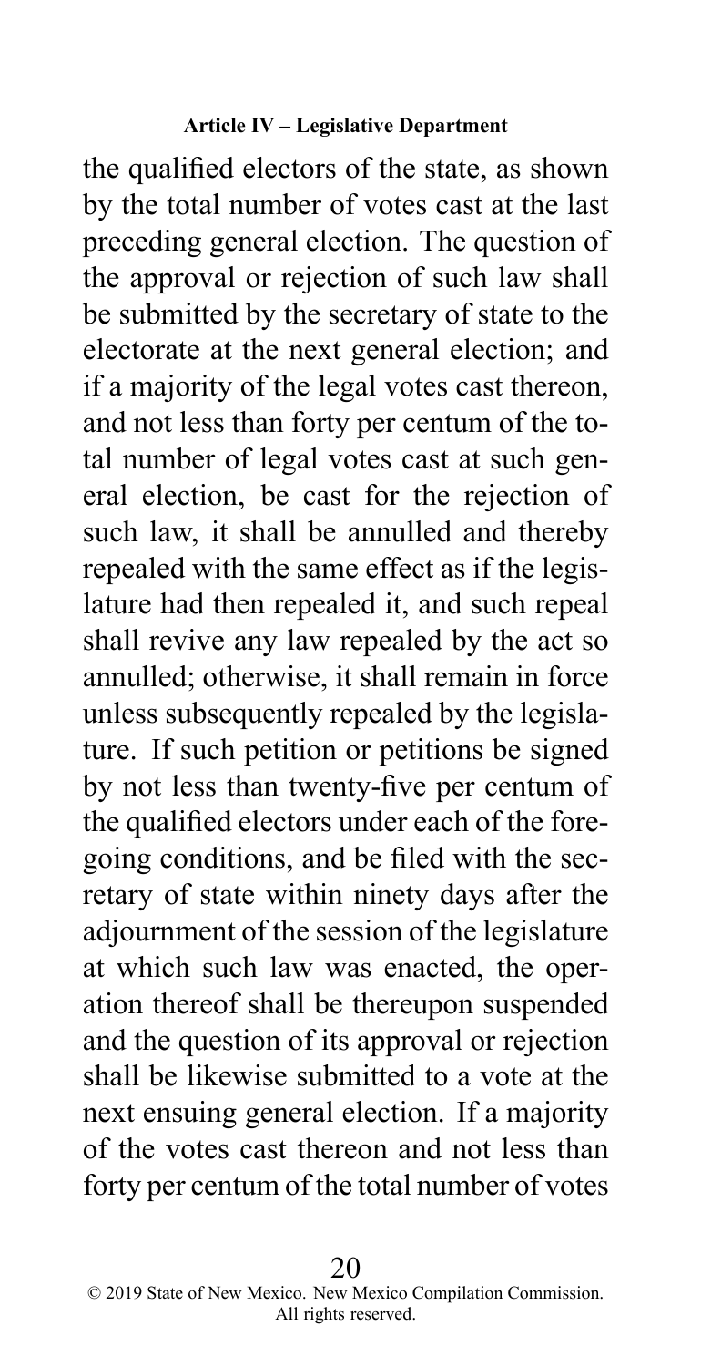the qualified electors of the state, as shown by the total number of votes cast at the last preceding general election. The question of the approval or rejection of such law shall be submitted by the secretary of state to the electorate at the next general election; and if a majority of the legal votes cast thereon, and not less than forty per centum of the total number of legal votes cast at such general election, be cast for the rejection of such law, it shall be annulled and thereby repealed with the same effect as if the legislature had then repealed it, and such repeal shall revive any law repealed by the act so annulled; otherwise, it shall remain in force unless subsequently repealed by the legislature. If such petition or petitions be signed by not less than twenty-five per centum of the qualified electors under each of the foregoing conditions, and be filed with the secretary of state within ninety days after the adjournment of the session of the legislature at which such law was enacted, the operation thereof shall be thereupon suspended and the question of its approval or rejection shall be likewise submitted to a vote at the next ensuing general election. If a majority of the votes cast thereon and not less than forty per centum of the total number of votes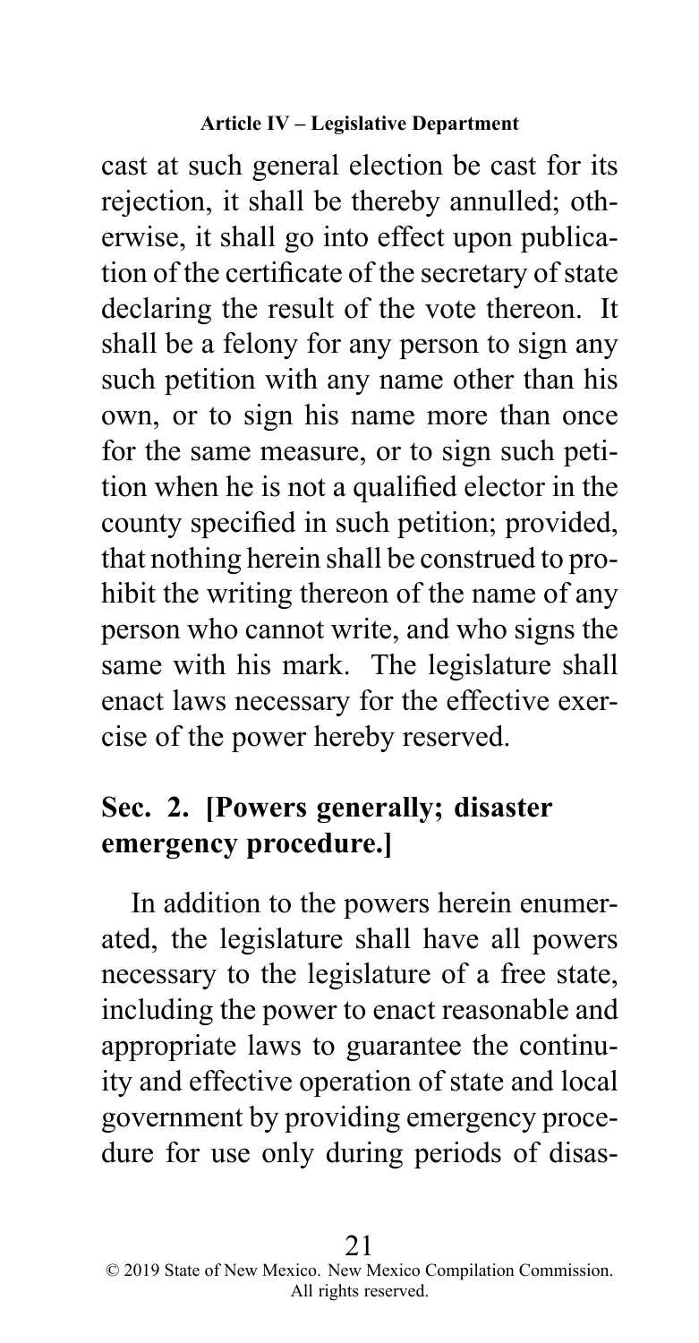cast at such general election be cast for its rejection, it shall be thereby annulled; otherwise, it shall go into effect upon publication of the certificate of the secretary of state declaring the result of the vote thereon. It shall be a felony for any person to sign any such petition with any name other than his own, or to sign his name more than once for the same measure, or to sign such petition when he is not a qualified elector in the county specified in such petition; provided, that nothing herein shall be construed to prohibit the writing thereon of the name of any person who cannot write, and who signs the same with his mark. The legislature shall enact laws necessary for the effective exercise of the power hereby reserved.

## Sec. 2. [Powers generally; disaster emergency procedure.]

In addition to the powers herein enumerated, the legislature shall have all powers necessary to the legislature of a free state, including the power to enact reasonable and appropriate laws to guarantee the continuity and effective operation of state and local government by providing emergency procedure for use only during periods of disas-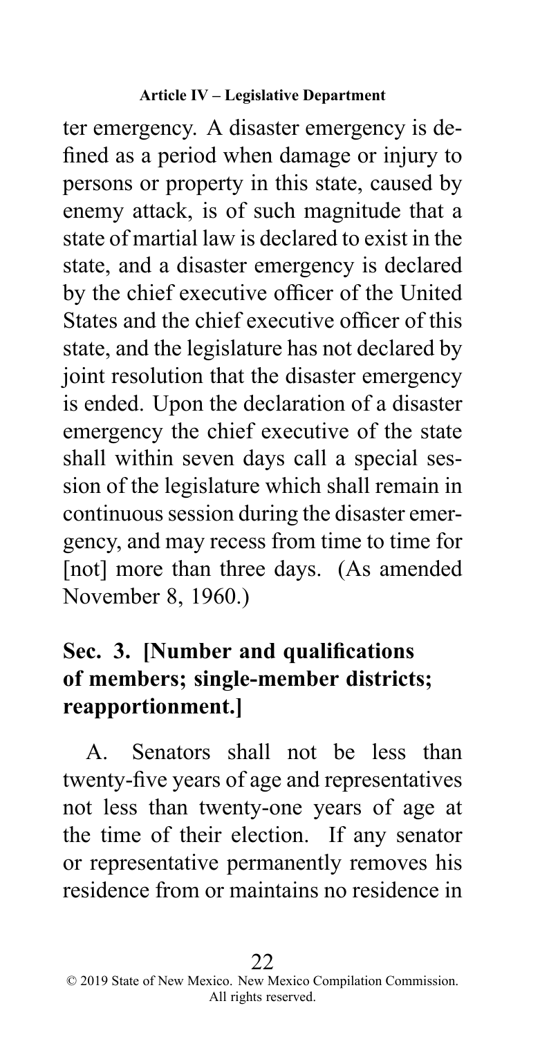ter emergency. A disaster emergency is defined as a period when damage or injury to persons or property in this state, caused by enemy attack, is of such magnitude that a state of martial law is declared to exist in the state, and a disaster emergency is declared by the chief executive officer of the United States and the chief executive officer of this state, and the legislature has not declared by joint resolution that the disaster emergency is ended. Upon the declaration of a disaster emergency the chief executive of the state shall within seven days call a special session of the legislature which shall remain in continuous session during the disaster emergency, and may recess from time to time for [not] more than three days. (As amended November 8, 1960.)

## Sec. 3. [Number and qualifications of members; single-member districts; reapportionment.]

A. Senators shall not be less than twenty-five years of age and representatives not less than twenty-one years of age at the time of their election. If any senator or representative permanently removes his residence from or maintains no residence in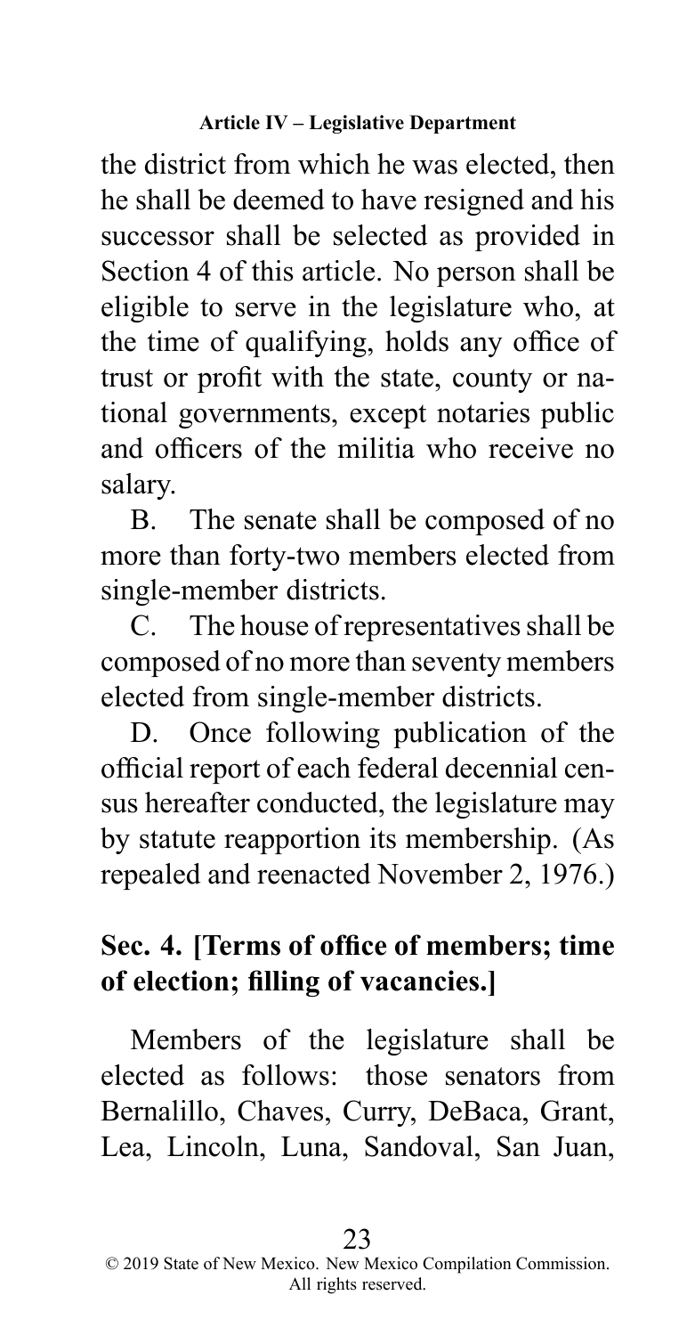the district from which he was elected, then he shall be deemed to have resigned and his successor shall be selected as provided in Section 4 of this article. No person shall be eligible to serve in the legislature who, at the time of qualifying, holds any office of trust or profit with the state, county or national governments, except notaries public and officers of the militia who receive no salary.

B. The senate shall be composed of no more than forty-two members elected from single-member districts.

C. The house of representatives shall be composed of no more than seventy members elected from single-member districts.

D. Once following publication of the official report of each federal decennial census hereafter conducted, the legislature may by statute reapportion its membership. (As repealed and reenacted November 2, 1976.)

## Sec. 4. [Terms of office of members; time of election; filling of vacancies.]

Members of the legislature shall be elected as follows: those senators from Bernalillo, Chaves, Curry, DeBaca, Grant, Lea, Lincoln, Luna, Sandoval, San Juan,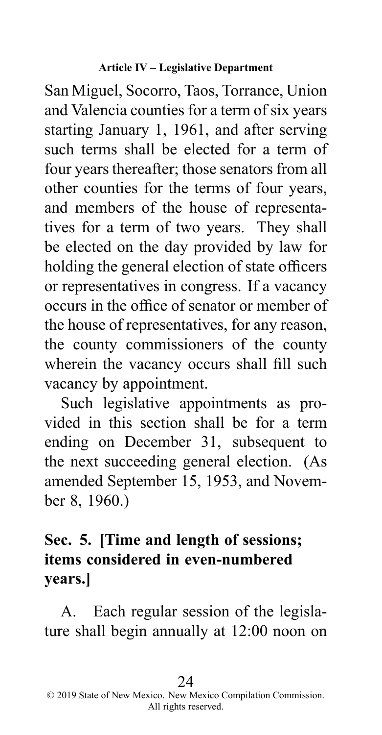San Miguel, Socorro, Taos, Torrance, Union and Valencia counties for a term of six years starting January 1, 1961, and after serving such terms shall be elected for a term of four years thereafter; those senators from all other counties for the terms of four years, and members of the house of representatives for a term of two years. They shall be elected on the day provided by law for holding the general election of state officers or representatives in congress. If a vacancy occurs in the office of senator or member of the house of representatives, for any reason, the county commissioners of the county wherein the vacancy occurs shall fill such vacancy by appointment.

Such legislative appointments as provided in this section shall be for a term ending on December 31, subsequent to the next succeeding general election. (As amended September 15, 1953, and November 8, 1960.)

## Sec. 5. [Time and length of sessions; items considered in even-numbered years.]

A. Each regular session of the legislature shall begin annually at 12:00 noon on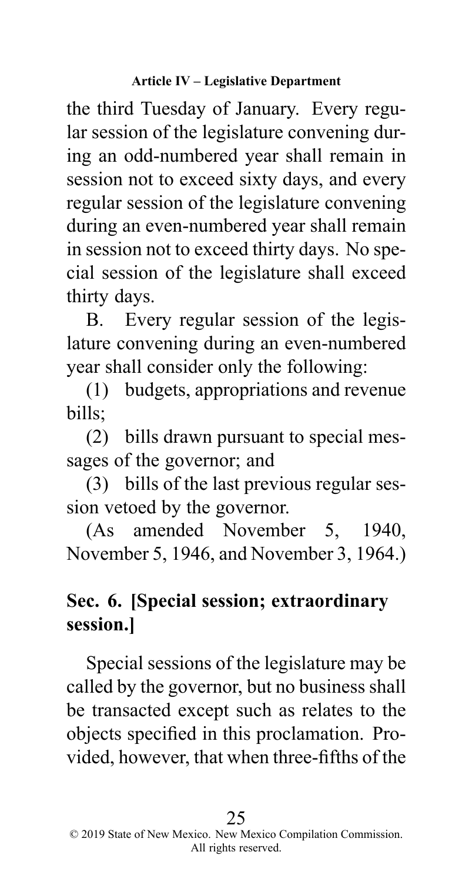the third Tuesday of January. Every regular session of the legislature convening during an odd-numbered year shall remain in session not to exceed sixty days, and every regular session of the legislature convening during an even-numbered year shall remain in session not to exceed thirty days. No special session of the legislature shall exceed thirty days.

B. Every regular session of the legislature convening during an even-numbered year shall consider only the following:

(1) budgets, appropriations and revenue bills;

(2) bills drawn pursuant to special messages of the governor; and

(3) bills of the last previous regular session vetoed by the governor.

(As amended November 5, 1940, November 5, 1946, and November 3, 1964.)

## Sec. 6. [Special session; extraordinary session.]

Special sessions of the legislature may be called by the governor, but no business shall be transacted except such as relates to the objects specified in this proclamation. Provided, however, that when three-fifths of the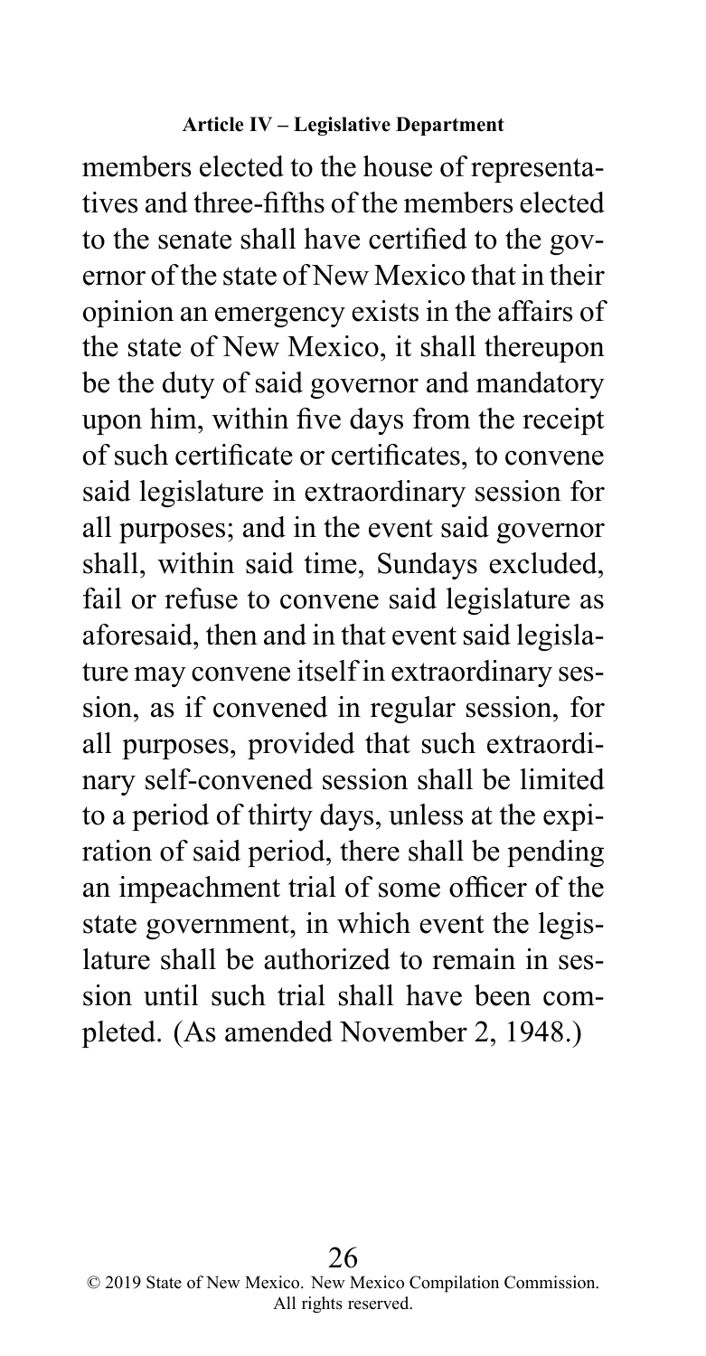members elected to the house of representatives and three-fifths of the members elected to the senate shall have certified to the governor of the state of New Mexico that in their opinion an emergency exists in the affairs of the state of New Mexico, it shall thereupon be the duty of said governor and mandatory upon him, within five days from the receipt of such certificate or certificates, to convene said legislature in extraordinary session for all purposes; and in the event said governor shall, within said time, Sundays excluded, fail or refuse to convene said legislature as aforesaid, then and in that event said legislature may convene itself in extraordinary session, as if convened in regular session, for all purposes, provided that such extraordinary self-convened session shall be limited to a period of thirty days, unless at the expiration of said period, there shall be pending an impeachment trial of some officer of the state government, in which event the legislature shall be authorized to remain in session until such trial shall have been completed. (As amended November 2, 1948.)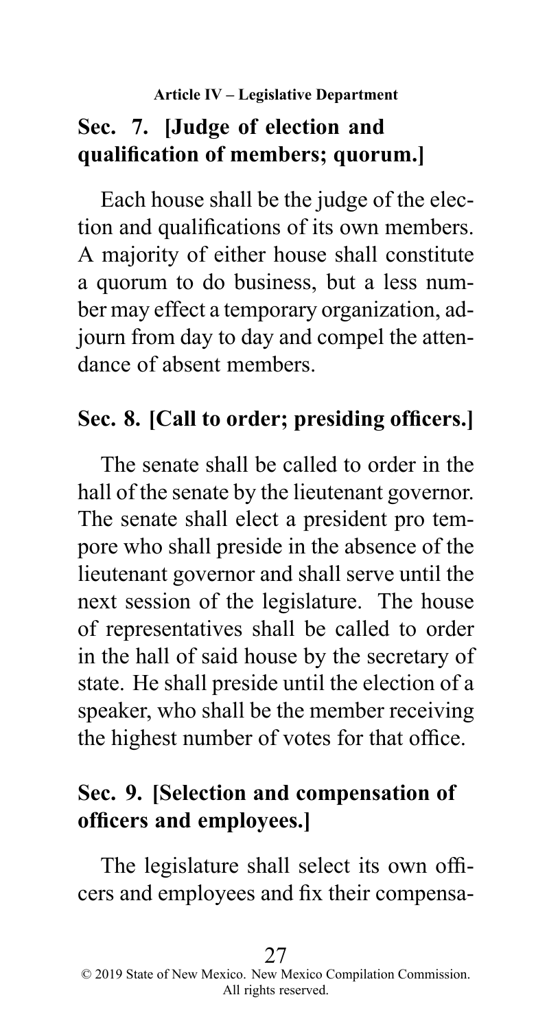## Sec. 7. [Judge of election and qualification of members; quorum.]

Each house shall be the judge of the election and qualifications of its own members. A majority of either house shall constitute a quorum to do business, but a less number may effect a temporary organization, adjourn from day to day and compel the attendance of absent members.

## Sec. 8. [Call to order; presiding officers.]

The senate shall be called to order in the hall of the senate by the lieutenant governor. The senate shall elect a president pro tempore who shall preside in the absence of the lieutenant governor and shall serve until the next session of the legislature. The house of representatives shall be called to order in the hall of said house by the secretary of state. He shall preside until the election of a speaker, who shall be the member receiving the highest number of votes for that office.

## Sec. 9. [Selection and compensation of officers and employees.]

The legislature shall select its own officers and employees and fix their compensa-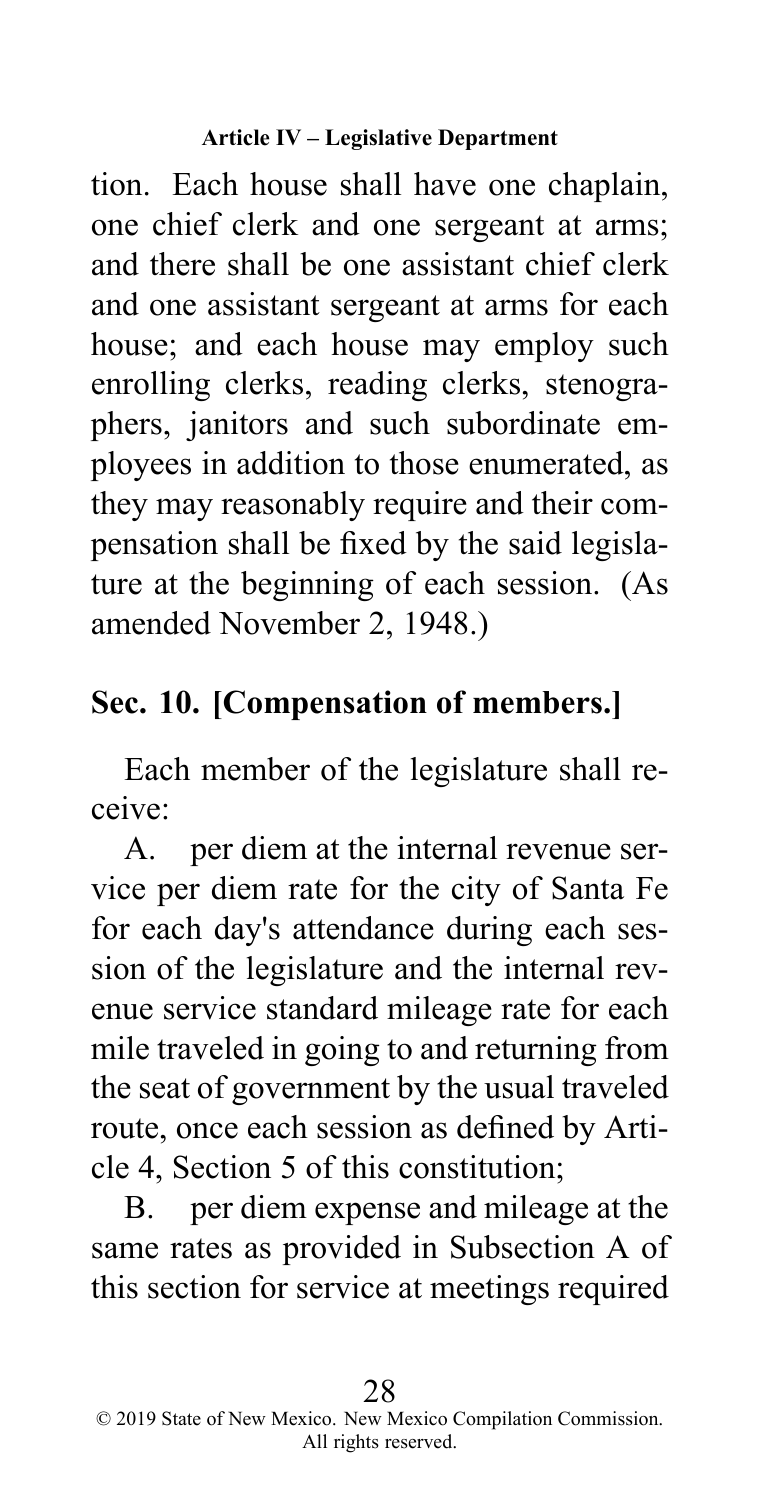tion. Each house shall have one chaplain, one chief clerk and one sergeant at arms; and there shall be one assistant chief clerk and one assistant sergeant at arms for each house; and each house may employ such enrolling clerks, reading clerks, stenographers, janitors and such subordinate employees in addition to those enumerated, as they may reasonably require and their compensation shall be fixed by the said legislature at the beginning of each session. (As amended November 2, 1948.)

## Sec. 10. [Compensation of members.]

Each member of the legislature shall receive:

A. per diem at the internal revenue service per diem rate for the city of Santa Fe for each day's attendance during each session of the legislature and the internal revenue service standard mileage rate for each mile traveled in going to and returning from the seat of government by the usual traveled route, once each session as defined by Article 4, Section 5 of this constitution;

B. per diem expense and mileage at the same rates as provided in Subsection A of this section for service at meetings required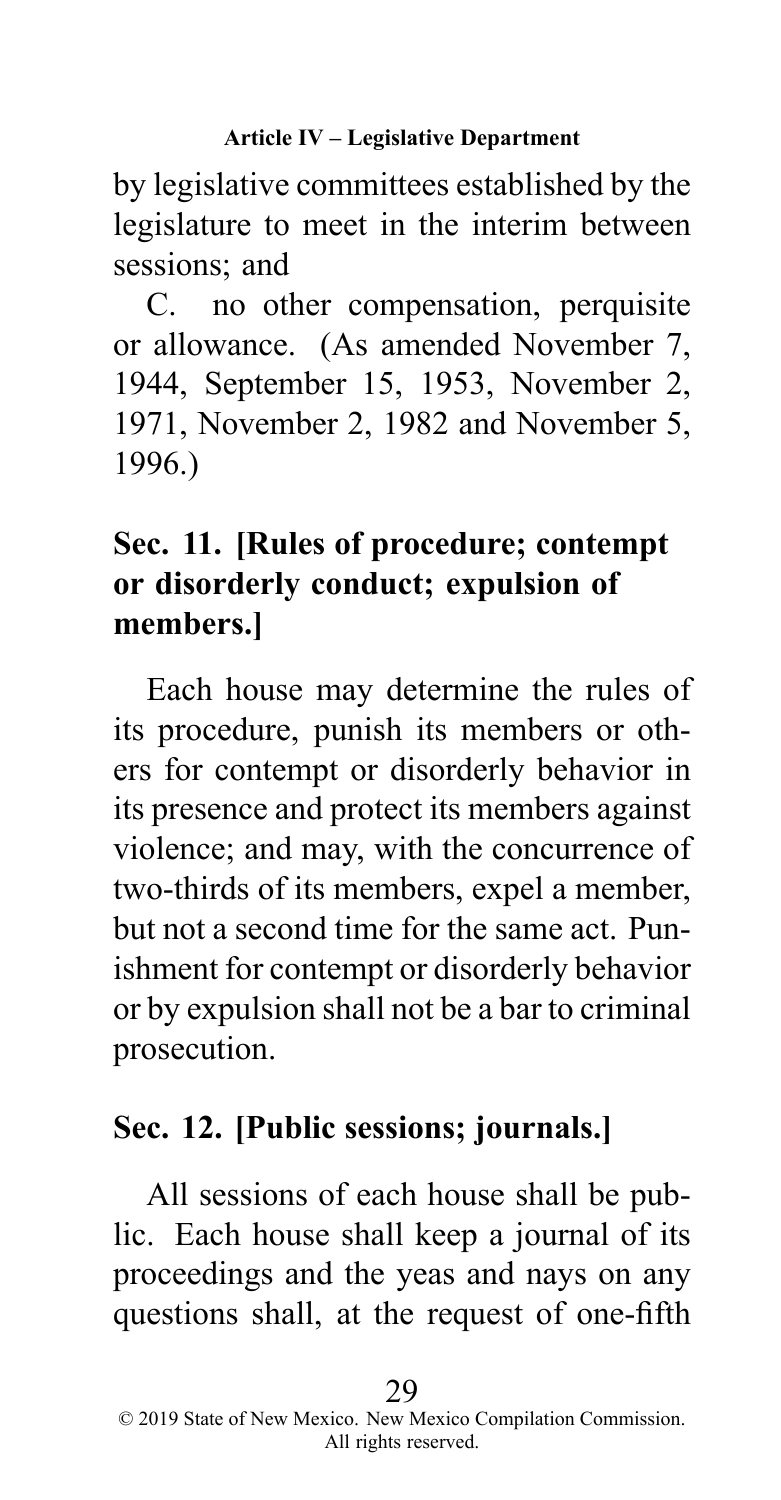by legislative committees established by the legislature to meet in the interim between sessions; and

C. no other compensation, perquisite or allowance. (As amended November 7, 1944, September 15, 1953, November 2, 1971, November 2, 1982 and November 5, 1996.)

## Sec. 11. [Rules of procedure; contempt or disorderly conduct; expulsion of members.]

Each house may determine the rules of its procedure, punish its members or others for contempt or disorderly behavior in its presence and protect its members against violence; and may, with the concurrence of two-thirds of its members, expel a member, but not a second time for the same act. Punishment for contempt or disorderly behavior or by expulsion shall not be a bar to criminal prosecution.

## Sec. 12. [Public sessions; journals.]

All sessions of each house shall be public. Each house shall keep a journal of its proceedings and the yeas and nays on any questions shall, at the request of one-fifth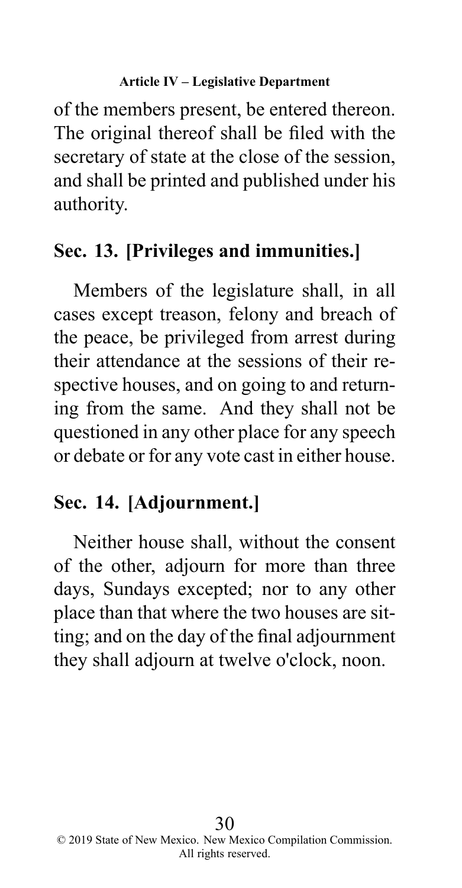of the members present, be entered thereon. The original thereof shall be filed with the secretary of state at the close of the session, and shall be printed and published under his authority.

## Sec. 13. [Privileges and immunities.]

Members of the legislature shall, in all cases except treason, felony and breach of the peace, be privileged from arrest during their attendance at the sessions of their respective houses, and on going to and returning from the same. And they shall not be questioned in any other place for any speech or debate or for any vote cast in either house.

## Sec. 14. [Adjournment.]

Neither house shall, without the consent of the other, adjourn for more than three days, Sundays excepted; nor to any other place than that where the two houses are sitting; and on the day of the final adjournment they shall adjourn at twelve o'clock, noon.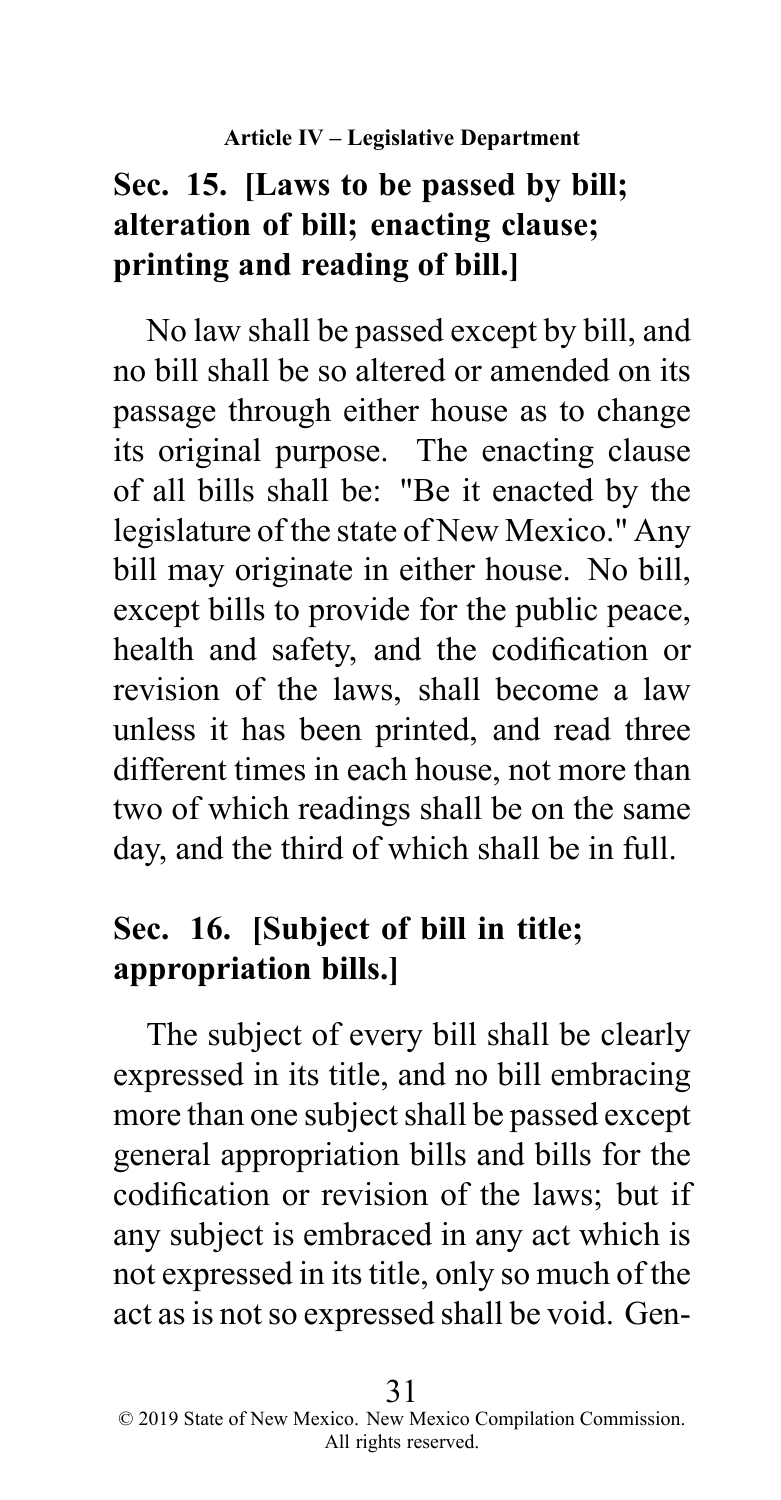## Sec. 15. [Laws to be passed by bill; alteration of bill; enacting clause; printing and reading of bill.]

No law shall be passed except by bill, and no bill shall be so altered or amended on its passage through either house as to change its original purpose. The enacting clause of all bills shall be: "Be it enacted by the legislature of the state of New Mexico." Any bill may originate in either house. No bill, except bills to provide for the public peace, health and safety, and the codification or revision of the laws, shall become a law unless it has been printed, and read three different times in each house, not more than two of which readings shall be on the same day, and the third of which shall be in full.

## Sec. 16. [Subject of bill in title; appropriation bills.]

The subject of every bill shall be clearly expressed in its title, and no bill embracing more than one subject shall be passed except general appropriation bills and bills for the codification or revision of the laws; but if any subject is embraced in any act which is not expressed in its title, only so much of the act as is not so expressed shall be void. Gen-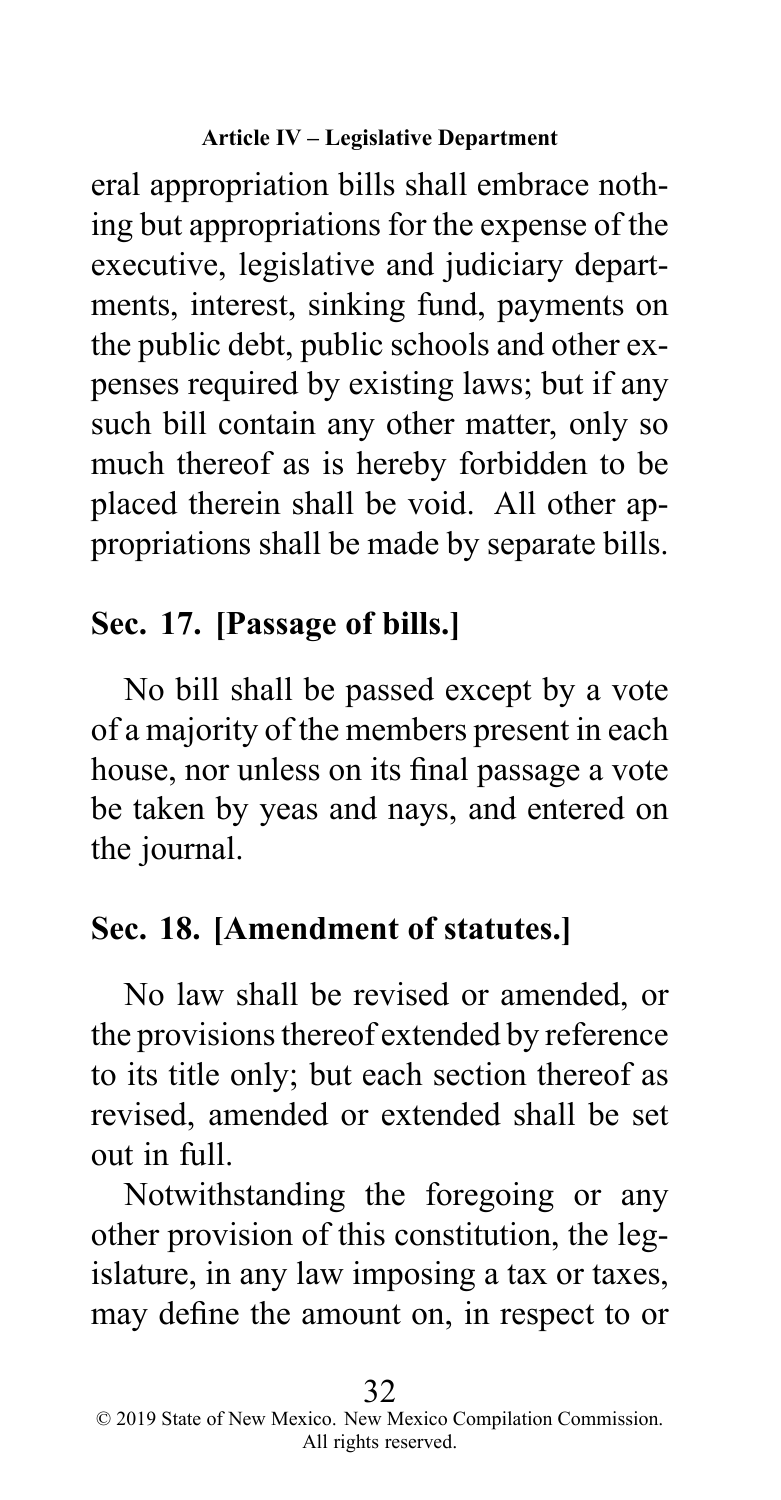eral appropriation bills shall embrace nothing but appropriations for the expense of the executive, legislative and judiciary departments, interest, sinking fund, payments on the public debt, public schools and other expenses required by existing laws; but if any such bill contain any other matter, only so much thereof as is hereby forbidden to be placed therein shall be void. All other appropriations shall be made by separate bills.

## Sec. 17. [Passage of bills.]

No bill shall be passed except by a vote of a majority of the members present in each house, nor unless on its final passage a vote be taken by yeas and nays, and entered on the journal.

## Sec. 18. [Amendment of statutes.]

No law shall be revised or amended, or the provisions thereof extended by reference to its title only; but each section thereof as revised, amended or extended shall be set out in full.

Notwithstanding the foregoing or any other provision of this constitution, the legislature, in any law imposing a tax or taxes, may define the amount on, in respect to or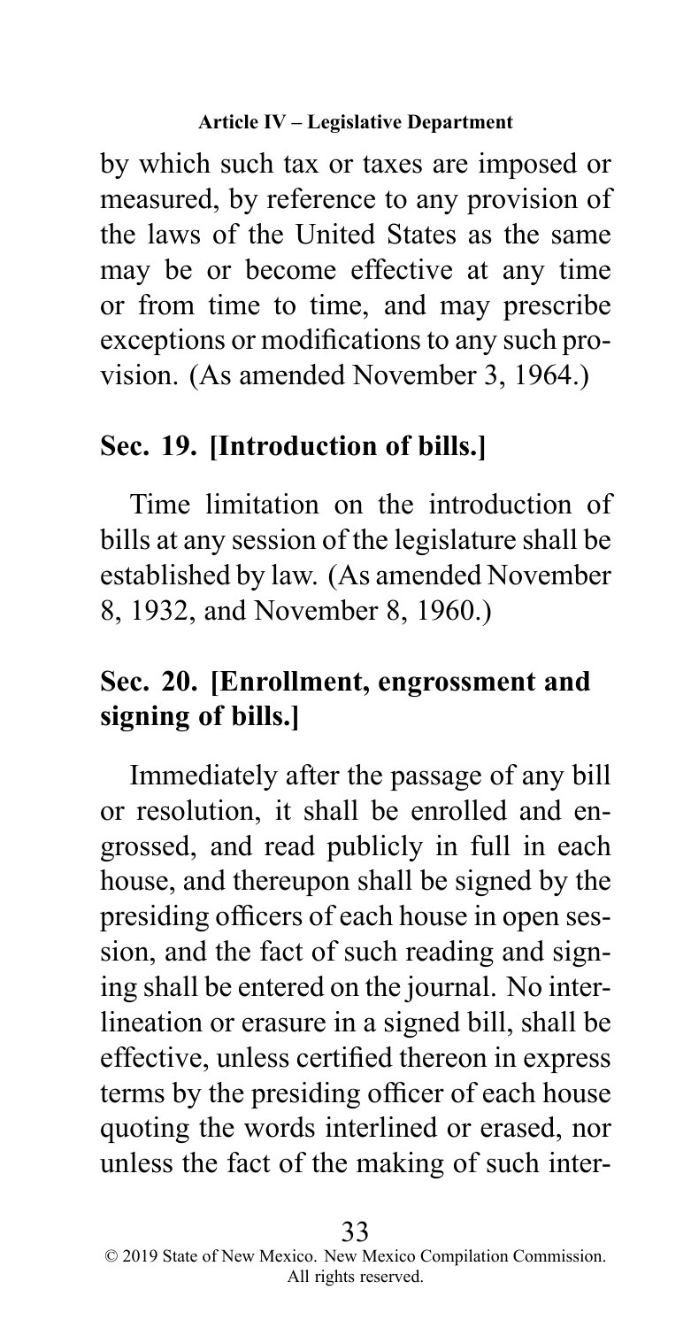by which such tax or taxes are imposed or measured, by reference to any provision of the laws of the United States as the same may be or become effective at any time or from time to time, and may prescribe exceptions or modifications to any such provision. (As amended November 3, 1964.)

## Sec. 19. [Introduction of bills.]

Time limitation on the introduction of bills at any session of the legislature shall be established by law. (As amended November 8, 1932, and November 8, 1960.)

## Sec. 20. [Enrollment, engrossment and signing of bills.]

Immediately after the passage of any bill or resolution, it shall be enrolled and engrossed, and read publicly in full in each house, and thereupon shall be signed by the presiding officers of each house in open session, and the fact of such reading and signing shall be entered on the journal. No interlineation or erasure in a signed bill, shall be effective, unless certified thereon in express terms by the presiding officer of each house quoting the words interlined or erased, nor unless the fact of the making of such inter-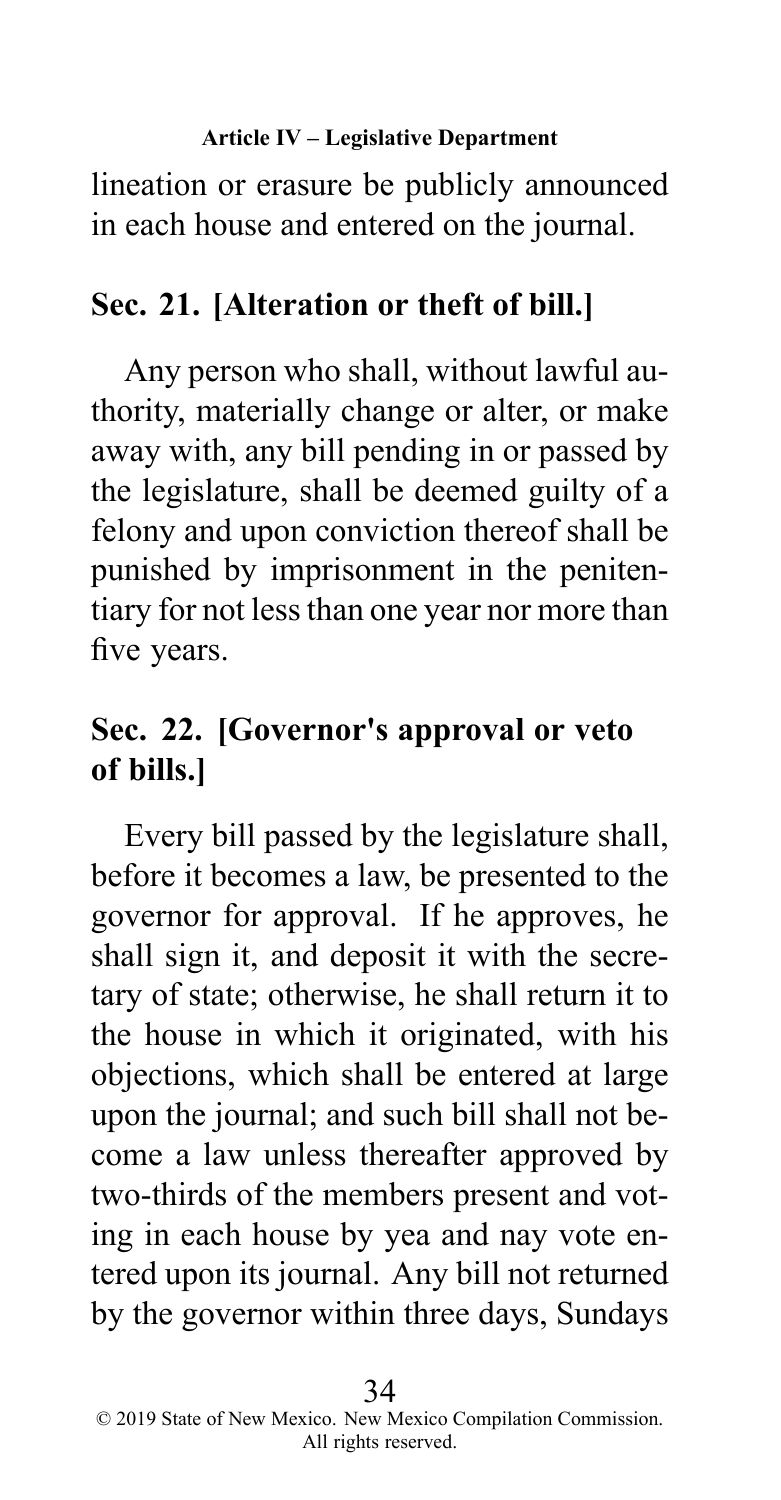lineation or erasure be publicly announced in each house and entered on the journal.

## Sec. 21. [Alteration or theft of bill.]

Any person who shall, without lawful authority, materially change or alter, or make away with, any bill pending in or passed by the legislature, shall be deemed guilty of a felony and upon conviction thereof shall be punished by imprisonment in the penitentiary for not less than one year nor more than five years.

## Sec. 22. [Governor's approval or veto of bills.]

Every bill passed by the legislature shall, before it becomes a law, be presented to the governor for approval. If he approves, he shall sign it, and deposit it with the secretary of state; otherwise, he shall return it to the house in which it originated, with his objections, which shall be entered at large upon the journal; and such bill shall not become a law unless thereafter approved by two-thirds of the members present and voting in each house by yea and nay vote entered upon its journal. Any bill not returned by the governor within three days, Sundays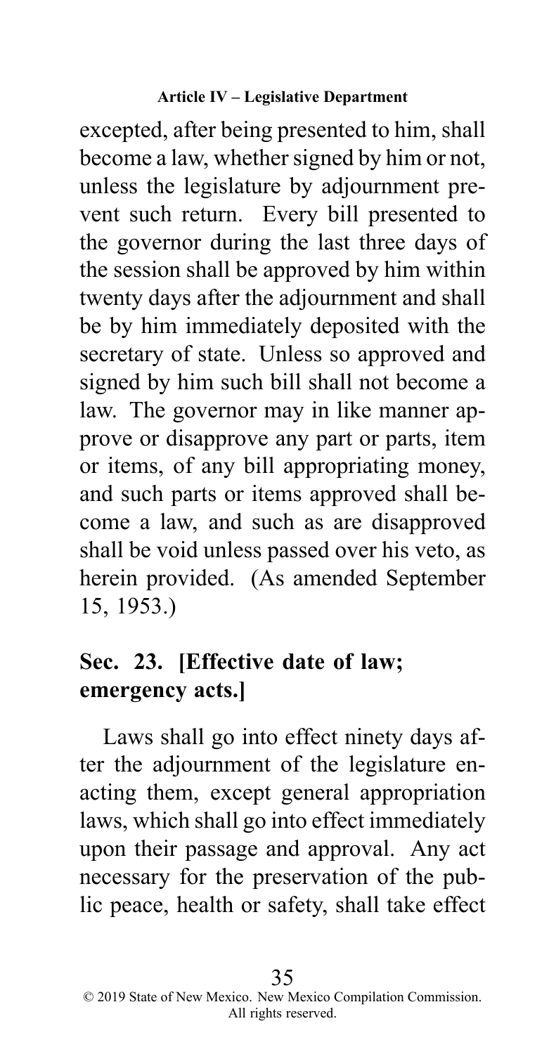excepted, after being presented to him, shall become a law, whether signed by him or not, unless the legislature by adjournment prevent such return. Every bill presented to the governor during the last three days of the session shall be approved by him within twenty days after the adjournment and shall be by him immediately deposited with the secretary of state. Unless so approved and signed by him such bill shall not become a law. The governor may in like manner approve or disapprove any part or parts, item or items, of any bill appropriating money, and such parts or items approved shall become a law, and such as are disapproved shall be void unless passed over his veto, as herein provided. (As amended September 15, 1953.)

## Sec. 23. [Effective date of law; emergency acts.]

Laws shall go into effect ninety days after the adjournment of the legislature enacting them, except general appropriation laws, which shall go into effect immediately upon their passage and approval. Any act necessary for the preservation of the public peace, health or safety, shall take effect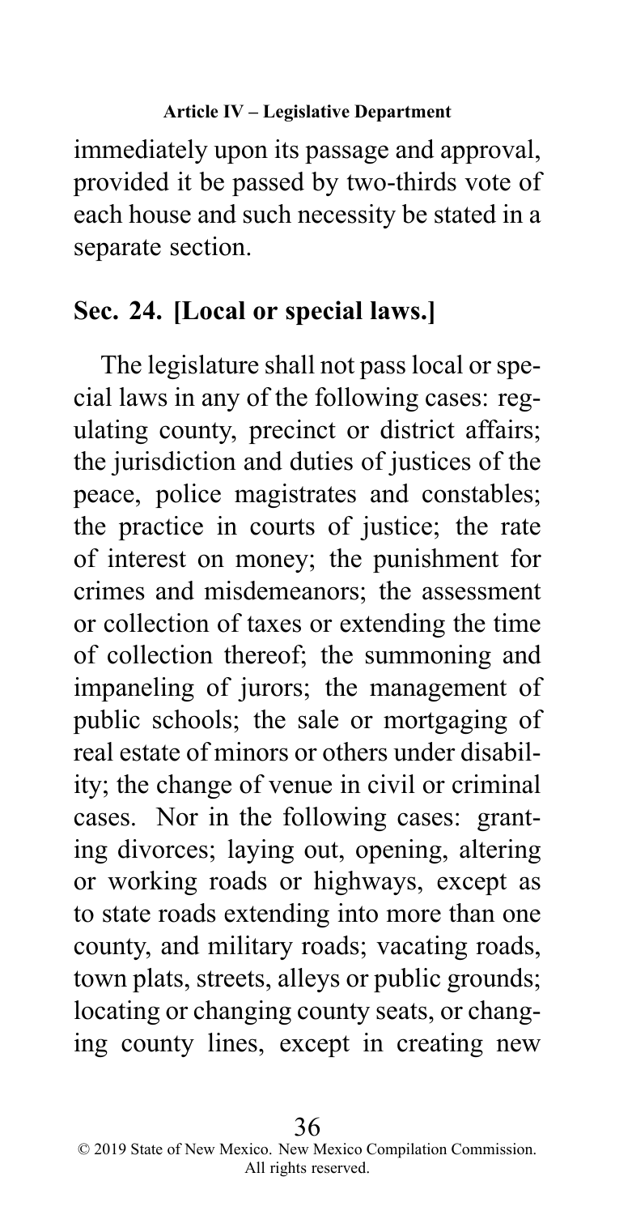immediately upon its passage and approval, provided it be passed by two-thirds vote of each house and such necessity be stated in a separate section.

## Sec. 24. [Local or special laws.]

The legislature shall not pass local or special laws in any of the following cases: regulating county, precinct or district affairs; the jurisdiction and duties of justices of the peace, police magistrates and constables; the practice in courts of justice; the rate of interest on money; the punishment for crimes and misdemeanors; the assessment or collection of taxes or extending the time of collection thereof; the summoning and impaneling of jurors; the management of public schools; the sale or mortgaging of real estate of minors or others under disability; the change of venue in civil or criminal cases. Nor in the following cases: granting divorces; laying out, opening, altering or working roads or highways, except as to state roads extending into more than one county, and military roads; vacating roads, town plats, streets, alleys or public grounds; locating or changing county seats, or changing county lines, except in creating new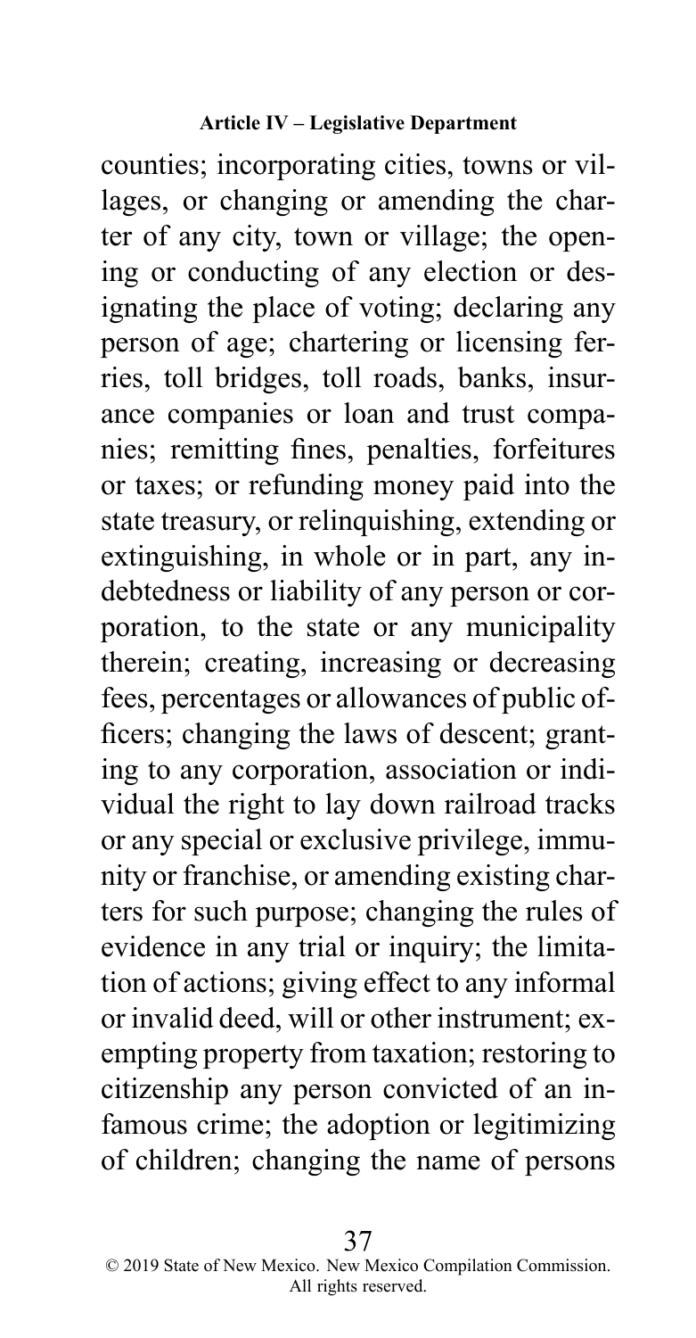counties; incorporating cities, towns or villages, or changing or amending the charter of any city, town or village; the opening or conducting of any election or designating the place of voting; declaring any person of age; chartering or licensing ferries, toll bridges, toll roads, banks, insurance companies or loan and trust companies; remitting fines, penalties, forfeitures or taxes; or refunding money paid into the state treasury, or relinquishing, extending or extinguishing, in whole or in part, any indebtedness or liability of any person or corporation, to the state or any municipality therein; creating, increasing or decreasing fees, percentages or allowances of public officers; changing the laws of descent; granting to any corporation, association or individual the right to lay down railroad tracks or any special or exclusive privilege, immunity or franchise, or amending existing charters for such purpose; changing the rules of evidence in any trial or inquiry; the limitation of actions; giving effect to any informal or invalid deed, will or other instrument; exempting property from taxation; restoring to citizenship any person convicted of an infamous crime; the adoption or legitimizing of children; changing the name of persons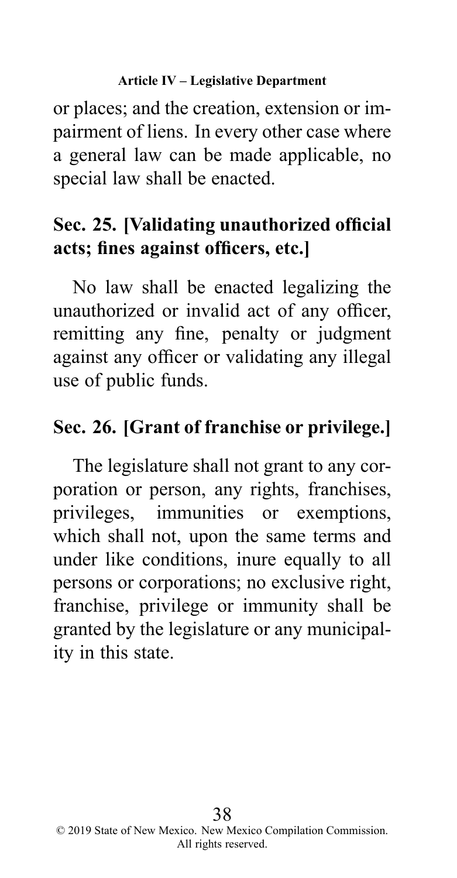or places; and the creation, extension or impairment of liens. In every other case where a general law can be made applicable, no special law shall be enacted.

## Sec. 25. [Validating unauthorized official acts; fines against officers, etc.]

No law shall be enacted legalizing the unauthorized or invalid act of any officer, remitting any fine, penalty or judgment against any officer or validating any illegal use of public funds.

## Sec. 26. [Grant of franchise or privilege.]

The legislature shall not grant to any corporation or person, any rights, franchises, privileges, immunities or exemptions, which shall not, upon the same terms and under like conditions, inure equally to all persons or corporations; no exclusive right, franchise, privilege or immunity shall be granted by the legislature or any municipality in this state.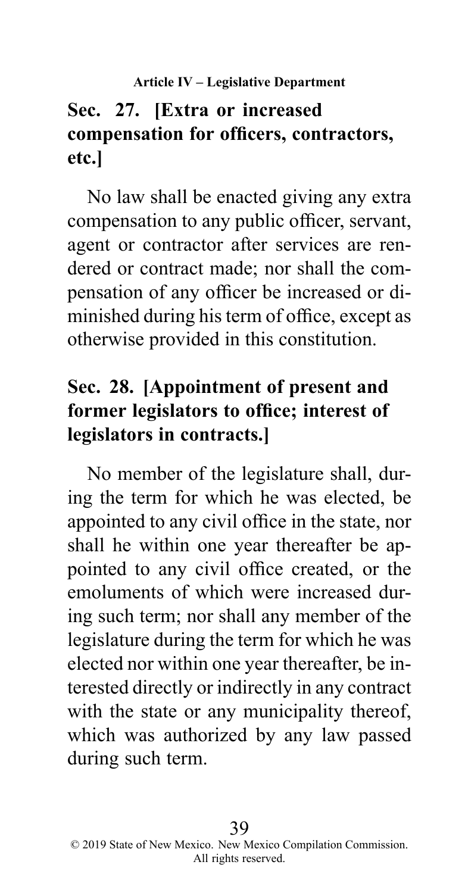## Sec. 27. [Extra or increased compensation for officers, contractors, etc.]

No law shall be enacted giving any extra compensation to any public officer, servant, agent or contractor after services are rendered or contract made; nor shall the compensation of any officer be increased or diminished during his term of office, except as otherwise provided in this constitution.

## Sec. 28. [Appointment of present and former legislators to office; interest of legislators in contracts.]

No member of the legislature shall, during the term for which he was elected, be appointed to any civil office in the state, nor shall he within one year thereafter be appointed to any civil office created, or the emoluments of which were increased during such term; nor shall any member of the legislature during the term for which he was elected nor within one year thereafter, be interested directly or indirectly in any contract with the state or any municipality thereof, which was authorized by any law passed during such term.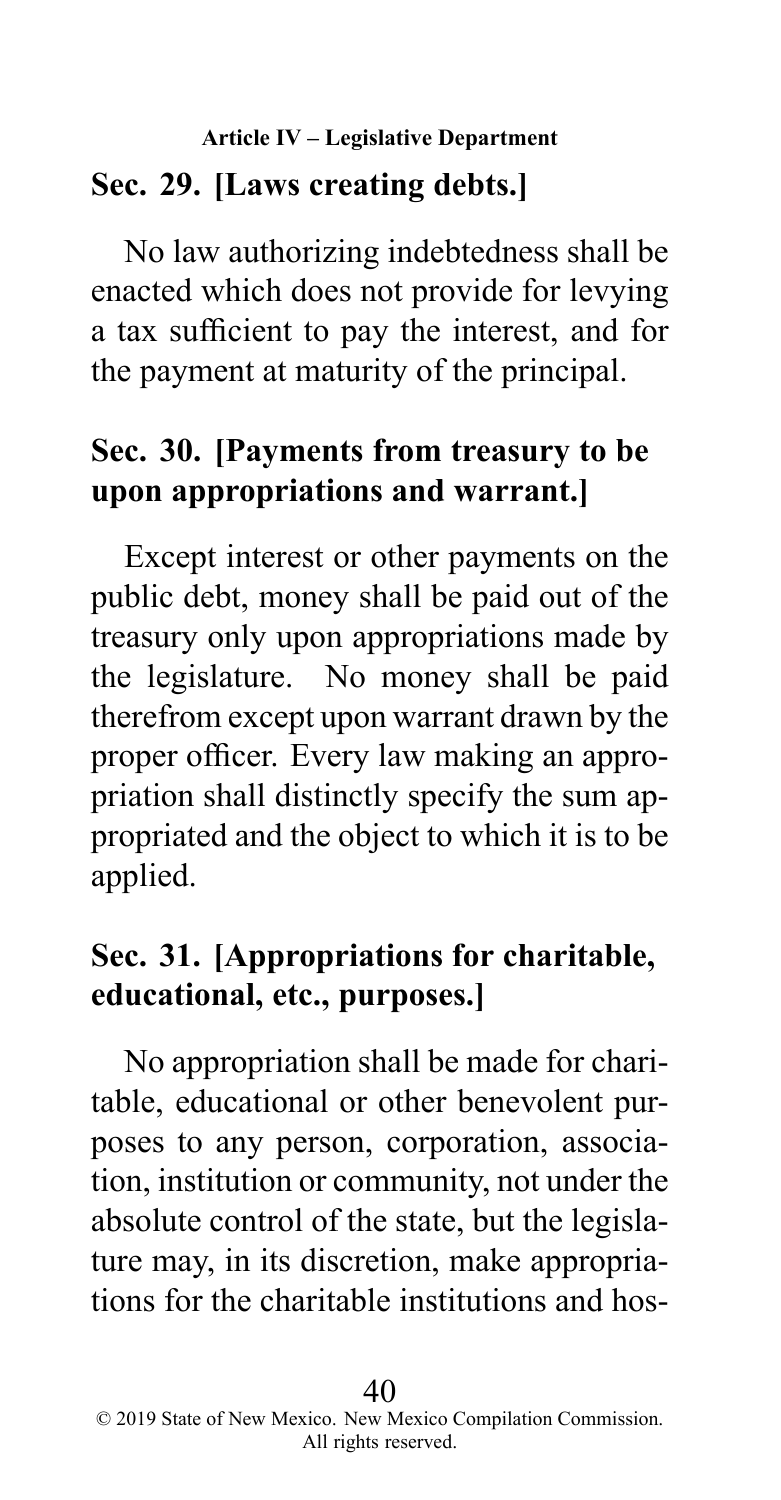## Sec. 29. [Laws creating debts.]

No law authorizing indebtedness shall be enacted which does not provide for levying a tax sufficient to pay the interest, and for the payment at maturity of the principal.

## Sec. 30. [Payments from treasury to be upon appropriations and warrant.]

Except interest or other payments on the public debt, money shall be paid out of the treasury only upon appropriations made by the legislature. No money shall be paid therefrom except upon warrant drawn by the proper officer. Every law making an appropriation shall distinctly specify the sum appropriated and the object to which it is to be applied.

## Sec. 31. [Appropriations for charitable, educational, etc., purposes.]

No appropriation shall be made for charitable, educational or other benevolent purposes to any person, corporation, association, institution or community, not under the absolute control of the state, but the legislature may, in its discretion, make appropriations for the charitable institutions and hos-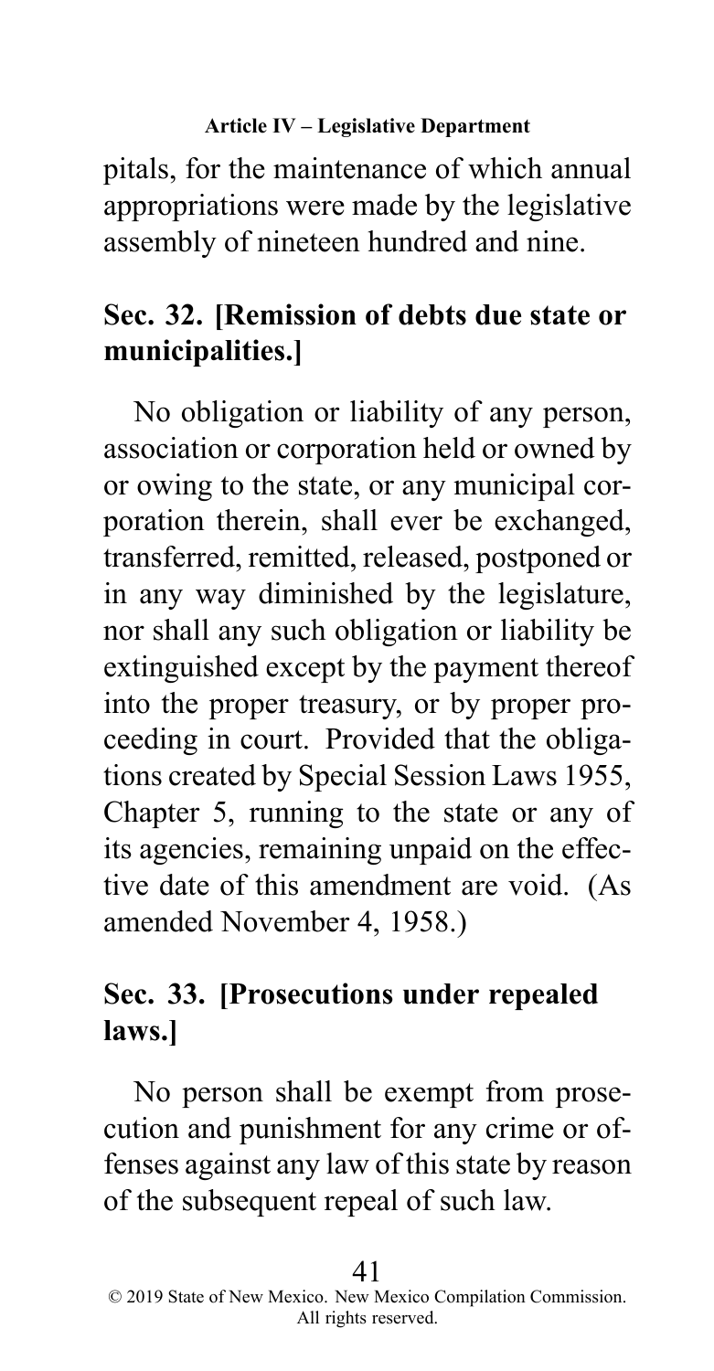pitals, for the maintenance of which annual appropriations were made by the legislative assembly of nineteen hundred and nine.

## Sec. 32. [Remission of debts due state or municipalities.]

No obligation or liability of any person, association or corporation held or owned by or owing to the state, or any municipal corporation therein, shall ever be exchanged, transferred, remitted, released, postponed or in any way diminished by the legislature, nor shall any such obligation or liability be extinguished except by the payment thereof into the proper treasury, or by proper proceeding in court. Provided that the obligations created by Special Session Laws 1955, Chapter 5, running to the state or any of its agencies, remaining unpaid on the effective date of this amendment are void. (As amended November 4, 1958.)

## Sec. 33. [Prosecutions under repealed laws.]

No person shall be exempt from prosecution and punishment for any crime or offenses against any law of this state by reason of the subsequent repeal of such law.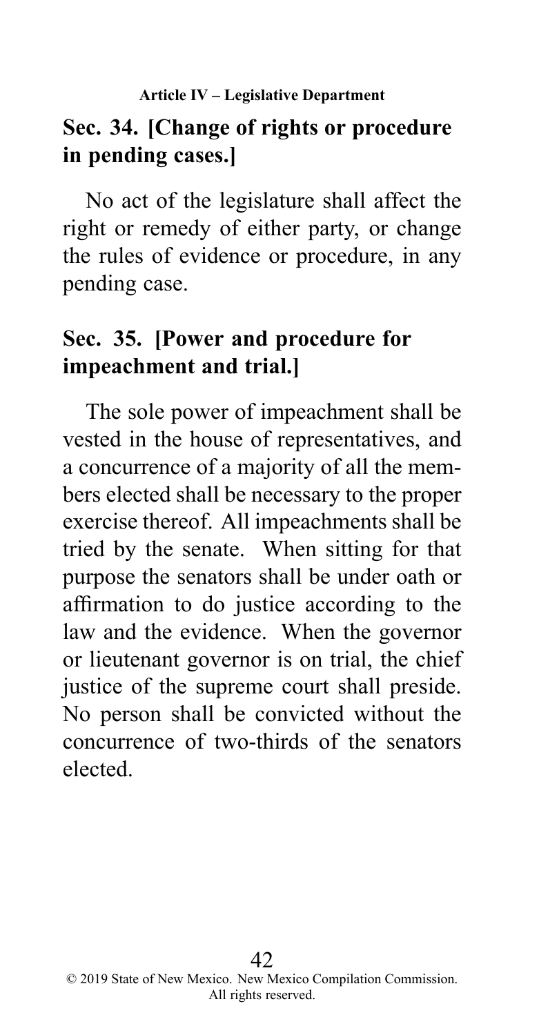## Sec. 34. [Change of rights or procedure in pending cases.]

No act of the legislature shall affect the right or remedy of either party, or change the rules of evidence or procedure, in any pending case.

## Sec. 35. [Power and procedure for impeachment and trial.]

The sole power of impeachment shall be vested in the house of representatives, and a concurrence of a majority of all the members elected shall be necessary to the proper exercise thereof. All impeachments shall be tried by the senate. When sitting for that purpose the senators shall be under oath or affirmation to do justice according to the law and the evidence. When the governor or lieutenant governor is on trial, the chief justice of the supreme court shall preside. No person shall be convicted without the concurrence of two-thirds of the senators elected.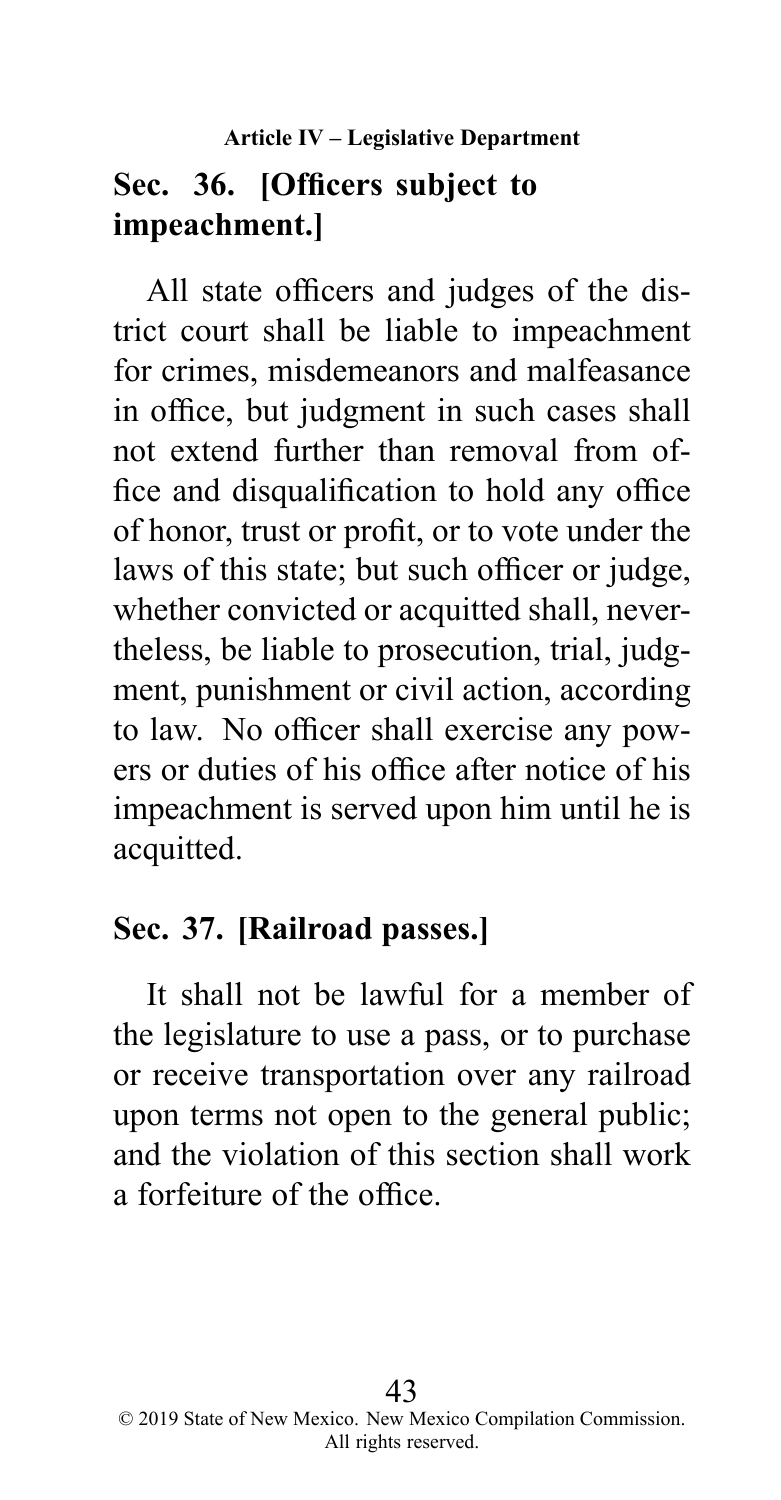## Sec. 36. [Officers subject to impeachment.]

All state officers and judges of the district court shall be liable to impeachment for crimes, misdemeanors and malfeasance in office, but judgment in such cases shall not extend further than removal from office and disqualification to hold any office of honor, trust or profit, or to vote under the laws of this state; but such officer or judge, whether convicted or acquitted shall, nevertheless, be liable to prosecution, trial, judgment, punishment or civil action, according to law. No officer shall exercise any powers or duties of his office after notice of his impeachment is served upon him until he is acquitted.

## Sec. 37. [Railroad passes.]

It shall not be lawful for a member of the legislature to use a pass, or to purchase or receive transportation over any railroad upon terms not open to the general public; and the violation of this section shall work a forfeiture of the office.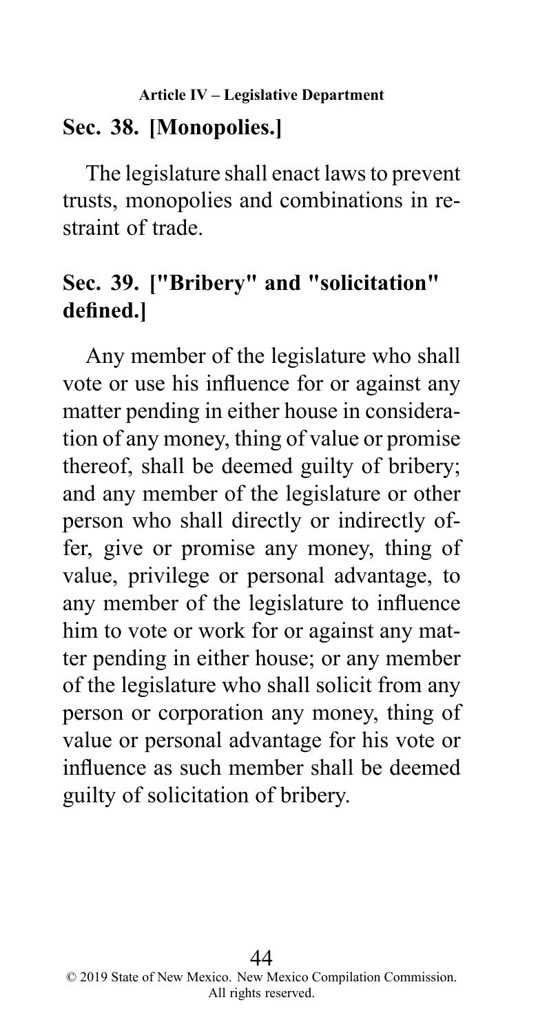## Sec. 38. [Monopolies.]

The legislature shall enact laws to prevent trusts, monopolies and combinations in restraint of trade.

## Sec. 39. ["Bribery" and "solicitation" defined.]

Any member of the legislature who shall vote or use his influence for or against any matter pending in either house in consideration of any money, thing of value or promise thereof, shall be deemed guilty of bribery; and any member of the legislature or other person who shall directly or indirectly offer, give or promise any money, thing of value, privilege or personal advantage, to any member of the legislature to influence him to vote or work for or against any matter pending in either house; or any member of the legislature who shall solicit from any person or corporation any money, thing of value or personal advantage for his vote or influence as such member shall be deemed guilty of solicitation of bribery.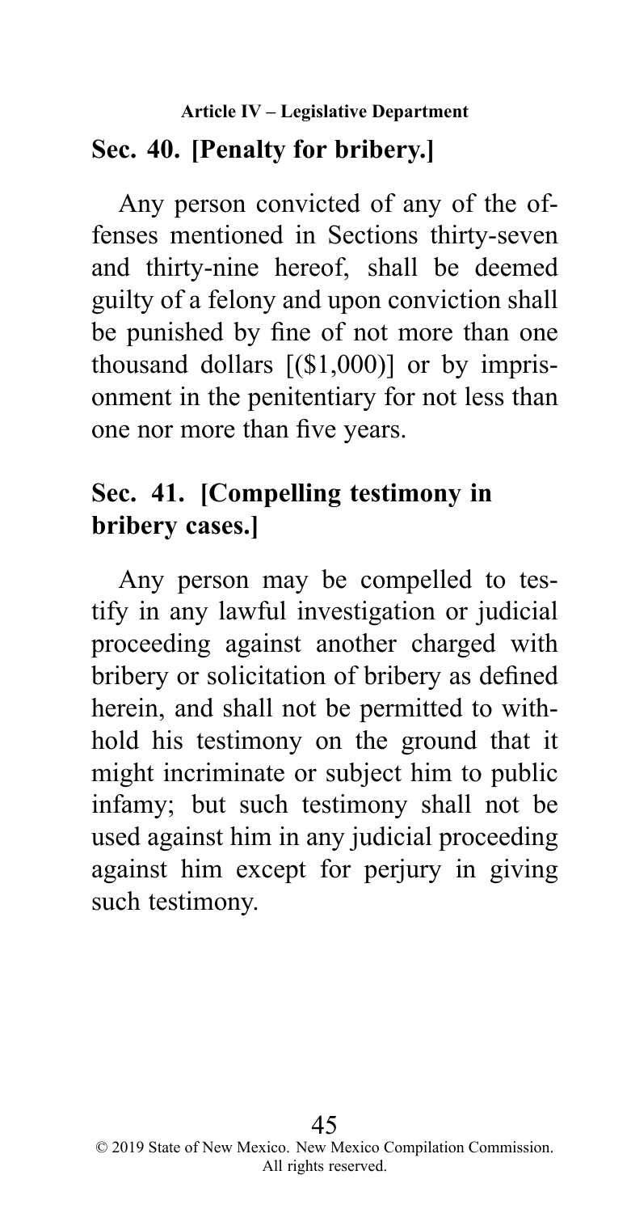## Sec. 40. [Penalty for bribery.]

Any person convicted of any of the offenses mentioned in Sections thirty-seven and thirty-nine hereof, shall be deemed guilty of a felony and upon conviction shall be punished by fine of not more than one thousand dollars [($1,000)] or by imprisonment in the penitentiary for not less than one nor more than five years.

## Sec. 41. [Compelling testimony in bribery cases.]

Any person may be compelled to testify in any lawful investigation or judicial proceeding against another charged with bribery or solicitation of bribery as defined herein, and shall not be permitted to withhold his testimony on the ground that it might incriminate or subject him to public infamy; but such testimony shall not be used against him in any judicial proceeding against him except for perjury in giving such testimony.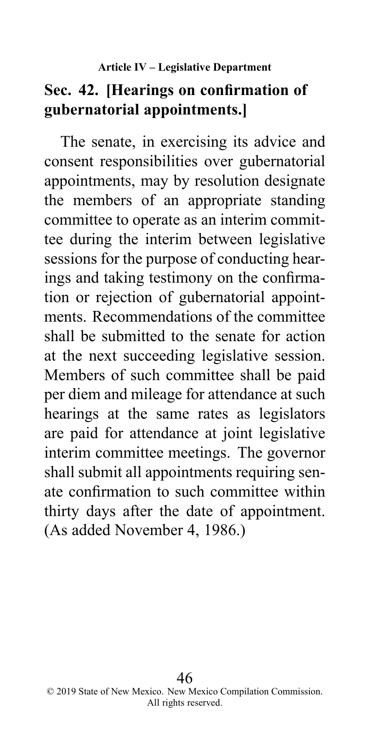## Sec. 42. [Hearings on confirmation of gubernatorial appointments.]

The senate, in exercising its advice and consent responsibilities over gubernatorial appointments, may by resolution designate the members of an appropriate standing committee to operate as an interim committee during the interim between legislative sessions for the purpose of conducting hearings and taking testimony on the confirmation or rejection of gubernatorial appointments. Recommendations of the committee shall be submitted to the senate for action at the next succeeding legislative session. Members of such committee shall be paid per diem and mileage for attendance at such hearings at the same rates as legislators are paid for attendance at joint legislative interim committee meetings. The governor shall submit all appointments requiring senate confirmation to such committee within thirty days after the date of appointment. (As added November 4, 1986.)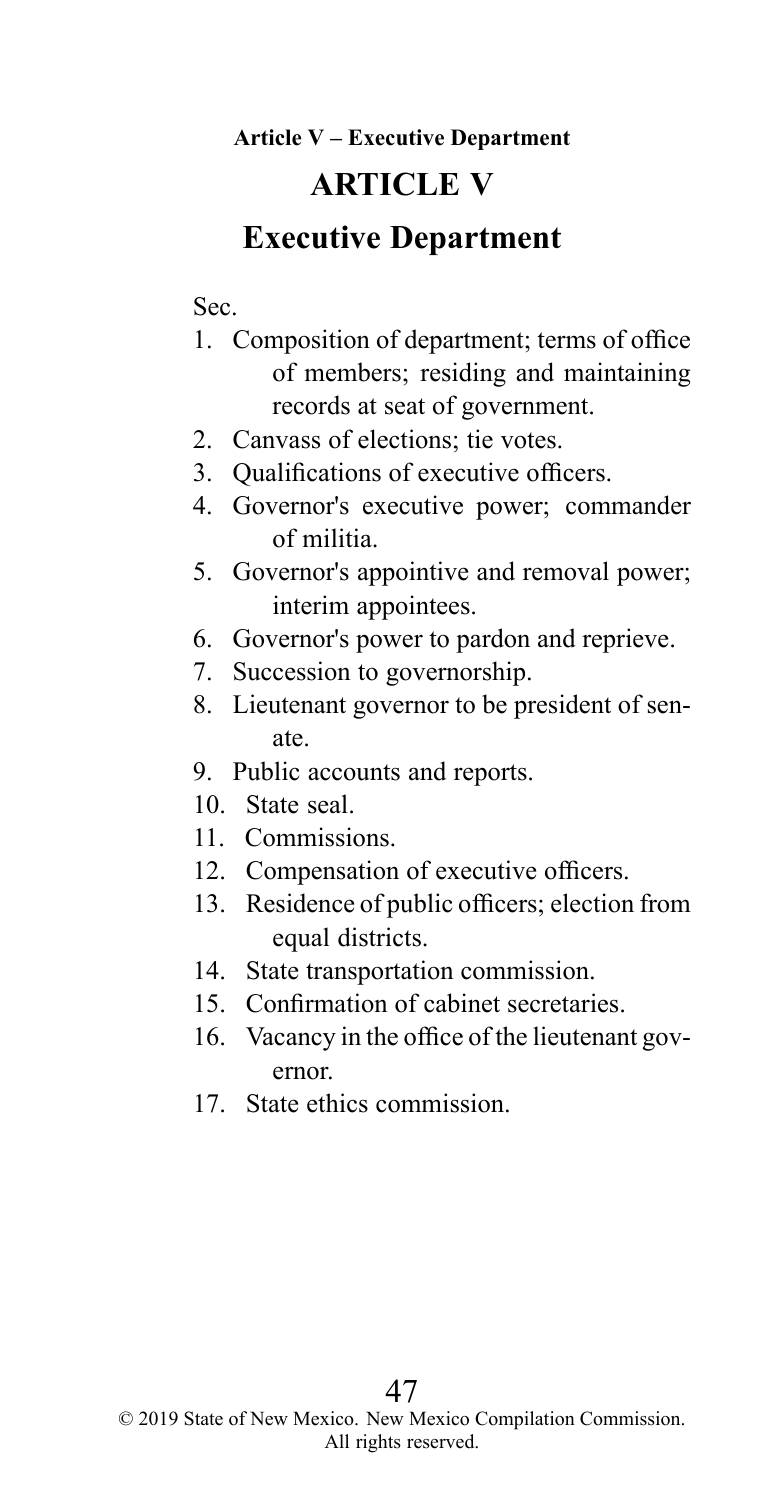# ARTICLE V

## Executive Department

Sec.

1. Composition of department; terms of office of members; residing and maintaining records at seat of government.
2. Canvass of elections; tie votes.
3. Qualifications of executive officers.
4. Governor's executive power; commander of militia.
5. Governor's appointive and removal power; interim appointees.
6. Governor's power to pardon and reprieve.
7. Succession to governorship.
8. Lieutenant governor to be president of senate.
9. Public accounts and reports.
10. State seal.
11. Commissions.
12. Compensation of executive officers.
13. Residence of public officers; election from equal districts.
14. State transportation commission.
15. Confirmation of cabinet secretaries.
16. Vacancy in the office of the lieutenant governor.
17. State ethics commission.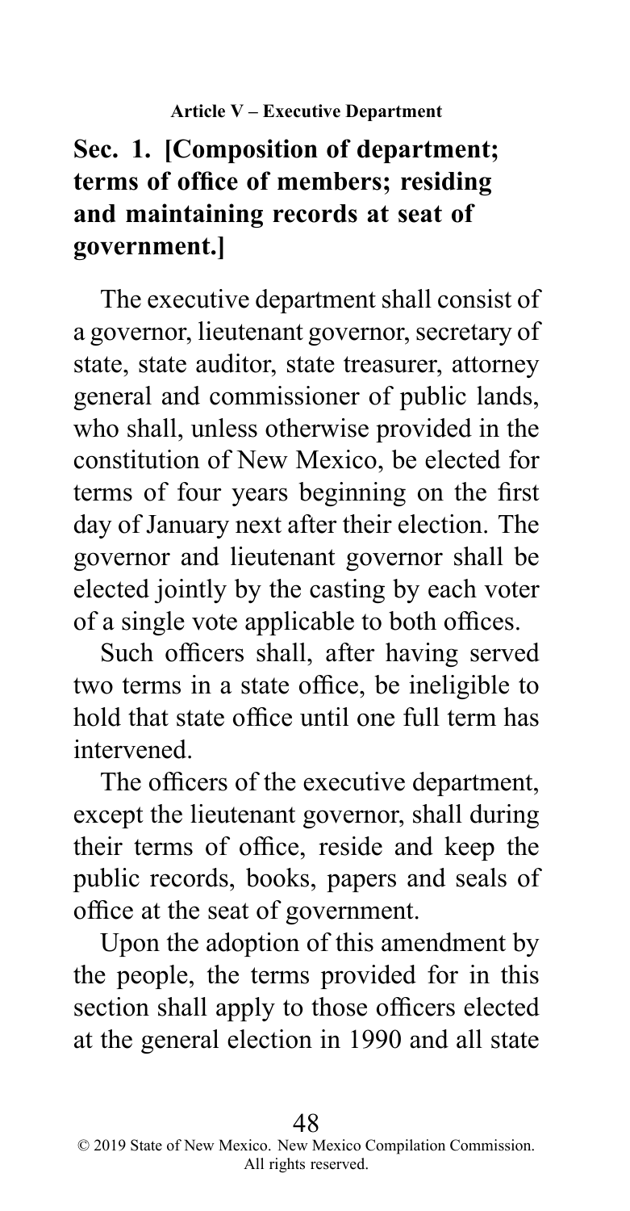## Sec. 1. [Composition of department; terms of office of members; residing and maintaining records at seat of government.]

The executive department shall consist of a governor, lieutenant governor, secretary of state, state auditor, state treasurer, attorney general and commissioner of public lands, who shall, unless otherwise provided in the constitution of New Mexico, be elected for terms of four years beginning on the first day of January next after their election. The governor and lieutenant governor shall be elected jointly by the casting by each voter of a single vote applicable to both offices.

Such officers shall, after having served two terms in a state office, be ineligible to hold that state office until one full term has intervened.

The officers of the executive department, except the lieutenant governor, shall during their terms of office, reside and keep the public records, books, papers and seals of office at the seat of government.

Upon the adoption of this amendment by the people, the terms provided for in this section shall apply to those officers elected at the general election in 1990 and all state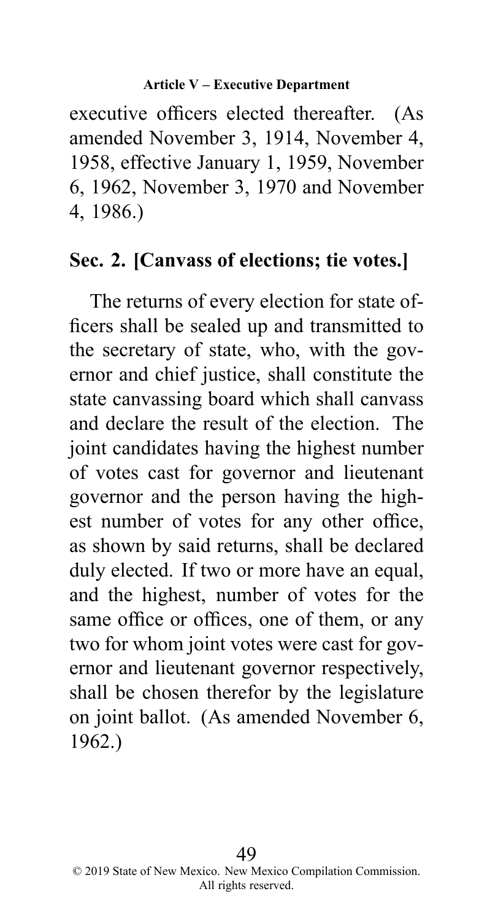executive officers elected thereafter. (As amended November 3, 1914, November 4, 1958, effective January 1, 1959, November 6, 1962, November 3, 1970 and November 4, 1986.)

## Sec. 2. [Canvass of elections; tie votes.]

The returns of every election for state officers shall be sealed up and transmitted to the secretary of state, who, with the governor and chief justice, shall constitute the state canvassing board which shall canvass and declare the result of the election. The joint candidates having the highest number of votes cast for governor and lieutenant governor and the person having the highest number of votes for any other office, as shown by said returns, shall be declared duly elected. If two or more have an equal, and the highest, number of votes for the same office or offices, one of them, or any two for whom joint votes were cast for governor and lieutenant governor respectively, shall be chosen therefor by the legislature on joint ballot. (As amended November 6, 1962.)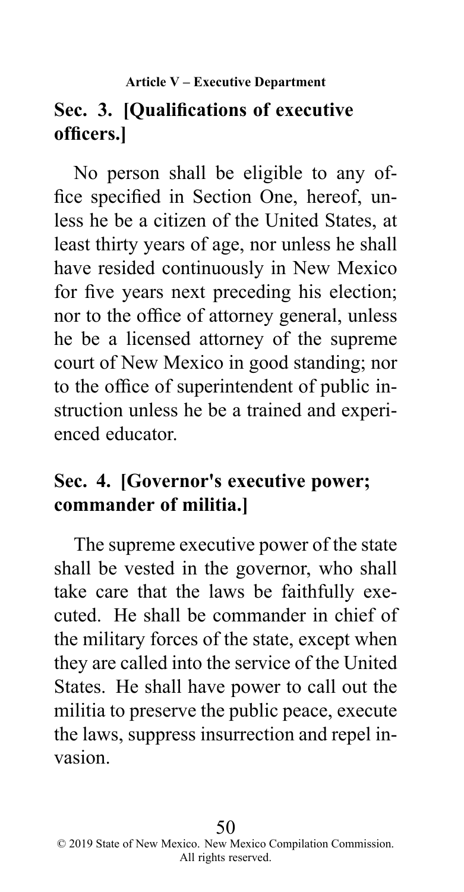## Sec. 3. [Qualifications of executive officers.]

No person shall be eligible to any office specified in Section One, hereof, unless he be a citizen of the United States, at least thirty years of age, nor unless he shall have resided continuously in New Mexico for five years next preceding his election; nor to the office of attorney general, unless he be a licensed attorney of the supreme court of New Mexico in good standing; nor to the office of superintendent of public instruction unless he be a trained and experienced educator.

## Sec. 4. [Governor's executive power; commander of militia.]

The supreme executive power of the state shall be vested in the governor, who shall take care that the laws be faithfully executed. He shall be commander in chief of the military forces of the state, except when they are called into the service of the United States. He shall have power to call out the militia to preserve the public peace, execute the laws, suppress insurrection and repel invasion.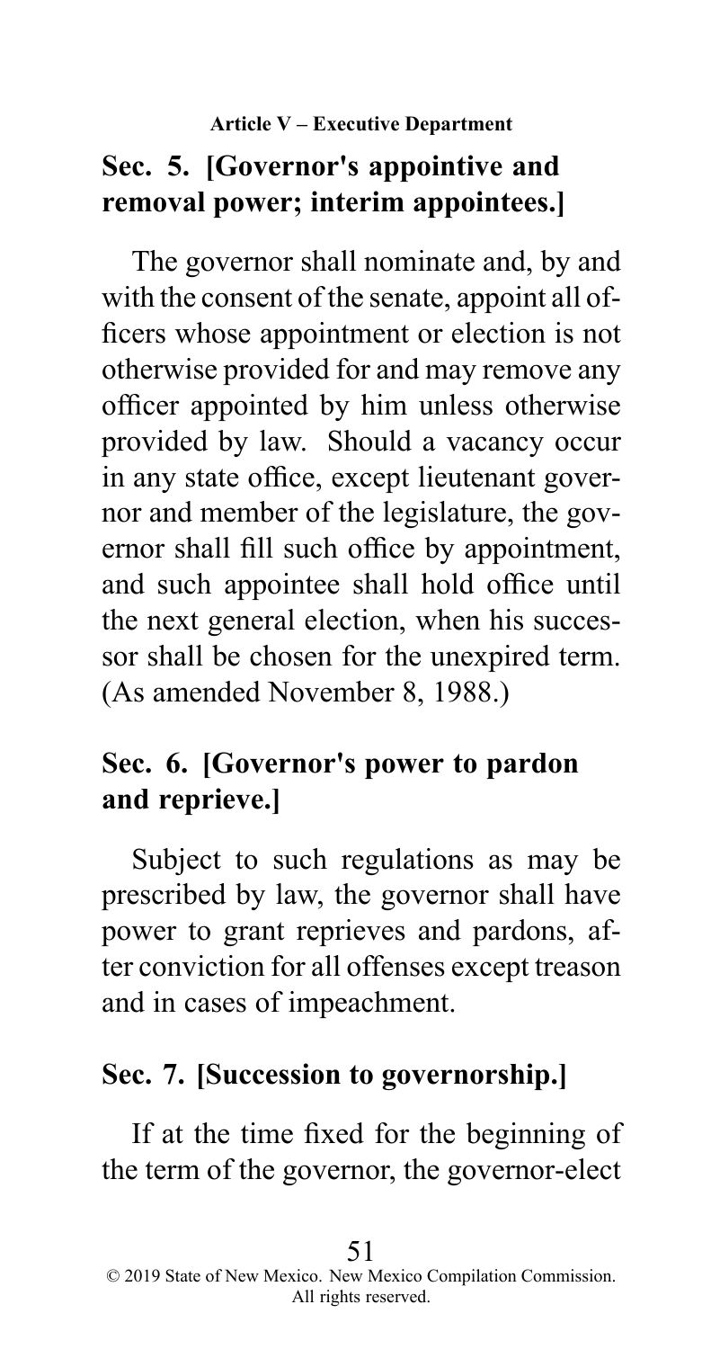## Sec. 5. [Governor's appointive and removal power; interim appointees.]

The governor shall nominate and, by and with the consent of the senate, appoint all officers whose appointment or election is not otherwise provided for and may remove any officer appointed by him unless otherwise provided by law. Should a vacancy occur in any state office, except lieutenant governor and member of the legislature, the governor shall fill such office by appointment, and such appointee shall hold office until the next general election, when his successor shall be chosen for the unexpired term. (As amended November 8, 1988.)

## Sec. 6. [Governor's power to pardon and reprieve.]

Subject to such regulations as may be prescribed by law, the governor shall have power to grant reprieves and pardons, after conviction for all offenses except treason and in cases of impeachment.

## Sec. 7. [Succession to governorship.]

If at the time fixed for the beginning of the term of the governor, the governor-elect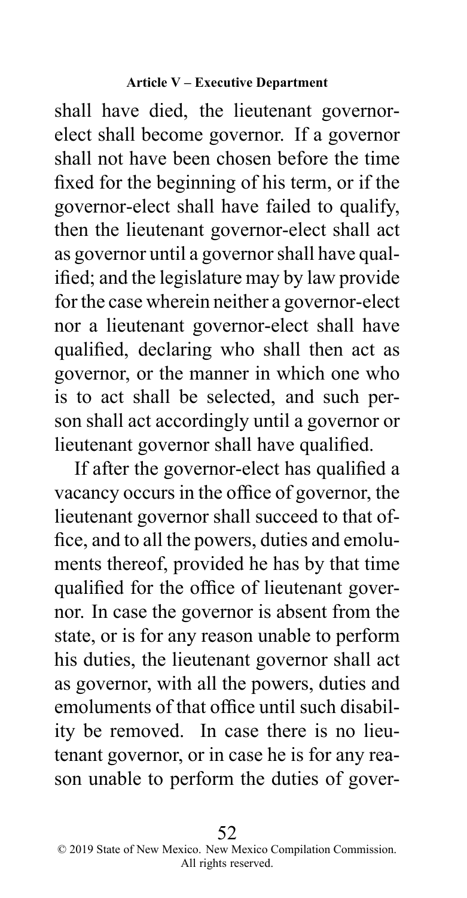shall have died, the lieutenant governor-elect shall become governor. If a governor shall not have been chosen before the time fixed for the beginning of his term, or if the governor-elect shall have failed to qualify, then the lieutenant governor-elect shall act as governor until a governor shall have qualified; and the legislature may by law provide for the case wherein neither a governor-elect nor a lieutenant governor-elect shall have qualified, declaring who shall then act as governor, or the manner in which one who is to act shall be selected, and such person shall act accordingly until a governor or lieutenant governor shall have qualified.

If after the governor-elect has qualified a vacancy occurs in the office of governor, the lieutenant governor shall succeed to that office, and to all the powers, duties and emoluments thereof, provided he has by that time qualified for the office of lieutenant governor. In case the governor is absent from the state, or is for any reason unable to perform his duties, the lieutenant governor shall act as governor, with all the powers, duties and emoluments of that office until such disability be removed. In case there is no lieutenant governor, or in case he is for any reason unable to perform the duties of gover-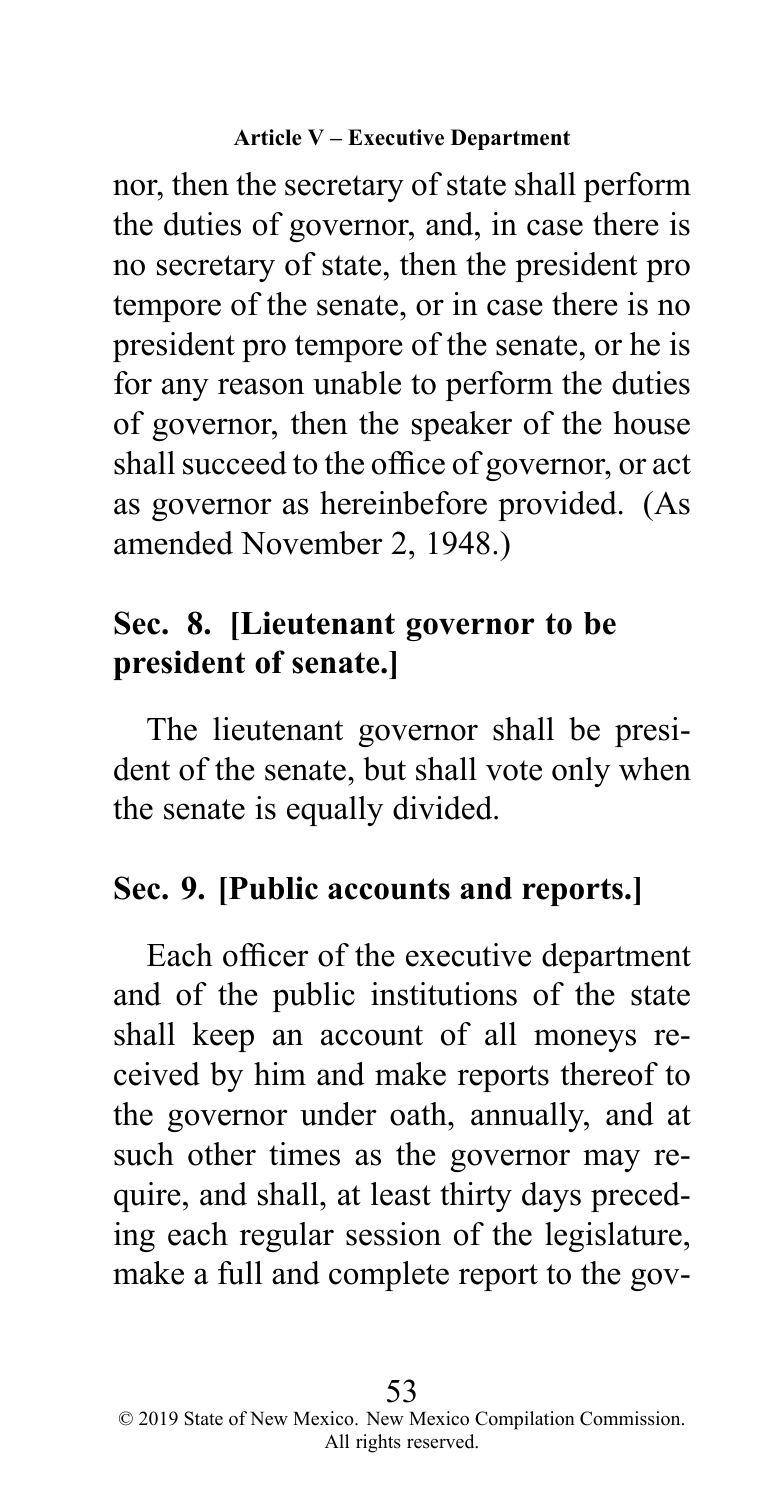nor, then the secretary of state shall perform the duties of governor, and, in case there is no secretary of state, then the president pro tempore of the senate, or in case there is no president pro tempore of the senate, or he is for any reason unable to perform the duties of governor, then the speaker of the house shall succeed to the office of governor, or act as governor as hereinbefore provided. (As amended November 2, 1948.)

## Sec. 8. [Lieutenant governor to be president of senate.]

The lieutenant governor shall be president of the senate, but shall vote only when the senate is equally divided.

## Sec. 9. [Public accounts and reports.]

Each officer of the executive department and of the public institutions of the state shall keep an account of all moneys received by him and make reports thereof to the governor under oath, annually, and at such other times as the governor may require, and shall, at least thirty days preceding each regular session of the legislature, make a full and complete report to the gov-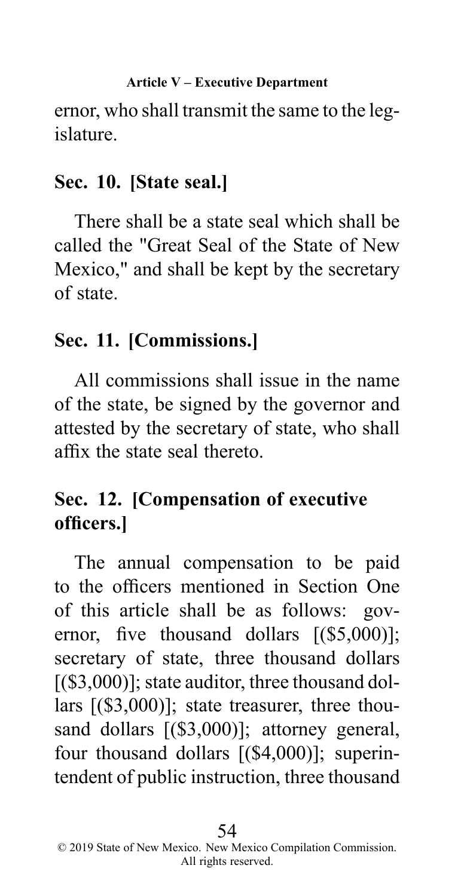ernor, who shall transmit the same to the legislature.

## Sec. 10. [State seal.]

There shall be a state seal which shall be called the "Great Seal of the State of New Mexico," and shall be kept by the secretary of state.

## Sec. 11. [Commissions.]

All commissions shall issue in the name of the state, be signed by the governor and attested by the secretary of state, who shall affix the state seal thereto.

## Sec. 12. [Compensation of executive officers.]

The annual compensation to be paid to the officers mentioned in Section One of this article shall be as follows: governor, five thousand dollars [($5,000)]; secretary of state, three thousand dollars [($3,000)]; state auditor, three thousand dollars [($3,000)]; state treasurer, three thousand dollars [($3,000)]; attorney general, four thousand dollars [($4,000)]; superintendent of public instruction, three thousand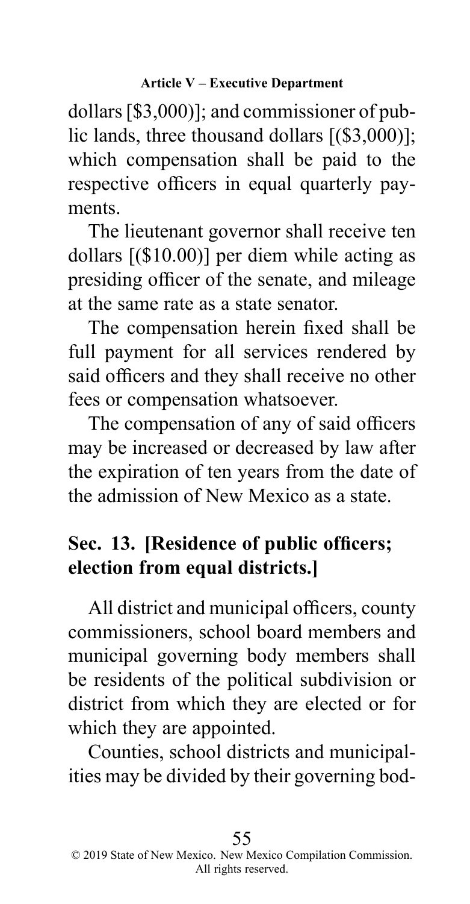dollars [$3,000)]; and commissioner of public lands, three thousand dollars [($3,000)]; which compensation shall be paid to the respective officers in equal quarterly payments.

The lieutenant governor shall receive ten dollars [($10.00)] per diem while acting as presiding officer of the senate, and mileage at the same rate as a state senator.

The compensation herein fixed shall be full payment for all services rendered by said officers and they shall receive no other fees or compensation whatsoever.

The compensation of any of said officers may be increased or decreased by law after the expiration of ten years from the date of the admission of New Mexico as a state.

## Sec. 13. [Residence of public officers; election from equal districts.]

All district and municipal officers, county commissioners, school board members and municipal governing body members shall be residents of the political subdivision or district from which they are elected or for which they are appointed.

Counties, school districts and municipalities may be divided by their governing bod-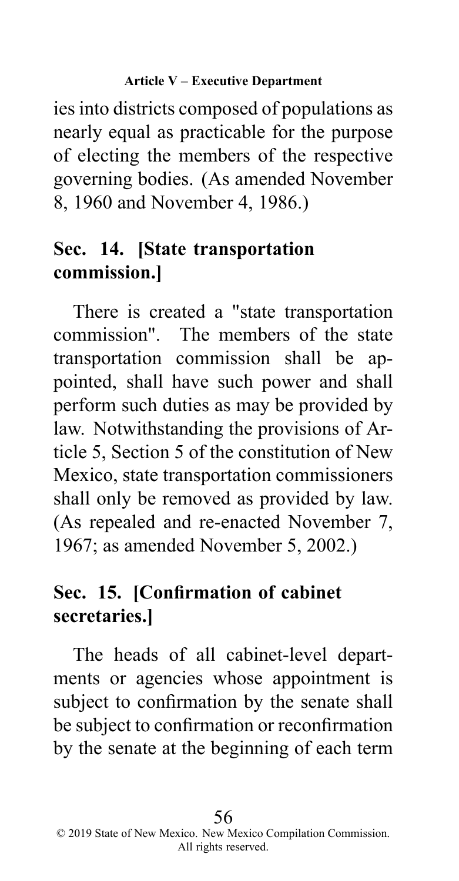ies into districts composed of populations as nearly equal as practicable for the purpose of electing the members of the respective governing bodies. (As amended November 8, 1960 and November 4, 1986.)

## Sec. 14. [State transportation commission.]

There is created a "state transportation commission". The members of the state transportation commission shall be appointed, shall have such power and shall perform such duties as may be provided by law. Notwithstanding the provisions of Article 5, Section 5 of the constitution of New Mexico, state transportation commissioners shall only be removed as provided by law. (As repealed and re-enacted November 7, 1967; as amended November 5, 2002.)

## Sec. 15. [Confirmation of cabinet secretaries.]

The heads of all cabinet-level departments or agencies whose appointment is subject to confirmation by the senate shall be subject to confirmation or reconfirmation by the senate at the beginning of each term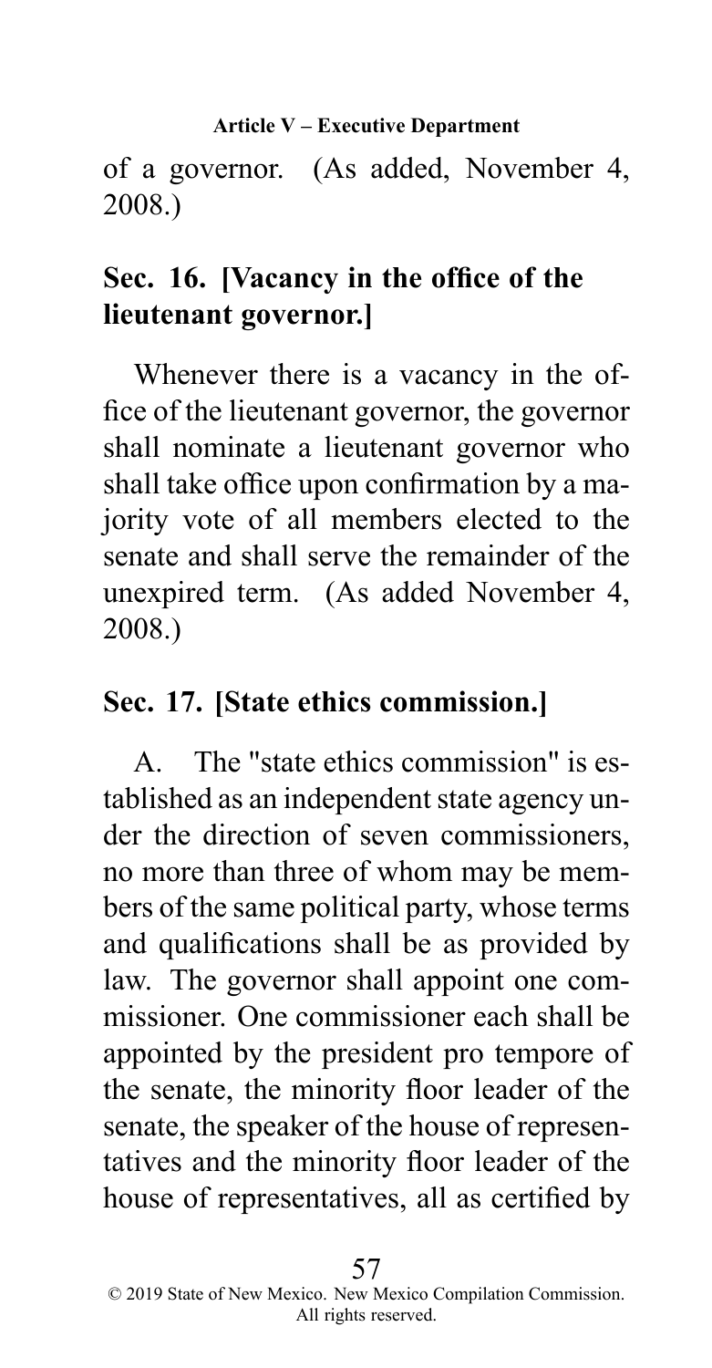of a governor. (As added, November 4, 2008.)

## Sec. 16. [Vacancy in the office of the lieutenant governor.]

Whenever there is a vacancy in the office of the lieutenant governor, the governor shall nominate a lieutenant governor who shall take office upon confirmation by a majority vote of all members elected to the senate and shall serve the remainder of the unexpired term. (As added November 4, 2008.)

## Sec. 17. [State ethics commission.]

A. The "state ethics commission" is established as an independent state agency under the direction of seven commissioners, no more than three of whom may be members of the same political party, whose terms and qualifications shall be as provided by law. The governor shall appoint one commissioner. One commissioner each shall be appointed by the president pro tempore of the senate, the minority floor leader of the senate, the speaker of the house of representatives and the minority floor leader of the house of representatives, all as certified by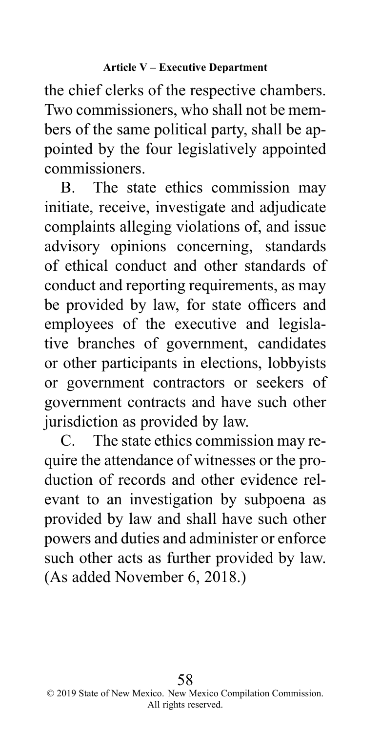the chief clerks of the respective chambers. Two commissioners, who shall not be members of the same political party, shall be appointed by the four legislatively appointed commissioners.

B. The state ethics commission may initiate, receive, investigate and adjudicate complaints alleging violations of, and issue advisory opinions concerning, standards of ethical conduct and other standards of conduct and reporting requirements, as may be provided by law, for state officers and employees of the executive and legislative branches of government, candidates or other participants in elections, lobbyists or government contractors or seekers of government contracts and have such other jurisdiction as provided by law.

C. The state ethics commission may require the attendance of witnesses or the production of records and other evidence relevant to an investigation by subpoena as provided by law and shall have such other powers and duties and administer or enforce such other acts as further provided by law. (As added November 6, 2018.)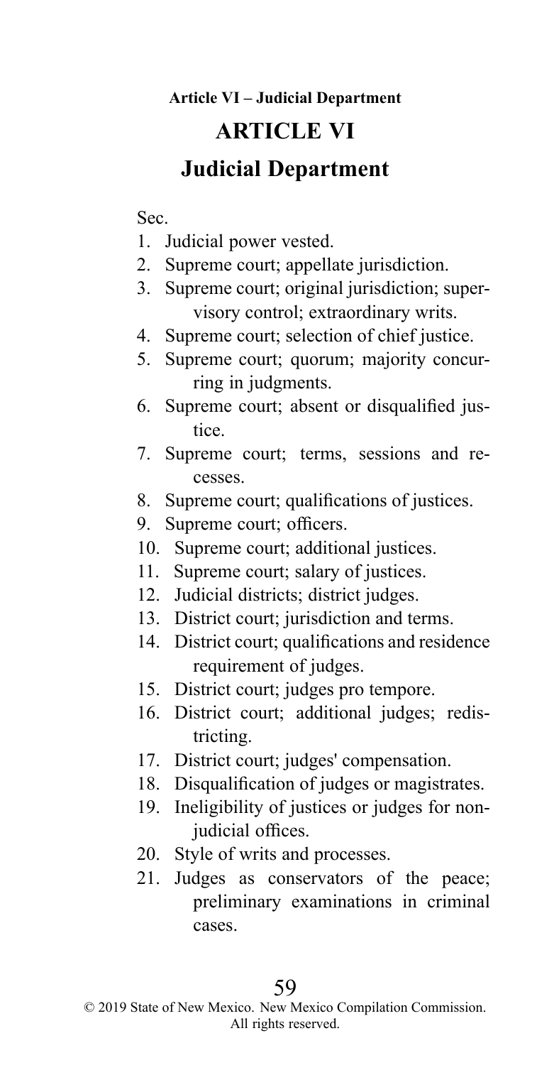# ARTICLE VI

## Judicial Department

Sec.

1. Judicial power vested.
2. Supreme court; appellate jurisdiction.
3. Supreme court; original jurisdiction; supervisory control; extraordinary writs.
4. Supreme court; selection of chief justice.
5. Supreme court; quorum; majority concurring in judgments.
6. Supreme court; absent or disqualified justice.
7. Supreme court; terms, sessions and recesses.
8. Supreme court; qualifications of justices.
9. Supreme court; officers.
10. Supreme court; additional justices.
11. Supreme court; salary of justices.
12. Judicial districts; district judges.
13. District court; jurisdiction and terms.
14. District court; qualifications and residence requirement of judges.
15. District court; judges pro tempore.
16. District court; additional judges; redistricting.
17. District court; judges' compensation.
18. Disqualification of judges or magistrates.
19. Ineligibility of justices or judges for non-judicial offices.
20. Style of writs and processes.
21. Judges as conservators of the peace; preliminary examinations in criminal cases.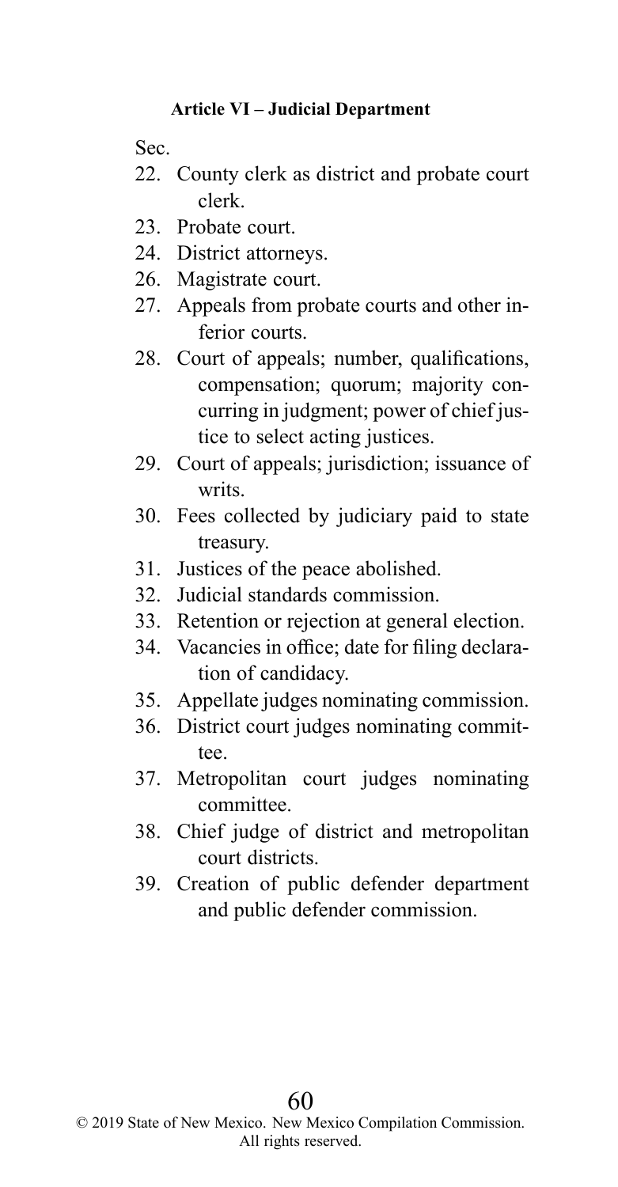**Article VI – Judicial Department**

Sec.

22. County clerk as district and probate court clerk.
23. Probate court.
24. District attorneys.
26. Magistrate court.
27. Appeals from probate courts and other inferior courts.
28. Court of appeals; number, qualifications, compensation; quorum; majority concurring in judgment; power of chief justice to select acting justices.
29. Court of appeals; jurisdiction; issuance of writs.
30. Fees collected by judiciary paid to state treasury.
31. Justices of the peace abolished.
32. Judicial standards commission.
33. Retention or rejection at general election.
34. Vacancies in office; date for filing declaration of candidacy.
35. Appellate judges nominating commission.
36. District court judges nominating committee.
37. Metropolitan court judges nominating committee.
38. Chief judge of district and metropolitan court districts.
39. Creation of public defender department and public defender commission.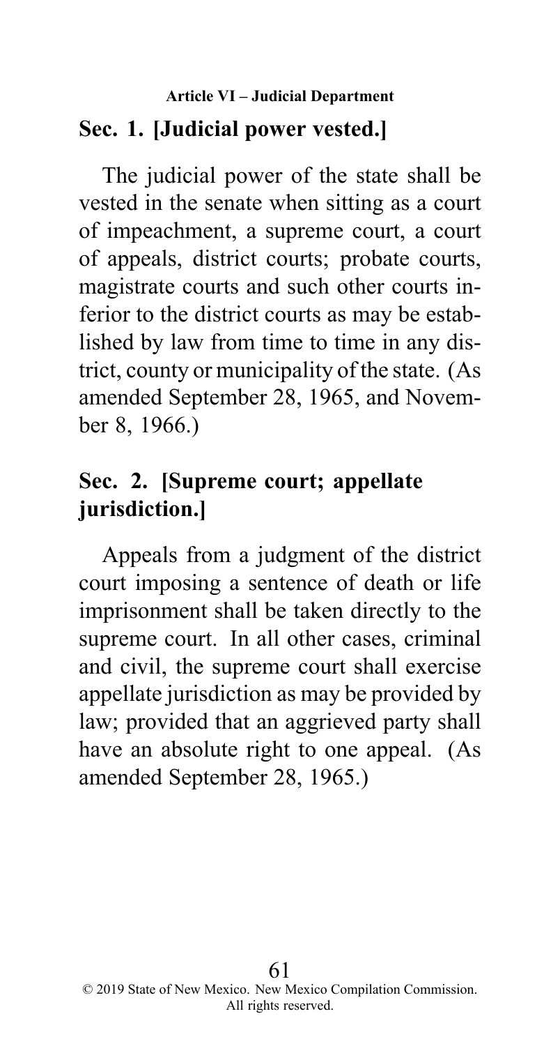## Sec. 1. [Judicial power vested.]

The judicial power of the state shall be vested in the senate when sitting as a court of impeachment, a supreme court, a court of appeals, district courts; probate courts, magistrate courts and such other courts inferior to the district courts as may be established by law from time to time in any district, county or municipality of the state. (As amended September 28, 1965, and November 8, 1966.)

## Sec. 2. [Supreme court; appellate jurisdiction.]

Appeals from a judgment of the district court imposing a sentence of death or life imprisonment shall be taken directly to the supreme court. In all other cases, criminal and civil, the supreme court shall exercise appellate jurisdiction as may be provided by law; provided that an aggrieved party shall have an absolute right to one appeal. (As amended September 28, 1965.)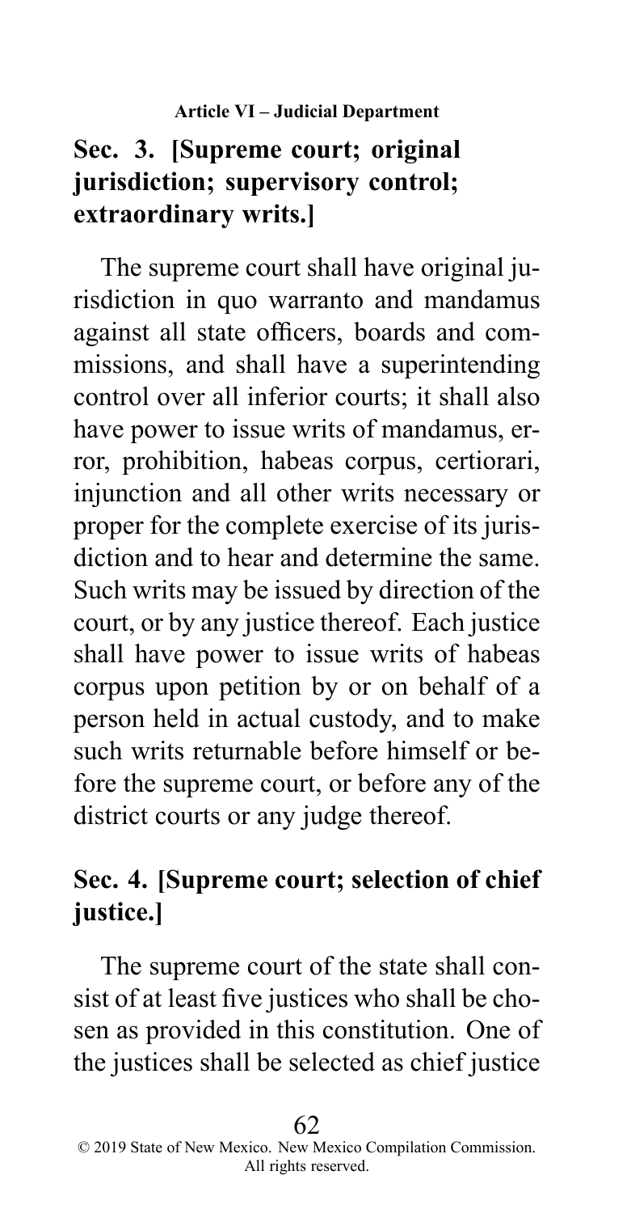## Sec. 3. [Supreme court; original jurisdiction; supervisory control; extraordinary writs.]

The supreme court shall have original jurisdiction in quo warranto and mandamus against all state officers, boards and commissions, and shall have a superintending control over all inferior courts; it shall also have power to issue writs of mandamus, error, prohibition, habeas corpus, certiorari, injunction and all other writs necessary or proper for the complete exercise of its jurisdiction and to hear and determine the same. Such writs may be issued by direction of the court, or by any justice thereof. Each justice shall have power to issue writs of habeas corpus upon petition by or on behalf of a person held in actual custody, and to make such writs returnable before himself or before the supreme court, or before any of the district courts or any judge thereof.

## Sec. 4. [Supreme court; selection of chief justice.]

The supreme court of the state shall consist of at least five justices who shall be chosen as provided in this constitution. One of the justices shall be selected as chief justice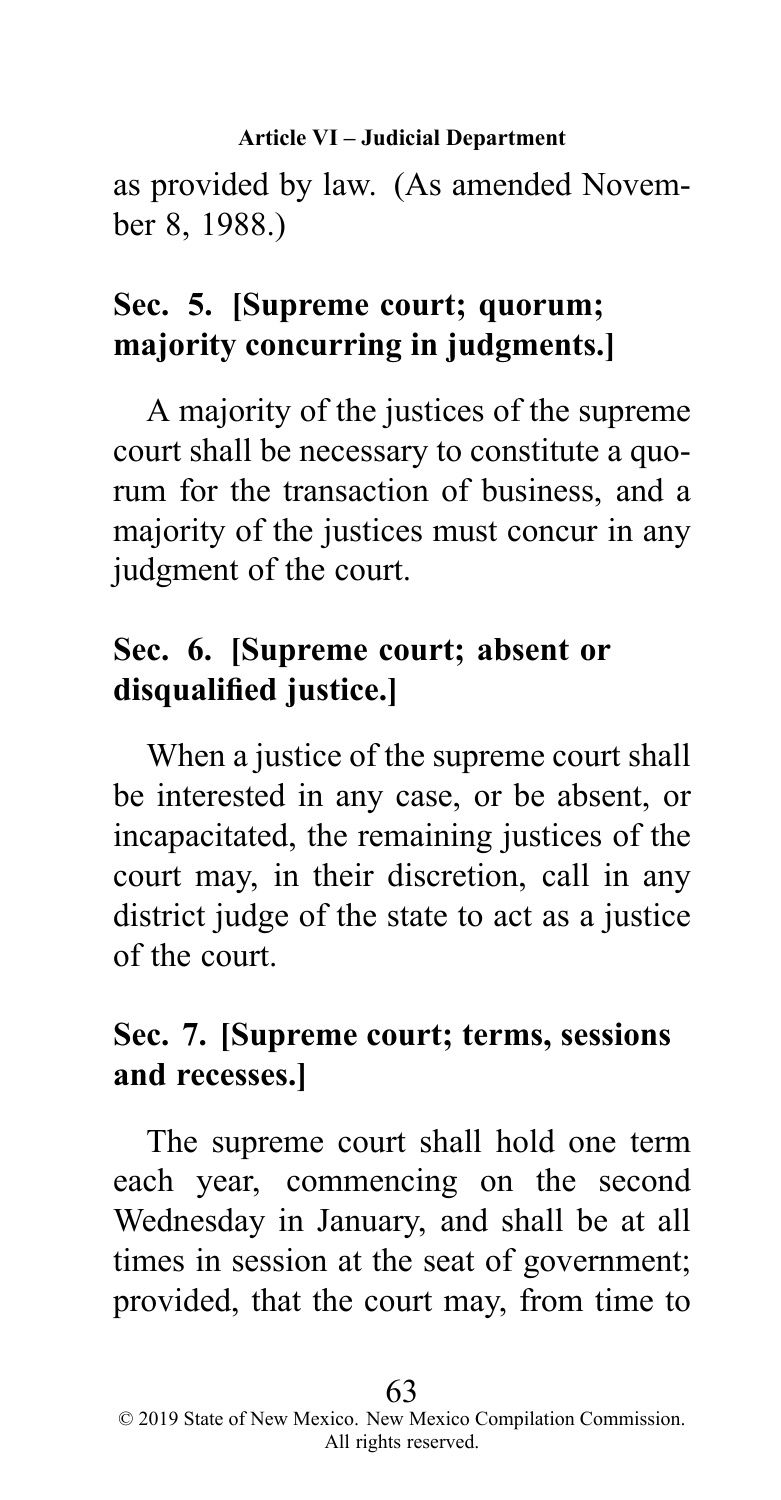as provided by law. (As amended November 8, 1988.)

## Sec. 5. [Supreme court; quorum; majority concurring in judgments.]

A majority of the justices of the supreme court shall be necessary to constitute a quorum for the transaction of business, and a majority of the justices must concur in any judgment of the court.

## Sec. 6. [Supreme court; absent or disqualified justice.]

When a justice of the supreme court shall be interested in any case, or be absent, or incapacitated, the remaining justices of the court may, in their discretion, call in any district judge of the state to act as a justice of the court.

## Sec. 7. [Supreme court; terms, sessions and recesses.]

The supreme court shall hold one term each year, commencing on the second Wednesday in January, and shall be at all times in session at the seat of government; provided, that the court may, from time to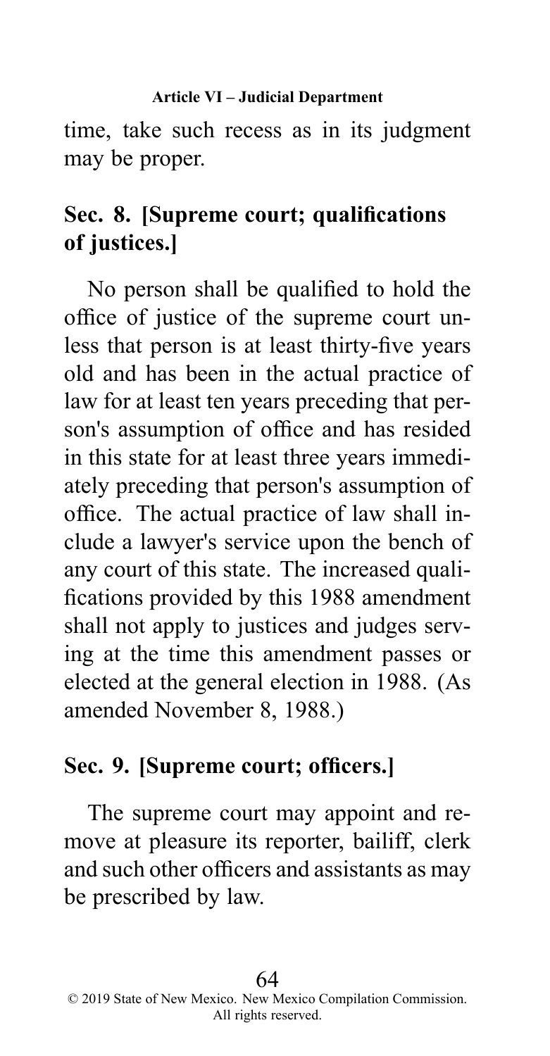time, take such recess as in its judgment may be proper.

## Sec. 8. [Supreme court; qualifications of justices.]

No person shall be qualified to hold the office of justice of the supreme court unless that person is at least thirty-five years old and has been in the actual practice of law for at least ten years preceding that person's assumption of office and has resided in this state for at least three years immediately preceding that person's assumption of office. The actual practice of law shall include a lawyer's service upon the bench of any court of this state. The increased qualifications provided by this 1988 amendment shall not apply to justices and judges serving at the time this amendment passes or elected at the general election in 1988. (As amended November 8, 1988.)

## Sec. 9. [Supreme court; officers.]

The supreme court may appoint and remove at pleasure its reporter, bailiff, clerk and such other officers and assistants as may be prescribed by law.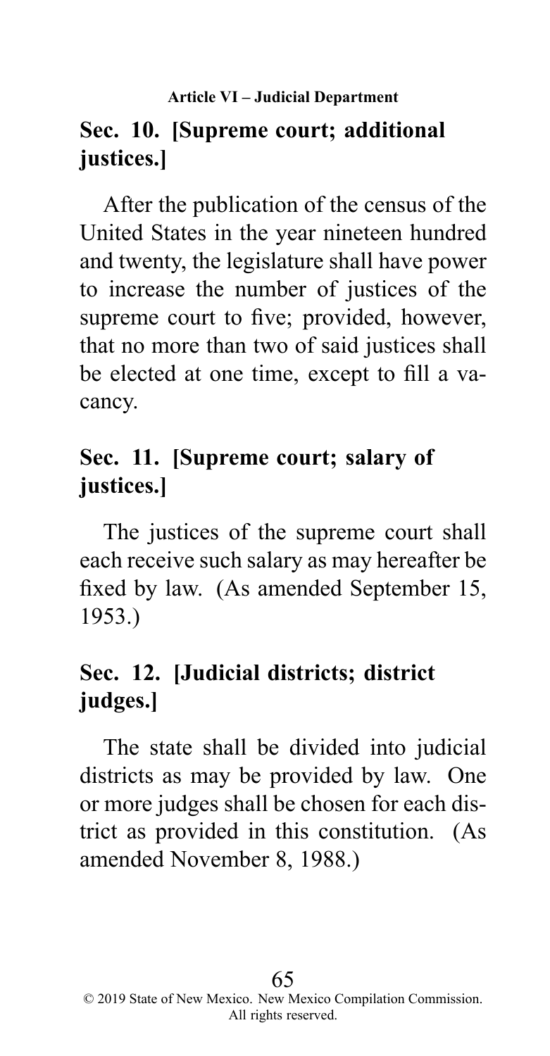## Sec. 10. [Supreme court; additional justices.]

After the publication of the census of the United States in the year nineteen hundred and twenty, the legislature shall have power to increase the number of justices of the supreme court to five; provided, however, that no more than two of said justices shall be elected at one time, except to fill a vacancy.

## Sec. 11. [Supreme court; salary of justices.]

The justices of the supreme court shall each receive such salary as may hereafter be fixed by law. (As amended September 15, 1953.)

## Sec. 12. [Judicial districts; district judges.]

The state shall be divided into judicial districts as may be provided by law. One or more judges shall be chosen for each district as provided in this constitution. (As amended November 8, 1988.)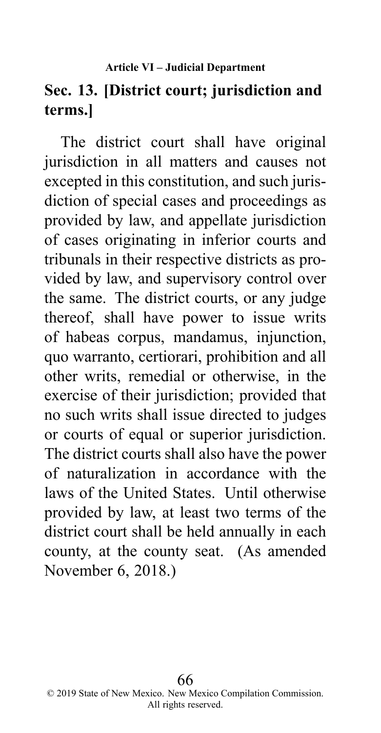## Sec. 13. [District court; jurisdiction and terms.]

The district court shall have original jurisdiction in all matters and causes not excepted in this constitution, and such jurisdiction of special cases and proceedings as provided by law, and appellate jurisdiction of cases originating in inferior courts and tribunals in their respective districts as provided by law, and supervisory control over the same. The district courts, or any judge thereof, shall have power to issue writs of habeas corpus, mandamus, injunction, quo warranto, certiorari, prohibition and all other writs, remedial or otherwise, in the exercise of their jurisdiction; provided that no such writs shall issue directed to judges or courts of equal or superior jurisdiction. The district courts shall also have the power of naturalization in accordance with the laws of the United States. Until otherwise provided by law, at least two terms of the district court shall be held annually in each county, at the county seat. (As amended November 6, 2018.)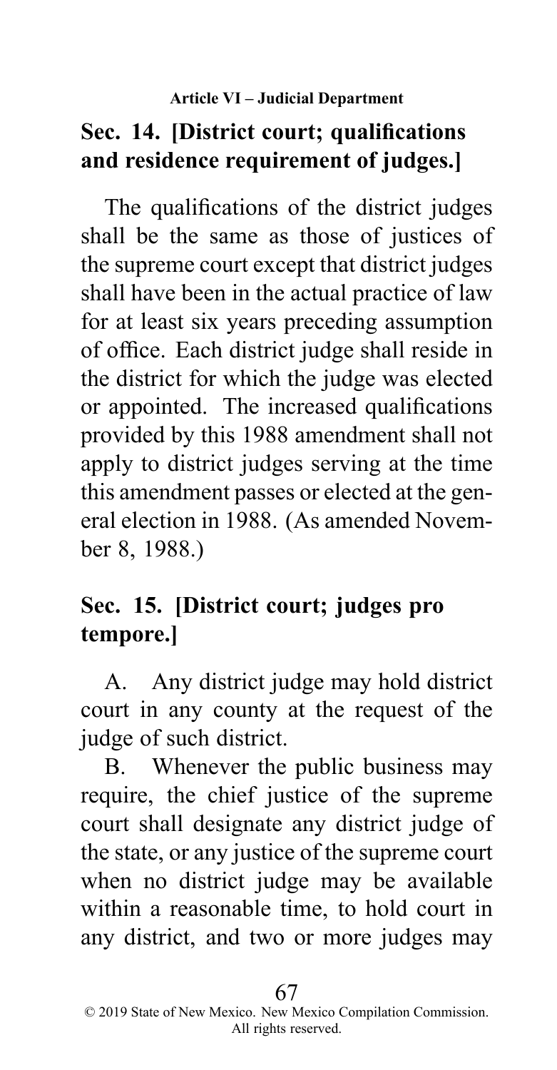## Sec. 14. [District court; qualifications and residence requirement of judges.]

The qualifications of the district judges shall be the same as those of justices of the supreme court except that district judges shall have been in the actual practice of law for at least six years preceding assumption of office. Each district judge shall reside in the district for which the judge was elected or appointed. The increased qualifications provided by this 1988 amendment shall not apply to district judges serving at the time this amendment passes or elected at the general election in 1988. (As amended November 8, 1988.)

## Sec. 15. [District court; judges pro tempore.]

A. Any district judge may hold district court in any county at the request of the judge of such district.

B. Whenever the public business may require, the chief justice of the supreme court shall designate any district judge of the state, or any justice of the supreme court when no district judge may be available within a reasonable time, to hold court in any district, and two or more judges may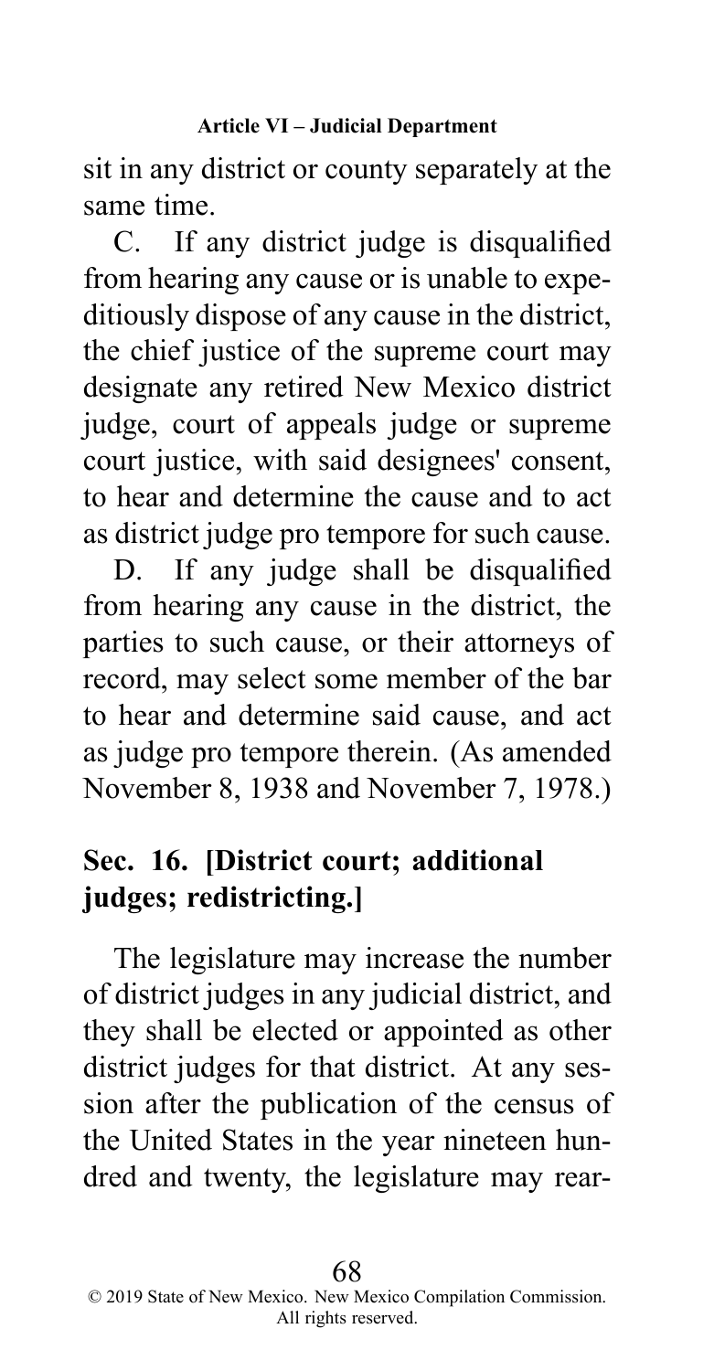sit in any district or county separately at the same time.

C. If any district judge is disqualified from hearing any cause or is unable to expeditiously dispose of any cause in the district, the chief justice of the supreme court may designate any retired New Mexico district judge, court of appeals judge or supreme court justice, with said designees' consent, to hear and determine the cause and to act as district judge pro tempore for such cause.

D. If any judge shall be disqualified from hearing any cause in the district, the parties to such cause, or their attorneys of record, may select some member of the bar to hear and determine said cause, and act as judge pro tempore therein. (As amended November 8, 1938 and November 7, 1978.)

## Sec. 16. [District court; additional judges; redistricting.]

The legislature may increase the number of district judges in any judicial district, and they shall be elected or appointed as other district judges for that district. At any session after the publication of the census of the United States in the year nineteen hundred and twenty, the legislature may rear-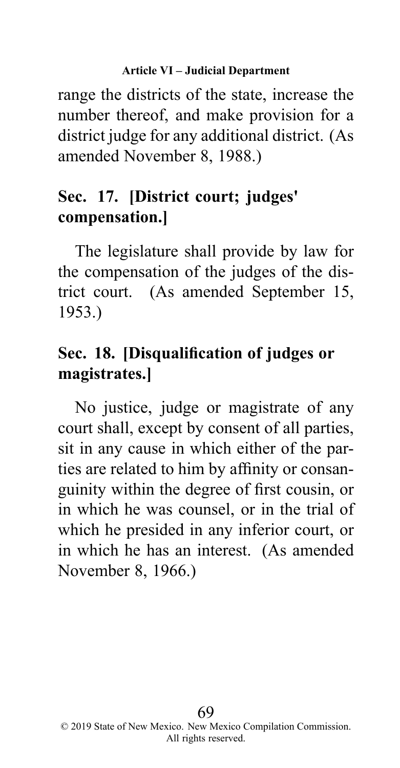range the districts of the state, increase the number thereof, and make provision for a district judge for any additional district. (As amended November 8, 1988.)

## Sec. 17. [District court; judges' compensation.]

The legislature shall provide by law for the compensation of the judges of the district court. (As amended September 15, 1953.)

## Sec. 18. [Disqualification of judges or magistrates.]

No justice, judge or magistrate of any court shall, except by consent of all parties, sit in any cause in which either of the parties are related to him by affinity or consanguinity within the degree of first cousin, or in which he was counsel, or in the trial of which he presided in any inferior court, or in which he has an interest. (As amended November 8, 1966.)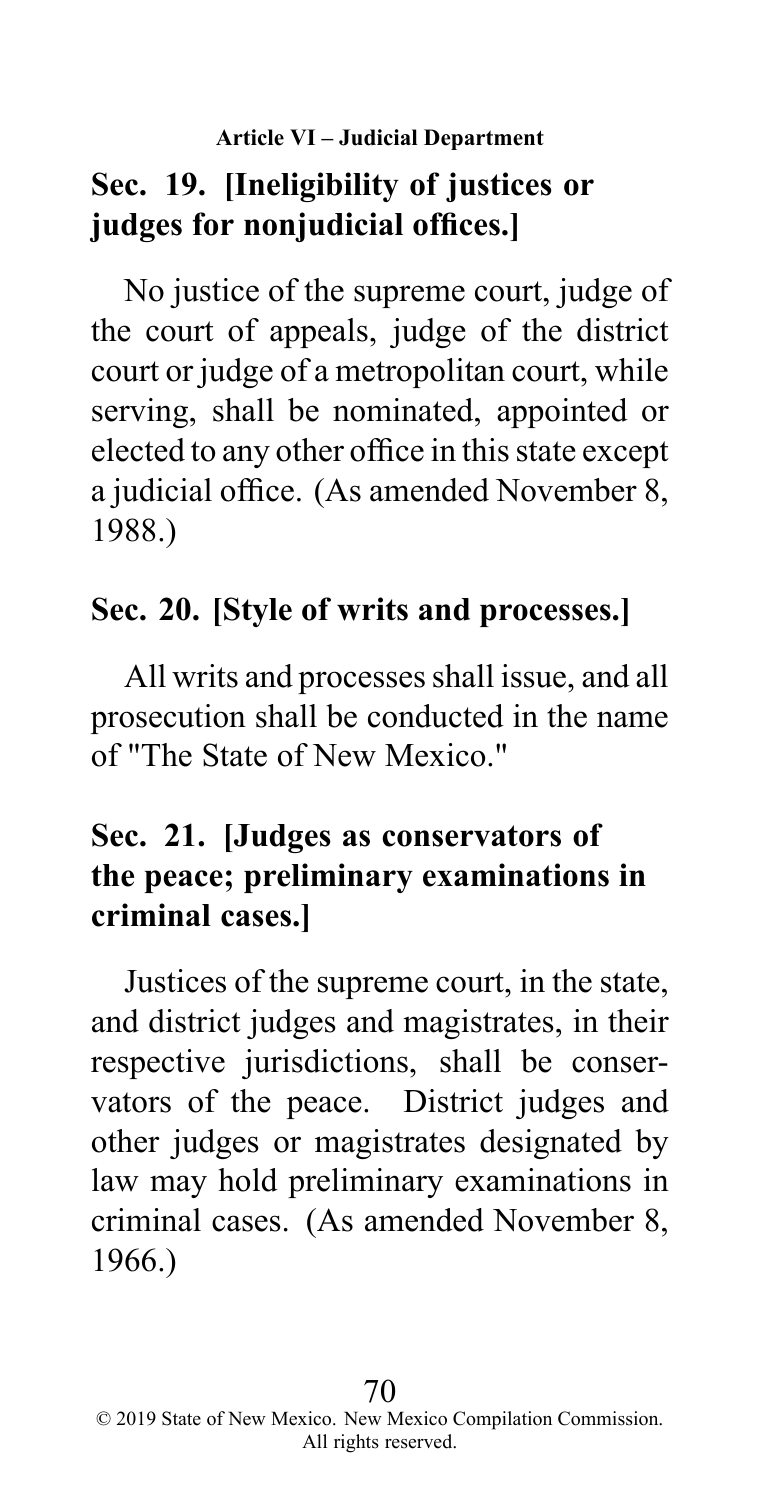## Sec. 19. [Ineligibility of justices or judges for nonjudicial offices.]

No justice of the supreme court, judge of the court of appeals, judge of the district court or judge of a metropolitan court, while serving, shall be nominated, appointed or elected to any other office in this state except a judicial office. (As amended November 8, 1988.)

## Sec. 20. [Style of writs and processes.]

All writs and processes shall issue, and all prosecution shall be conducted in the name of "The State of New Mexico."

## Sec. 21. [Judges as conservators of the peace; preliminary examinations in criminal cases.]

Justices of the supreme court, in the state, and district judges and magistrates, in their respective jurisdictions, shall be conservators of the peace. District judges and other judges or magistrates designated by law may hold preliminary examinations in criminal cases. (As amended November 8, 1966.)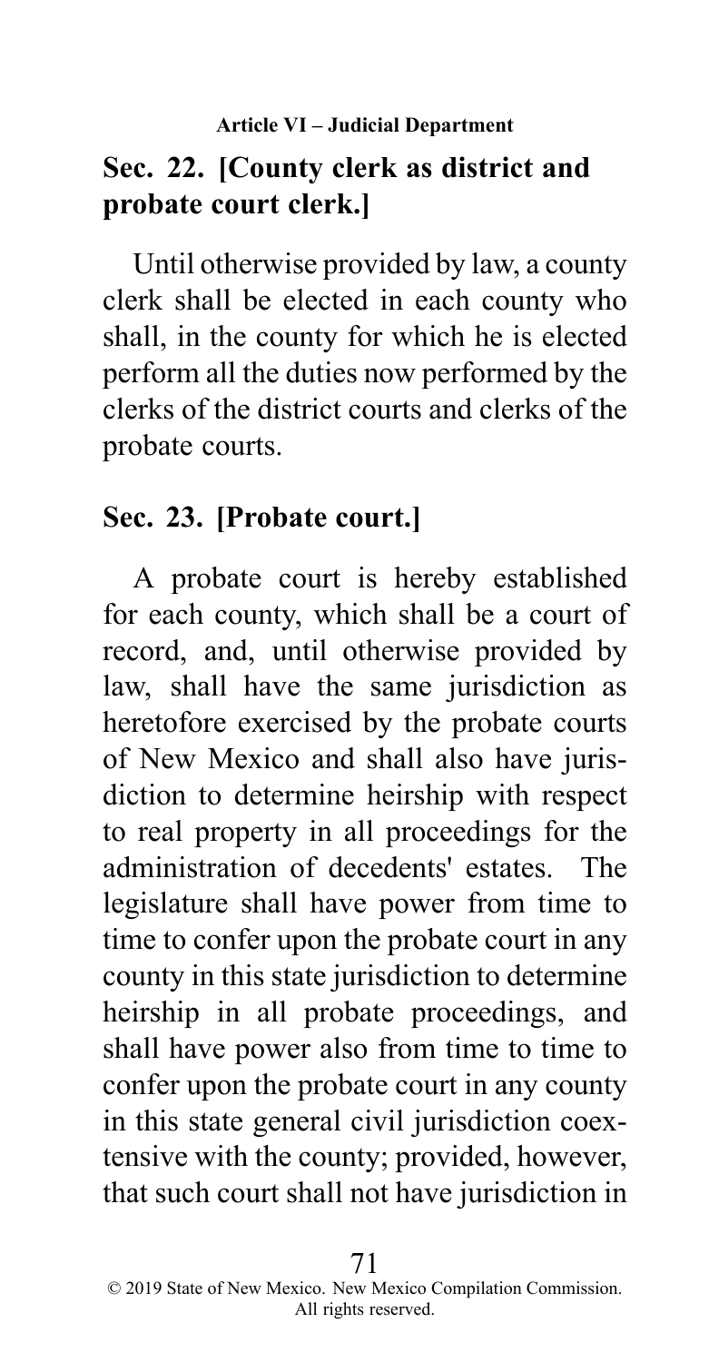## Sec. 22. [County clerk as district and probate court clerk.]

Until otherwise provided by law, a county clerk shall be elected in each county who shall, in the county for which he is elected perform all the duties now performed by the clerks of the district courts and clerks of the probate courts.

## Sec. 23. [Probate court.]

A probate court is hereby established for each county, which shall be a court of record, and, until otherwise provided by law, shall have the same jurisdiction as heretofore exercised by the probate courts of New Mexico and shall also have jurisdiction to determine heirship with respect to real property in all proceedings for the administration of decedents' estates. The legislature shall have power from time to time to confer upon the probate court in any county in this state jurisdiction to determine heirship in all probate proceedings, and shall have power also from time to time to confer upon the probate court in any county in this state general civil jurisdiction coextensive with the county; provided, however, that such court shall not have jurisdiction in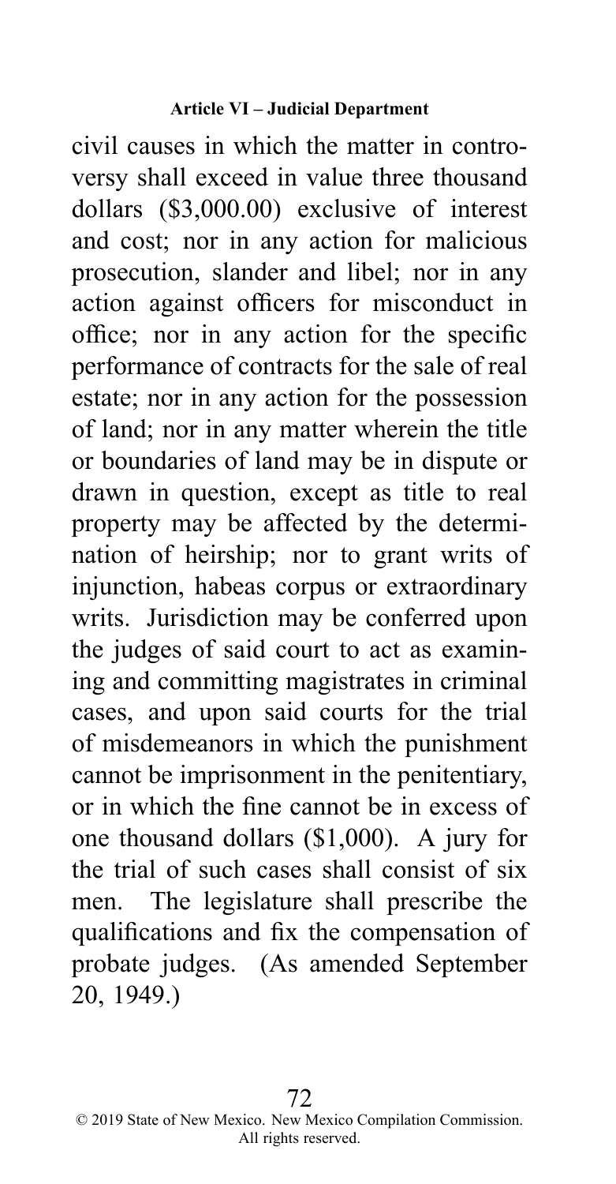civil causes in which the matter in controversy shall exceed in value three thousand dollars ($3,000.00) exclusive of interest and cost; nor in any action for malicious prosecution, slander and libel; nor in any action against officers for misconduct in office; nor in any action for the specific performance of contracts for the sale of real estate; nor in any action for the possession of land; nor in any matter wherein the title or boundaries of land may be in dispute or drawn in question, except as title to real property may be affected by the determination of heirship; nor to grant writs of injunction, habeas corpus or extraordinary writs. Jurisdiction may be conferred upon the judges of said court to act as examining and committing magistrates in criminal cases, and upon said courts for the trial of misdemeanors in which the punishment cannot be imprisonment in the penitentiary, or in which the fine cannot be in excess of one thousand dollars ($1,000). A jury for the trial of such cases shall consist of six men. The legislature shall prescribe the qualifications and fix the compensation of probate judges. (As amended September 20, 1949.)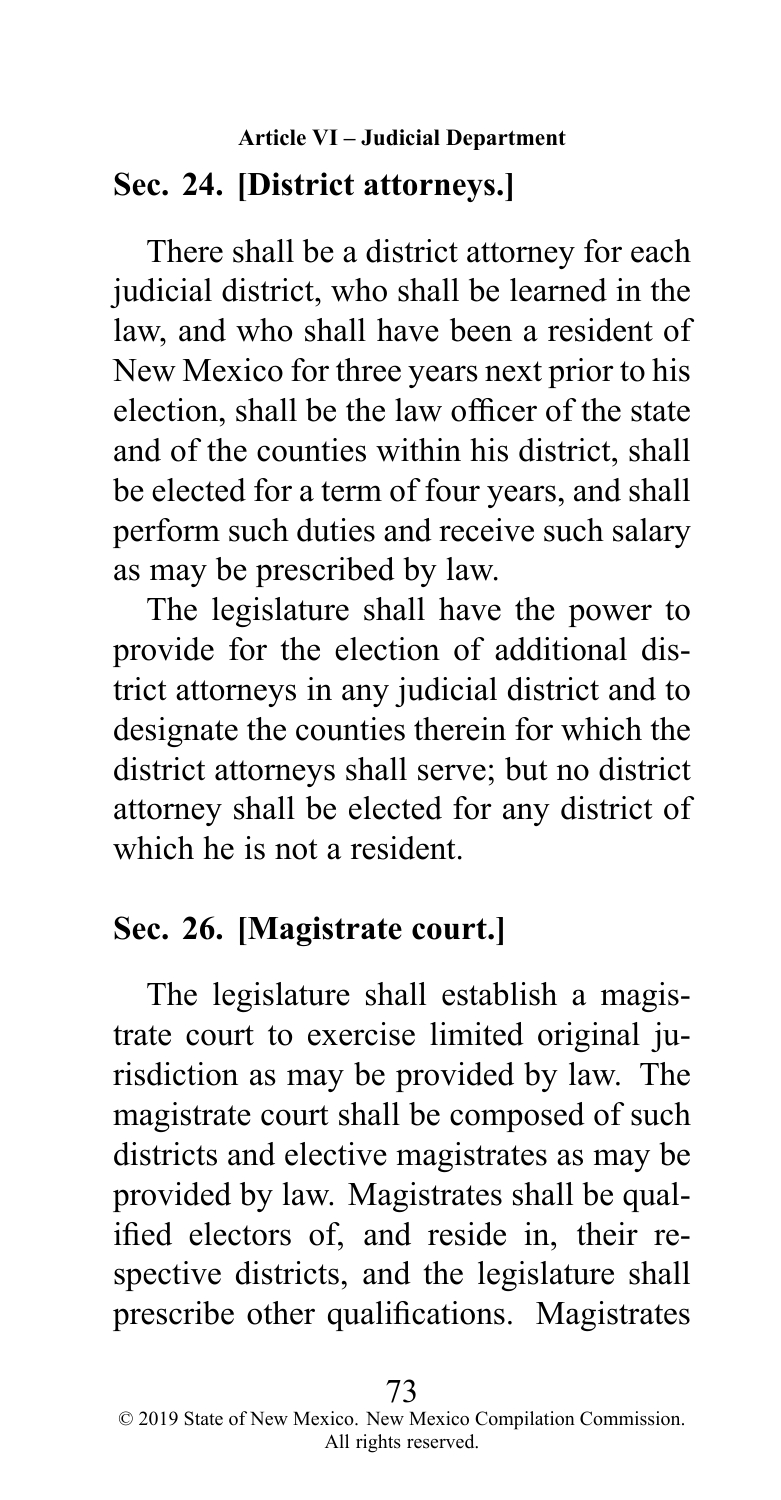## Sec. 24. [District attorneys.]

There shall be a district attorney for each judicial district, who shall be learned in the law, and who shall have been a resident of New Mexico for three years next prior to his election, shall be the law officer of the state and of the counties within his district, shall be elected for a term of four years, and shall perform such duties and receive such salary as may be prescribed by law.

The legislature shall have the power to provide for the election of additional district attorneys in any judicial district and to designate the counties therein for which the district attorneys shall serve; but no district attorney shall be elected for any district of which he is not a resident.

## Sec. 26. [Magistrate court.]

The legislature shall establish a magistrate court to exercise limited original jurisdiction as may be provided by law. The magistrate court shall be composed of such districts and elective magistrates as may be provided by law. Magistrates shall be qualified electors of, and reside in, their respective districts, and the legislature shall prescribe other qualifications. Magistrates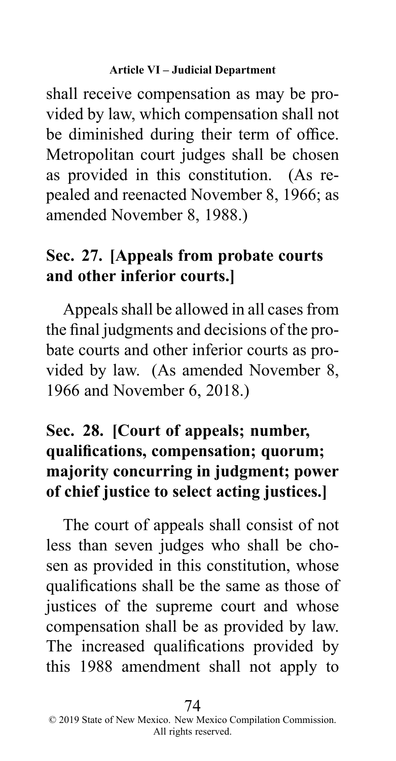shall receive compensation as may be provided by law, which compensation shall not be diminished during their term of office. Metropolitan court judges shall be chosen as provided in this constitution. (As repealed and reenacted November 8, 1966; as amended November 8, 1988.)

### Sec. 27. [Appeals from probate courts and other inferior courts.]

Appeals shall be allowed in all cases from the final judgments and decisions of the probate courts and other inferior courts as provided by law. (As amended November 8, 1966 and November 6, 2018.)

### Sec. 28. [Court of appeals; number, qualifications, compensation; quorum; majority concurring in judgment; power of chief justice to select acting justices.]

The court of appeals shall consist of not less than seven judges who shall be chosen as provided in this constitution, whose qualifications shall be the same as those of justices of the supreme court and whose compensation shall be as provided by law. The increased qualifications provided by this 1988 amendment shall not apply to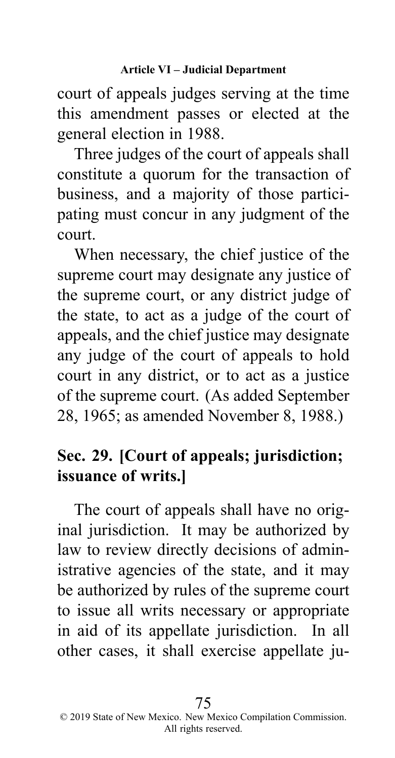court of appeals judges serving at the time this amendment passes or elected at the general election in 1988.

Three judges of the court of appeals shall constitute a quorum for the transaction of business, and a majority of those participating must concur in any judgment of the court.

When necessary, the chief justice of the supreme court may designate any justice of the supreme court, or any district judge of the state, to act as a judge of the court of appeals, and the chief justice may designate any judge of the court of appeals to hold court in any district, or to act as a justice of the supreme court. (As added September 28, 1965; as amended November 8, 1988.)

## Sec. 29. [Court of appeals; jurisdiction; issuance of writs.]

The court of appeals shall have no original jurisdiction. It may be authorized by law to review directly decisions of administrative agencies of the state, and it may be authorized by rules of the supreme court to issue all writs necessary or appropriate in aid of its appellate jurisdiction. In all other cases, it shall exercise appellate ju-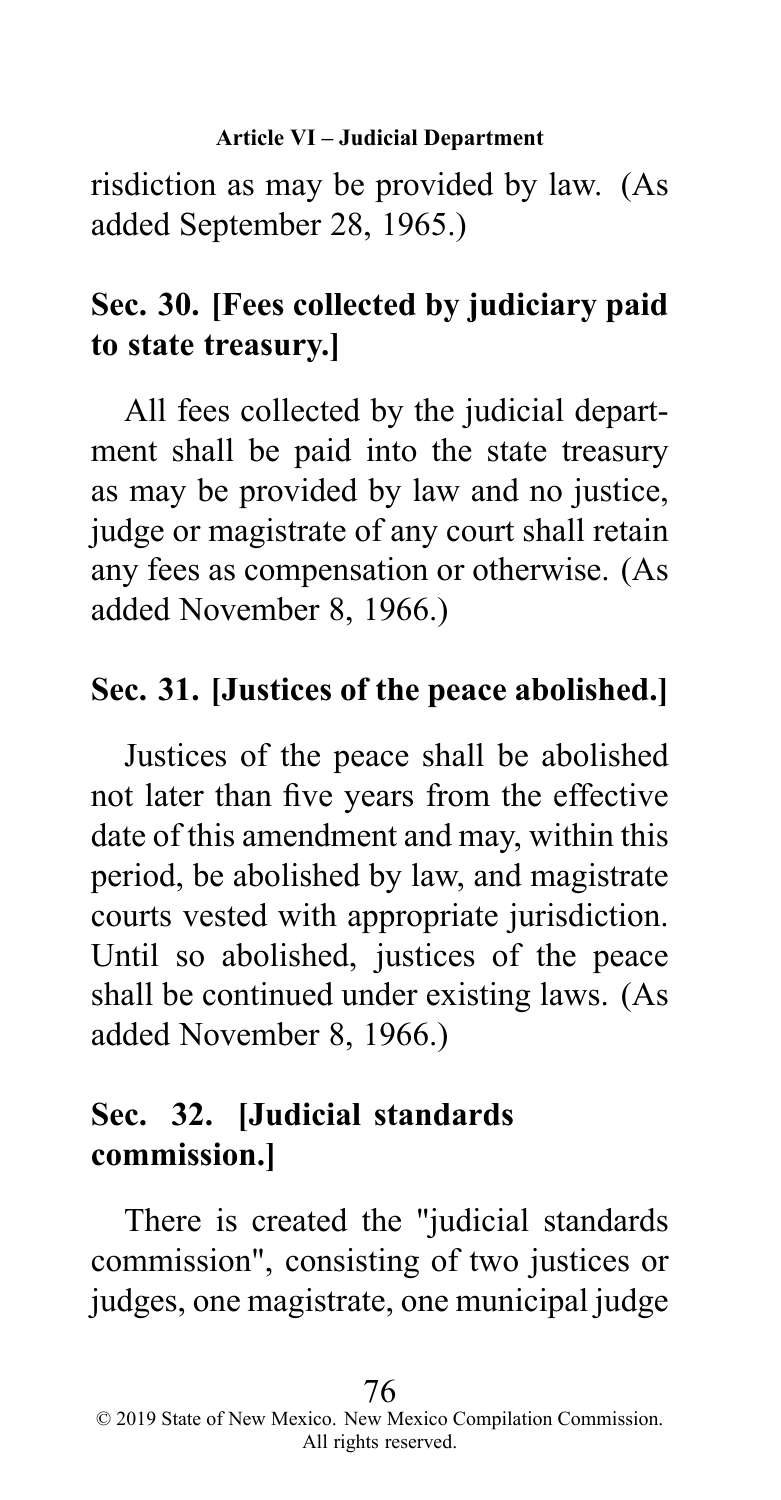risdiction as may be provided by law. (As added September 28, 1965.)

## Sec. 30. [Fees collected by judiciary paid to state treasury.]

All fees collected by the judicial department shall be paid into the state treasury as may be provided by law and no justice, judge or magistrate of any court shall retain any fees as compensation or otherwise. (As added November 8, 1966.)

## Sec. 31. [Justices of the peace abolished.]

Justices of the peace shall be abolished not later than five years from the effective date of this amendment and may, within this period, be abolished by law, and magistrate courts vested with appropriate jurisdiction. Until so abolished, justices of the peace shall be continued under existing laws. (As added November 8, 1966.)

## Sec. 32. [Judicial standards commission.]

There is created the "judicial standards commission", consisting of two justices or judges, one magistrate, one municipal judge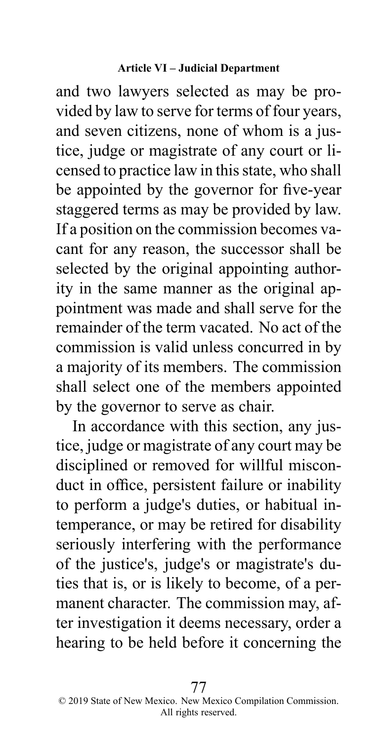and two lawyers selected as may be provided by law to serve for terms of four years, and seven citizens, none of whom is a justice, judge or magistrate of any court or licensed to practice law in this state, who shall be appointed by the governor for five-year staggered terms as may be provided by law. If a position on the commission becomes vacant for any reason, the successor shall be selected by the original appointing authority in the same manner as the original appointment was made and shall serve for the remainder of the term vacated. No act of the commission is valid unless concurred in by a majority of its members. The commission shall select one of the members appointed by the governor to serve as chair.

In accordance with this section, any justice, judge or magistrate of any court may be disciplined or removed for willful misconduct in office, persistent failure or inability to perform a judge's duties, or habitual intemperance, or may be retired for disability seriously interfering with the performance of the justice's, judge's or magistrate's duties that is, or is likely to become, of a permanent character. The commission may, after investigation it deems necessary, order a hearing to be held before it concerning the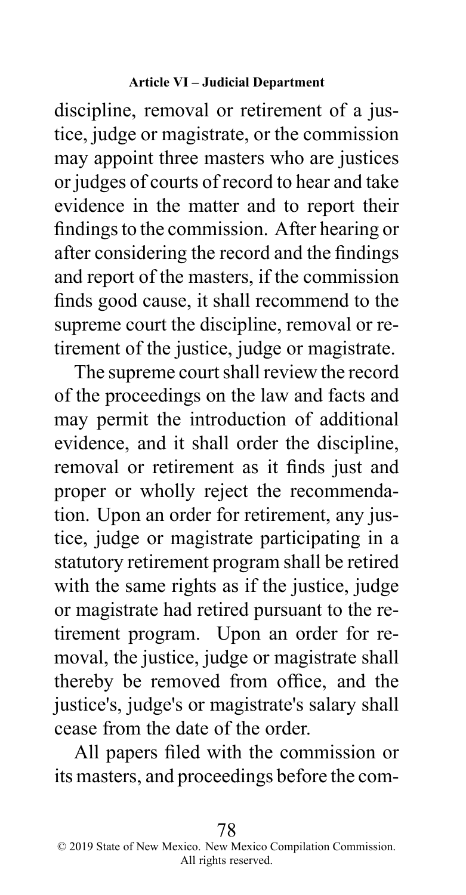discipline, removal or retirement of a justice, judge or magistrate, or the commission may appoint three masters who are justices or judges of courts of record to hear and take evidence in the matter and to report their findings to the commission. After hearing or after considering the record and the findings and report of the masters, if the commission finds good cause, it shall recommend to the supreme court the discipline, removal or retirement of the justice, judge or magistrate.

The supreme court shall review the record of the proceedings on the law and facts and may permit the introduction of additional evidence, and it shall order the discipline, removal or retirement as it finds just and proper or wholly reject the recommendation. Upon an order for retirement, any justice, judge or magistrate participating in a statutory retirement program shall be retired with the same rights as if the justice, judge or magistrate had retired pursuant to the retirement program. Upon an order for removal, the justice, judge or magistrate shall thereby be removed from office, and the justice's, judge's or magistrate's salary shall cease from the date of the order.

All papers filed with the commission or its masters, and proceedings before the com-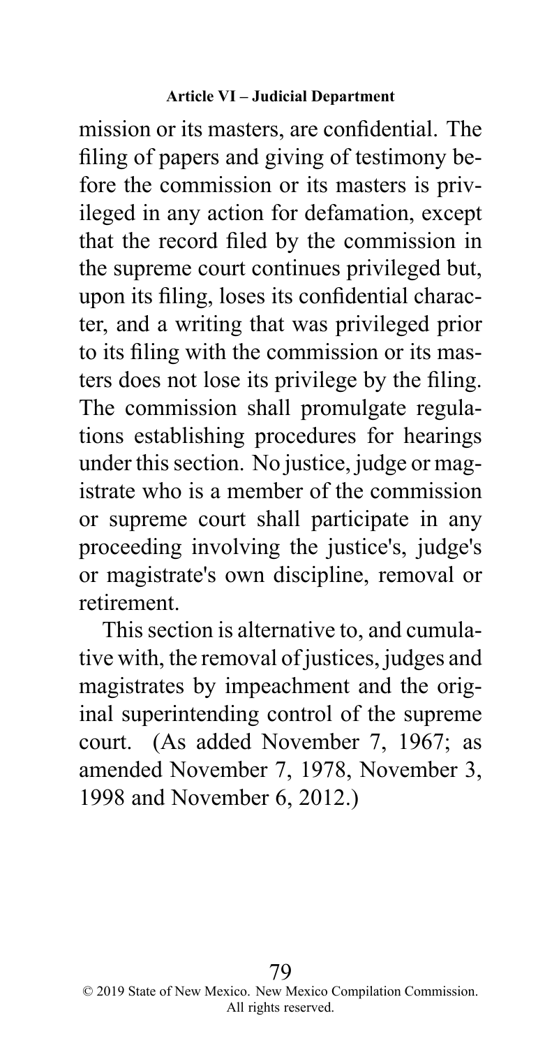mission or its masters, are confidential. The filing of papers and giving of testimony before the commission or its masters is privileged in any action for defamation, except that the record filed by the commission in the supreme court continues privileged but, upon its filing, loses its confidential character, and a writing that was privileged prior to its filing with the commission or its masters does not lose its privilege by the filing. The commission shall promulgate regulations establishing procedures for hearings under this section. No justice, judge or magistrate who is a member of the commission or supreme court shall participate in any proceeding involving the justice's, judge's or magistrate's own discipline, removal or retirement.

This section is alternative to, and cumulative with, the removal of justices, judges and magistrates by impeachment and the original superintending control of the supreme court. (As added November 7, 1967; as amended November 7, 1978, November 3, 1998 and November 6, 2012.)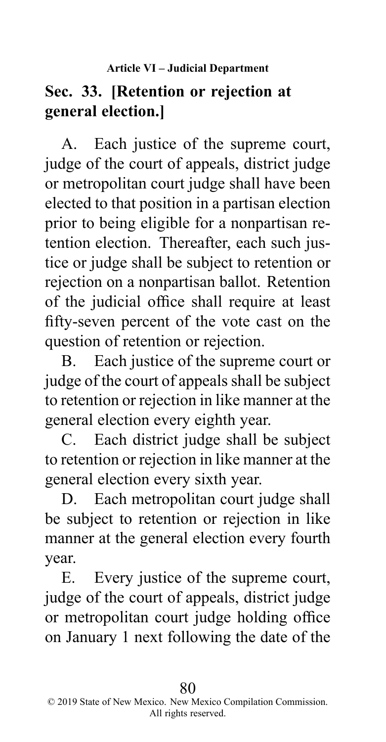## Sec. 33. [Retention or rejection at general election.]

A. Each justice of the supreme court, judge of the court of appeals, district judge or metropolitan court judge shall have been elected to that position in a partisan election prior to being eligible for a nonpartisan retention election. Thereafter, each such justice or judge shall be subject to retention or rejection on a nonpartisan ballot. Retention of the judicial office shall require at least fifty-seven percent of the vote cast on the question of retention or rejection.

B. Each justice of the supreme court or judge of the court of appeals shall be subject to retention or rejection in like manner at the general election every eighth year.

C. Each district judge shall be subject to retention or rejection in like manner at the general election every sixth year.

D. Each metropolitan court judge shall be subject to retention or rejection in like manner at the general election every fourth year.

E. Every justice of the supreme court, judge of the court of appeals, district judge or metropolitan court judge holding office on January 1 next following the date of the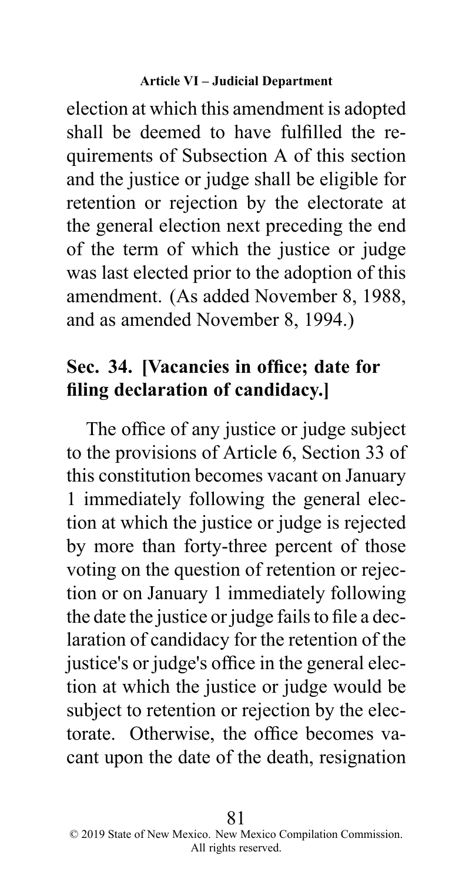election at which this amendment is adopted shall be deemed to have fulfilled the requirements of Subsection A of this section and the justice or judge shall be eligible for retention or rejection by the electorate at the general election next preceding the end of the term of which the justice or judge was last elected prior to the adoption of this amendment. (As added November 8, 1988, and as amended November 8, 1994.)

## Sec. 34. [Vacancies in office; date for filing declaration of candidacy.]

The office of any justice or judge subject to the provisions of Article 6, Section 33 of this constitution becomes vacant on January 1 immediately following the general election at which the justice or judge is rejected by more than forty-three percent of those voting on the question of retention or rejection or on January 1 immediately following the date the justice or judge fails to file a declaration of candidacy for the retention of the justice's or judge's office in the general election at which the justice or judge would be subject to retention or rejection by the electorate. Otherwise, the office becomes vacant upon the date of the death, resignation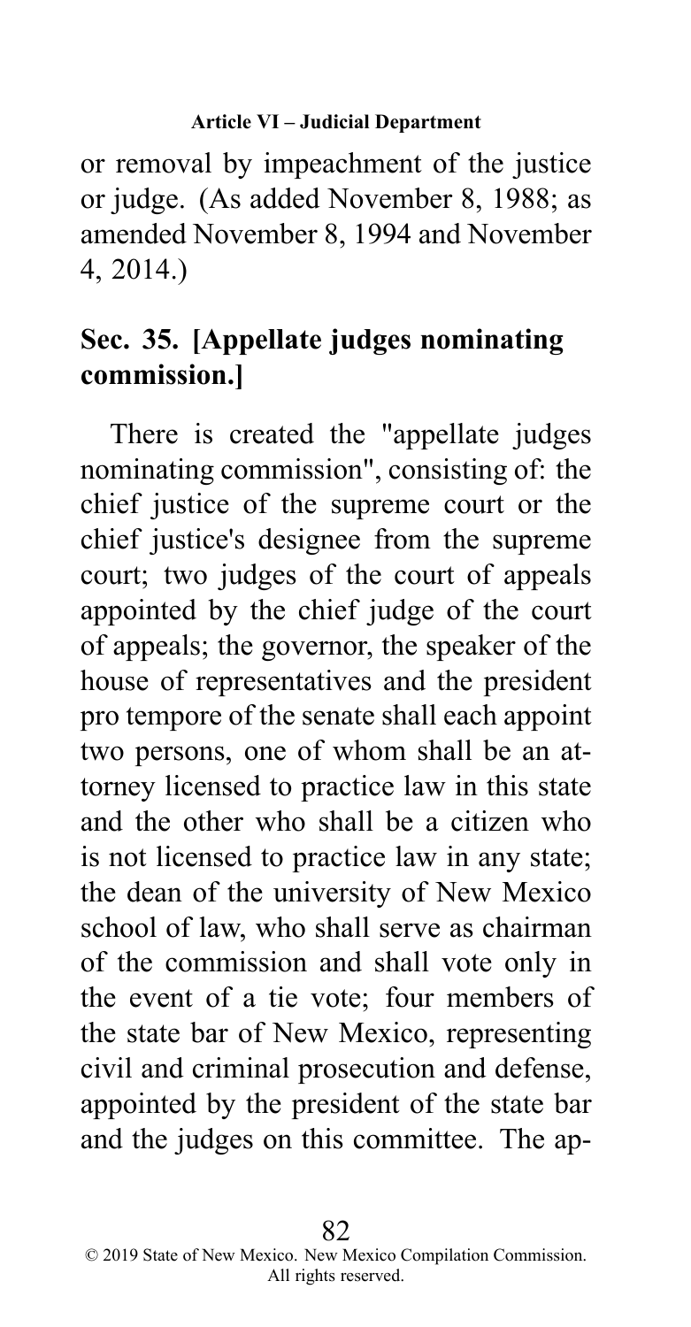or removal by impeachment of the justice or judge. (As added November 8, 1988; as amended November 8, 1994 and November 4, 2014.)

## Sec. 35. [Appellate judges nominating commission.]

There is created the "appellate judges nominating commission", consisting of: the chief justice of the supreme court or the chief justice's designee from the supreme court; two judges of the court of appeals appointed by the chief judge of the court of appeals; the governor, the speaker of the house of representatives and the president pro tempore of the senate shall each appoint two persons, one of whom shall be an attorney licensed to practice law in this state and the other who shall be a citizen who is not licensed to practice law in any state; the dean of the university of New Mexico school of law, who shall serve as chairman of the commission and shall vote only in the event of a tie vote; four members of the state bar of New Mexico, representing civil and criminal prosecution and defense, appointed by the president of the state bar and the judges on this committee. The ap-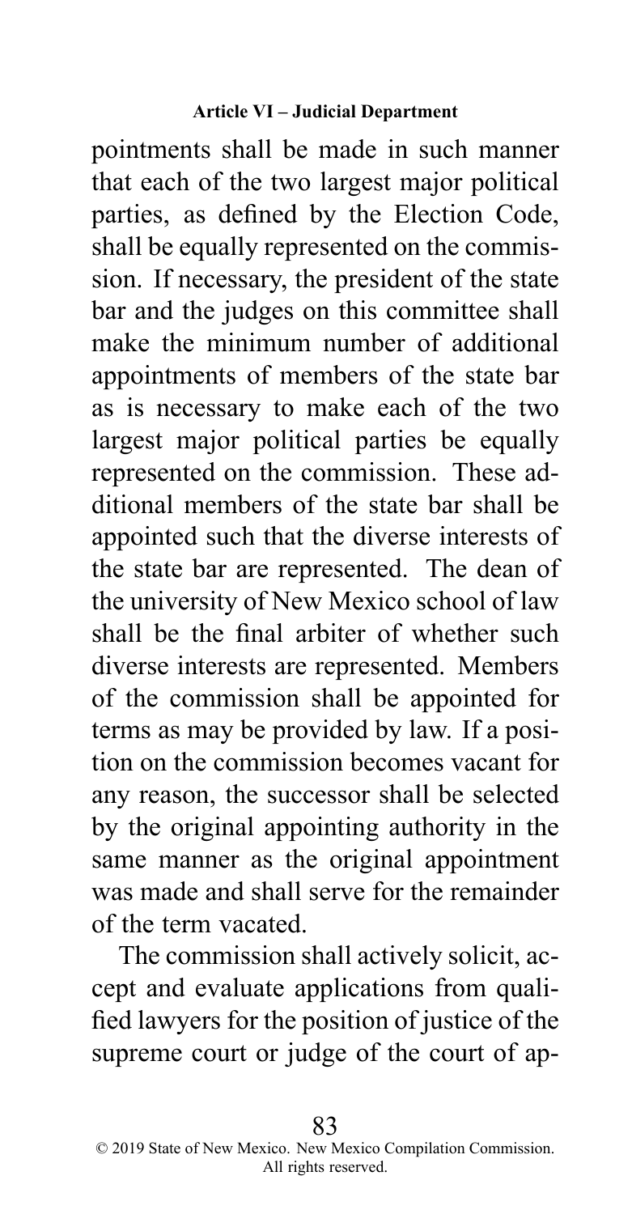pointments shall be made in such manner that each of the two largest major political parties, as defined by the Election Code, shall be equally represented on the commission. If necessary, the president of the state bar and the judges on this committee shall make the minimum number of additional appointments of members of the state bar as is necessary to make each of the two largest major political parties be equally represented on the commission. These additional members of the state bar shall be appointed such that the diverse interests of the state bar are represented. The dean of the university of New Mexico school of law shall be the final arbiter of whether such diverse interests are represented. Members of the commission shall be appointed for terms as may be provided by law. If a position on the commission becomes vacant for any reason, the successor shall be selected by the original appointing authority in the same manner as the original appointment was made and shall serve for the remainder of the term vacated.

The commission shall actively solicit, accept and evaluate applications from qualified lawyers for the position of justice of the supreme court or judge of the court of ap-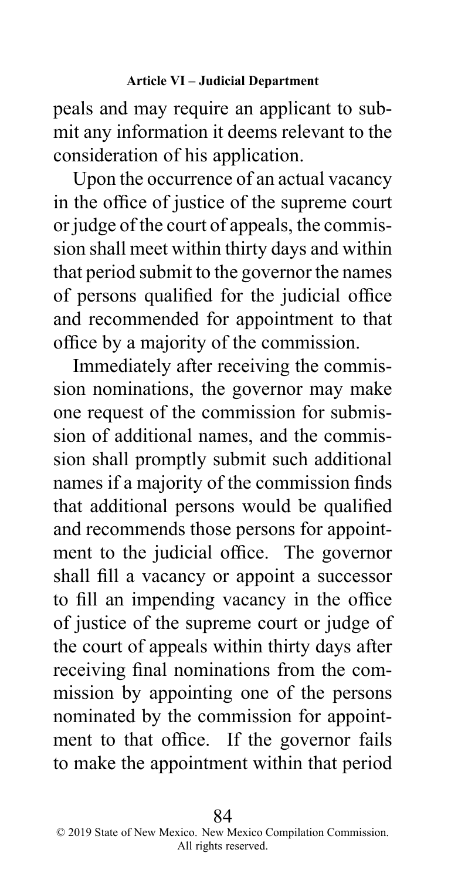peals and may require an applicant to submit any information it deems relevant to the consideration of his application.

Upon the occurrence of an actual vacancy in the office of justice of the supreme court or judge of the court of appeals, the commission shall meet within thirty days and within that period submit to the governor the names of persons qualified for the judicial office and recommended for appointment to that office by a majority of the commission.

Immediately after receiving the commission nominations, the governor may make one request of the commission for submission of additional names, and the commission shall promptly submit such additional names if a majority of the commission finds that additional persons would be qualified and recommends those persons for appointment to the judicial office. The governor shall fill a vacancy or appoint a successor to fill an impending vacancy in the office of justice of the supreme court or judge of the court of appeals within thirty days after receiving final nominations from the commission by appointing one of the persons nominated by the commission for appointment to that office. If the governor fails to make the appointment within that period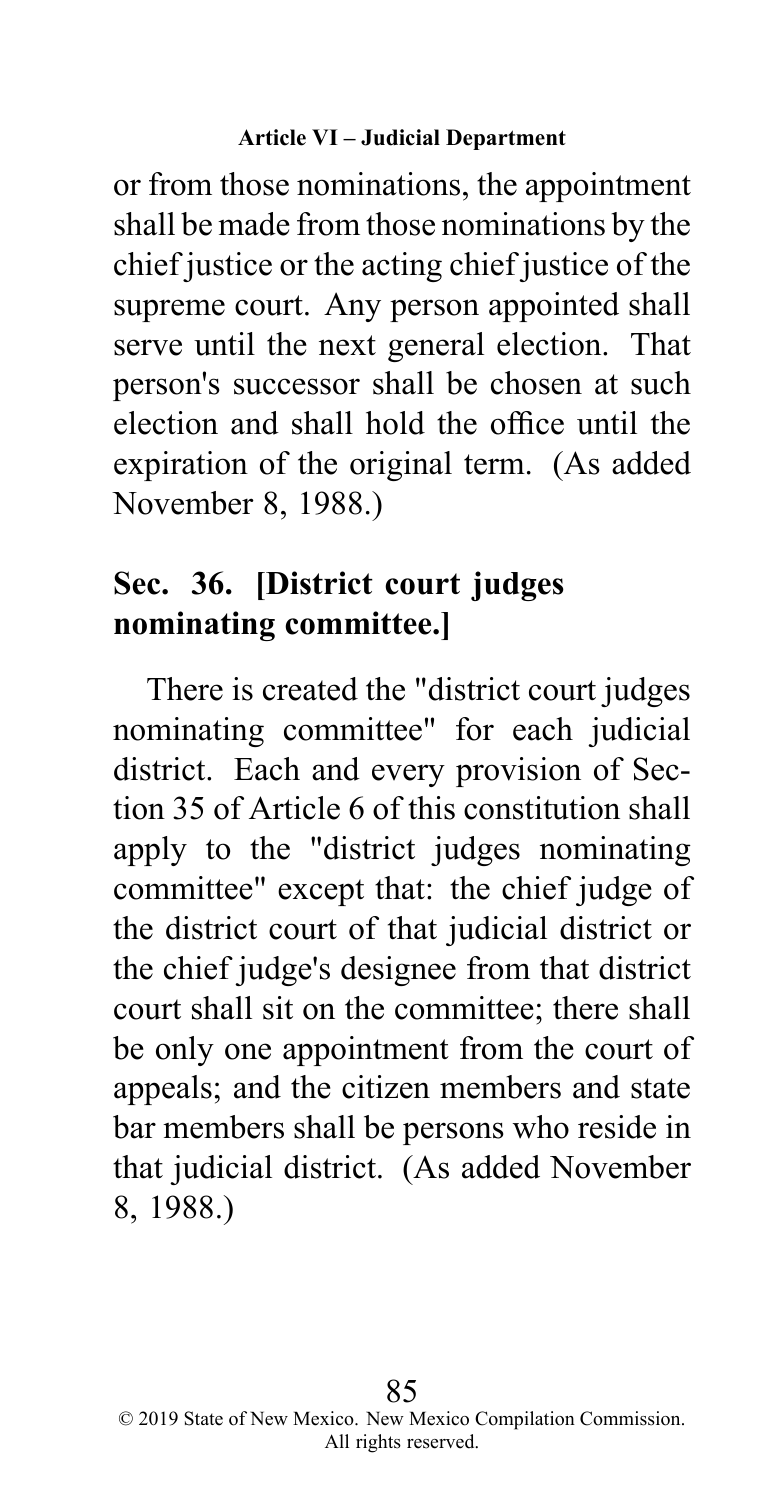or from those nominations, the appointment shall be made from those nominations by the chief justice or the acting chief justice of the supreme court. Any person appointed shall serve until the next general election. That person's successor shall be chosen at such election and shall hold the office until the expiration of the original term. (As added November 8, 1988.)

## Sec. 36. [District court judges nominating committee.]

There is created the "district court judges nominating committee" for each judicial district. Each and every provision of Section 35 of Article 6 of this constitution shall apply to the "district judges nominating committee" except that: the chief judge of the district court of that judicial district or the chief judge's designee from that district court shall sit on the committee; there shall be only one appointment from the court of appeals; and the citizen members and state bar members shall be persons who reside in that judicial district. (As added November 8, 1988.)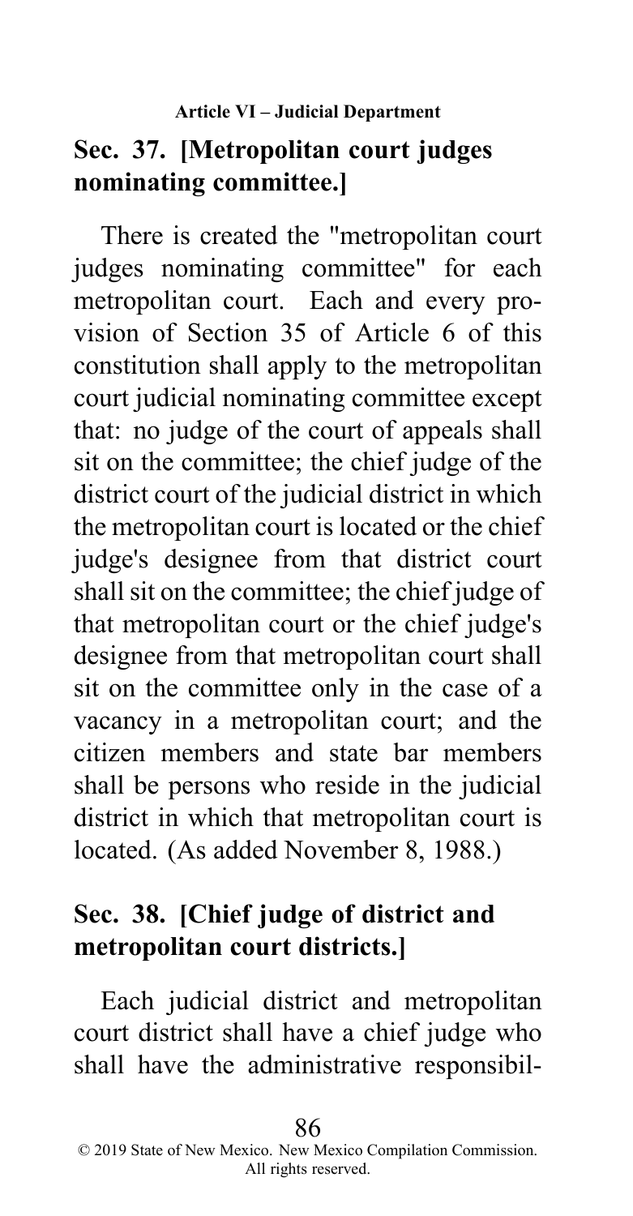## Sec. 37. [Metropolitan court judges nominating committee.]

There is created the "metropolitan court judges nominating committee" for each metropolitan court. Each and every provision of Section 35 of Article 6 of this constitution shall apply to the metropolitan court judicial nominating committee except that: no judge of the court of appeals shall sit on the committee; the chief judge of the district court of the judicial district in which the metropolitan court is located or the chief judge's designee from that district court shall sit on the committee; the chief judge of that metropolitan court or the chief judge's designee from that metropolitan court shall sit on the committee only in the case of a vacancy in a metropolitan court; and the citizen members and state bar members shall be persons who reside in the judicial district in which that metropolitan court is located. (As added November 8, 1988.)

## Sec. 38. [Chief judge of district and metropolitan court districts.]

Each judicial district and metropolitan court district shall have a chief judge who shall have the administrative responsibil-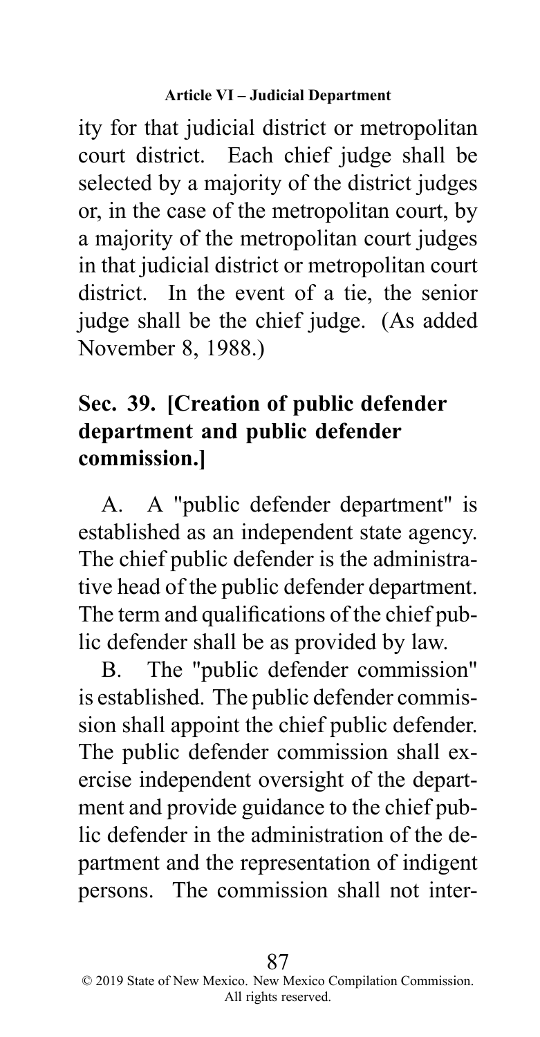ity for that judicial district or metropolitan court district. Each chief judge shall be selected by a majority of the district judges or, in the case of the metropolitan court, by a majority of the metropolitan court judges in that judicial district or metropolitan court district. In the event of a tie, the senior judge shall be the chief judge. (As added November 8, 1988.)

## Sec. 39. [Creation of public defender department and public defender commission.]

A. A "public defender department" is established as an independent state agency. The chief public defender is the administrative head of the public defender department. The term and qualifications of the chief public defender shall be as provided by law.

B. The "public defender commission" is established. The public defender commission shall appoint the chief public defender. The public defender commission shall exercise independent oversight of the department and provide guidance to the chief public defender in the administration of the department and the representation of indigent persons. The commission shall not inter-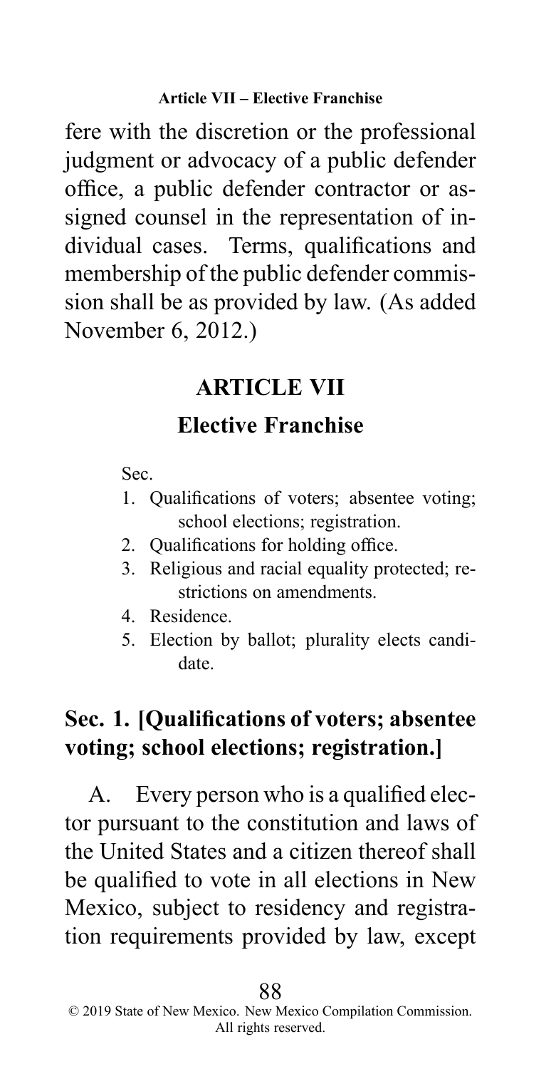fere with the discretion or the professional judgment or advocacy of a public defender office, a public defender contractor or assigned counsel in the representation of individual cases. Terms, qualifications and membership of the public defender commission shall be as provided by law. (As added November 6, 2012.)

## ARTICLE VII

## Elective Franchise

Sec.

1. Qualifications of voters; absentee voting; school elections; registration.
2. Qualifications for holding office.
3. Religious and racial equality protected; restrictions on amendments.
4. Residence.
5. Election by ballot; plurality elects candidate.

### Sec. 1. [Qualifications of voters; absentee voting; school elections; registration.]

A. Every person who is a qualified elector pursuant to the constitution and laws of the United States and a citizen thereof shall be qualified to vote in all elections in New Mexico, subject to residency and registration requirements provided by law, except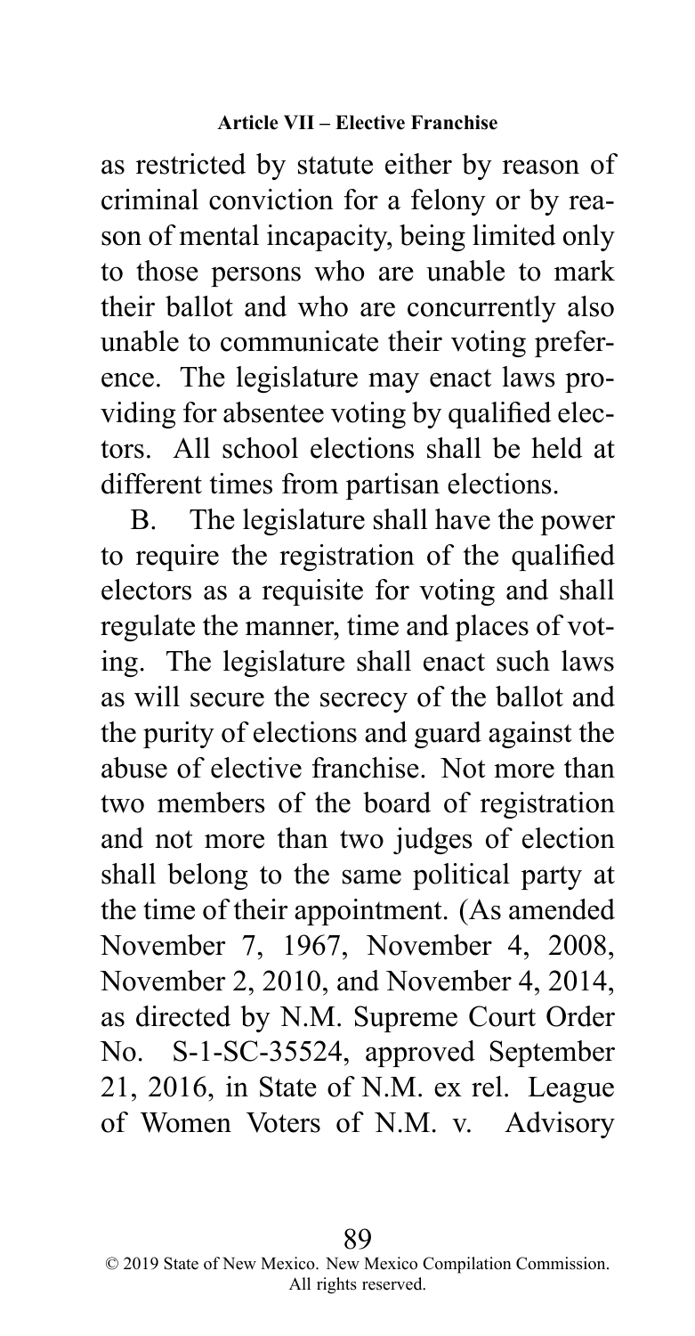as restricted by statute either by reason of criminal conviction for a felony or by reason of mental incapacity, being limited only to those persons who are unable to mark their ballot and who are concurrently also unable to communicate their voting preference. The legislature may enact laws providing for absentee voting by qualified electors. All school elections shall be held at different times from partisan elections.

B. The legislature shall have the power to require the registration of the qualified electors as a requisite for voting and shall regulate the manner, time and places of voting. The legislature shall enact such laws as will secure the secrecy of the ballot and the purity of elections and guard against the abuse of elective franchise. Not more than two members of the board of registration and not more than two judges of election shall belong to the same political party at the time of their appointment. (As amended November 7, 1967, November 4, 2008, November 2, 2010, and November 4, 2014, as directed by N.M. Supreme Court Order No. S-1-SC-35524, approved September 21, 2016, in State of N.M. ex rel. League of Women Voters of N.M. v. Advisory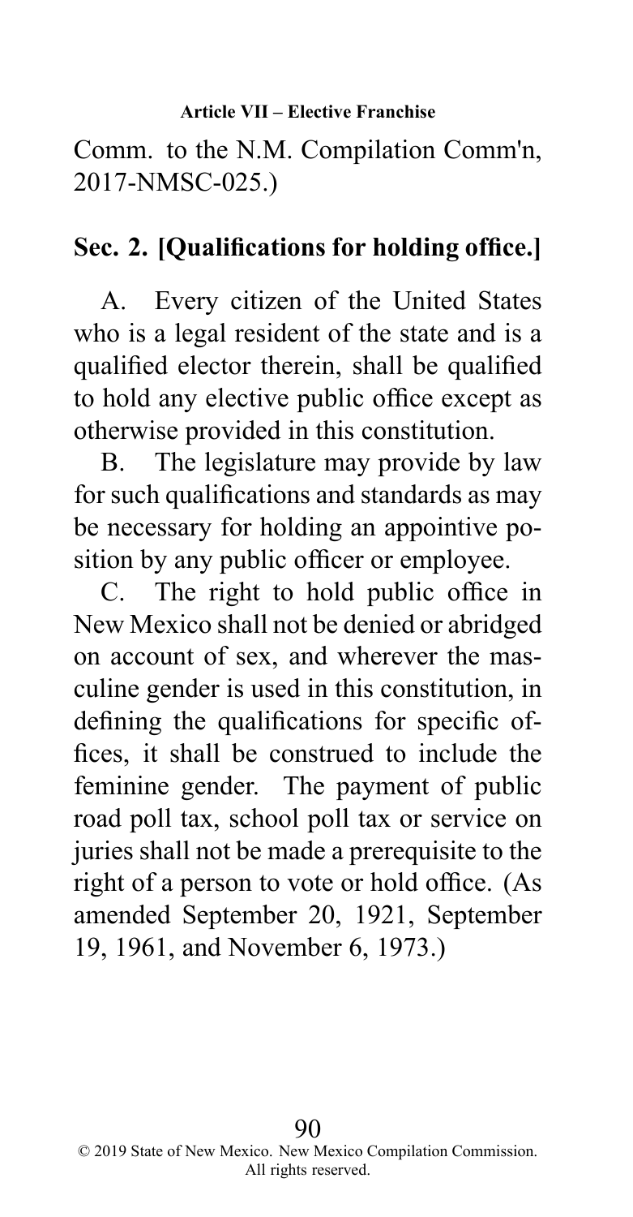Comm. to the N.M. Compilation Comm'n, 2017-NMSC-025.)

## Sec. 2. [Qualifications for holding office.]

A. Every citizen of the United States who is a legal resident of the state and is a qualified elector therein, shall be qualified to hold any elective public office except as otherwise provided in this constitution.

B. The legislature may provide by law for such qualifications and standards as may be necessary for holding an appointive position by any public officer or employee.

C. The right to hold public office in New Mexico shall not be denied or abridged on account of sex, and wherever the masculine gender is used in this constitution, in defining the qualifications for specific offices, it shall be construed to include the feminine gender. The payment of public road poll tax, school poll tax or service on juries shall not be made a prerequisite to the right of a person to vote or hold office. (As amended September 20, 1921, September 19, 1961, and November 6, 1973.)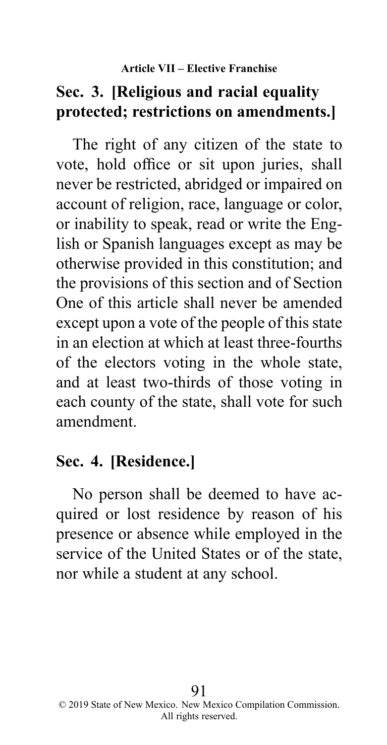## Sec. 3. [Religious and racial equality protected; restrictions on amendments.]

The right of any citizen of the state to vote, hold office or sit upon juries, shall never be restricted, abridged or impaired on account of religion, race, language or color, or inability to speak, read or write the English or Spanish languages except as may be otherwise provided in this constitution; and the provisions of this section and of Section One of this article shall never be amended except upon a vote of the people of this state in an election at which at least three-fourths of the electors voting in the whole state, and at least two-thirds of those voting in each county of the state, shall vote for such amendment.

## Sec. 4. [Residence.]

No person shall be deemed to have acquired or lost residence by reason of his presence or absence while employed in the service of the United States or of the state, nor while a student at any school.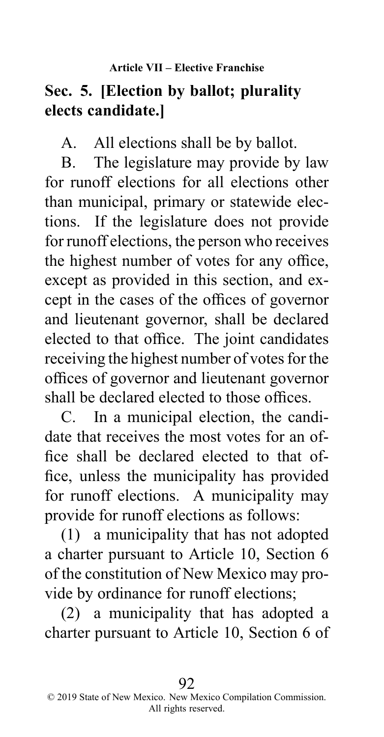## Sec. 5. [Election by ballot; plurality elects candidate.]

A. All elections shall be by ballot.

B. The legislature may provide by law for runoff elections for all elections other than municipal, primary or statewide elections. If the legislature does not provide for runoff elections, the person who receives the highest number of votes for any office, except as provided in this section, and except in the cases of the offices of governor and lieutenant governor, shall be declared elected to that office. The joint candidates receiving the highest number of votes for the offices of governor and lieutenant governor shall be declared elected to those offices.

C. In a municipal election, the candidate that receives the most votes for an office shall be declared elected to that office, unless the municipality has provided for runoff elections. A municipality may provide for runoff elections as follows:

(1) a municipality that has not adopted a charter pursuant to Article 10, Section 6 of the constitution of New Mexico may provide by ordinance for runoff elections;

(2) a municipality that has adopted a charter pursuant to Article 10, Section 6 of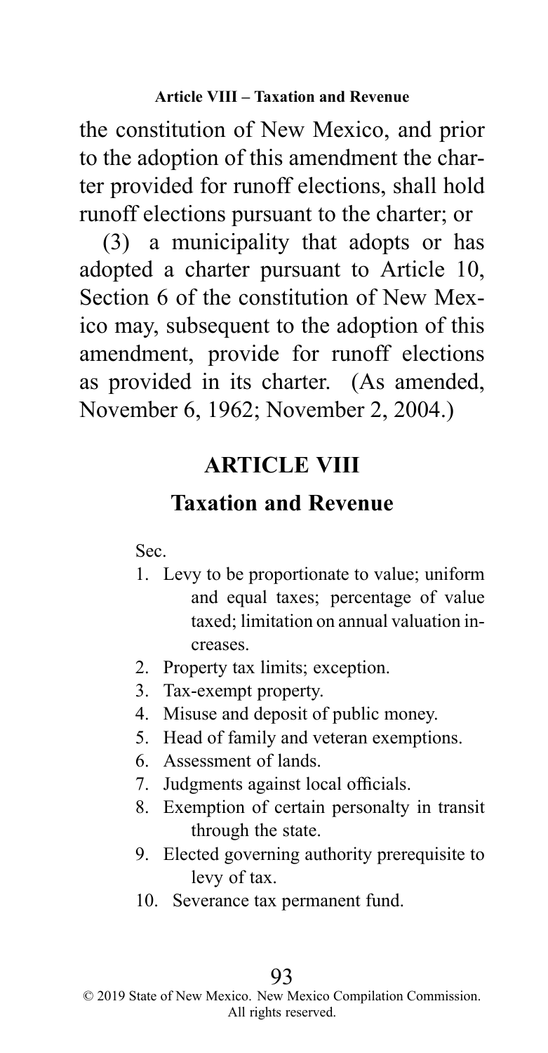the constitution of New Mexico, and prior to the adoption of this amendment the charter provided for runoff elections, shall hold runoff elections pursuant to the charter; or

(3) a municipality that adopts or has adopted a charter pursuant to Article 10, Section 6 of the constitution of New Mexico may, subsequent to the adoption of this amendment, provide for runoff elections as provided in its charter. (As amended, November 6, 1962; November 2, 2004.)

## ARTICLE VIII

## Taxation and Revenue

Sec.

1. Levy to be proportionate to value; uniform and equal taxes; percentage of value taxed; limitation on annual valuation increases.
2. Property tax limits; exception.
3. Tax-exempt property.
4. Misuse and deposit of public money.
5. Head of family and veteran exemptions.
6. Assessment of lands.
7. Judgments against local officials.
8. Exemption of certain personalty in transit through the state.
9. Elected governing authority prerequisite to levy of tax.
10. Severance tax permanent fund.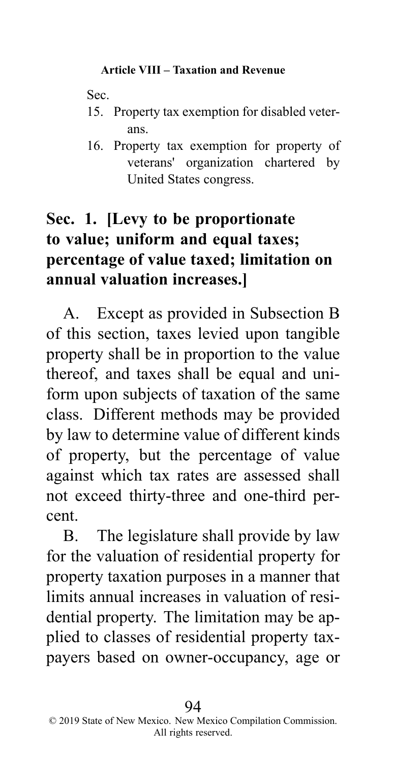Sec.

15. Property tax exemption for disabled veterans.
16. Property tax exemption for property of veterans' organization chartered by United States congress.

## Sec. 1. [Levy to be proportionate to value; uniform and equal taxes; percentage of value taxed; limitation on annual valuation increases.]

A. Except as provided in Subsection B of this section, taxes levied upon tangible property shall be in proportion to the value thereof, and taxes shall be equal and uniform upon subjects of taxation of the same class. Different methods may be provided by law to determine value of different kinds of property, but the percentage of value against which tax rates are assessed shall not exceed thirty-three and one-third percent.

B. The legislature shall provide by law for the valuation of residential property for property taxation purposes in a manner that limits annual increases in valuation of residential property. The limitation may be applied to classes of residential property taxpayers based on owner-occupancy, age or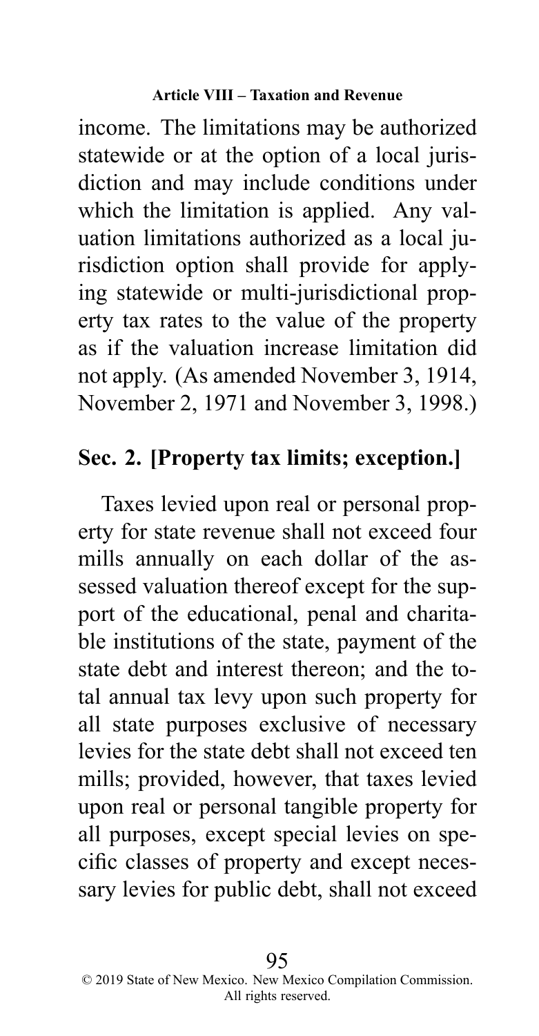income. The limitations may be authorized statewide or at the option of a local jurisdiction and may include conditions under which the limitation is applied. Any valuation limitations authorized as a local jurisdiction option shall provide for applying statewide or multi-jurisdictional property tax rates to the value of the property as if the valuation increase limitation did not apply. (As amended November 3, 1914, November 2, 1971 and November 3, 1998.)

## Sec. 2. [Property tax limits; exception.]

Taxes levied upon real or personal property for state revenue shall not exceed four mills annually on each dollar of the assessed valuation thereof except for the support of the educational, penal and charitable institutions of the state, payment of the state debt and interest thereon; and the total annual tax levy upon such property for all state purposes exclusive of necessary levies for the state debt shall not exceed ten mills; provided, however, that taxes levied upon real or personal tangible property for all purposes, except special levies on specific classes of property and except necessary levies for public debt, shall not exceed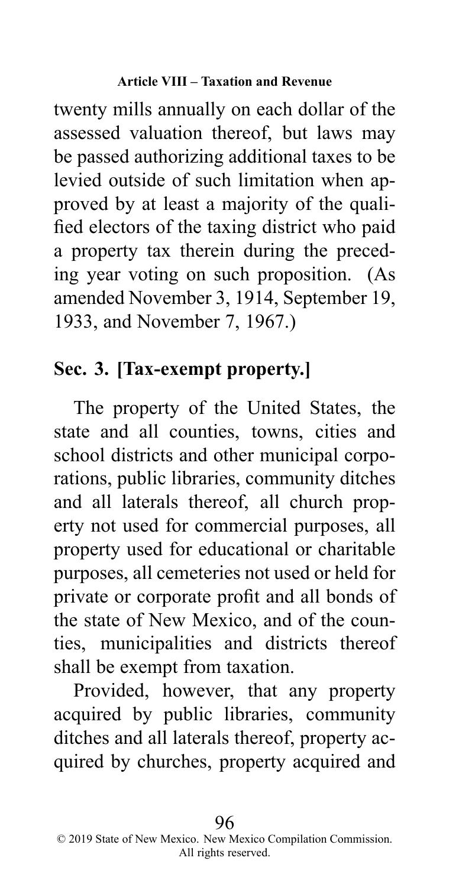twenty mills annually on each dollar of the assessed valuation thereof, but laws may be passed authorizing additional taxes to be levied outside of such limitation when approved by at least a majority of the qualified electors of the taxing district who paid a property tax therein during the preceding year voting on such proposition. (As amended November 3, 1914, September 19, 1933, and November 7, 1967.)

## Sec. 3. [Tax-exempt property.]

The property of the United States, the state and all counties, towns, cities and school districts and other municipal corporations, public libraries, community ditches and all laterals thereof, all church property not used for commercial purposes, all property used for educational or charitable purposes, all cemeteries not used or held for private or corporate profit and all bonds of the state of New Mexico, and of the counties, municipalities and districts thereof shall be exempt from taxation.

Provided, however, that any property acquired by public libraries, community ditches and all laterals thereof, property acquired by churches, property acquired and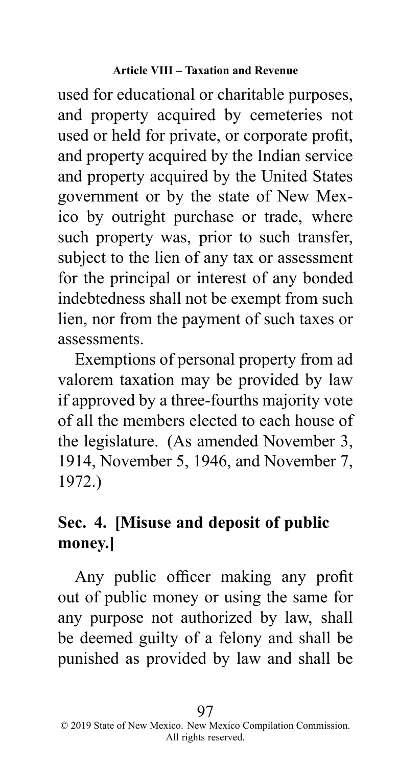used for educational or charitable purposes, and property acquired by cemeteries not used or held for private, or corporate profit, and property acquired by the Indian service and property acquired by the United States government or by the state of New Mexico by outright purchase or trade, where such property was, prior to such transfer, subject to the lien of any tax or assessment for the principal or interest of any bonded indebtedness shall not be exempt from such lien, nor from the payment of such taxes or assessments.

Exemptions of personal property from ad valorem taxation may be provided by law if approved by a three-fourths majority vote of all the members elected to each house of the legislature. (As amended November 3, 1914, November 5, 1946, and November 7, 1972.)

## Sec. 4. [Misuse and deposit of public money.]

Any public officer making any profit out of public money or using the same for any purpose not authorized by law, shall be deemed guilty of a felony and shall be punished as provided by law and shall be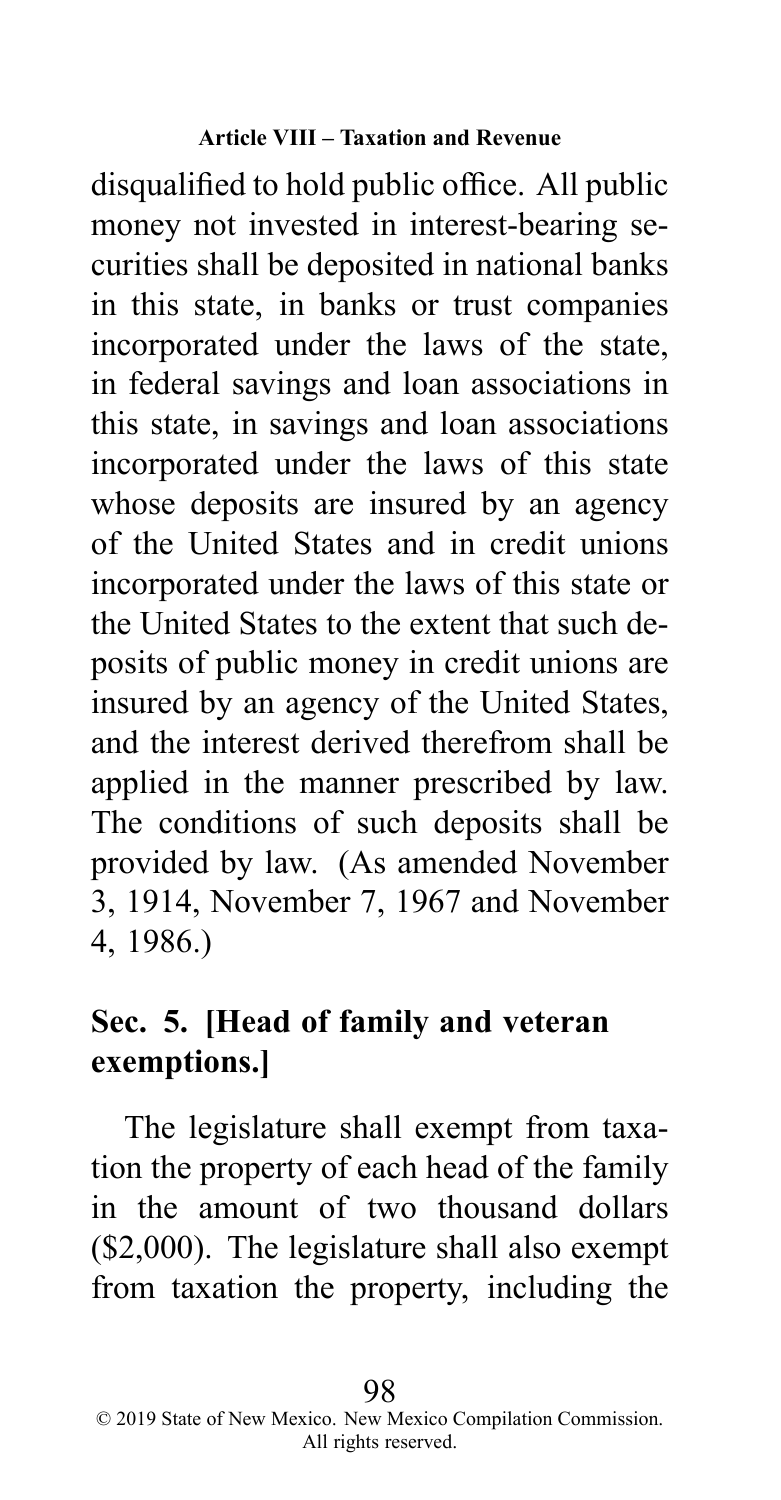disqualified to hold public office. All public money not invested in interest-bearing securities shall be deposited in national banks in this state, in banks or trust companies incorporated under the laws of the state, in federal savings and loan associations in this state, in savings and loan associations incorporated under the laws of this state whose deposits are insured by an agency of the United States and in credit unions incorporated under the laws of this state or the United States to the extent that such deposits of public money in credit unions are insured by an agency of the United States, and the interest derived therefrom shall be applied in the manner prescribed by law. The conditions of such deposits shall be provided by law. (As amended November 3, 1914, November 7, 1967 and November 4, 1986.)

## Sec. 5. [Head of family and veteran exemptions.]

The legislature shall exempt from taxation the property of each head of the family in the amount of two thousand dollars ($2,000). The legislature shall also exempt from taxation the property, including the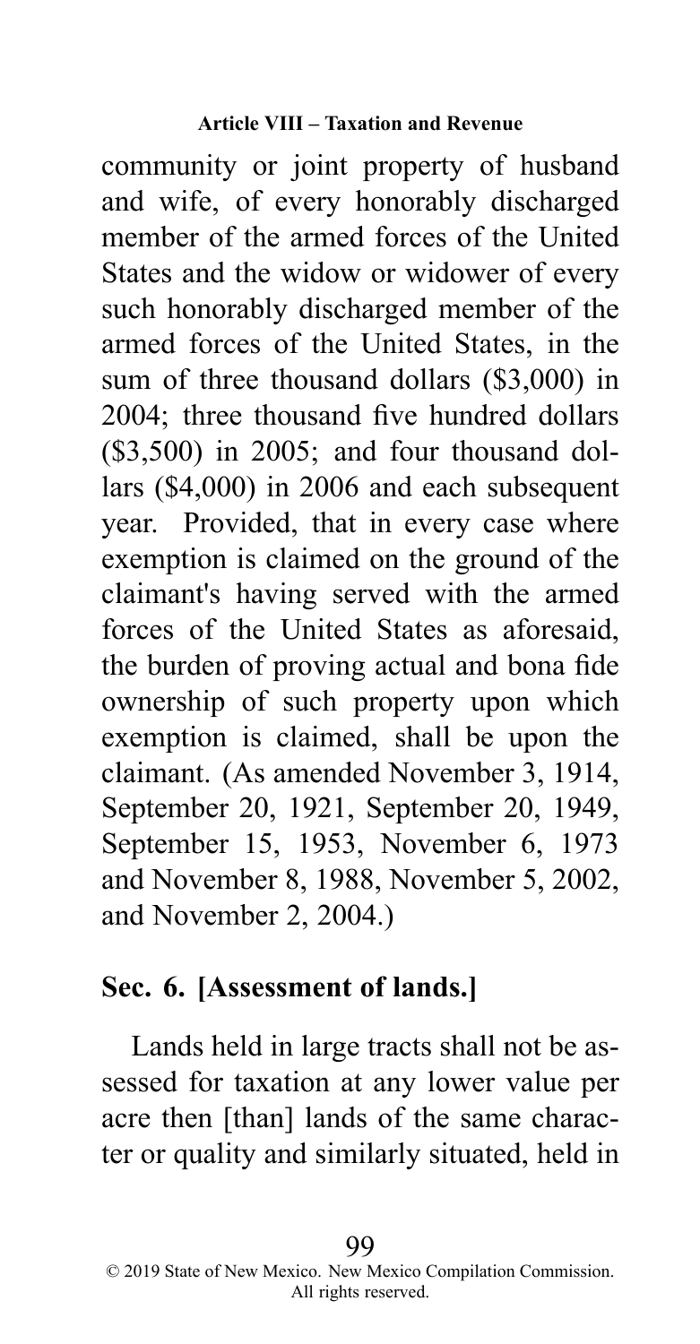community or joint property of husband and wife, of every honorably discharged member of the armed forces of the United States and the widow or widower of every such honorably discharged member of the armed forces of the United States, in the sum of three thousand dollars ($3,000) in 2004; three thousand five hundred dollars ($3,500) in 2005; and four thousand dollars ($4,000) in 2006 and each subsequent year. Provided, that in every case where exemption is claimed on the ground of the claimant's having served with the armed forces of the United States as aforesaid, the burden of proving actual and bona fide ownership of such property upon which exemption is claimed, shall be upon the claimant. (As amended November 3, 1914, September 20, 1921, September 20, 1949, September 15, 1953, November 6, 1973 and November 8, 1988, November 5, 2002, and November 2, 2004.)

## Sec. 6. [Assessment of lands.]

Lands held in large tracts shall not be assessed for taxation at any lower value per acre then [than] lands of the same character or quality and similarly situated, held in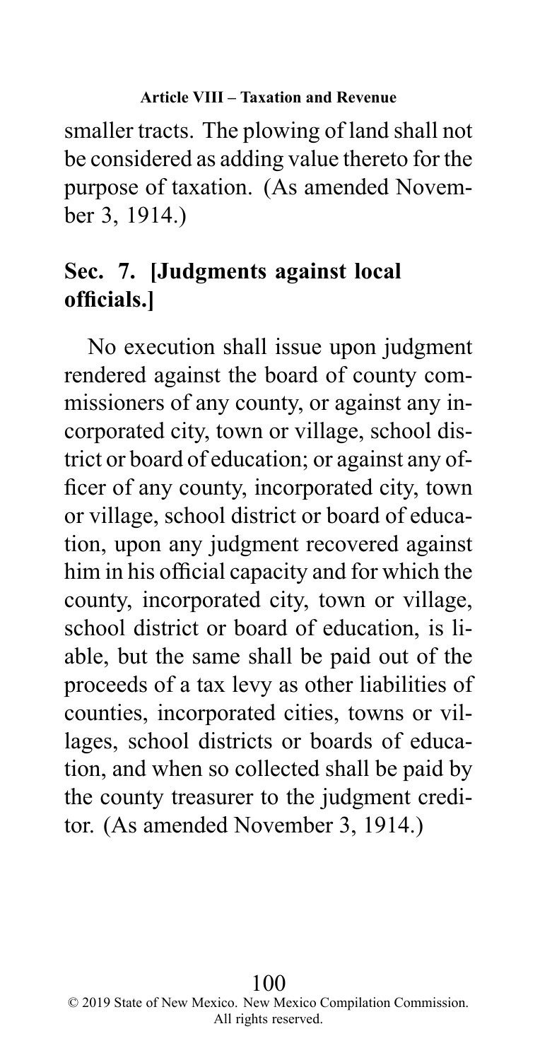smaller tracts. The plowing of land shall not be considered as adding value thereto for the purpose of taxation. (As amended November 3, 1914.)

## Sec. 7. [Judgments against local officials.]

No execution shall issue upon judgment rendered against the board of county commissioners of any county, or against any incorporated city, town or village, school district or board of education; or against any officer of any county, incorporated city, town or village, school district or board of education, upon any judgment recovered against him in his official capacity and for which the county, incorporated city, town or village, school district or board of education, is liable, but the same shall be paid out of the proceeds of a tax levy as other liabilities of counties, incorporated cities, towns or villages, school districts or boards of education, and when so collected shall be paid by the county treasurer to the judgment creditor. (As amended November 3, 1914.)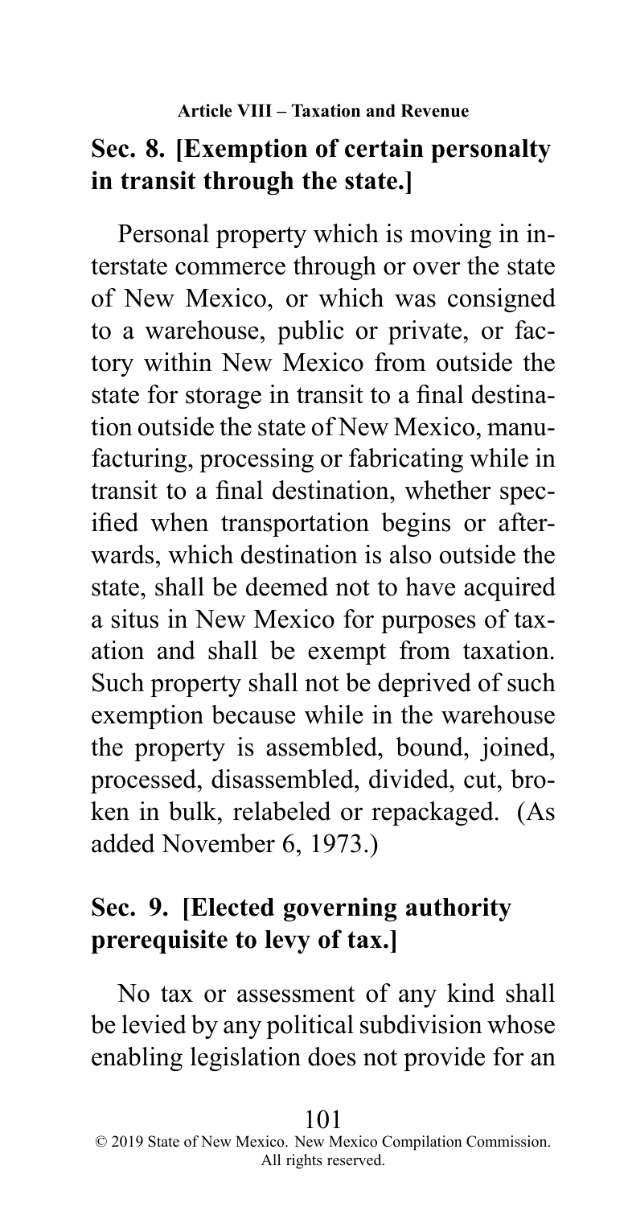## Sec. 8. [Exemption of certain personalty in transit through the state.]

Personal property which is moving in interstate commerce through or over the state of New Mexico, or which was consigned to a warehouse, public or private, or factory within New Mexico from outside the state for storage in transit to a final destination outside the state of New Mexico, manufacturing, processing or fabricating while in transit to a final destination, whether specified when transportation begins or afterwards, which destination is also outside the state, shall be deemed not to have acquired a situs in New Mexico for purposes of taxation and shall be exempt from taxation. Such property shall not be deprived of such exemption because while in the warehouse the property is assembled, bound, joined, processed, disassembled, divided, cut, broken in bulk, relabeled or repackaged. (As added November 6, 1973.)

## Sec. 9. [Elected governing authority prerequisite to levy of tax.]

No tax or assessment of any kind shall be levied by any political subdivision whose enabling legislation does not provide for an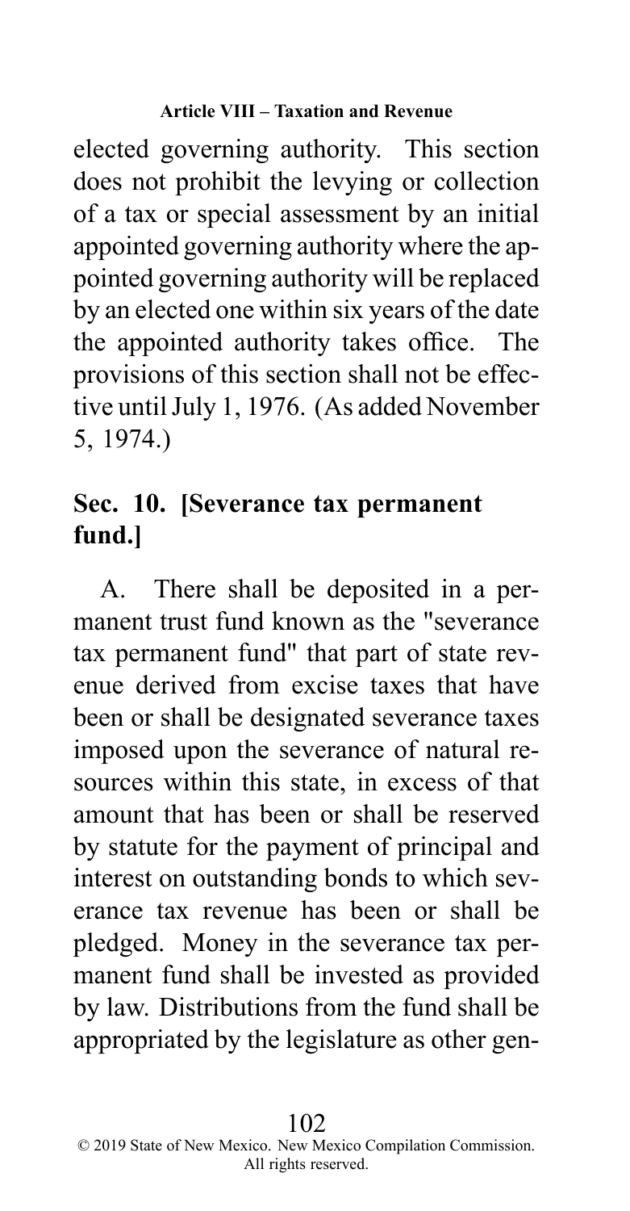elected governing authority. This section does not prohibit the levying or collection of a tax or special assessment by an initial appointed governing authority where the appointed governing authority will be replaced by an elected one within six years of the date the appointed authority takes office. The provisions of this section shall not be effective until July 1, 1976. (As added November 5, 1974.)

## Sec. 10. [Severance tax permanent fund.]

A. There shall be deposited in a permanent trust fund known as the "severance tax permanent fund" that part of state revenue derived from excise taxes that have been or shall be designated severance taxes imposed upon the severance of natural resources within this state, in excess of that amount that has been or shall be reserved by statute for the payment of principal and interest on outstanding bonds to which severance tax revenue has been or shall be pledged. Money in the severance tax permanent fund shall be invested as provided by law. Distributions from the fund shall be appropriated by the legislature as other gen-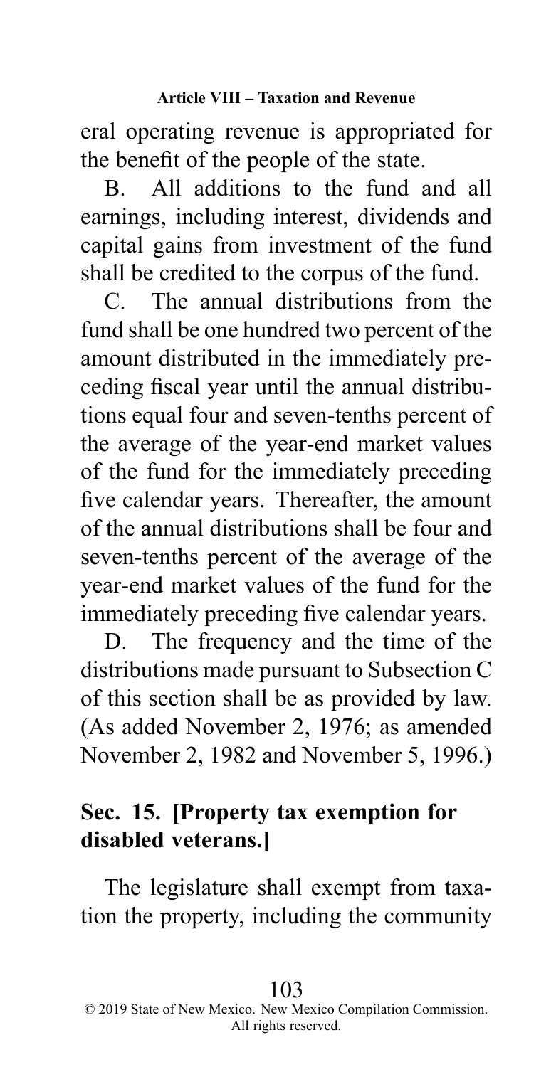eral operating revenue is appropriated for the benefit of the people of the state.

B. All additions to the fund and all earnings, including interest, dividends and capital gains from investment of the fund shall be credited to the corpus of the fund.

C. The annual distributions from the fund shall be one hundred two percent of the amount distributed in the immediately preceding fiscal year until the annual distributions equal four and seven-tenths percent of the average of the year-end market values of the fund for the immediately preceding five calendar years. Thereafter, the amount of the annual distributions shall be four and seven-tenths percent of the average of the year-end market values of the fund for the immediately preceding five calendar years.

D. The frequency and the time of the distributions made pursuant to Subsection C of this section shall be as provided by law. (As added November 2, 1976; as amended November 2, 1982 and November 5, 1996.)

## Sec. 15. [Property tax exemption for disabled veterans.]

The legislature shall exempt from taxation the property, including the community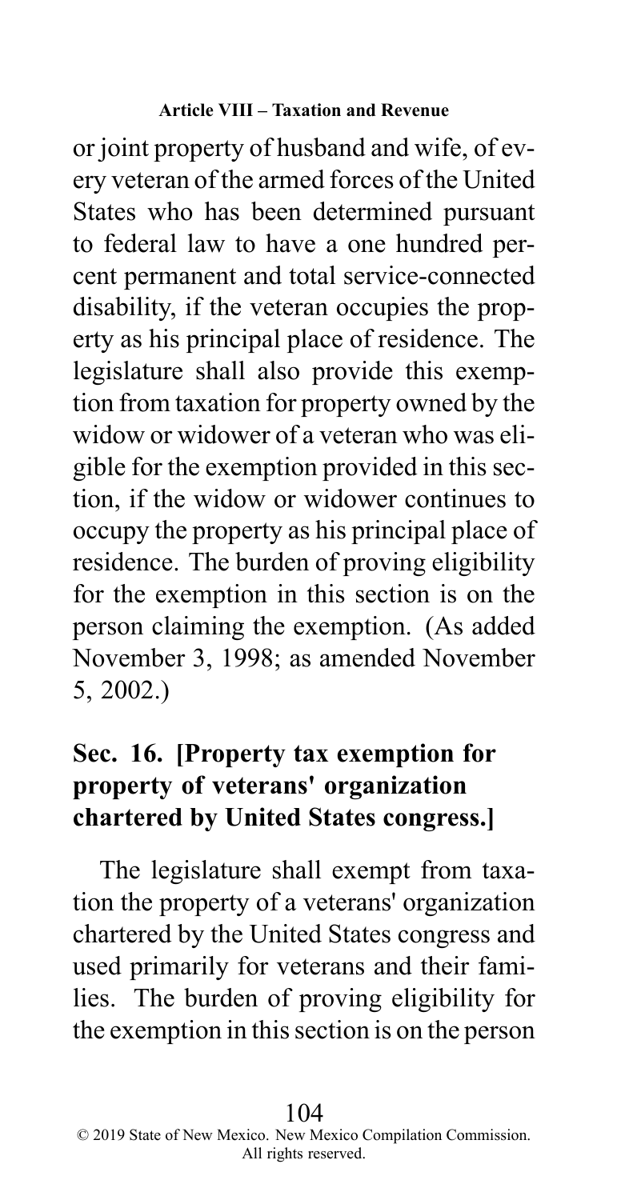or joint property of husband and wife, of every veteran of the armed forces of the United States who has been determined pursuant to federal law to have a one hundred percent permanent and total service-connected disability, if the veteran occupies the property as his principal place of residence. The legislature shall also provide this exemption from taxation for property owned by the widow or widower of a veteran who was eligible for the exemption provided in this section, if the widow or widower continues to occupy the property as his principal place of residence. The burden of proving eligibility for the exemption in this section is on the person claiming the exemption. (As added November 3, 1998; as amended November 5, 2002.)

## Sec. 16. [Property tax exemption for property of veterans' organization chartered by United States congress.]

The legislature shall exempt from taxation the property of a veterans' organization chartered by the United States congress and used primarily for veterans and their families. The burden of proving eligibility for the exemption in this section is on the person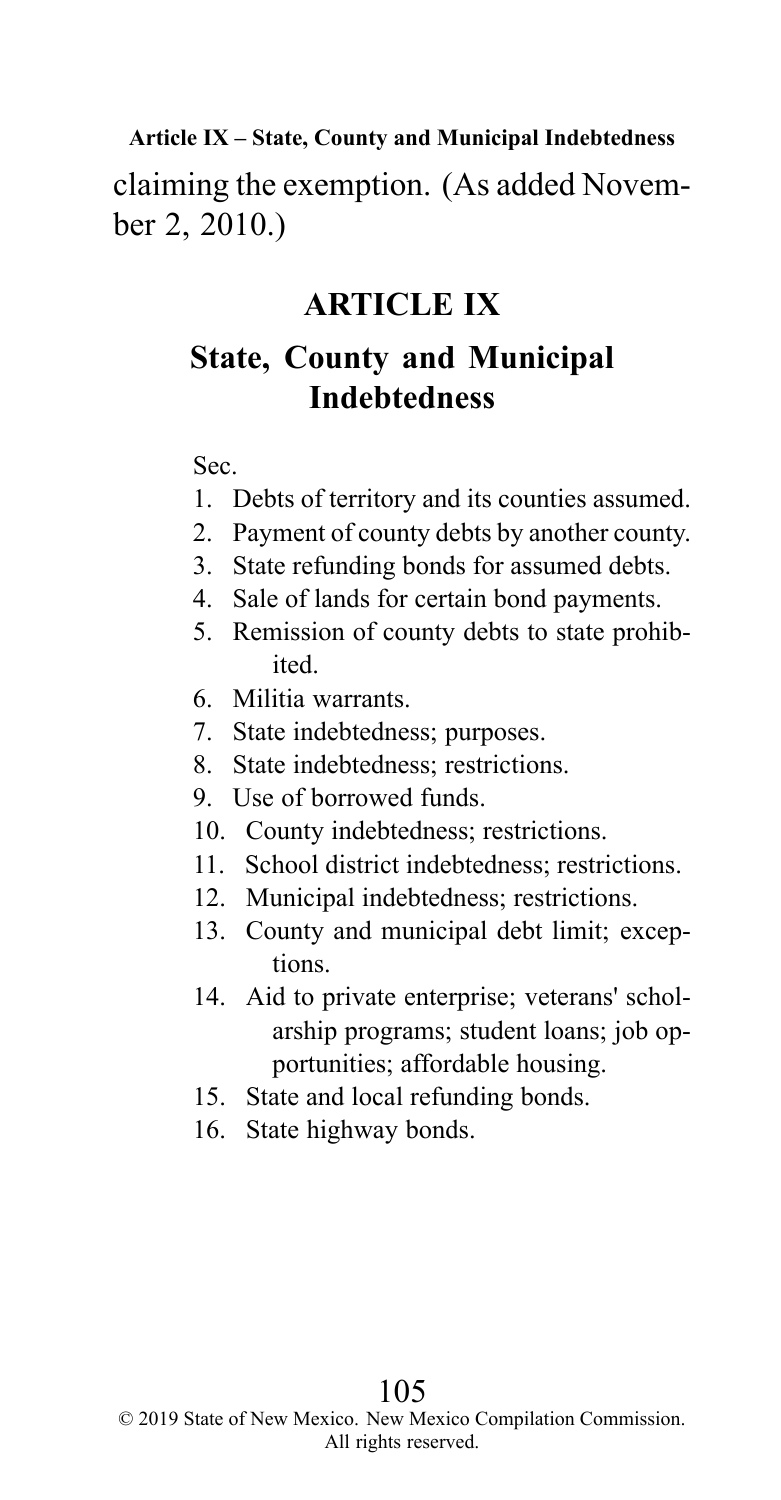claiming the exemption. (As added November 2, 2010.)

# ARTICLE IX

## State, County and Municipal Indebtedness

Sec.

1. Debts of territory and its counties assumed.
2. Payment of county debts by another county.
3. State refunding bonds for assumed debts.
4. Sale of lands for certain bond payments.
5. Remission of county debts to state prohibited.
6. Militia warrants.
7. State indebtedness; purposes.
8. State indebtedness; restrictions.
9. Use of borrowed funds.
10. County indebtedness; restrictions.
11. School district indebtedness; restrictions.
12. Municipal indebtedness; restrictions.
13. County and municipal debt limit; exceptions.
14. Aid to private enterprise; veterans' scholarship programs; student loans; job opportunities; affordable housing.
15. State and local refunding bonds.
16. State highway bonds.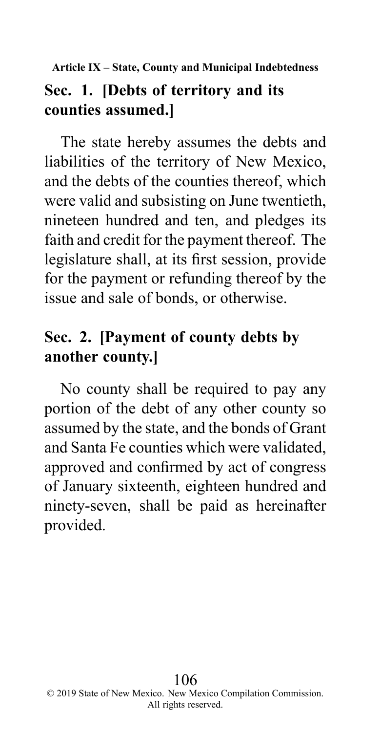Article IX – State, County and Municipal Indebtedness

## Sec. 1. [Debts of territory and its counties assumed.]

The state hereby assumes the debts and liabilities of the territory of New Mexico, and the debts of the counties thereof, which were valid and subsisting on June twentieth, nineteen hundred and ten, and pledges its faith and credit for the payment thereof. The legislature shall, at its first session, provide for the payment or refunding thereof by the issue and sale of bonds, or otherwise.

## Sec. 2. [Payment of county debts by another county.]

No county shall be required to pay any portion of the debt of any other county so assumed by the state, and the bonds of Grant and Santa Fe counties which were validated, approved and confirmed by act of congress of January sixteenth, eighteen hundred and ninety-seven, shall be paid as hereinafter provided.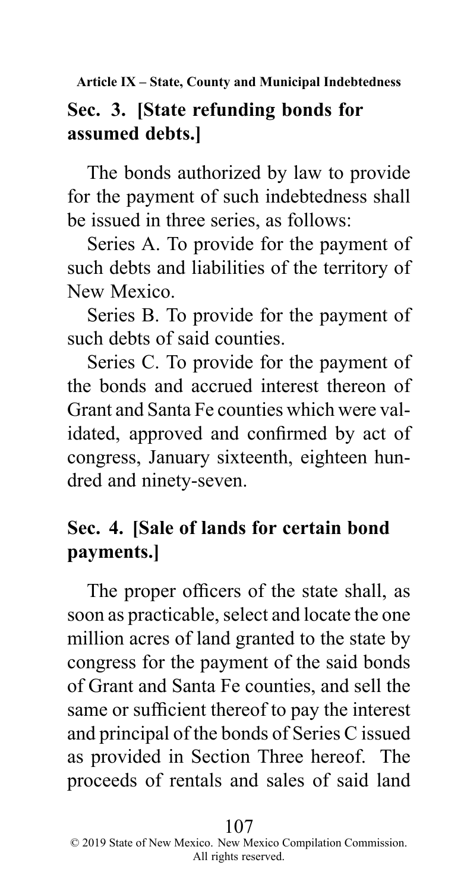## Sec. 3. [State refunding bonds for assumed debts.]

The bonds authorized by law to provide for the payment of such indebtedness shall be issued in three series, as follows:

Series A. To provide for the payment of such debts and liabilities of the territory of New Mexico.

Series B. To provide for the payment of such debts of said counties.

Series C. To provide for the payment of the bonds and accrued interest thereon of Grant and Santa Fe counties which were validated, approved and confirmed by act of congress, January sixteenth, eighteen hundred and ninety-seven.

## Sec. 4. [Sale of lands for certain bond payments.]

The proper officers of the state shall, as soon as practicable, select and locate the one million acres of land granted to the state by congress for the payment of the said bonds of Grant and Santa Fe counties, and sell the same or sufficient thereof to pay the interest and principal of the bonds of Series C issued as provided in Section Three hereof. The proceeds of rentals and sales of said land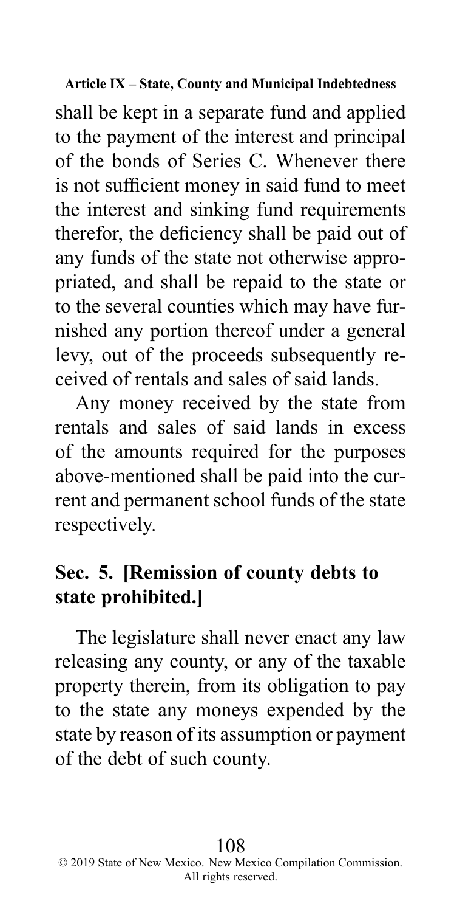shall be kept in a separate fund and applied to the payment of the interest and principal of the bonds of Series C. Whenever there is not sufficient money in said fund to meet the interest and sinking fund requirements therefor, the deficiency shall be paid out of any funds of the state not otherwise appropriated, and shall be repaid to the state or to the several counties which may have furnished any portion thereof under a general levy, out of the proceeds subsequently received of rentals and sales of said lands.

Any money received by the state from rentals and sales of said lands in excess of the amounts required for the purposes above-mentioned shall be paid into the current and permanent school funds of the state respectively.

## Sec. 5. [Remission of county debts to state prohibited.]

The legislature shall never enact any law releasing any county, or any of the taxable property therein, from its obligation to pay to the state any moneys expended by the state by reason of its assumption or payment of the debt of such county.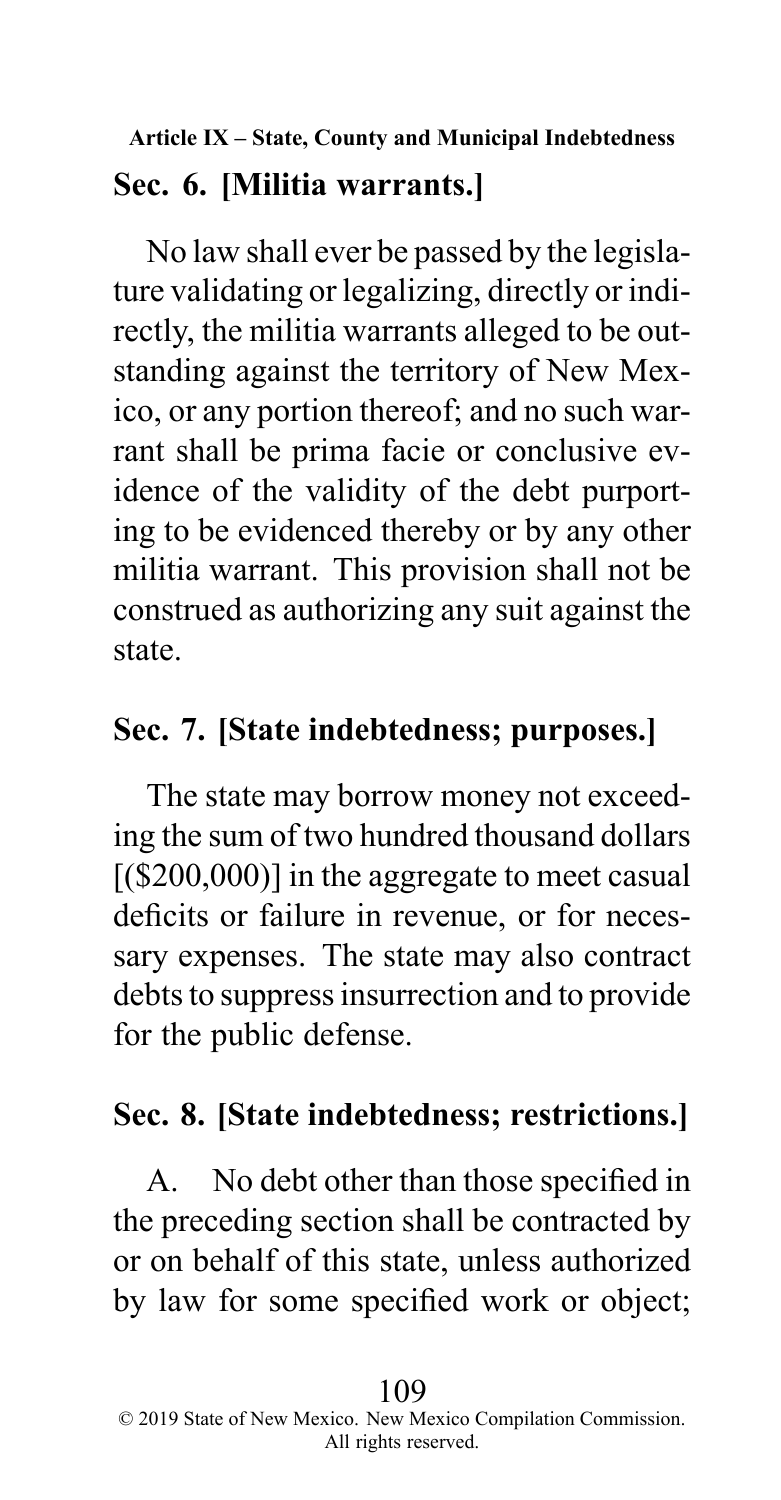## Sec. 6. [Militia warrants.]

No law shall ever be passed by the legislature validating or legalizing, directly or indirectly, the militia warrants alleged to be outstanding against the territory of New Mexico, or any portion thereof; and no such warrant shall be prima facie or conclusive evidence of the validity of the debt purporting to be evidenced thereby or by any other militia warrant. This provision shall not be construed as authorizing any suit against the state.

## Sec. 7. [State indebtedness; purposes.]

The state may borrow money not exceeding the sum of two hundred thousand dollars [($200,000)] in the aggregate to meet casual deficits or failure in revenue, or for necessary expenses. The state may also contract debts to suppress insurrection and to provide for the public defense.

## Sec. 8. [State indebtedness; restrictions.]

A. No debt other than those specified in the preceding section shall be contracted by or on behalf of this state, unless authorized by law for some specified work or object;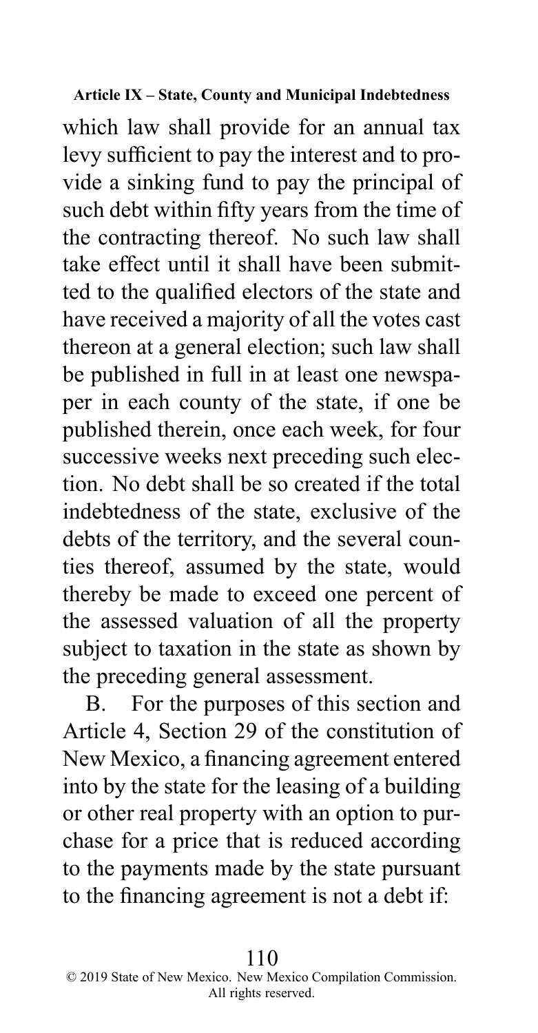which law shall provide for an annual tax levy sufficient to pay the interest and to provide a sinking fund to pay the principal of such debt within fifty years from the time of the contracting thereof. No such law shall take effect until it shall have been submitted to the qualified electors of the state and have received a majority of all the votes cast thereon at a general election; such law shall be published in full in at least one newspaper in each county of the state, if one be published therein, once each week, for four successive weeks next preceding such election. No debt shall be so created if the total indebtedness of the state, exclusive of the debts of the territory, and the several counties thereof, assumed by the state, would thereby be made to exceed one percent of the assessed valuation of all the property subject to taxation in the state as shown by the preceding general assessment.

B. For the purposes of this section and Article 4, Section 29 of the constitution of New Mexico, a financing agreement entered into by the state for the leasing of a building or other real property with an option to purchase for a price that is reduced according to the payments made by the state pursuant to the financing agreement is not a debt if: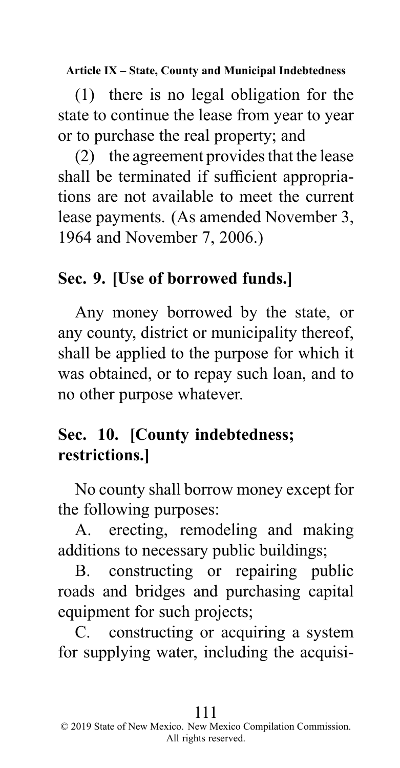(1) there is no legal obligation for the state to continue the lease from year to year or to purchase the real property; and

(2) the agreement provides that the lease shall be terminated if sufficient appropriations are not available to meet the current lease payments. (As amended November 3, 1964 and November 7, 2006.)

## Sec. 9. [Use of borrowed funds.]

Any money borrowed by the state, or any county, district or municipality thereof, shall be applied to the purpose for which it was obtained, or to repay such loan, and to no other purpose whatever.

## Sec. 10. [County indebtedness; restrictions.]

No county shall borrow money except for the following purposes:

A. erecting, remodeling and making additions to necessary public buildings;

B. constructing or repairing public roads and bridges and purchasing capital equipment for such projects;

C. constructing or acquiring a system for supplying water, including the acquisi-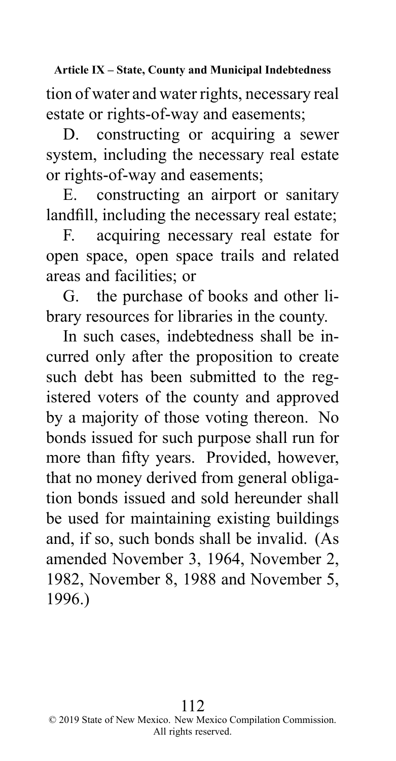tion of water and water rights, necessary real estate or rights-of-way and easements;

D. constructing or acquiring a sewer system, including the necessary real estate or rights-of-way and easements;

E. constructing an airport or sanitary landfill, including the necessary real estate;

F. acquiring necessary real estate for open space, open space trails and related areas and facilities; or

G. the purchase of books and other library resources for libraries in the county.

In such cases, indebtedness shall be incurred only after the proposition to create such debt has been submitted to the registered voters of the county and approved by a majority of those voting thereon. No bonds issued for such purpose shall run for more than fifty years. Provided, however, that no money derived from general obligation bonds issued and sold hereunder shall be used for maintaining existing buildings and, if so, such bonds shall be invalid. (As amended November 3, 1964, November 2, 1982, November 8, 1988 and November 5, 1996.)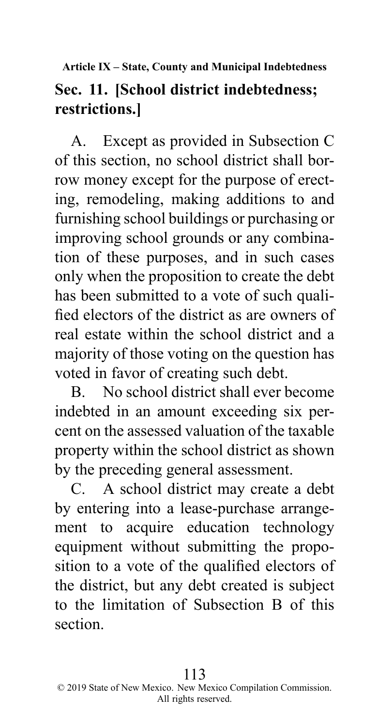**Article IX – State, County and Municipal Indebtedness**

## Sec. 11. [School district indebtedness; restrictions.]

A. Except as provided in Subsection C of this section, no school district shall borrow money except for the purpose of erecting, remodeling, making additions to and furnishing school buildings or purchasing or improving school grounds or any combination of these purposes, and in such cases only when the proposition to create the debt has been submitted to a vote of such qualified electors of the district as are owners of real estate within the school district and a majority of those voting on the question has voted in favor of creating such debt.

B. No school district shall ever become indebted in an amount exceeding six percent on the assessed valuation of the taxable property within the school district as shown by the preceding general assessment.

C. A school district may create a debt by entering into a lease-purchase arrangement to acquire education technology equipment without submitting the proposition to a vote of the qualified electors of the district, but any debt created is subject to the limitation of Subsection B of this section.

© 2019 State of New Mexico. New Mexico Compilation Commission. All rights reserved.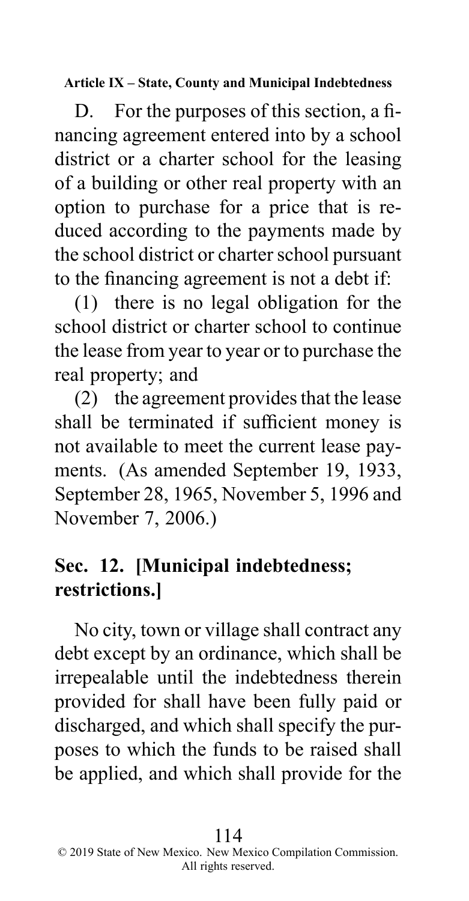D. For the purposes of this section, a financing agreement entered into by a school district or a charter school for the leasing of a building or other real property with an option to purchase for a price that is reduced according to the payments made by the school district or charter school pursuant to the financing agreement is not a debt if:

(1) there is no legal obligation for the school district or charter school to continue the lease from year to year or to purchase the real property; and

(2) the agreement provides that the lease shall be terminated if sufficient money is not available to meet the current lease payments. (As amended September 19, 1933, September 28, 1965, November 5, 1996 and November 7, 2006.)

## Sec. 12. [Municipal indebtedness; restrictions.]

No city, town or village shall contract any debt except by an ordinance, which shall be irrepealable until the indebtedness therein provided for shall have been fully paid or discharged, and which shall specify the purposes to which the funds to be raised shall be applied, and which shall provide for the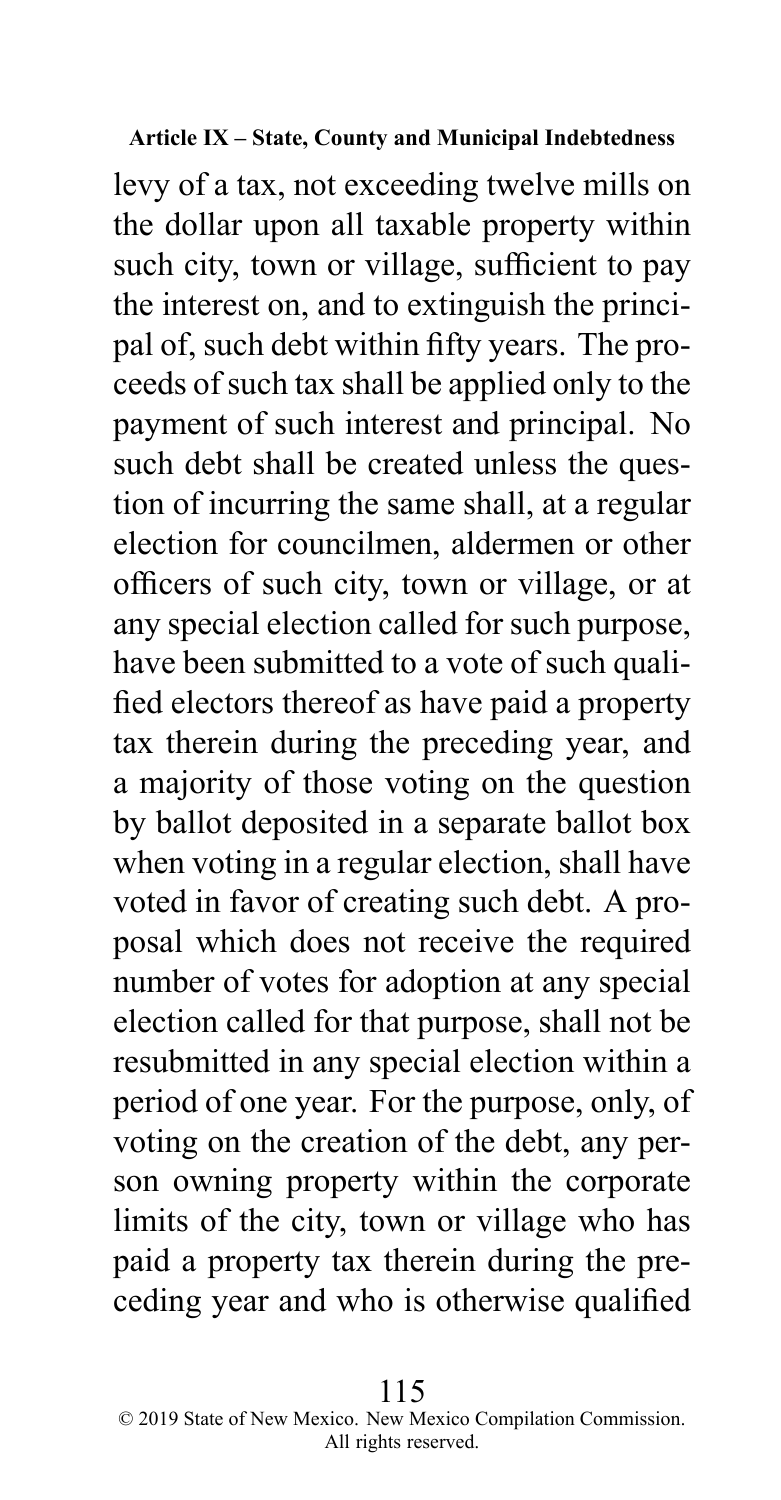levy of a tax, not exceeding twelve mills on the dollar upon all taxable property within such city, town or village, sufficient to pay the interest on, and to extinguish the principal of, such debt within fifty years. The proceeds of such tax shall be applied only to the payment of such interest and principal. No such debt shall be created unless the question of incurring the same shall, at a regular election for councilmen, aldermen or other officers of such city, town or village, or at any special election called for such purpose, have been submitted to a vote of such qualified electors thereof as have paid a property tax therein during the preceding year, and a majority of those voting on the question by ballot deposited in a separate ballot box when voting in a regular election, shall have voted in favor of creating such debt. A proposal which does not receive the required number of votes for adoption at any special election called for that purpose, shall not be resubmitted in any special election within a period of one year. For the purpose, only, of voting on the creation of the debt, any person owning property within the corporate limits of the city, town or village who has paid a property tax therein during the preceding year and who is otherwise qualified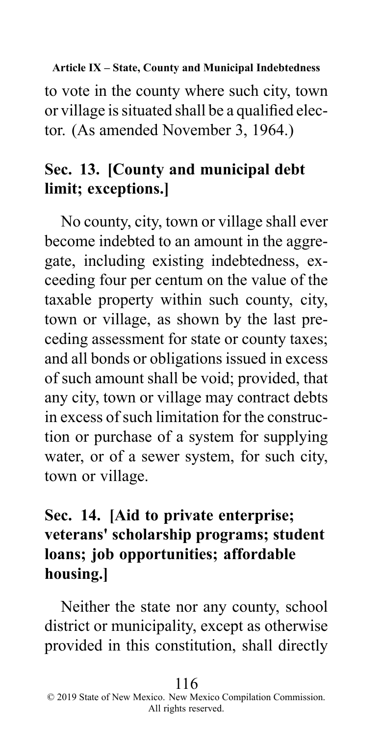to vote in the county where such city, town or village is situated shall be a qualified elector. (As amended November 3, 1964.)

## Sec. 13. [County and municipal debt limit; exceptions.]

No county, city, town or village shall ever become indebted to an amount in the aggregate, including existing indebtedness, exceeding four per centum on the value of the taxable property within such county, city, town or village, as shown by the last preceding assessment for state or county taxes; and all bonds or obligations issued in excess of such amount shall be void; provided, that any city, town or village may contract debts in excess of such limitation for the construction or purchase of a system for supplying water, or of a sewer system, for such city, town or village.

## Sec. 14. [Aid to private enterprise; veterans' scholarship programs; student loans; job opportunities; affordable housing.]

Neither the state nor any county, school district or municipality, except as otherwise provided in this constitution, shall directly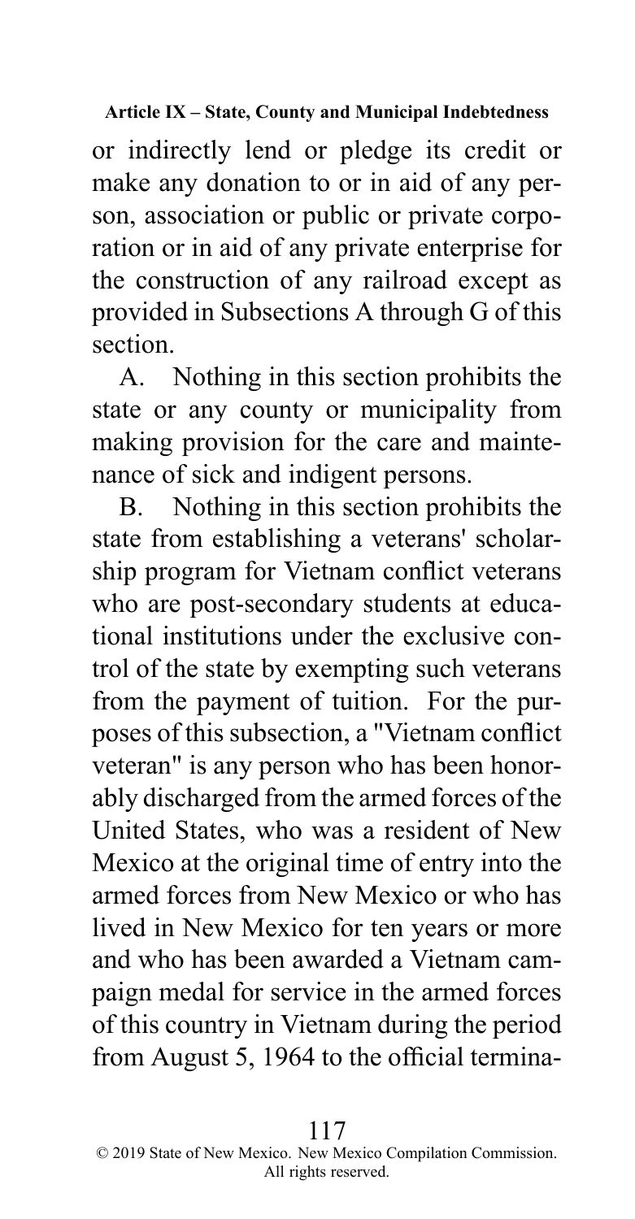or indirectly lend or pledge its credit or make any donation to or in aid of any person, association or public or private corporation or in aid of any private enterprise for the construction of any railroad except as provided in Subsections A through G of this section.

A. Nothing in this section prohibits the state or any county or municipality from making provision for the care and maintenance of sick and indigent persons.

B. Nothing in this section prohibits the state from establishing a veterans' scholarship program for Vietnam conflict veterans who are post-secondary students at educational institutions under the exclusive control of the state by exempting such veterans from the payment of tuition. For the purposes of this subsection, a "Vietnam conflict veteran" is any person who has been honorably discharged from the armed forces of the United States, who was a resident of New Mexico at the original time of entry into the armed forces from New Mexico or who has lived in New Mexico for ten years or more and who has been awarded a Vietnam campaign medal for service in the armed forces of this country in Vietnam during the period from August 5, 1964 to the official termina-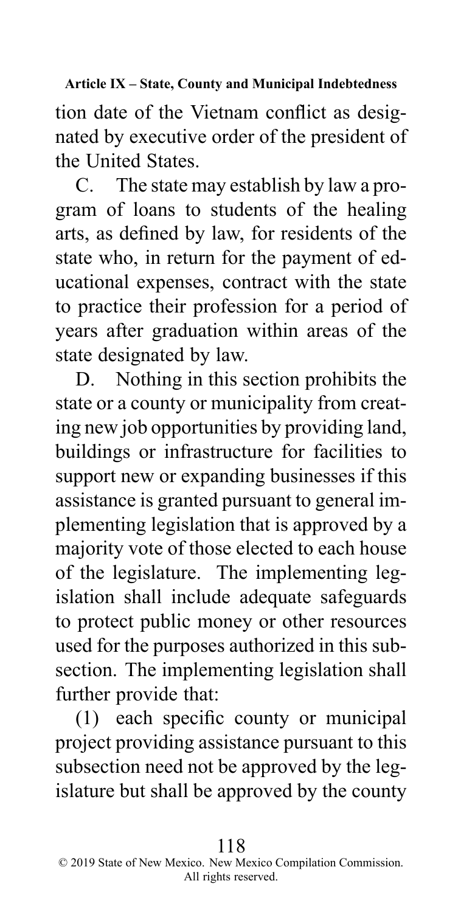tion date of the Vietnam conflict as designated by executive order of the president of the United States.

C. The state may establish by law a program of loans to students of the healing arts, as defined by law, for residents of the state who, in return for the payment of educational expenses, contract with the state to practice their profession for a period of years after graduation within areas of the state designated by law.

D. Nothing in this section prohibits the state or a county or municipality from creating new job opportunities by providing land, buildings or infrastructure for facilities to support new or expanding businesses if this assistance is granted pursuant to general implementing legislation that is approved by a majority vote of those elected to each house of the legislature. The implementing legislation shall include adequate safeguards to protect public money or other resources used for the purposes authorized in this subsection. The implementing legislation shall further provide that:

(1) each specific county or municipal project providing assistance pursuant to this subsection need not be approved by the legislature but shall be approved by the county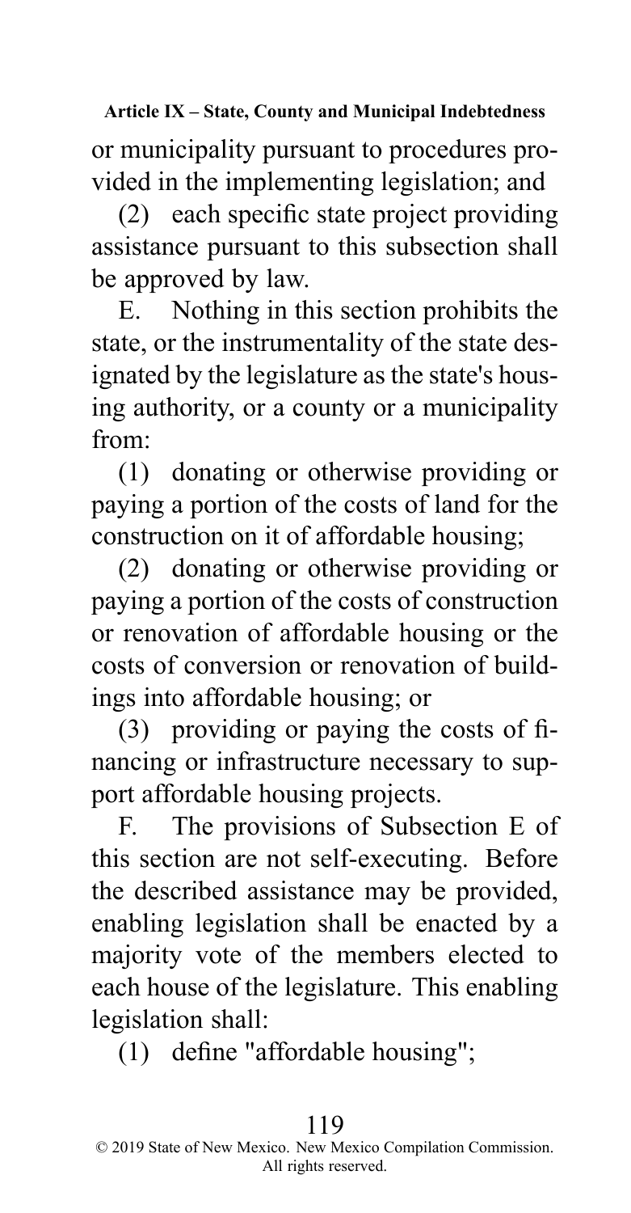or municipality pursuant to procedures provided in the implementing legislation; and

(2) each specific state project providing assistance pursuant to this subsection shall be approved by law.

E. Nothing in this section prohibits the state, or the instrumentality of the state designated by the legislature as the state's housing authority, or a county or a municipality from:

(1) donating or otherwise providing or paying a portion of the costs of land for the construction on it of affordable housing;

(2) donating or otherwise providing or paying a portion of the costs of construction or renovation of affordable housing or the costs of conversion or renovation of buildings into affordable housing; or

(3) providing or paying the costs of financing or infrastructure necessary to support affordable housing projects.

F. The provisions of Subsection E of this section are not self-executing. Before the described assistance may be provided, enabling legislation shall be enacted by a majority vote of the members elected to each house of the legislature. This enabling legislation shall:

(1) define "affordable housing";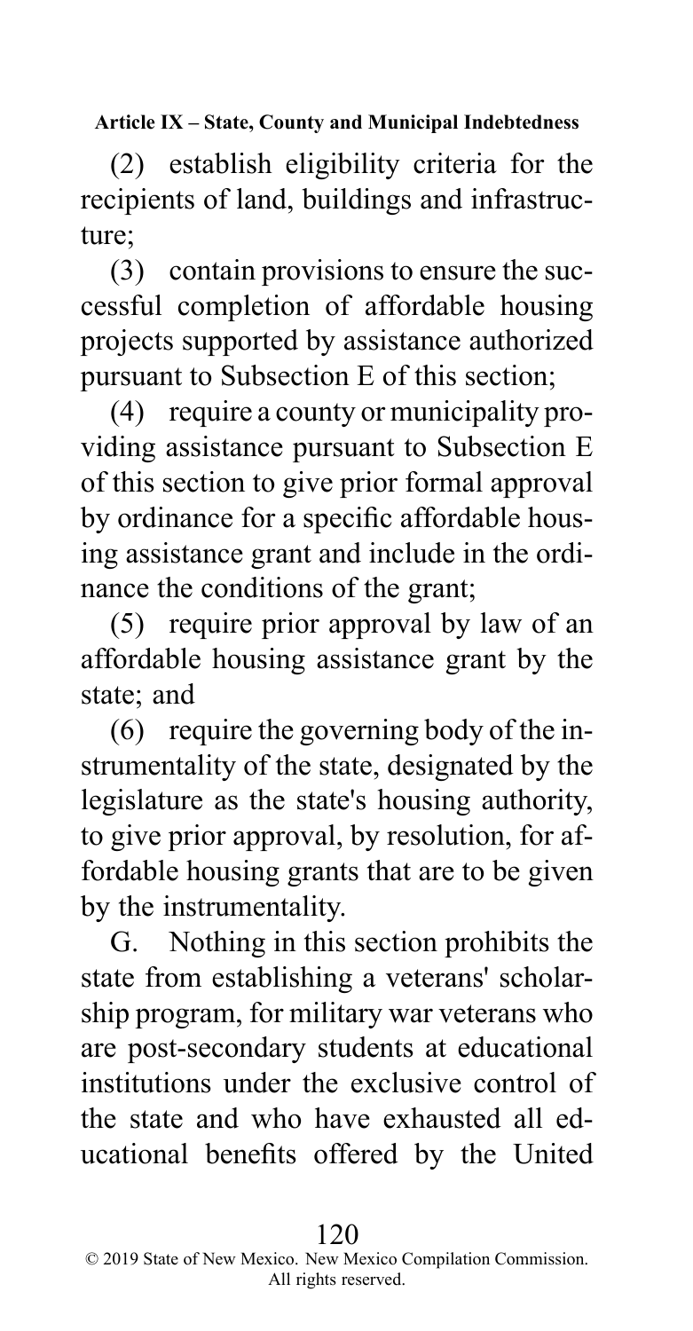(2) establish eligibility criteria for the recipients of land, buildings and infrastructure;

(3) contain provisions to ensure the successful completion of affordable housing projects supported by assistance authorized pursuant to Subsection E of this section;

(4) require a county or municipality providing assistance pursuant to Subsection E of this section to give prior formal approval by ordinance for a specific affordable housing assistance grant and include in the ordinance the conditions of the grant;

(5) require prior approval by law of an affordable housing assistance grant by the state; and

(6) require the governing body of the instrumentality of the state, designated by the legislature as the state's housing authority, to give prior approval, by resolution, for affordable housing grants that are to be given by the instrumentality.

G. Nothing in this section prohibits the state from establishing a veterans' scholarship program, for military war veterans who are post-secondary students at educational institutions under the exclusive control of the state and who have exhausted all educational benefits offered by the United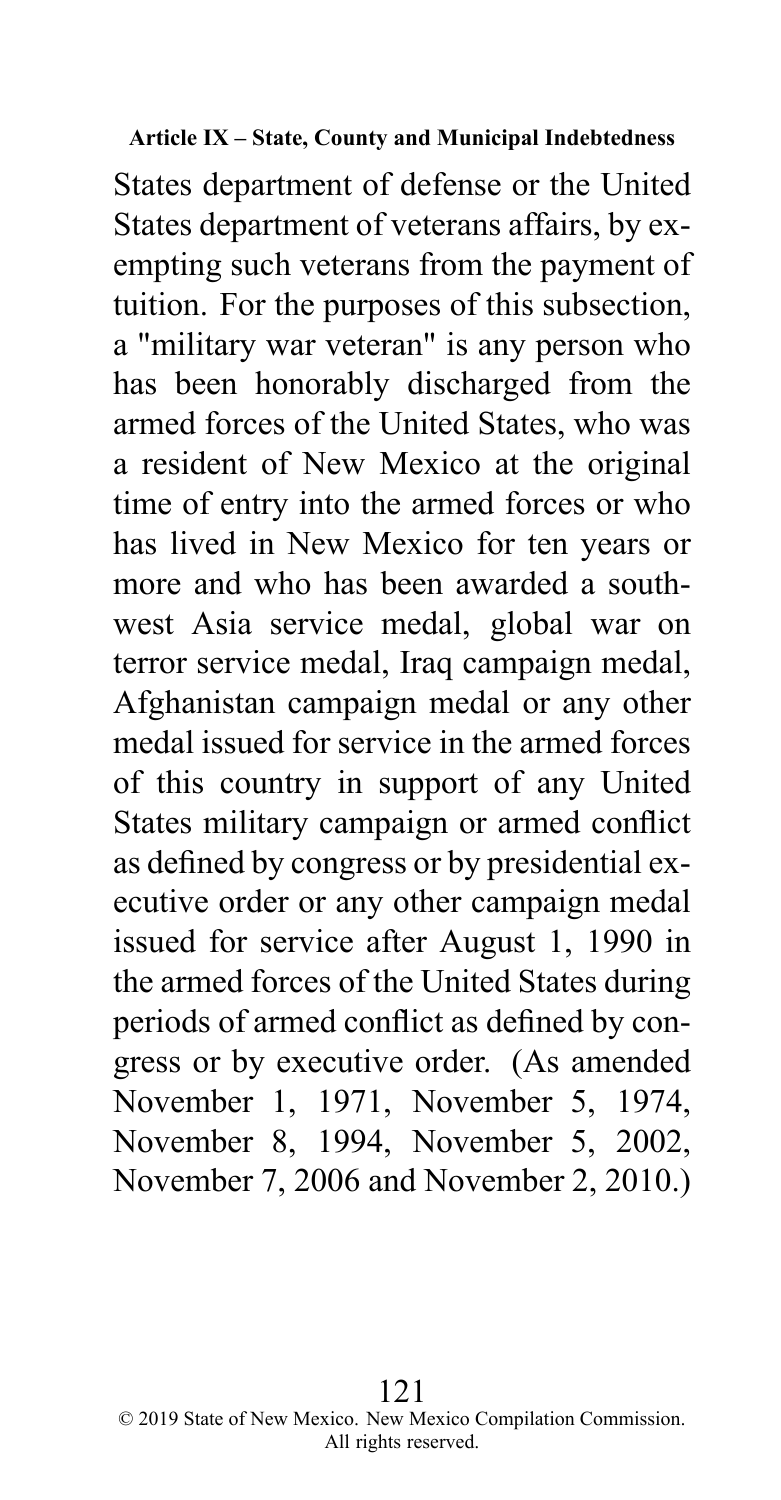States department of defense or the United States department of veterans affairs, by exempting such veterans from the payment of tuition. For the purposes of this subsection, a "military war veteran" is any person who has been honorably discharged from the armed forces of the United States, who was a resident of New Mexico at the original time of entry into the armed forces or who has lived in New Mexico for ten years or more and who has been awarded a southwest Asia service medal, global war on terror service medal, Iraq campaign medal, Afghanistan campaign medal or any other medal issued for service in the armed forces of this country in support of any United States military campaign or armed conflict as defined by congress or by presidential executive order or any other campaign medal issued for service after August 1, 1990 in the armed forces of the United States during periods of armed conflict as defined by congress or by executive order. (As amended November 1, 1971, November 5, 1974, November 8, 1994, November 5, 2002, November 7, 2006 and November 2, 2010.)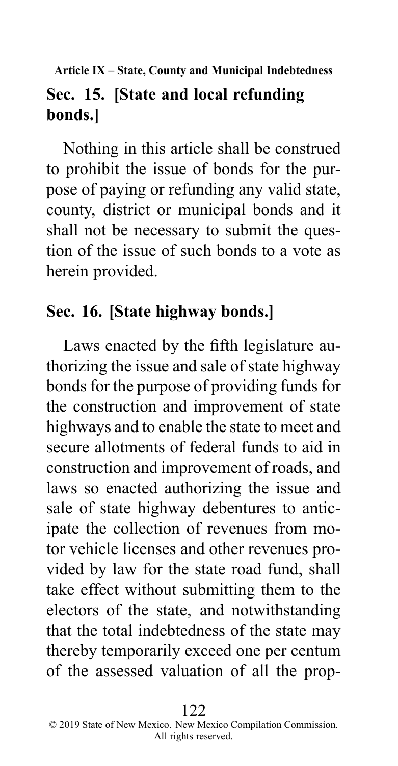## Sec. 15. [State and local refunding bonds.]

Nothing in this article shall be construed to prohibit the issue of bonds for the purpose of paying or refunding any valid state, county, district or municipal bonds and it shall not be necessary to submit the question of the issue of such bonds to a vote as herein provided.

## Sec. 16. [State highway bonds.]

Laws enacted by the fifth legislature authorizing the issue and sale of state highway bonds for the purpose of providing funds for the construction and improvement of state highways and to enable the state to meet and secure allotments of federal funds to aid in construction and improvement of roads, and laws so enacted authorizing the issue and sale of state highway debentures to anticipate the collection of revenues from motor vehicle licenses and other revenues provided by law for the state road fund, shall take effect without submitting them to the electors of the state, and notwithstanding that the total indebtedness of the state may thereby temporarily exceed one per centum of the assessed valuation of all the prop-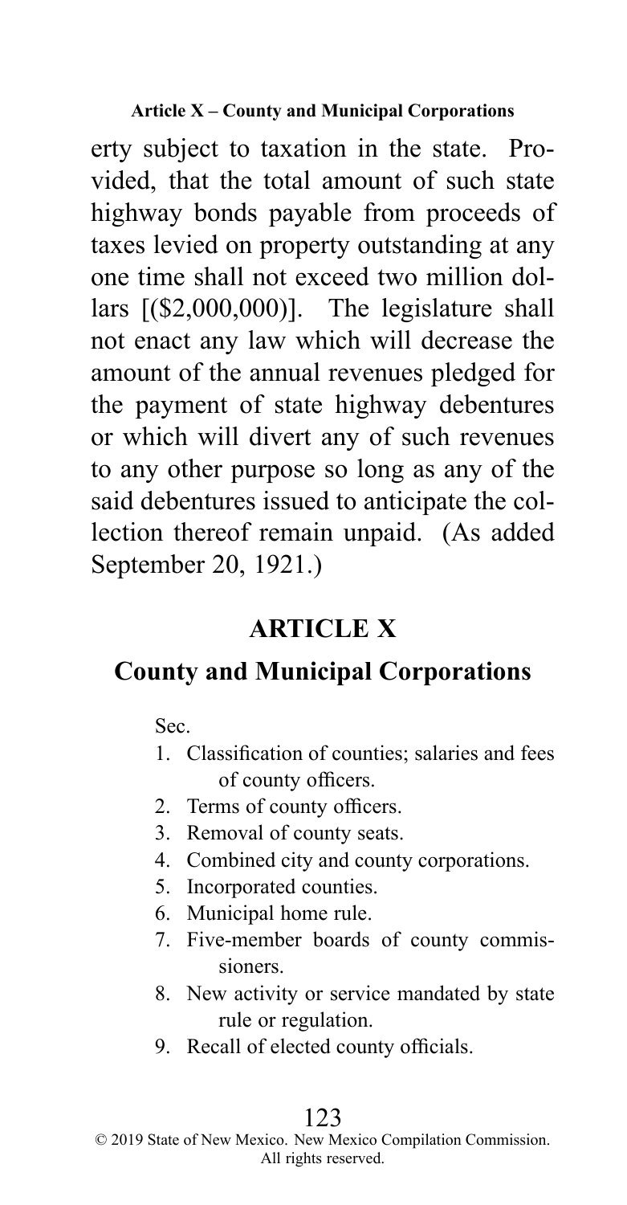erty subject to taxation in the state. Provided, that the total amount of such state highway bonds payable from proceeds of taxes levied on property outstanding at any one time shall not exceed two million dollars [($2,000,000)]. The legislature shall not enact any law which will decrease the amount of the annual revenues pledged for the payment of state highway debentures or which will divert any of such revenues to any other purpose so long as any of the said debentures issued to anticipate the collection thereof remain unpaid. (As added September 20, 1921.)

## ARTICLE X

## County and Municipal Corporations

Sec.

1. Classification of counties; salaries and fees of county officers.
2. Terms of county officers.
3. Removal of county seats.
4. Combined city and county corporations.
5. Incorporated counties.
6. Municipal home rule.
7. Five-member boards of county commissioners.
8. New activity or service mandated by state rule or regulation.
9. Recall of elected county officials.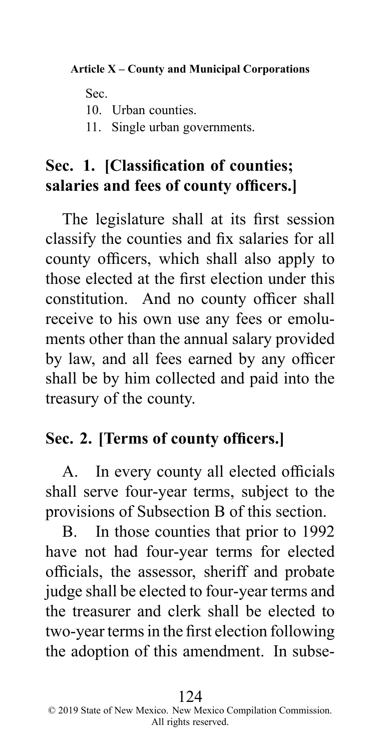Sec.

10. Urban counties.
11. Single urban governments.

## Sec. 1. [Classification of counties; salaries and fees of county officers.]

The legislature shall at its first session classify the counties and fix salaries for all county officers, which shall also apply to those elected at the first election under this constitution. And no county officer shall receive to his own use any fees or emoluments other than the annual salary provided by law, and all fees earned by any officer shall be by him collected and paid into the treasury of the county.

## Sec. 2. [Terms of county officers.]

A. In every county all elected officials shall serve four-year terms, subject to the provisions of Subsection B of this section.

B. In those counties that prior to 1992 have not had four-year terms for elected officials, the assessor, sheriff and probate judge shall be elected to four-year terms and the treasurer and clerk shall be elected to two-year terms in the first election following the adoption of this amendment. In subse-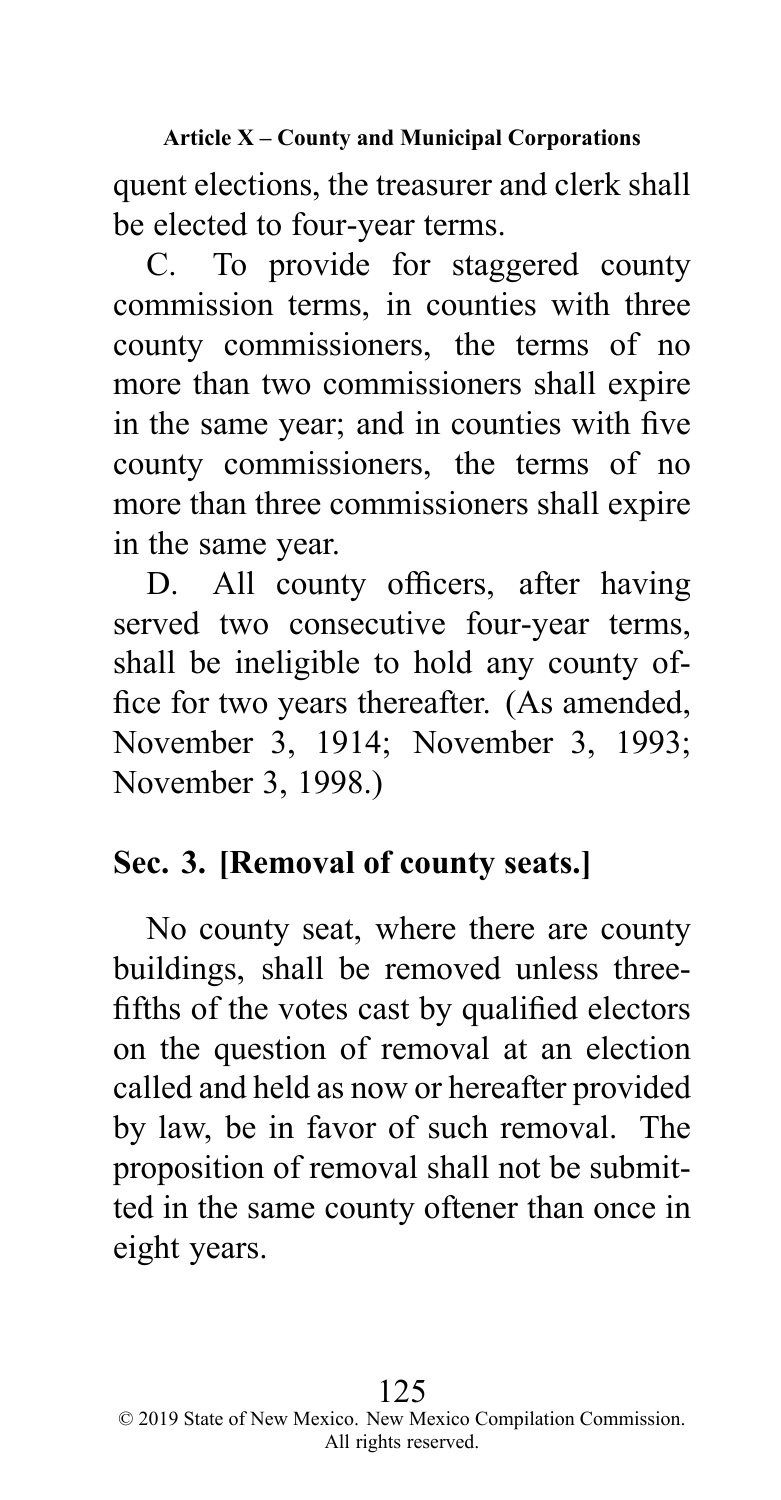quent elections, the treasurer and clerk shall be elected to four-year terms.

C. To provide for staggered county commission terms, in counties with three county commissioners, the terms of no more than two commissioners shall expire in the same year; and in counties with five county commissioners, the terms of no more than three commissioners shall expire in the same year.

D. All county officers, after having served two consecutive four-year terms, shall be ineligible to hold any county office for two years thereafter. (As amended, November 3, 1914; November 3, 1993; November 3, 1998.)

## Sec. 3. [Removal of county seats.]

No county seat, where there are county buildings, shall be removed unless three-fifths of the votes cast by qualified electors on the question of removal at an election called and held as now or hereafter provided by law, be in favor of such removal. The proposition of removal shall not be submitted in the same county oftener than once in eight years.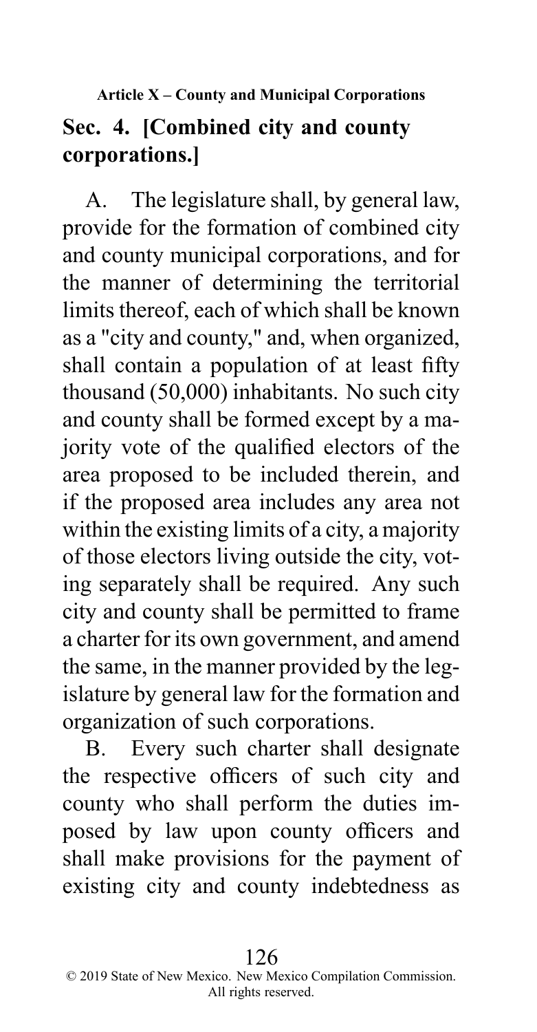**Article X – County and Municipal Corporations**

## Sec. 4. [Combined city and county corporations.]

A. The legislature shall, by general law, provide for the formation of combined city and county municipal corporations, and for the manner of determining the territorial limits thereof, each of which shall be known as a "city and county," and, when organized, shall contain a population of at least fifty thousand (50,000) inhabitants. No such city and county shall be formed except by a majority vote of the qualified electors of the area proposed to be included therein, and if the proposed area includes any area not within the existing limits of a city, a majority of those electors living outside the city, voting separately shall be required. Any such city and county shall be permitted to frame a charter for its own government, and amend the same, in the manner provided by the legislature by general law for the formation and organization of such corporations.

B. Every such charter shall designate the respective officers of such city and county who shall perform the duties imposed by law upon county officers and shall make provisions for the payment of existing city and county indebtedness as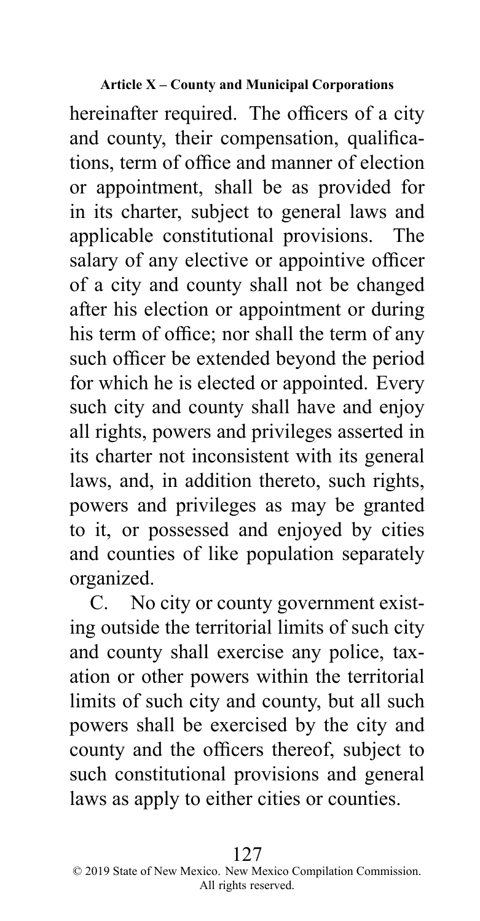hereinafter required. The officers of a city and county, their compensation, qualifications, term of office and manner of election or appointment, shall be as provided for in its charter, subject to general laws and applicable constitutional provisions. The salary of any elective or appointive officer of a city and county shall not be changed after his election or appointment or during his term of office; nor shall the term of any such officer be extended beyond the period for which he is elected or appointed. Every such city and county shall have and enjoy all rights, powers and privileges asserted in its charter not inconsistent with its general laws, and, in addition thereto, such rights, powers and privileges as may be granted to it, or possessed and enjoyed by cities and counties of like population separately organized.

C. No city or county government existing outside the territorial limits of such city and county shall exercise any police, taxation or other powers within the territorial limits of such city and county, but all such powers shall be exercised by the city and county and the officers thereof, subject to such constitutional provisions and general laws as apply to either cities or counties.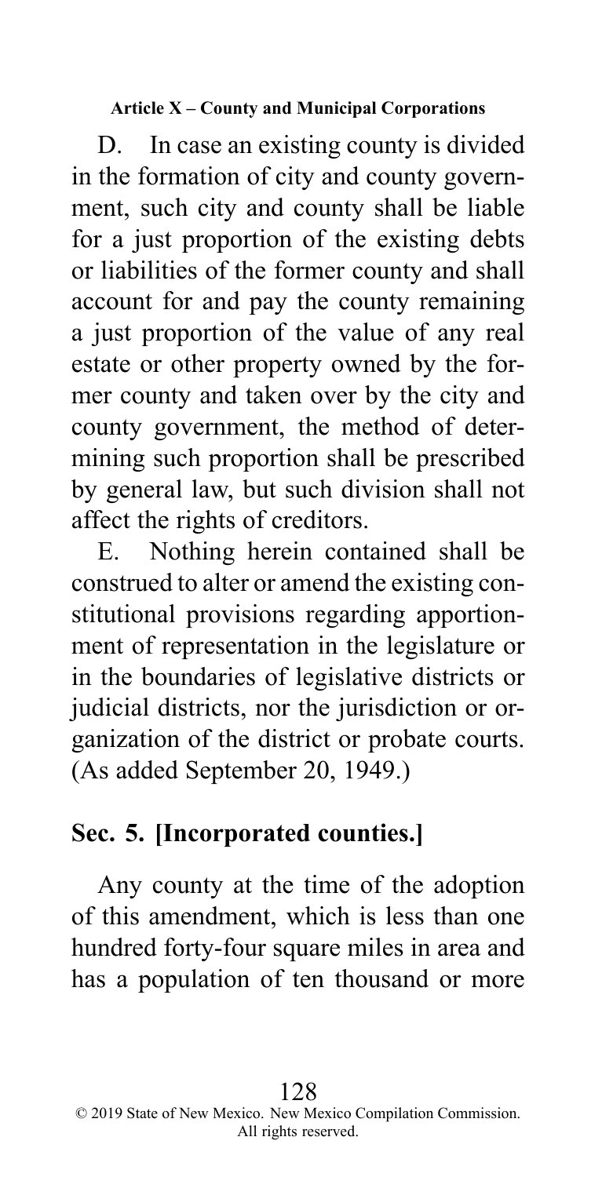D. In case an existing county is divided in the formation of city and county government, such city and county shall be liable for a just proportion of the existing debts or liabilities of the former county and shall account for and pay the county remaining a just proportion of the value of any real estate or other property owned by the former county and taken over by the city and county government, the method of determining such proportion shall be prescribed by general law, but such division shall not affect the rights of creditors.

E. Nothing herein contained shall be construed to alter or amend the existing constitutional provisions regarding apportionment of representation in the legislature or in the boundaries of legislative districts or judicial districts, nor the jurisdiction or organization of the district or probate courts. (As added September 20, 1949.)

## Sec. 5. [Incorporated counties.]

Any county at the time of the adoption of this amendment, which is less than one hundred forty-four square miles in area and has a population of ten thousand or more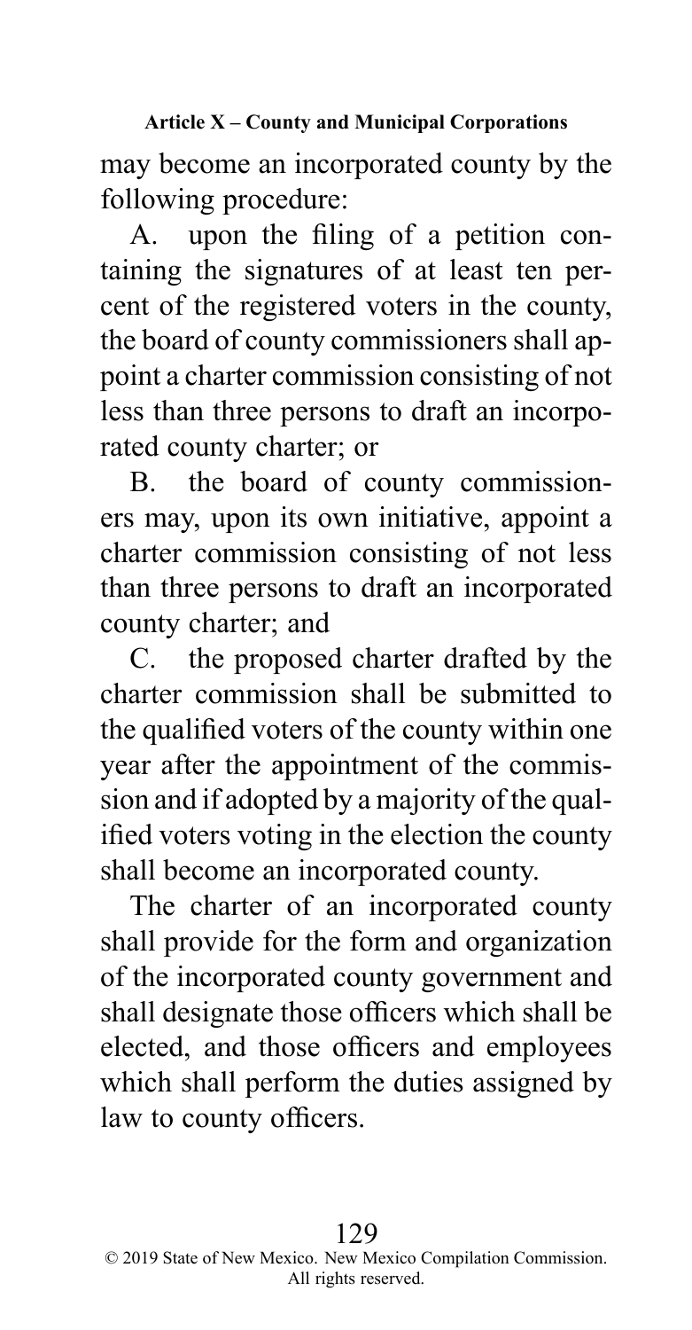may become an incorporated county by the following procedure:

A. upon the filing of a petition containing the signatures of at least ten percent of the registered voters in the county, the board of county commissioners shall appoint a charter commission consisting of not less than three persons to draft an incorporated county charter; or

B. the board of county commissioners may, upon its own initiative, appoint a charter commission consisting of not less than three persons to draft an incorporated county charter; and

C. the proposed charter drafted by the charter commission shall be submitted to the qualified voters of the county within one year after the appointment of the commission and if adopted by a majority of the qualified voters voting in the election the county shall become an incorporated county.

The charter of an incorporated county shall provide for the form and organization of the incorporated county government and shall designate those officers which shall be elected, and those officers and employees which shall perform the duties assigned by law to county officers.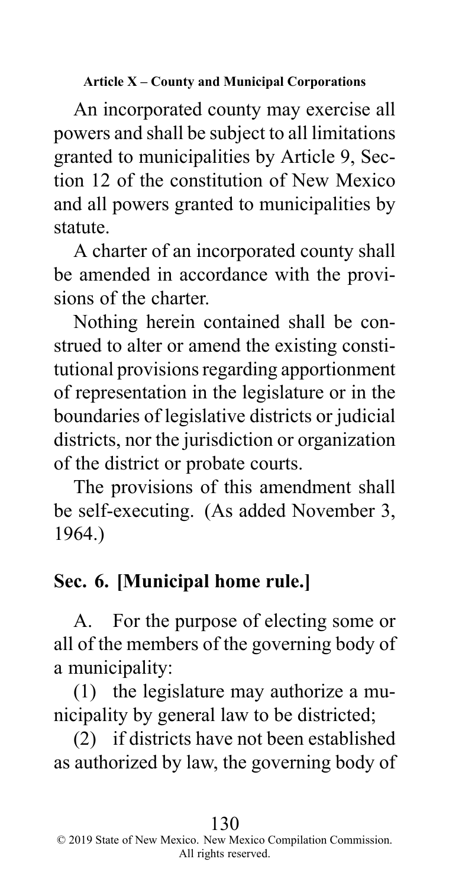An incorporated county may exercise all powers and shall be subject to all limitations granted to municipalities by Article 9, Section 12 of the constitution of New Mexico and all powers granted to municipalities by statute.

A charter of an incorporated county shall be amended in accordance with the provisions of the charter.

Nothing herein contained shall be construed to alter or amend the existing constitutional provisions regarding apportionment of representation in the legislature or in the boundaries of legislative districts or judicial districts, nor the jurisdiction or organization of the district or probate courts.

The provisions of this amendment shall be self-executing. (As added November 3, 1964.)

## Sec. 6. [Municipal home rule.]

A. For the purpose of electing some or all of the members of the governing body of a municipality:

(1) the legislature may authorize a municipality by general law to be districted;

(2) if districts have not been established as authorized by law, the governing body of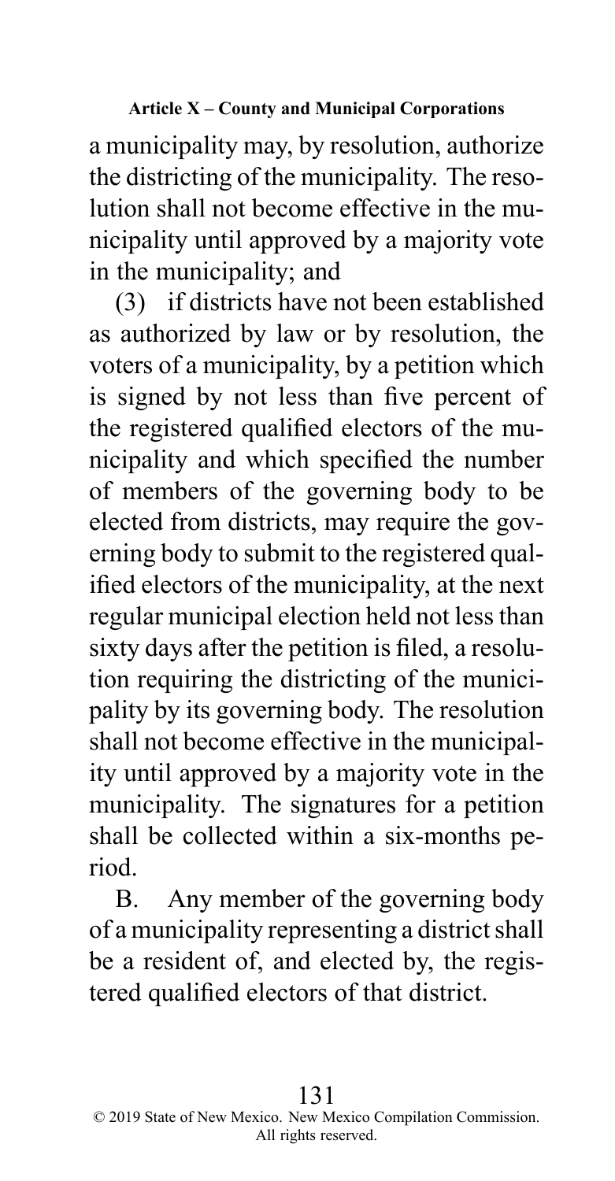a municipality may, by resolution, authorize the districting of the municipality. The resolution shall not become effective in the municipality until approved by a majority vote in the municipality; and

(3) if districts have not been established as authorized by law or by resolution, the voters of a municipality, by a petition which is signed by not less than five percent of the registered qualified electors of the municipality and which specified the number of members of the governing body to be elected from districts, may require the governing body to submit to the registered qualified electors of the municipality, at the next regular municipal election held not less than sixty days after the petition is filed, a resolution requiring the districting of the municipality by its governing body. The resolution shall not become effective in the municipality until approved by a majority vote in the municipality. The signatures for a petition shall be collected within a six-months period.

B. Any member of the governing body of a municipality representing a district shall be a resident of, and elected by, the registered qualified electors of that district.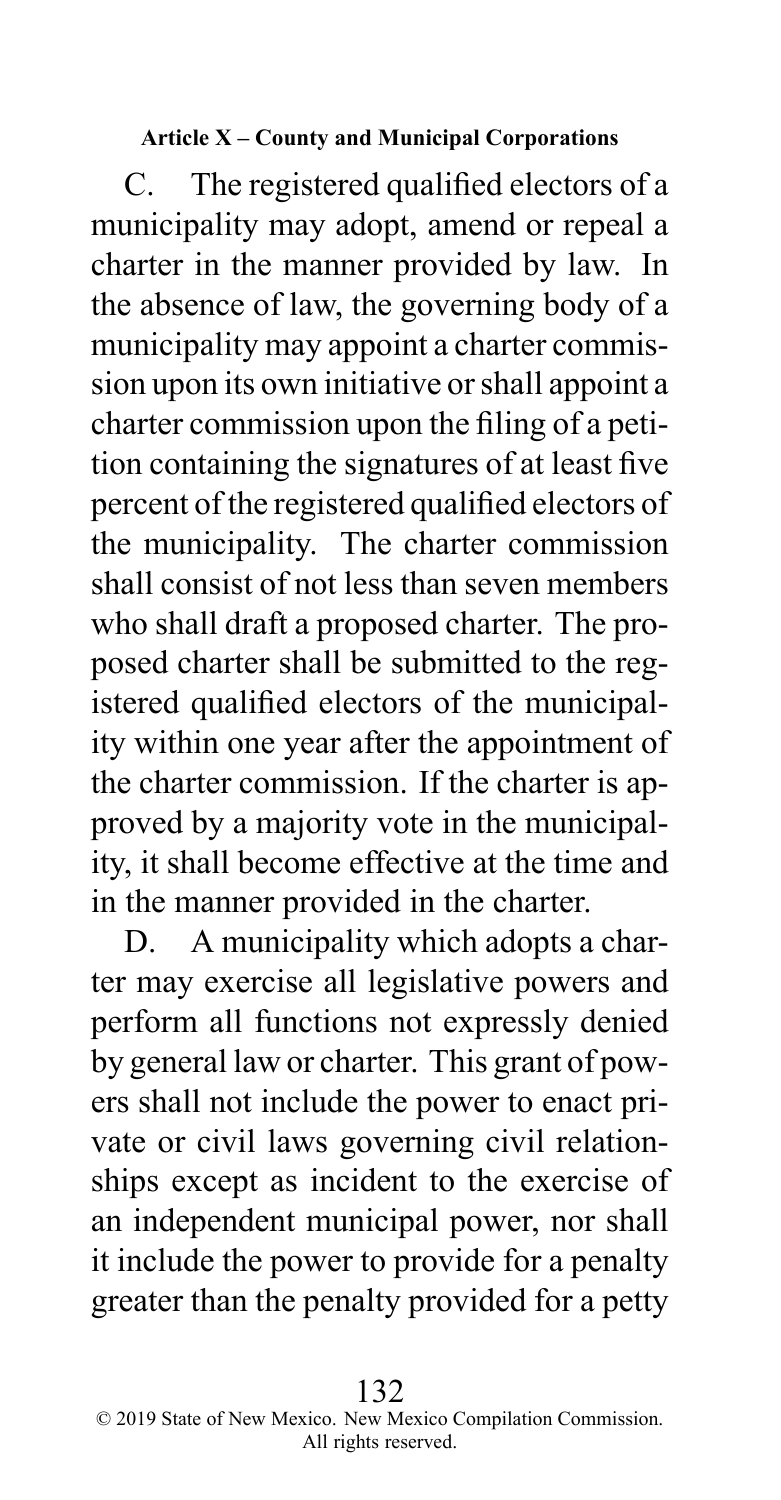C. The registered qualified electors of a municipality may adopt, amend or repeal a charter in the manner provided by law. In the absence of law, the governing body of a municipality may appoint a charter commission upon its own initiative or shall appoint a charter commission upon the filing of a petition containing the signatures of at least five percent of the registered qualified electors of the municipality. The charter commission shall consist of not less than seven members who shall draft a proposed charter. The proposed charter shall be submitted to the registered qualified electors of the municipality within one year after the appointment of the charter commission. If the charter is approved by a majority vote in the municipality, it shall become effective at the time and in the manner provided in the charter.

D. A municipality which adopts a charter may exercise all legislative powers and perform all functions not expressly denied by general law or charter. This grant of powers shall not include the power to enact private or civil laws governing civil relationships except as incident to the exercise of an independent municipal power, nor shall it include the power to provide for a penalty greater than the penalty provided for a petty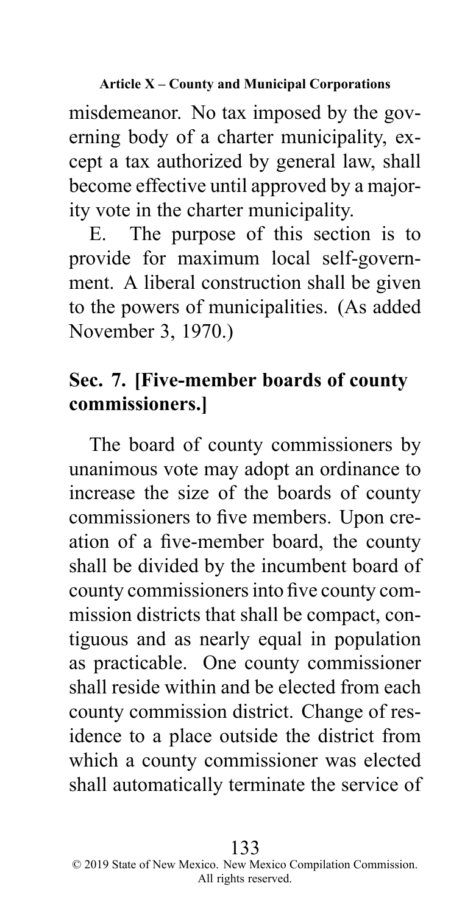misdemeanor. No tax imposed by the governing body of a charter municipality, except a tax authorized by general law, shall become effective until approved by a majority vote in the charter municipality.

E. The purpose of this section is to provide for maximum local self-government. A liberal construction shall be given to the powers of municipalities. (As added November 3, 1970.)

## Sec. 7. [Five-member boards of county commissioners.]

The board of county commissioners by unanimous vote may adopt an ordinance to increase the size of the boards of county commissioners to five members. Upon creation of a five-member board, the county shall be divided by the incumbent board of county commissioners into five county commission districts that shall be compact, contiguous and as nearly equal in population as practicable. One county commissioner shall reside within and be elected from each county commission district. Change of residence to a place outside the district from which a county commissioner was elected shall automatically terminate the service of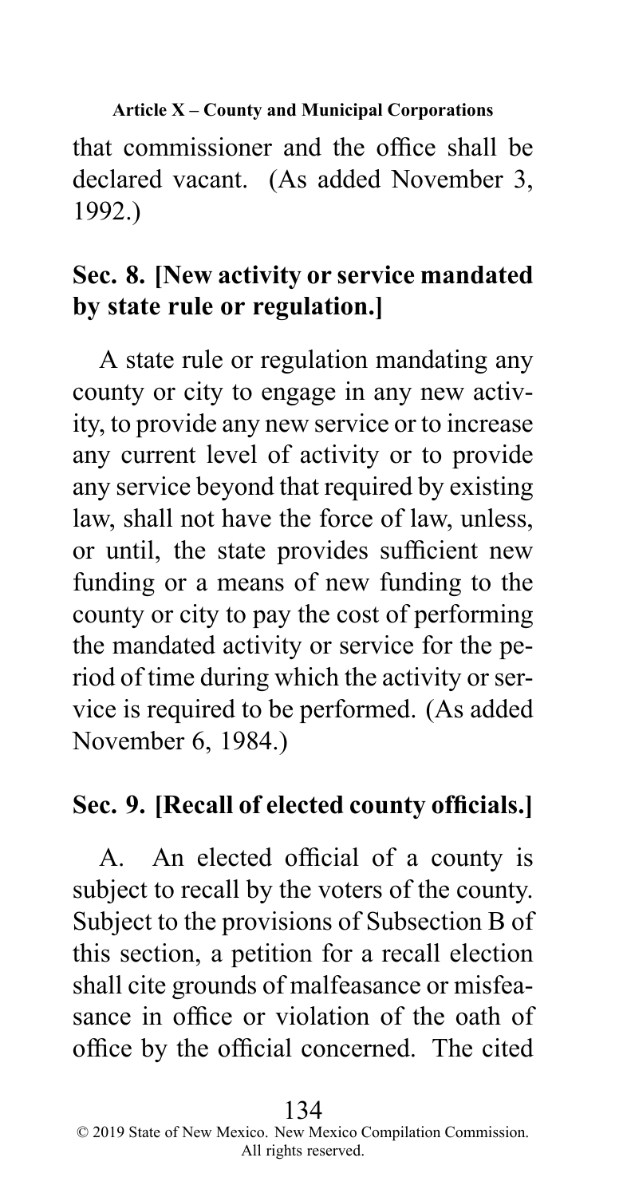that commissioner and the office shall be declared vacant. (As added November 3, 1992.)

## Sec. 8. [New activity or service mandated by state rule or regulation.]

A state rule or regulation mandating any county or city to engage in any new activity, to provide any new service or to increase any current level of activity or to provide any service beyond that required by existing law, shall not have the force of law, unless, or until, the state provides sufficient new funding or a means of new funding to the county or city to pay the cost of performing the mandated activity or service for the period of time during which the activity or service is required to be performed. (As added November 6, 1984.)

## Sec. 9. [Recall of elected county officials.]

A. An elected official of a county is subject to recall by the voters of the county. Subject to the provisions of Subsection B of this section, a petition for a recall election shall cite grounds of malfeasance or misfeasance in office or violation of the oath of office by the official concerned. The cited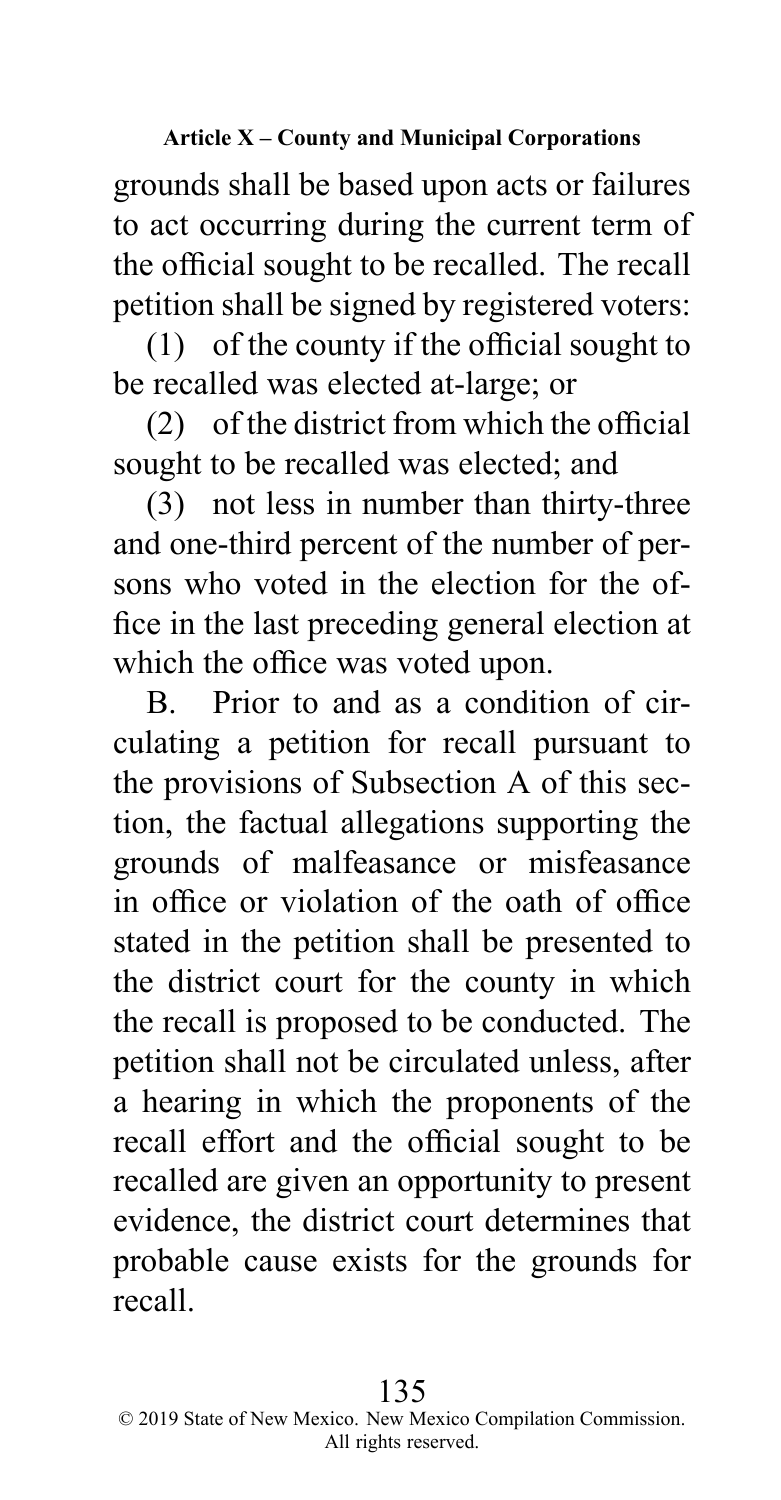grounds shall be based upon acts or failures to act occurring during the current term of the official sought to be recalled. The recall petition shall be signed by registered voters:

(1) of the county if the official sought to be recalled was elected at-large; or

(2) of the district from which the official sought to be recalled was elected; and

(3) not less in number than thirty-three and one-third percent of the number of persons who voted in the election for the office in the last preceding general election at which the office was voted upon.

B. Prior to and as a condition of circulating a petition for recall pursuant to the provisions of Subsection A of this section, the factual allegations supporting the grounds of malfeasance or misfeasance in office or violation of the oath of office stated in the petition shall be presented to the district court for the county in which the recall is proposed to be conducted. The petition shall not be circulated unless, after a hearing in which the proponents of the recall effort and the official sought to be recalled are given an opportunity to present evidence, the district court determines that probable cause exists for the grounds for recall.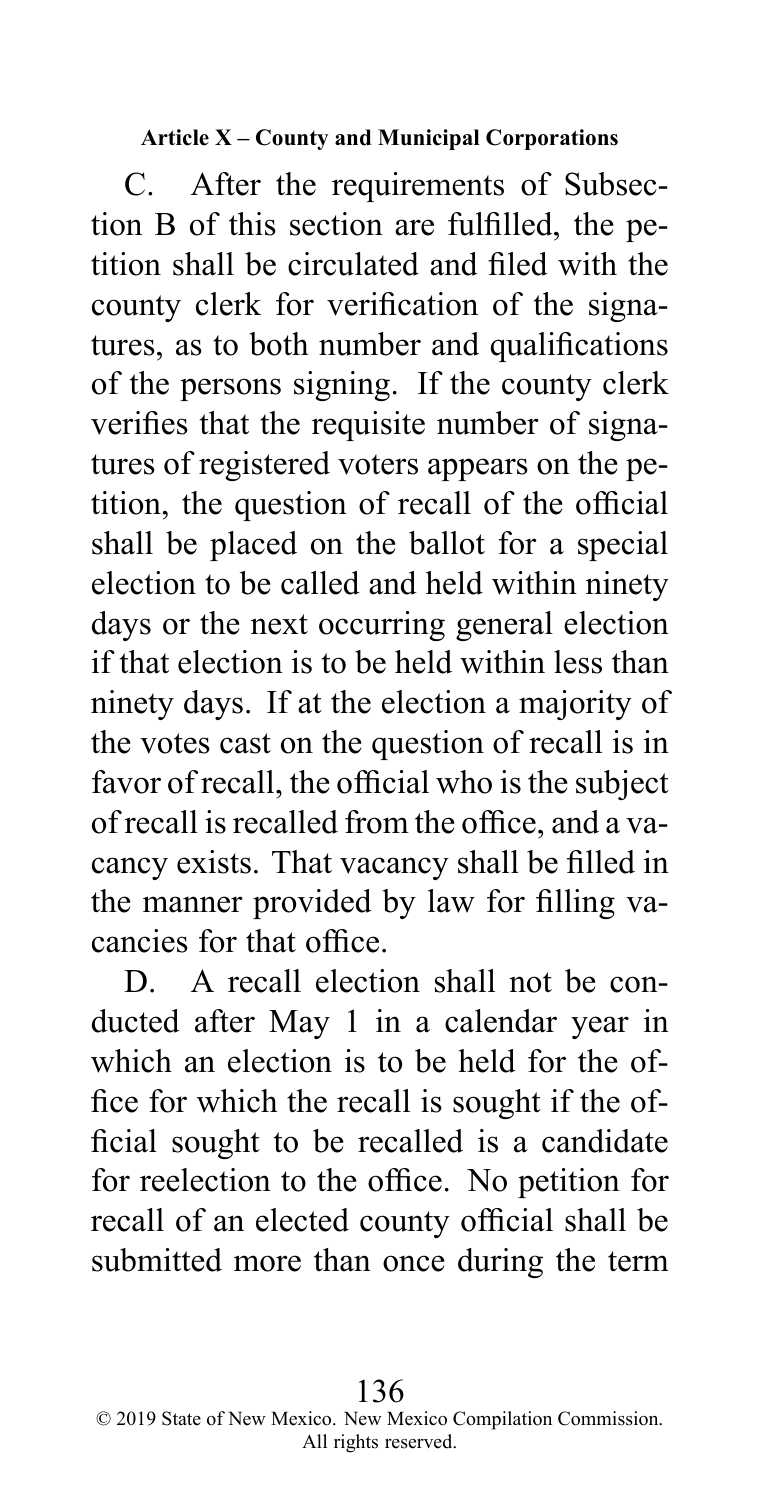C. After the requirements of Subsection B of this section are fulfilled, the petition shall be circulated and filed with the county clerk for verification of the signatures, as to both number and qualifications of the persons signing. If the county clerk verifies that the requisite number of signatures of registered voters appears on the petition, the question of recall of the official shall be placed on the ballot for a special election to be called and held within ninety days or the next occurring general election if that election is to be held within less than ninety days. If at the election a majority of the votes cast on the question of recall is in favor of recall, the official who is the subject of recall is recalled from the office, and a vacancy exists. That vacancy shall be filled in the manner provided by law for filling vacancies for that office.

D. A recall election shall not be conducted after May 1 in a calendar year in which an election is to be held for the office for which the recall is sought if the official sought to be recalled is a candidate for reelection to the office. No petition for recall of an elected county official shall be submitted more than once during the term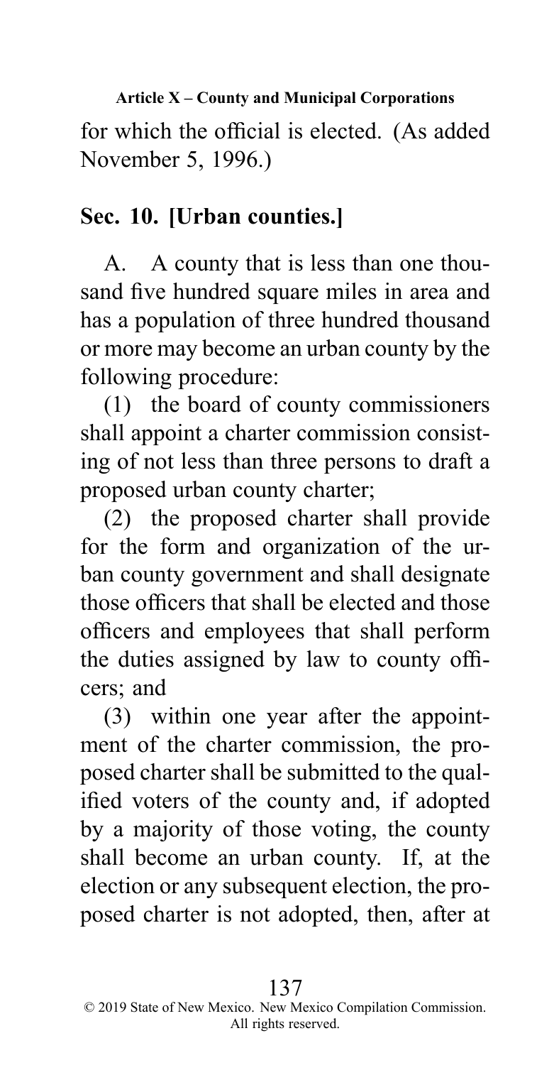for which the official is elected. (As added November 5, 1996.)

## Sec. 10. [Urban counties.]

A. A county that is less than one thousand five hundred square miles in area and has a population of three hundred thousand or more may become an urban county by the following procedure:

(1) the board of county commissioners shall appoint a charter commission consisting of not less than three persons to draft a proposed urban county charter;

(2) the proposed charter shall provide for the form and organization of the urban county government and shall designate those officers that shall be elected and those officers and employees that shall perform the duties assigned by law to county officers; and

(3) within one year after the appointment of the charter commission, the proposed charter shall be submitted to the qualified voters of the county and, if adopted by a majority of those voting, the county shall become an urban county. If, at the election or any subsequent election, the proposed charter is not adopted, then, after at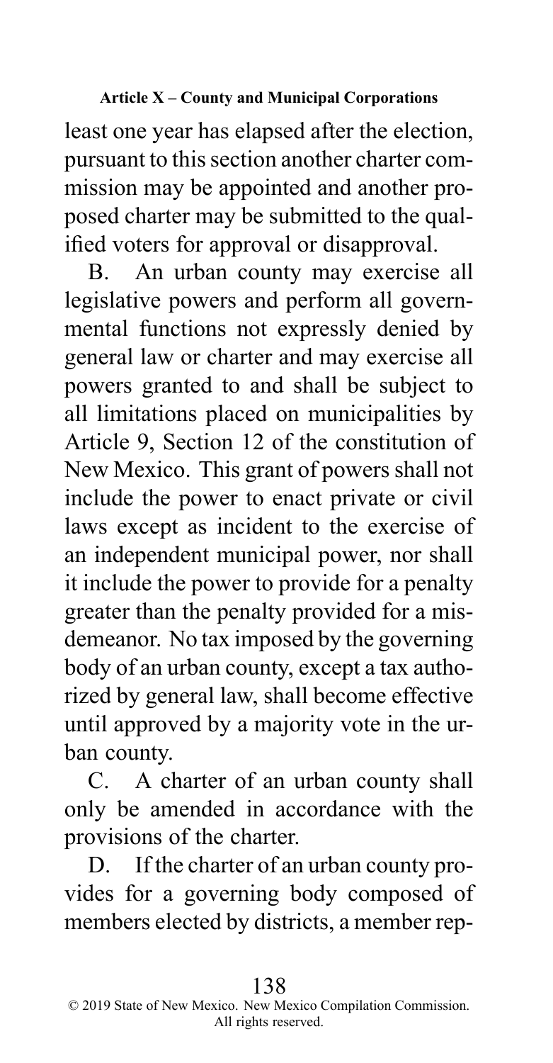least one year has elapsed after the election, pursuant to this section another charter commission may be appointed and another proposed charter may be submitted to the qualified voters for approval or disapproval.

B. An urban county may exercise all legislative powers and perform all governmental functions not expressly denied by general law or charter and may exercise all powers granted to and shall be subject to all limitations placed on municipalities by Article 9, Section 12 of the constitution of New Mexico. This grant of powers shall not include the power to enact private or civil laws except as incident to the exercise of an independent municipal power, nor shall it include the power to provide for a penalty greater than the penalty provided for a misdemeanor. No tax imposed by the governing body of an urban county, except a tax authorized by general law, shall become effective until approved by a majority vote in the urban county.

C. A charter of an urban county shall only be amended in accordance with the provisions of the charter.

D. If the charter of an urban county provides for a governing body composed of members elected by districts, a member rep-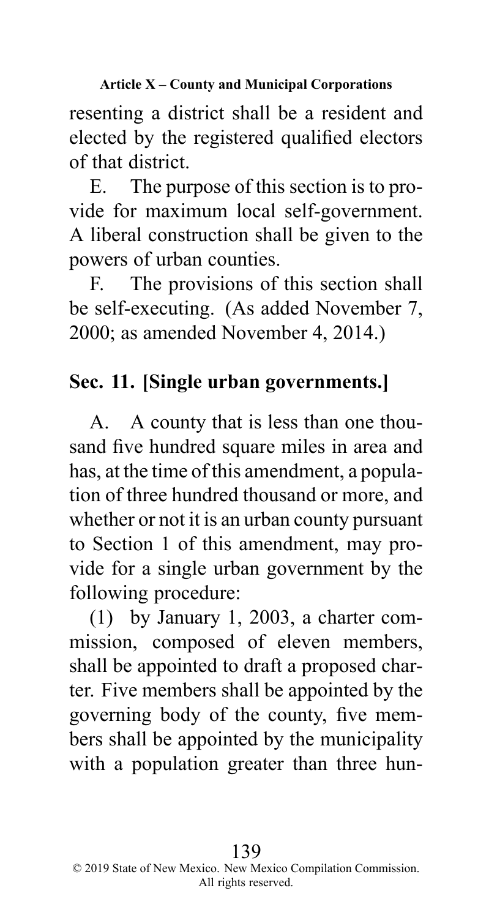resenting a district shall be a resident and elected by the registered qualified electors of that district.

E. The purpose of this section is to provide for maximum local self-government. A liberal construction shall be given to the powers of urban counties.

F. The provisions of this section shall be self-executing. (As added November 7, 2000; as amended November 4, 2014.)

## Sec. 11. [Single urban governments.]

A. A county that is less than one thousand five hundred square miles in area and has, at the time of this amendment, a population of three hundred thousand or more, and whether or not it is an urban county pursuant to Section 1 of this amendment, may provide for a single urban government by the following procedure:

(1) by January 1, 2003, a charter commission, composed of eleven members, shall be appointed to draft a proposed charter. Five members shall be appointed by the governing body of the county, five members shall be appointed by the municipality with a population greater than three hun-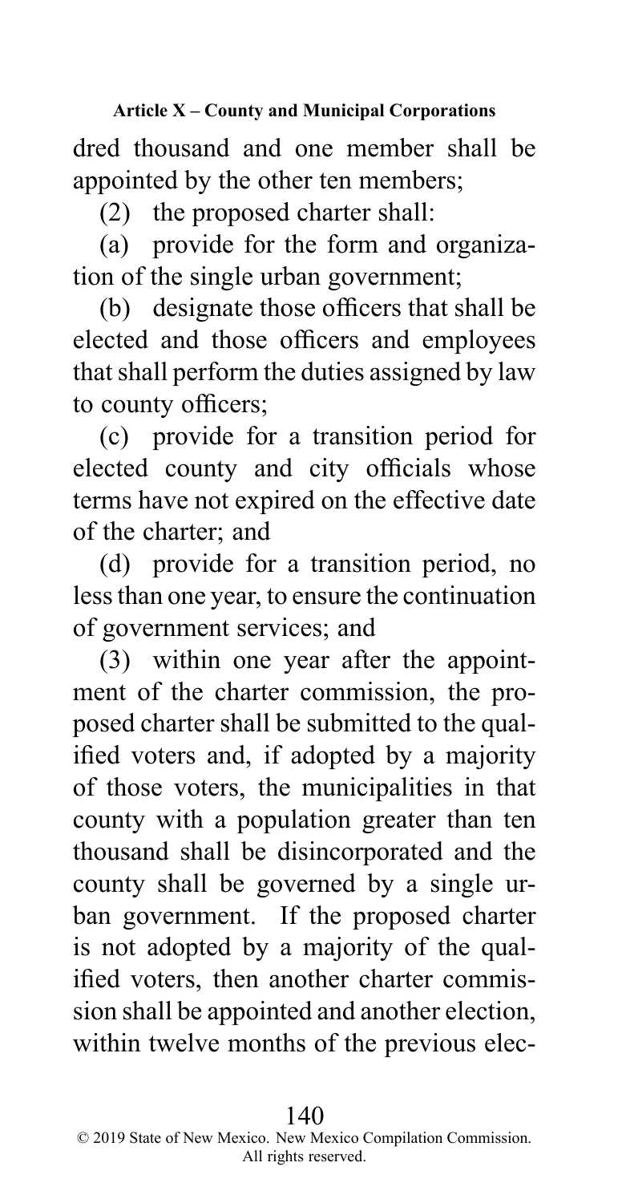dred thousand and one member shall be appointed by the other ten members;

(2) the proposed charter shall:

(a) provide for the form and organization of the single urban government;

(b) designate those officers that shall be elected and those officers and employees that shall perform the duties assigned by law to county officers;

(c) provide for a transition period for elected county and city officials whose terms have not expired on the effective date of the charter; and

(d) provide for a transition period, no less than one year, to ensure the continuation of government services; and

(3) within one year after the appointment of the charter commission, the proposed charter shall be submitted to the qualified voters and, if adopted by a majority of those voters, the municipalities in that county with a population greater than ten thousand shall be disincorporated and the county shall be governed by a single urban government. If the proposed charter is not adopted by a majority of the qualified voters, then another charter commission shall be appointed and another election, within twelve months of the previous elec-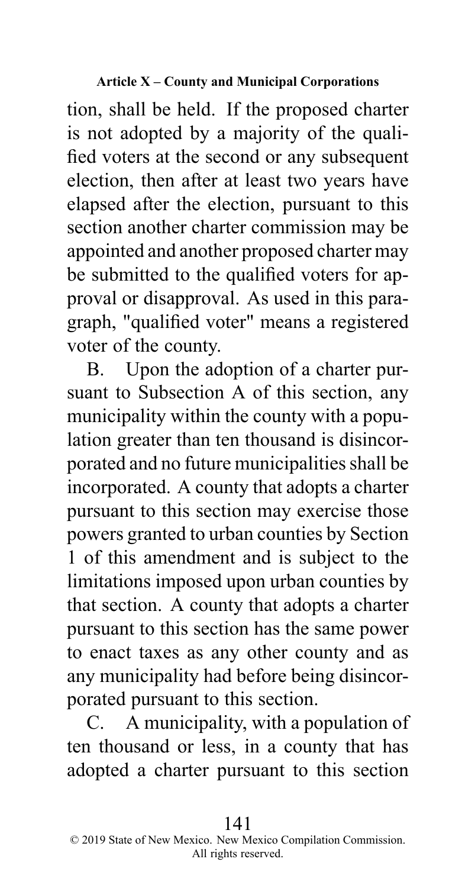tion, shall be held. If the proposed charter is not adopted by a majority of the qualified voters at the second or any subsequent election, then after at least two years have elapsed after the election, pursuant to this section another charter commission may be appointed and another proposed charter may be submitted to the qualified voters for approval or disapproval. As used in this paragraph, "qualified voter" means a registered voter of the county.

B. Upon the adoption of a charter pursuant to Subsection A of this section, any municipality within the county with a population greater than ten thousand is disincorporated and no future municipalities shall be incorporated. A county that adopts a charter pursuant to this section may exercise those powers granted to urban counties by Section 1 of this amendment and is subject to the limitations imposed upon urban counties by that section. A county that adopts a charter pursuant to this section has the same power to enact taxes as any other county and as any municipality had before being disincorporated pursuant to this section.

C. A municipality, with a population of ten thousand or less, in a county that has adopted a charter pursuant to this section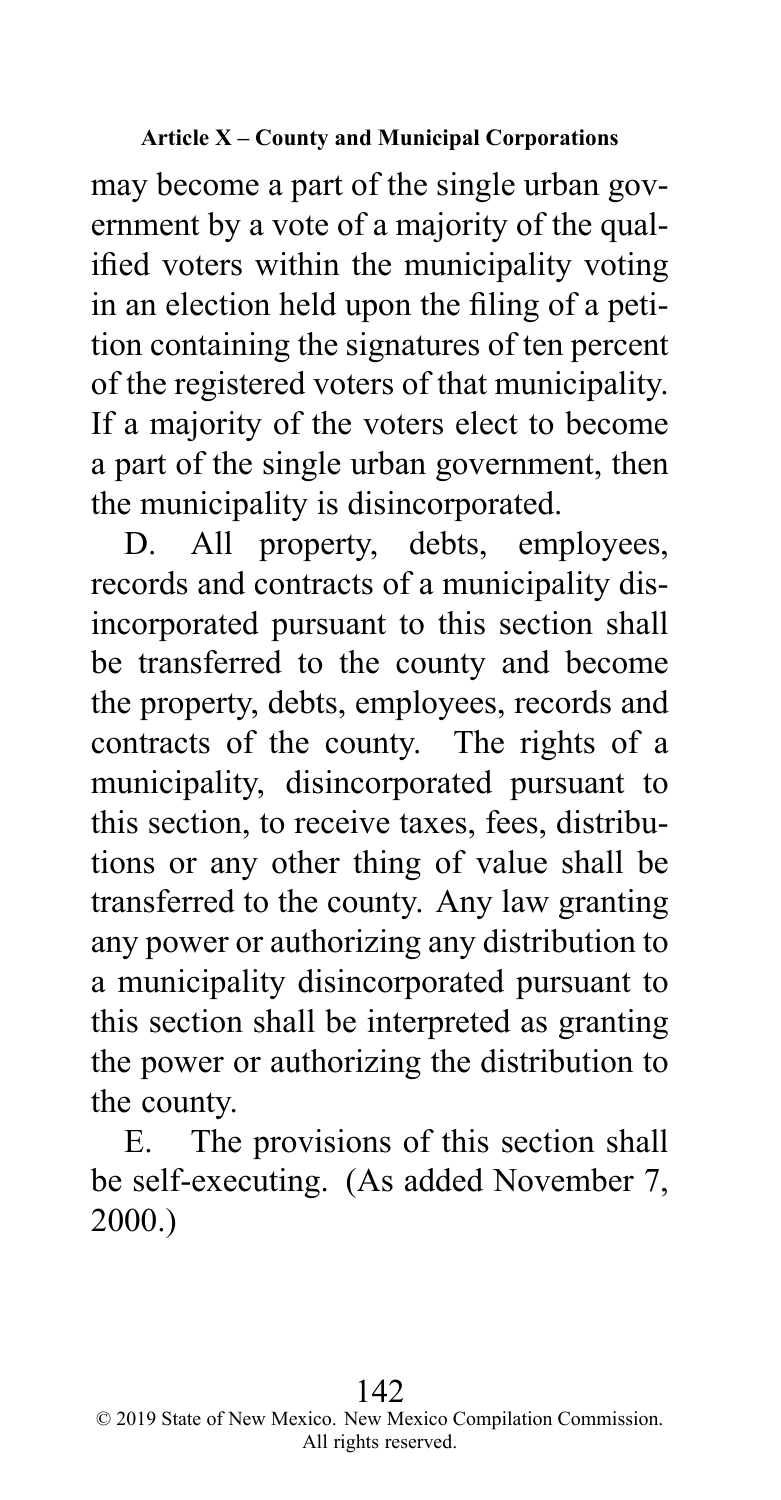may become a part of the single urban government by a vote of a majority of the qualified voters within the municipality voting in an election held upon the filing of a petition containing the signatures of ten percent of the registered voters of that municipality. If a majority of the voters elect to become a part of the single urban government, then the municipality is disincorporated.

D. All property, debts, employees, records and contracts of a municipality disincorporated pursuant to this section shall be transferred to the county and become the property, debts, employees, records and contracts of the county. The rights of a municipality, disincorporated pursuant to this section, to receive taxes, fees, distributions or any other thing of value shall be transferred to the county. Any law granting any power or authorizing any distribution to a municipality disincorporated pursuant to this section shall be interpreted as granting the power or authorizing the distribution to the county.

E. The provisions of this section shall be self-executing. (As added November 7, 2000.)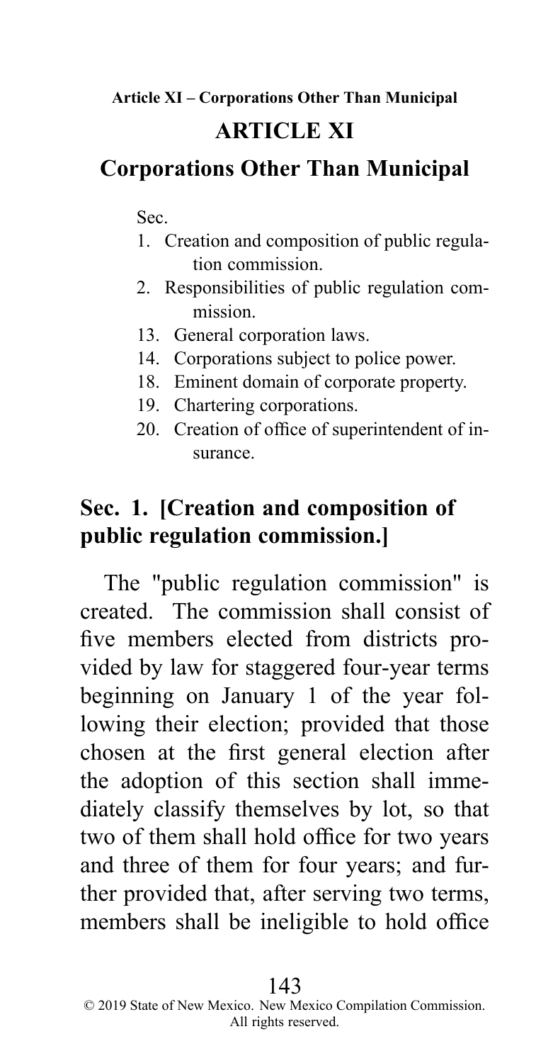# ARTICLE XI

## Corporations Other Than Municipal

Sec.

1. Creation and composition of public regulation commission.
2. Responsibilities of public regulation commission.
13. General corporation laws.
14. Corporations subject to police power.
18. Eminent domain of corporate property.
19. Chartering corporations.
20. Creation of office of superintendent of insurance.

### Sec. 1. [Creation and composition of public regulation commission.]

The "public regulation commission" is created. The commission shall consist of five members elected from districts provided by law for staggered four-year terms beginning on January 1 of the year following their election; provided that those chosen at the first general election after the adoption of this section shall immediately classify themselves by lot, so that two of them shall hold office for two years and three of them for four years; and further provided that, after serving two terms, members shall be ineligible to hold office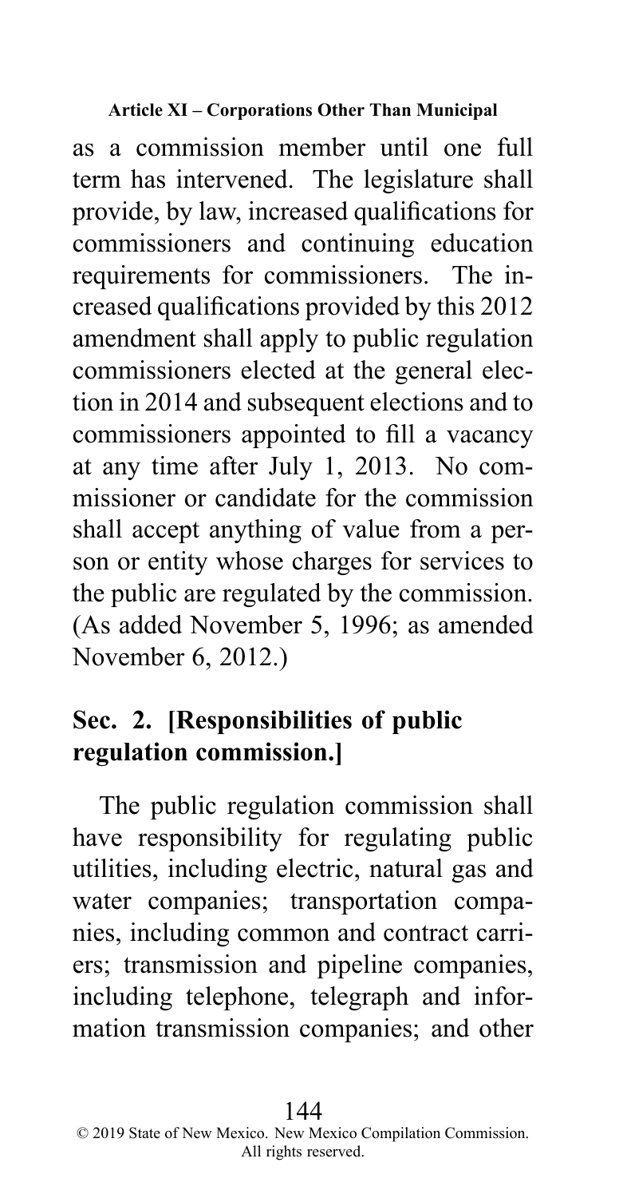as a commission member until one full term has intervened. The legislature shall provide, by law, increased qualifications for commissioners and continuing education requirements for commissioners. The increased qualifications provided by this 2012 amendment shall apply to public regulation commissioners elected at the general election in 2014 and subsequent elections and to commissioners appointed to fill a vacancy at any time after July 1, 2013. No commissioner or candidate for the commission shall accept anything of value from a person or entity whose charges for services to the public are regulated by the commission. (As added November 5, 1996; as amended November 6, 2012.)

## Sec. 2. [Responsibilities of public regulation commission.]

The public regulation commission shall have responsibility for regulating public utilities, including electric, natural gas and water companies; transportation companies, including common and contract carriers; transmission and pipeline companies, including telephone, telegraph and information transmission companies; and other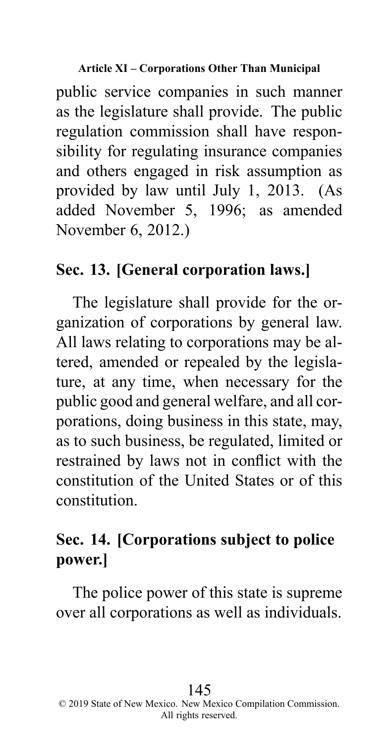public service companies in such manner as the legislature shall provide. The public regulation commission shall have responsibility for regulating insurance companies and others engaged in risk assumption as provided by law until July 1, 2013. (As added November 5, 1996; as amended November 6, 2012.)

## Sec. 13. [General corporation laws.]

The legislature shall provide for the organization of corporations by general law. All laws relating to corporations may be altered, amended or repealed by the legislature, at any time, when necessary for the public good and general welfare, and all corporations, doing business in this state, may, as to such business, be regulated, limited or restrained by laws not in conflict with the constitution of the United States or of this constitution.

## Sec. 14. [Corporations subject to police power.]

The police power of this state is supreme over all corporations as well as individuals.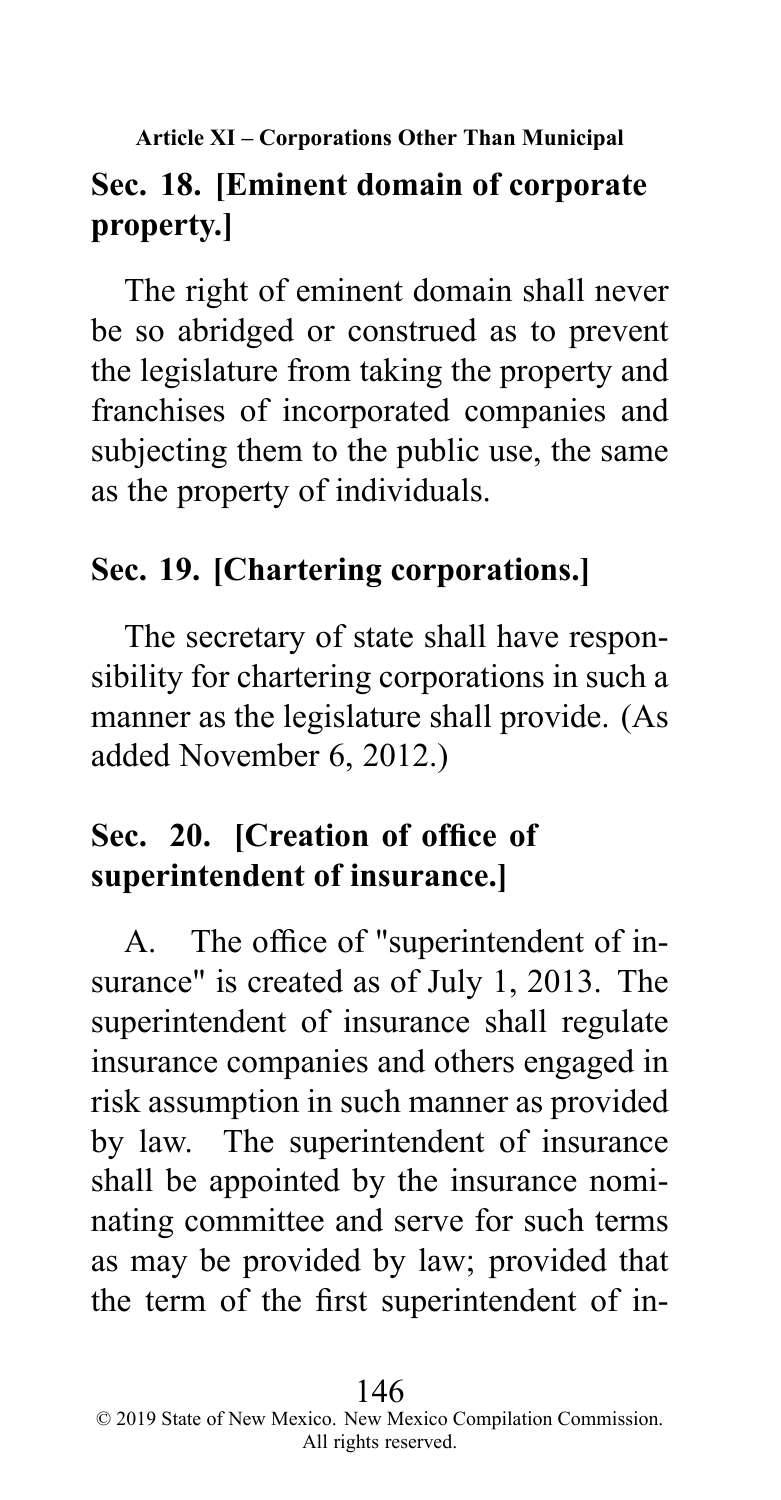## Sec. 18. [Eminent domain of corporate property.]

The right of eminent domain shall never be so abridged or construed as to prevent the legislature from taking the property and franchises of incorporated companies and subjecting them to the public use, the same as the property of individuals.

## Sec. 19. [Chartering corporations.]

The secretary of state shall have responsibility for chartering corporations in such a manner as the legislature shall provide. (As added November 6, 2012.)

## Sec. 20. [Creation of office of superintendent of insurance.]

A. The office of "superintendent of insurance" is created as of July 1, 2013. The superintendent of insurance shall regulate insurance companies and others engaged in risk assumption in such manner as provided by law. The superintendent of insurance shall be appointed by the insurance nominating committee and serve for such terms as may be provided by law; provided that the term of the first superintendent of in-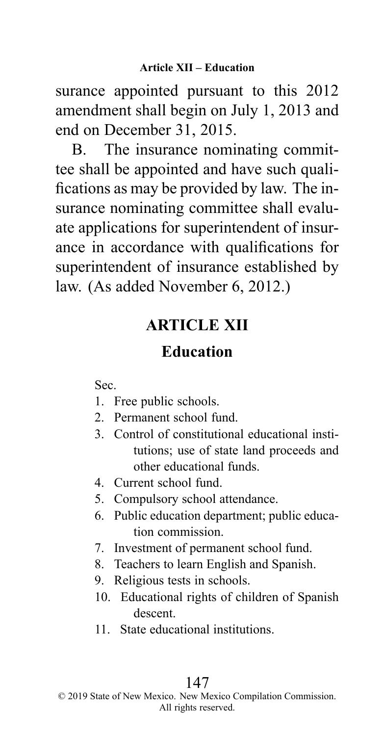surance appointed pursuant to this 2012 amendment shall begin on July 1, 2013 and end on December 31, 2015.

B. The insurance nominating committee shall be appointed and have such qualifications as may be provided by law. The insurance nominating committee shall evaluate applications for superintendent of insurance in accordance with qualifications for superintendent of insurance established by law. (As added November 6, 2012.)

## ARTICLE XII

## Education

Sec.

1. Free public schools.
2. Permanent school fund.
3. Control of constitutional educational institutions; use of state land proceeds and other educational funds.
4. Current school fund.
5. Compulsory school attendance.
6. Public education department; public education commission.
7. Investment of permanent school fund.
8. Teachers to learn English and Spanish.
9. Religious tests in schools.
10. Educational rights of children of Spanish descent.
11. State educational institutions.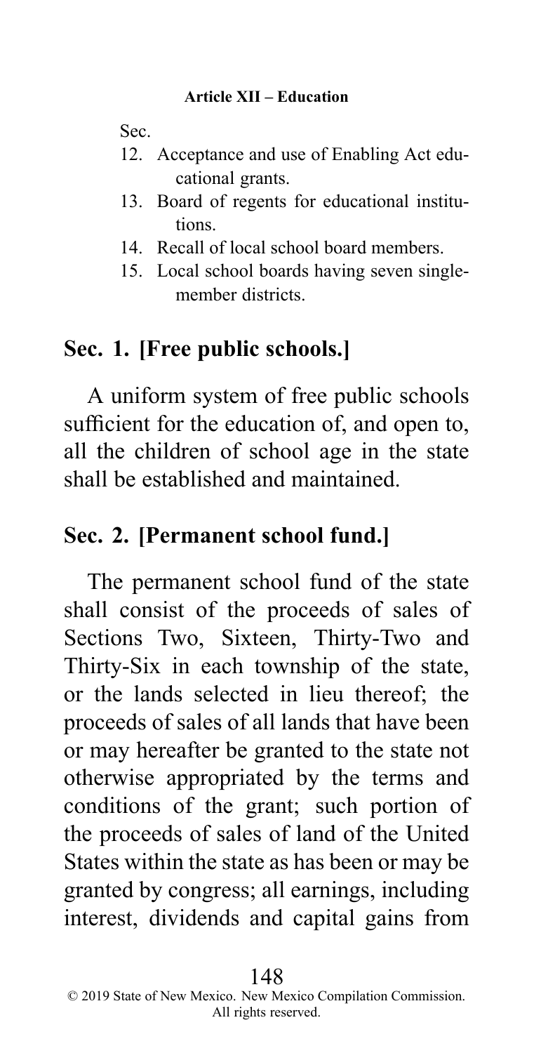Sec.

12. Acceptance and use of Enabling Act educational grants.
13. Board of regents for educational institutions.
14. Recall of local school board members.
15. Local school boards having seven single-member districts.

## Sec. 1. [Free public schools.]

A uniform system of free public schools sufficient for the education of, and open to, all the children of school age in the state shall be established and maintained.

## Sec. 2. [Permanent school fund.]

The permanent school fund of the state shall consist of the proceeds of sales of Sections Two, Sixteen, Thirty-Two and Thirty-Six in each township of the state, or the lands selected in lieu thereof; the proceeds of sales of all lands that have been or may hereafter be granted to the state not otherwise appropriated by the terms and conditions of the grant; such portion of the proceeds of sales of land of the United States within the state as has been or may be granted by congress; all earnings, including interest, dividends and capital gains from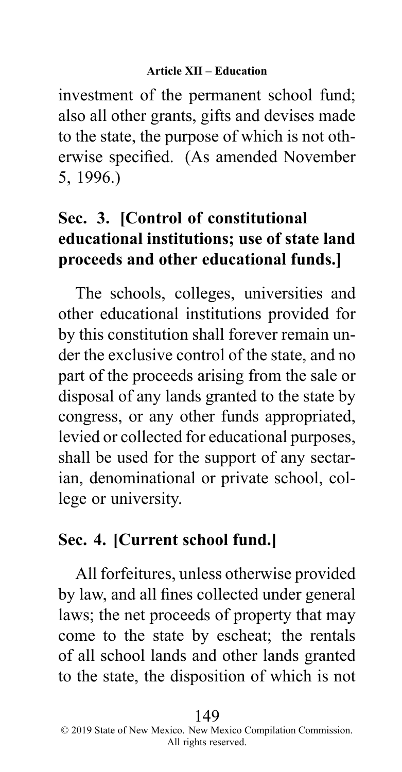investment of the permanent school fund; also all other grants, gifts and devises made to the state, the purpose of which is not otherwise specified. (As amended November 5, 1996.)

## Sec. 3. [Control of constitutional educational institutions; use of state land proceeds and other educational funds.]

The schools, colleges, universities and other educational institutions provided for by this constitution shall forever remain under the exclusive control of the state, and no part of the proceeds arising from the sale or disposal of any lands granted to the state by congress, or any other funds appropriated, levied or collected for educational purposes, shall be used for the support of any sectarian, denominational or private school, college or university.

## Sec. 4. [Current school fund.]

All forfeitures, unless otherwise provided by law, and all fines collected under general laws; the net proceeds of property that may come to the state by escheat; the rentals of all school lands and other lands granted to the state, the disposition of which is not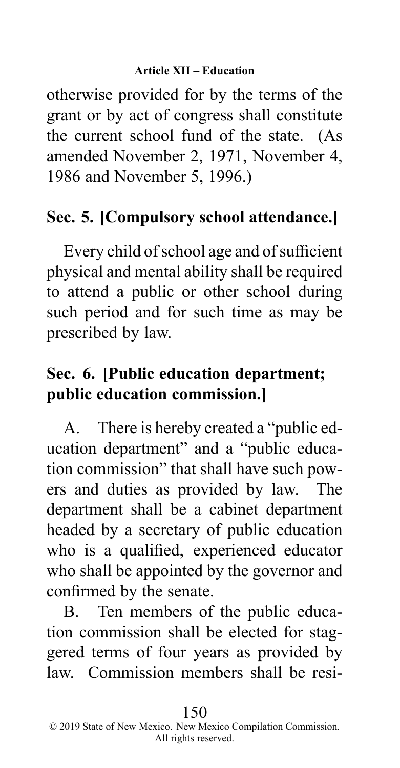otherwise provided for by the terms of the grant or by act of congress shall constitute the current school fund of the state. (As amended November 2, 1971, November 4, 1986 and November 5, 1996.)

## Sec. 5. [Compulsory school attendance.]

Every child of school age and of sufficient physical and mental ability shall be required to attend a public or other school during such period and for such time as may be prescribed by law.

## Sec. 6. [Public education department; public education commission.]

A. There is hereby created a "public education department" and a "public education commission" that shall have such powers and duties as provided by law. The department shall be a cabinet department headed by a secretary of public education who is a qualified, experienced educator who shall be appointed by the governor and confirmed by the senate.

B. Ten members of the public education commission shall be elected for staggered terms of four years as provided by law. Commission members shall be resi-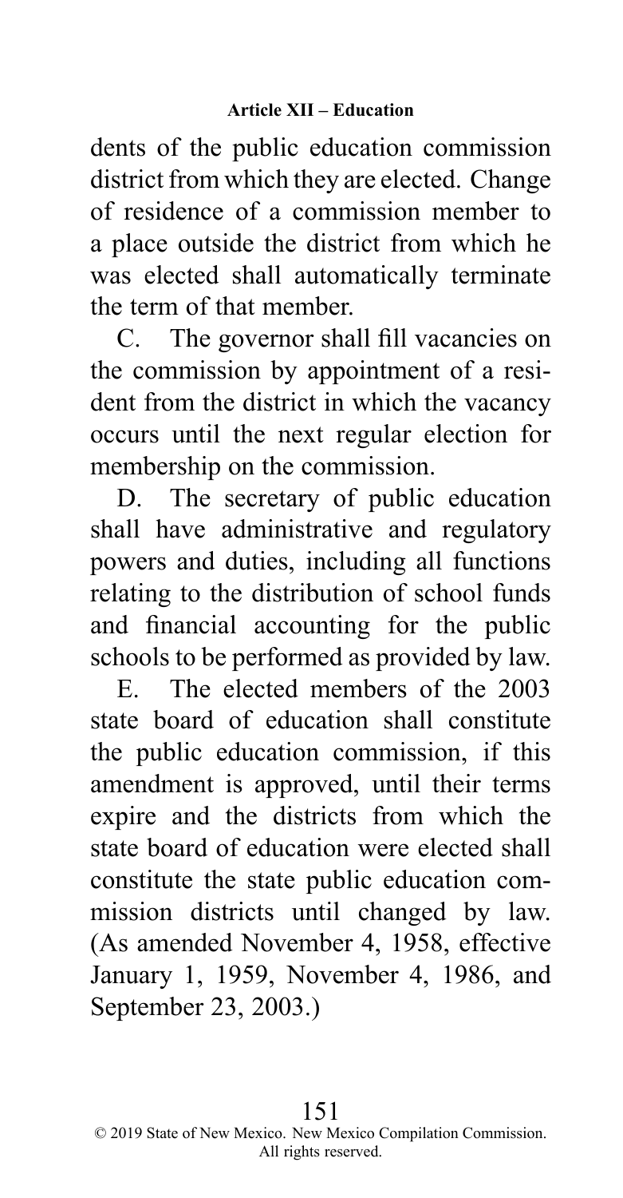dents of the public education commission district from which they are elected. Change of residence of a commission member to a place outside the district from which he was elected shall automatically terminate the term of that member.

C. The governor shall fill vacancies on the commission by appointment of a resident from the district in which the vacancy occurs until the next regular election for membership on the commission.

D. The secretary of public education shall have administrative and regulatory powers and duties, including all functions relating to the distribution of school funds and financial accounting for the public schools to be performed as provided by law.

E. The elected members of the 2003 state board of education shall constitute the public education commission, if this amendment is approved, until their terms expire and the districts from which the state board of education were elected shall constitute the state public education commission districts until changed by law. (As amended November 4, 1958, effective January 1, 1959, November 4, 1986, and September 23, 2003.)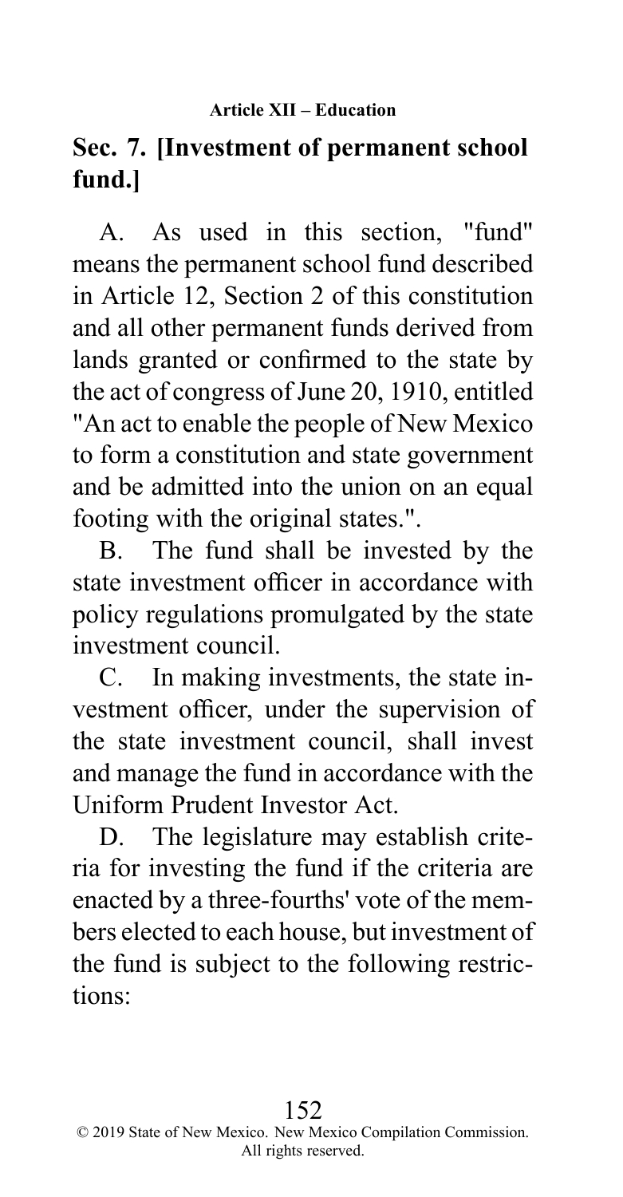## Sec. 7. [Investment of permanent school fund.]

A. As used in this section, "fund" means the permanent school fund described in Article 12, Section 2 of this constitution and all other permanent funds derived from lands granted or confirmed to the state by the act of congress of June 20, 1910, entitled "An act to enable the people of New Mexico to form a constitution and state government and be admitted into the union on an equal footing with the original states.".

B. The fund shall be invested by the state investment officer in accordance with policy regulations promulgated by the state investment council.

C. In making investments, the state investment officer, under the supervision of the state investment council, shall invest and manage the fund in accordance with the Uniform Prudent Investor Act.

D. The legislature may establish criteria for investing the fund if the criteria are enacted by a three-fourths' vote of the members elected to each house, but investment of the fund is subject to the following restrictions: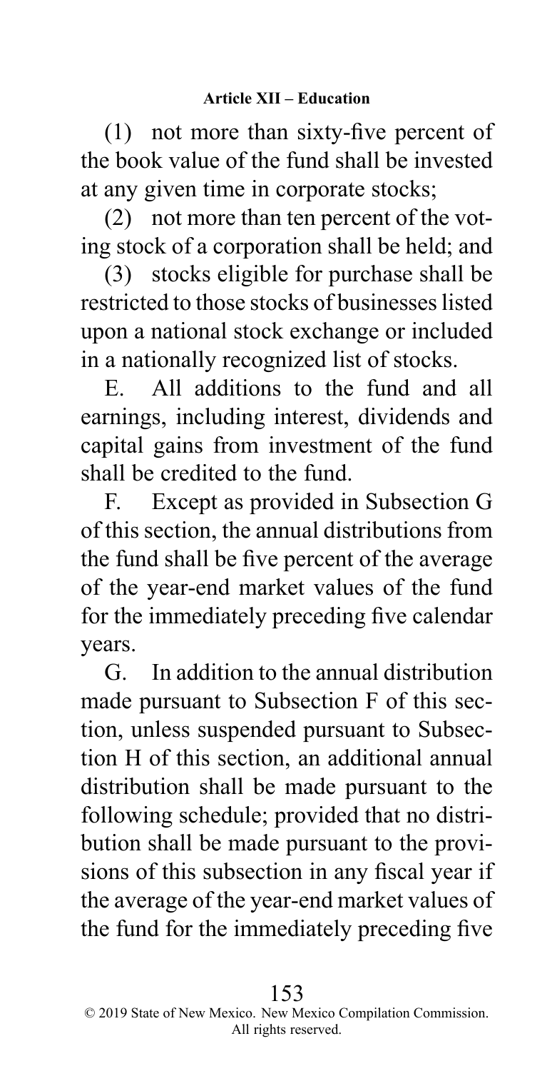(1) not more than sixty-five percent of the book value of the fund shall be invested at any given time in corporate stocks;

(2) not more than ten percent of the voting stock of a corporation shall be held; and

(3) stocks eligible for purchase shall be restricted to those stocks of businesses listed upon a national stock exchange or included in a nationally recognized list of stocks.

E. All additions to the fund and all earnings, including interest, dividends and capital gains from investment of the fund shall be credited to the fund.

F. Except as provided in Subsection G of this section, the annual distributions from the fund shall be five percent of the average of the year-end market values of the fund for the immediately preceding five calendar years.

G. In addition to the annual distribution made pursuant to Subsection F of this section, unless suspended pursuant to Subsection H of this section, an additional annual distribution shall be made pursuant to the following schedule; provided that no distribution shall be made pursuant to the provisions of this subsection in any fiscal year if the average of the year-end market values of the fund for the immediately preceding five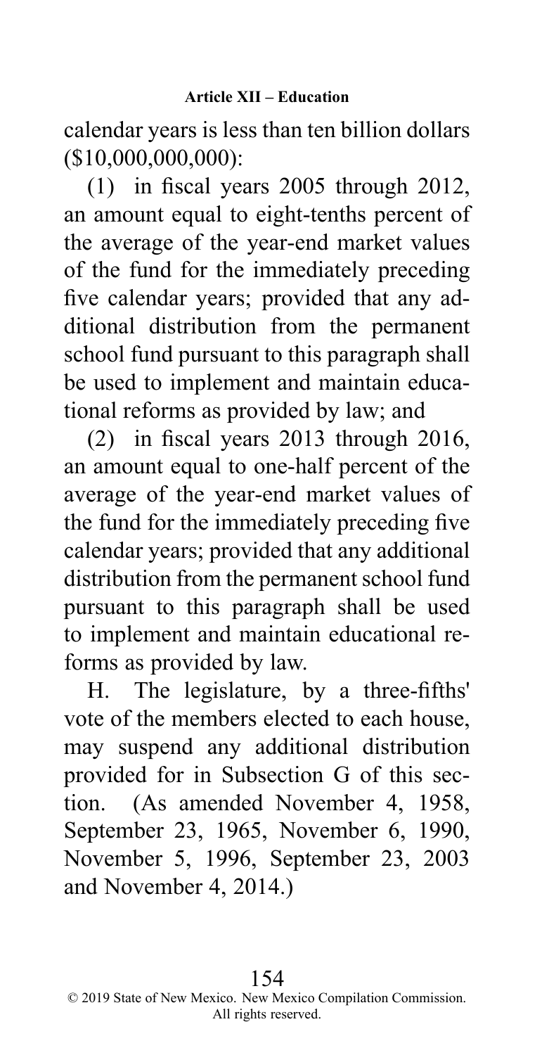calendar years is less than ten billion dollars ($10,000,000,000):

(1) in fiscal years 2005 through 2012, an amount equal to eight-tenths percent of the average of the year-end market values of the fund for the immediately preceding five calendar years; provided that any additional distribution from the permanent school fund pursuant to this paragraph shall be used to implement and maintain educational reforms as provided by law; and

(2) in fiscal years 2013 through 2016, an amount equal to one-half percent of the average of the year-end market values of the fund for the immediately preceding five calendar years; provided that any additional distribution from the permanent school fund pursuant to this paragraph shall be used to implement and maintain educational reforms as provided by law.

H. The legislature, by a three-fifths' vote of the members elected to each house, may suspend any additional distribution provided for in Subsection G of this section. (As amended November 4, 1958, September 23, 1965, November 6, 1990, November 5, 1996, September 23, 2003 and November 4, 2014.)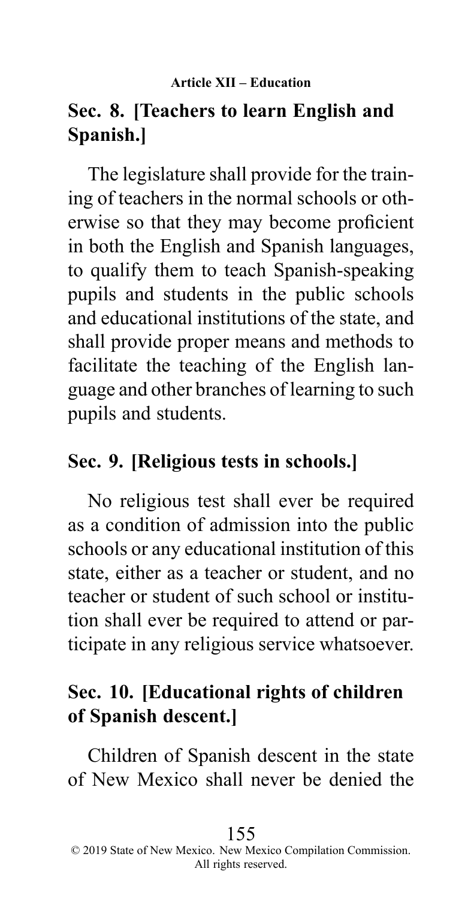## Sec. 8. [Teachers to learn English and Spanish.]

The legislature shall provide for the training of teachers in the normal schools or otherwise so that they may become proficient in both the English and Spanish languages, to qualify them to teach Spanish-speaking pupils and students in the public schools and educational institutions of the state, and shall provide proper means and methods to facilitate the teaching of the English language and other branches of learning to such pupils and students.

## Sec. 9. [Religious tests in schools.]

No religious test shall ever be required as a condition of admission into the public schools or any educational institution of this state, either as a teacher or student, and no teacher or student of such school or institution shall ever be required to attend or participate in any religious service whatsoever.

## Sec. 10. [Educational rights of children of Spanish descent.]

Children of Spanish descent in the state of New Mexico shall never be denied the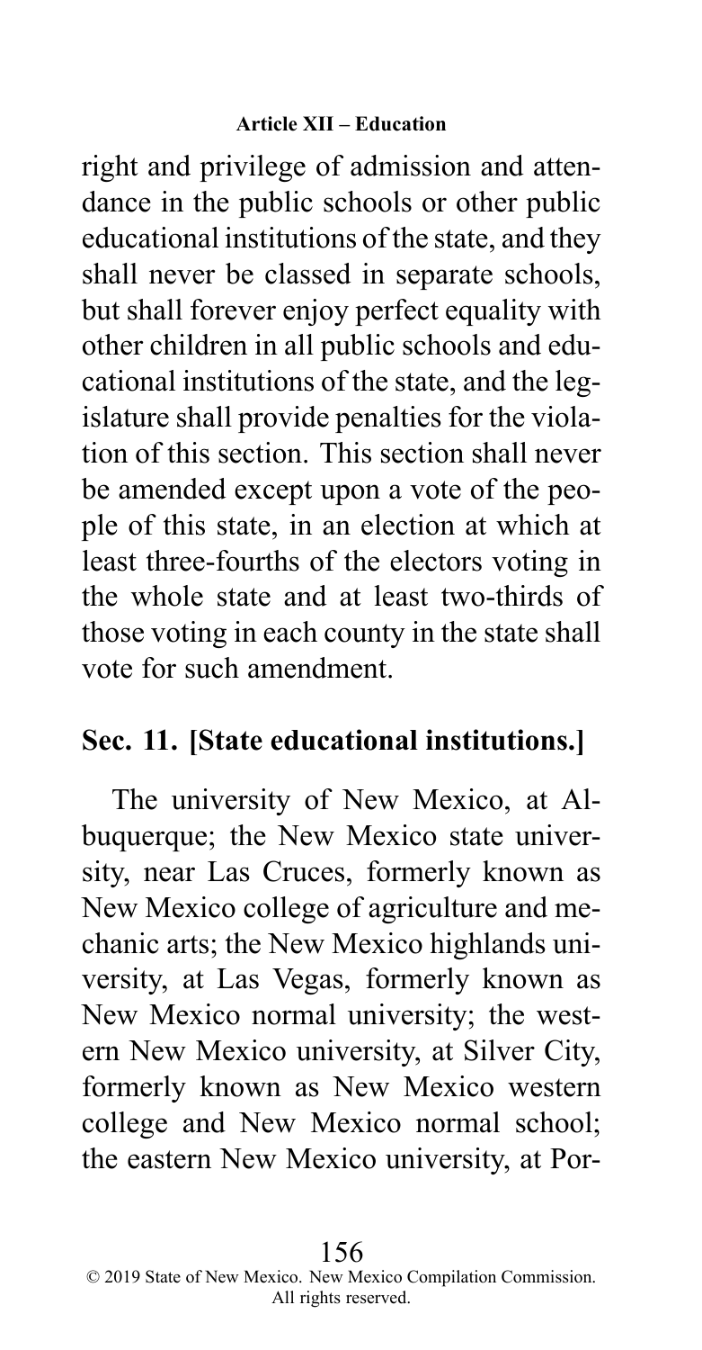right and privilege of admission and attendance in the public schools or other public educational institutions of the state, and they shall never be classed in separate schools, but shall forever enjoy perfect equality with other children in all public schools and educational institutions of the state, and the legislature shall provide penalties for the violation of this section. This section shall never be amended except upon a vote of the people of this state, in an election at which at least three-fourths of the electors voting in the whole state and at least two-thirds of those voting in each county in the state shall vote for such amendment.

## Sec. 11. [State educational institutions.]

The university of New Mexico, at Albuquerque; the New Mexico state university, near Las Cruces, formerly known as New Mexico college of agriculture and mechanic arts; the New Mexico highlands university, at Las Vegas, formerly known as New Mexico normal university; the western New Mexico university, at Silver City, formerly known as New Mexico western college and New Mexico normal school; the eastern New Mexico university, at Por-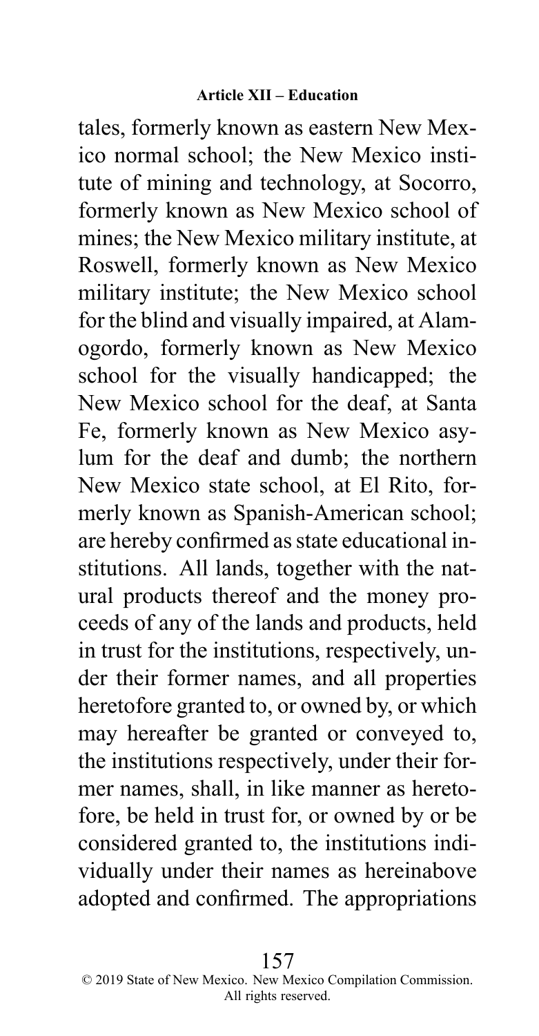tales, formerly known as eastern New Mexico normal school; the New Mexico institute of mining and technology, at Socorro, formerly known as New Mexico school of mines; the New Mexico military institute, at Roswell, formerly known as New Mexico military institute; the New Mexico school for the blind and visually impaired, at Alamogordo, formerly known as New Mexico school for the visually handicapped; the New Mexico school for the deaf, at Santa Fe, formerly known as New Mexico asylum for the deaf and dumb; the northern New Mexico state school, at El Rito, formerly known as Spanish-American school; are hereby confirmed as state educational institutions. All lands, together with the natural products thereof and the money proceeds of any of the lands and products, held in trust for the institutions, respectively, under their former names, and all properties heretofore granted to, or owned by, or which may hereafter be granted or conveyed to, the institutions respectively, under their former names, shall, in like manner as heretofore, be held in trust for, or owned by or be considered granted to, the institutions individually under their names as hereinabove adopted and confirmed. The appropriations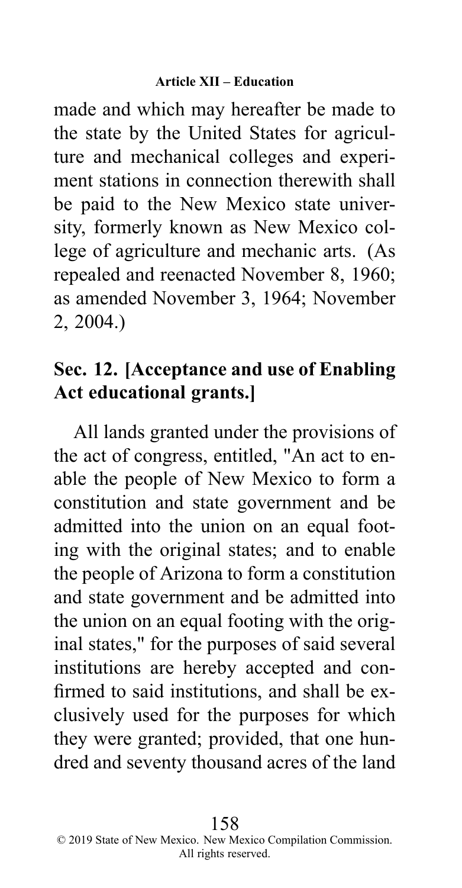made and which may hereafter be made to the state by the United States for agriculture and mechanical colleges and experiment stations in connection therewith shall be paid to the New Mexico state university, formerly known as New Mexico college of agriculture and mechanic arts. (As repealed and reenacted November 8, 1960; as amended November 3, 1964; November 2, 2004.)

## Sec. 12. [Acceptance and use of Enabling Act educational grants.]

All lands granted under the provisions of the act of congress, entitled, "An act to enable the people of New Mexico to form a constitution and state government and be admitted into the union on an equal footing with the original states; and to enable the people of Arizona to form a constitution and state government and be admitted into the union on an equal footing with the original states," for the purposes of said several institutions are hereby accepted and confirmed to said institutions, and shall be exclusively used for the purposes for which they were granted; provided, that one hundred and seventy thousand acres of the land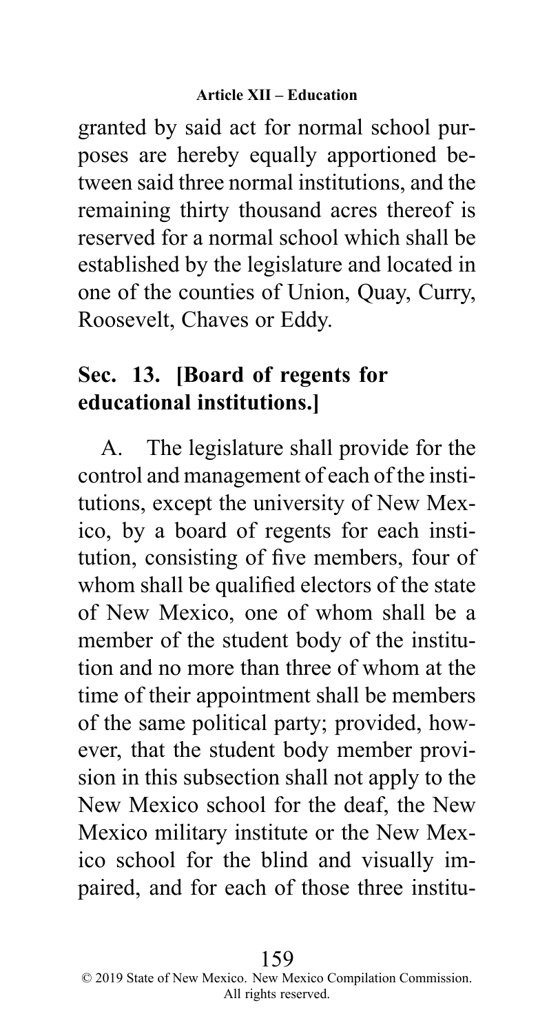granted by said act for normal school purposes are hereby equally apportioned between said three normal institutions, and the remaining thirty thousand acres thereof is reserved for a normal school which shall be established by the legislature and located in one of the counties of Union, Quay, Curry, Roosevelt, Chaves or Eddy.

## Sec. 13. [Board of regents for educational institutions.]

A. The legislature shall provide for the control and management of each of the institutions, except the university of New Mexico, by a board of regents for each institution, consisting of five members, four of whom shall be qualified electors of the state of New Mexico, one of whom shall be a member of the student body of the institution and no more than three of whom at the time of their appointment shall be members of the same political party; provided, however, that the student body member provision in this subsection shall not apply to the New Mexico school for the deaf, the New Mexico military institute or the New Mexico school for the blind and visually impaired, and for each of those three institu-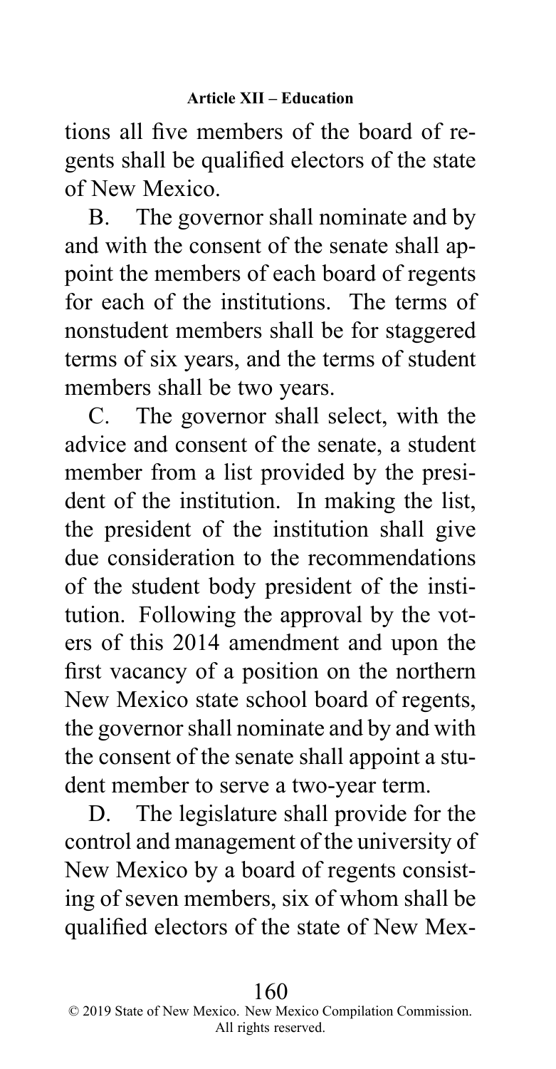tions all five members of the board of regents shall be qualified electors of the state of New Mexico.

B. The governor shall nominate and by and with the consent of the senate shall appoint the members of each board of regents for each of the institutions. The terms of nonstudent members shall be for staggered terms of six years, and the terms of student members shall be two years.

C. The governor shall select, with the advice and consent of the senate, a student member from a list provided by the president of the institution. In making the list, the president of the institution shall give due consideration to the recommendations of the student body president of the institution. Following the approval by the voters of this 2014 amendment and upon the first vacancy of a position on the northern New Mexico state school board of regents, the governor shall nominate and by and with the consent of the senate shall appoint a student member to serve a two-year term.

D. The legislature shall provide for the control and management of the university of New Mexico by a board of regents consisting of seven members, six of whom shall be qualified electors of the state of New Mex-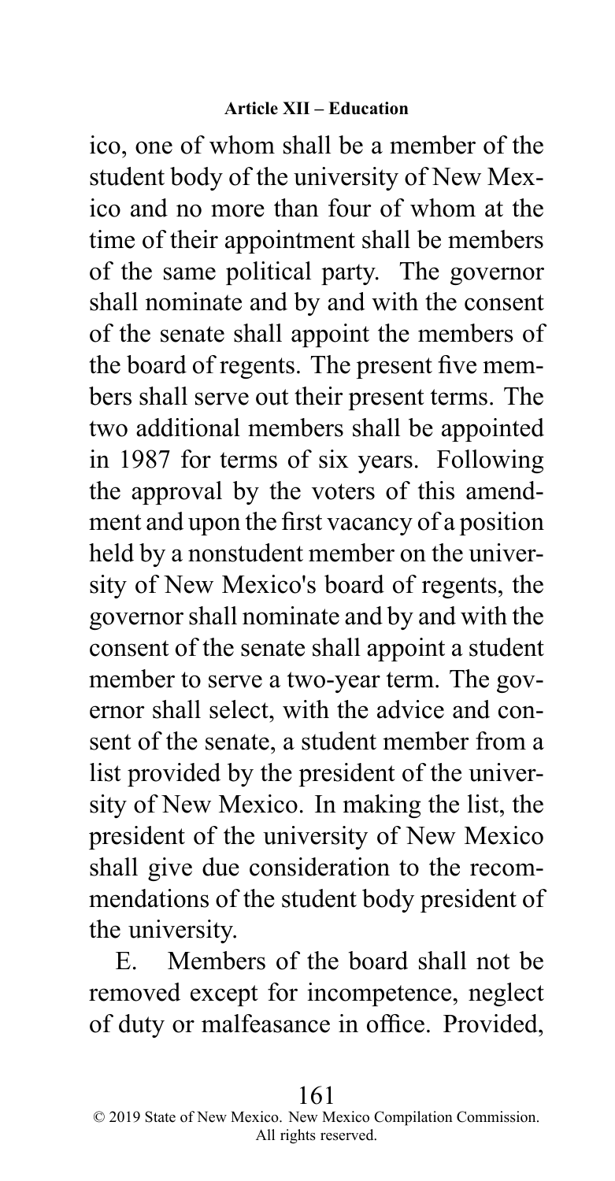ico, one of whom shall be a member of the student body of the university of New Mexico and no more than four of whom at the time of their appointment shall be members of the same political party. The governor shall nominate and by and with the consent of the senate shall appoint the members of the board of regents. The present five members shall serve out their present terms. The two additional members shall be appointed in 1987 for terms of six years. Following the approval by the voters of this amendment and upon the first vacancy of a position held by a nonstudent member on the university of New Mexico's board of regents, the governor shall nominate and by and with the consent of the senate shall appoint a student member to serve a two-year term. The governor shall select, with the advice and consent of the senate, a student member from a list provided by the president of the university of New Mexico. In making the list, the president of the university of New Mexico shall give due consideration to the recommendations of the student body president of the university.

E. Members of the board shall not be removed except for incompetence, neglect of duty or malfeasance in office. Provided,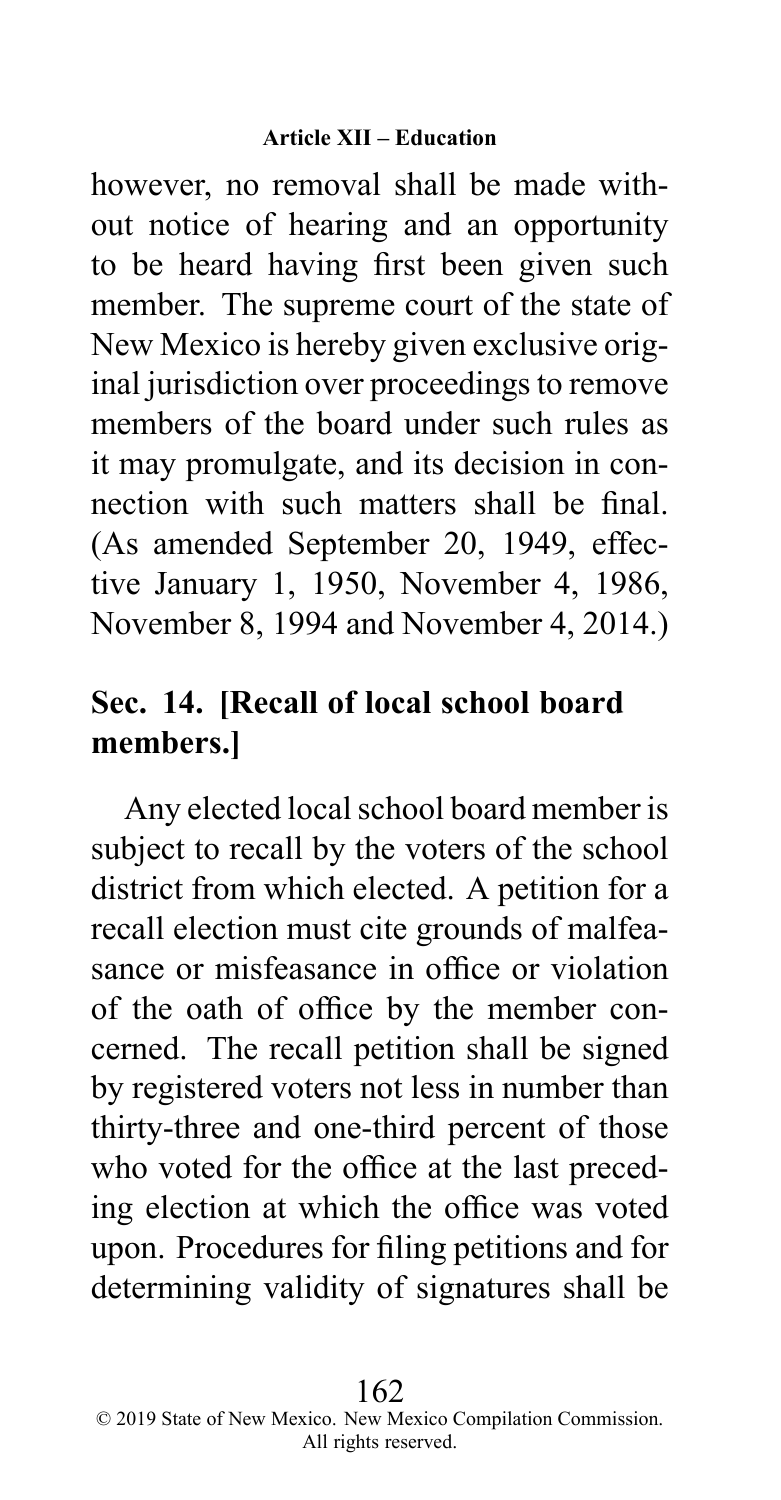however, no removal shall be made without notice of hearing and an opportunity to be heard having first been given such member. The supreme court of the state of New Mexico is hereby given exclusive original jurisdiction over proceedings to remove members of the board under such rules as it may promulgate, and its decision in connection with such matters shall be final. (As amended September 20, 1949, effective January 1, 1950, November 4, 1986, November 8, 1994 and November 4, 2014.)

## Sec. 14. [Recall of local school board members.]

Any elected local school board member is subject to recall by the voters of the school district from which elected. A petition for a recall election must cite grounds of malfeasance or misfeasance in office or violation of the oath of office by the member concerned. The recall petition shall be signed by registered voters not less in number than thirty-three and one-third percent of those who voted for the office at the last preceding election at which the office was voted upon. Procedures for filing petitions and for determining validity of signatures shall be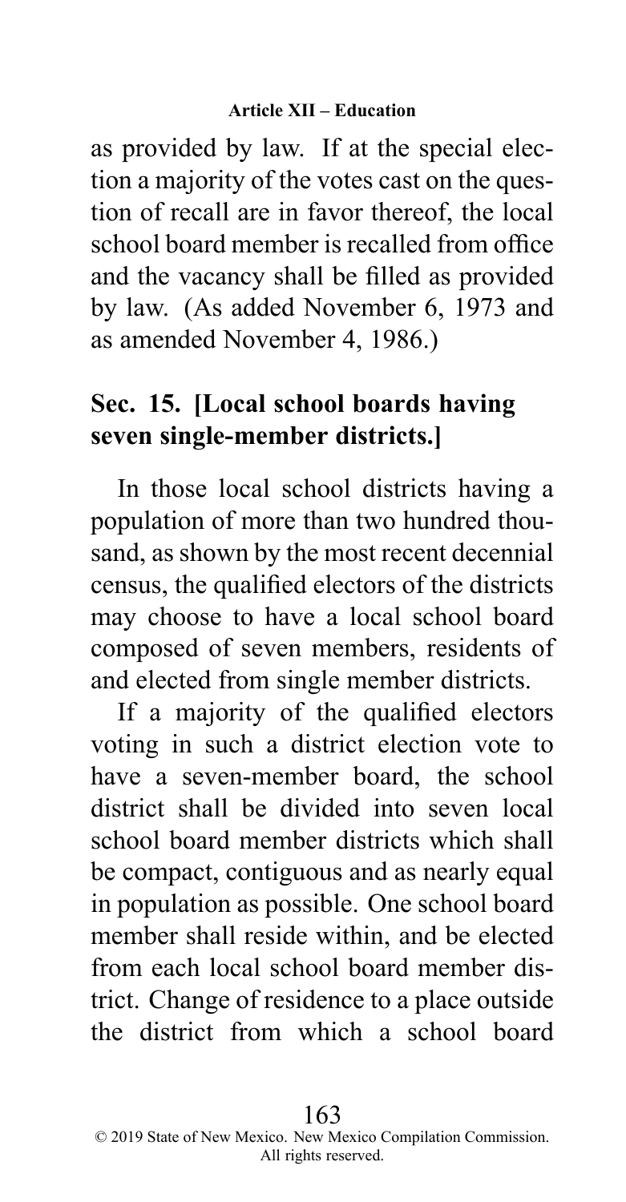as provided by law. If at the special election a majority of the votes cast on the question of recall are in favor thereof, the local school board member is recalled from office and the vacancy shall be filled as provided by law. (As added November 6, 1973 and as amended November 4, 1986.)

## Sec. 15. [Local school boards having seven single-member districts.]

In those local school districts having a population of more than two hundred thousand, as shown by the most recent decennial census, the qualified electors of the districts may choose to have a local school board composed of seven members, residents of and elected from single member districts.

If a majority of the qualified electors voting in such a district election vote to have a seven-member board, the school district shall be divided into seven local school board member districts which shall be compact, contiguous and as nearly equal in population as possible. One school board member shall reside within, and be elected from each local school board member district. Change of residence to a place outside the district from which a school board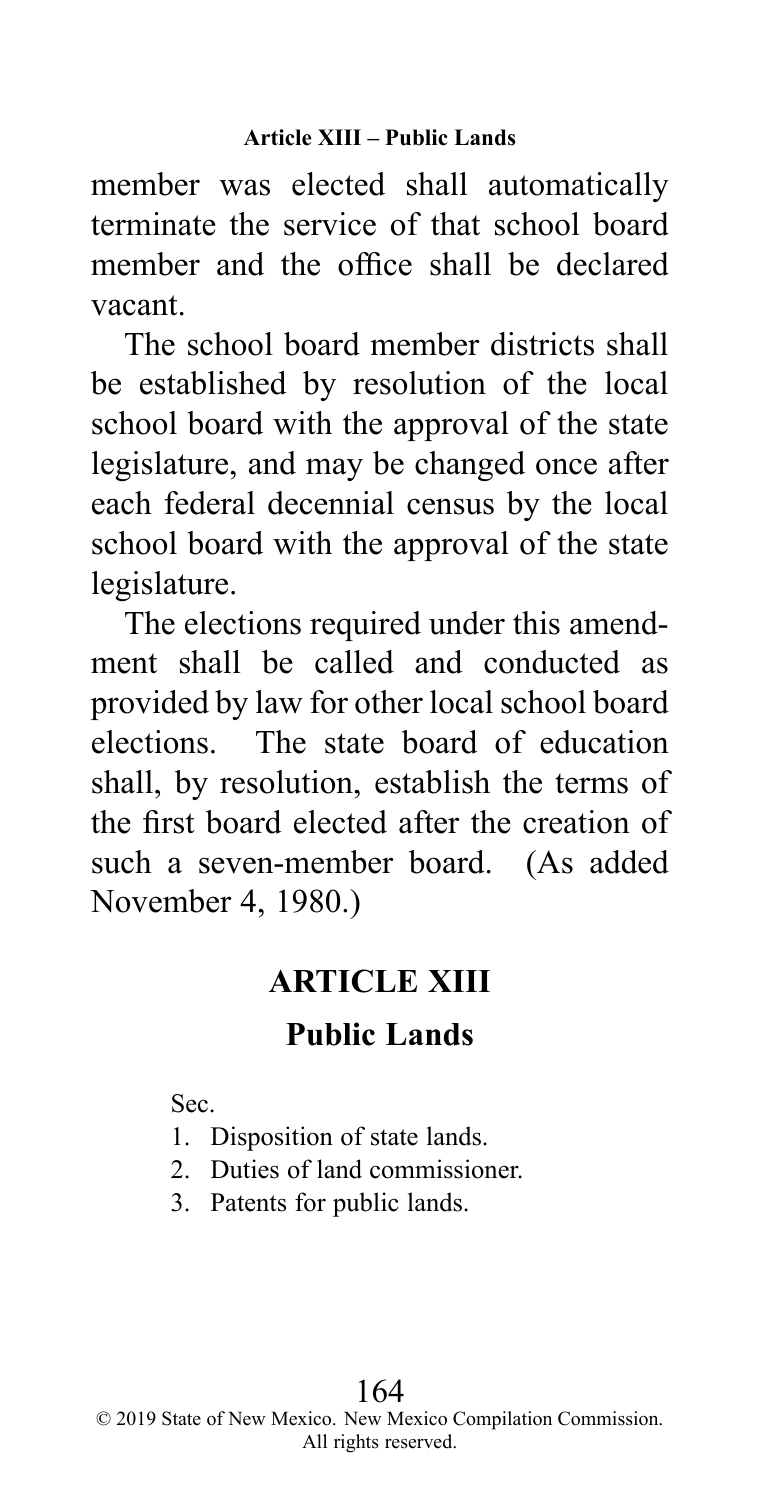member was elected shall automatically terminate the service of that school board member and the office shall be declared vacant.

The school board member districts shall be established by resolution of the local school board with the approval of the state legislature, and may be changed once after each federal decennial census by the local school board with the approval of the state legislature.

The elections required under this amendment shall be called and conducted as provided by law for other local school board elections. The state board of education shall, by resolution, establish the terms of the first board elected after the creation of such a seven-member board. (As added November 4, 1980.)

## ARTICLE XIII

## Public Lands

Sec.

1. Disposition of state lands.
2. Duties of land commissioner.
3. Patents for public lands.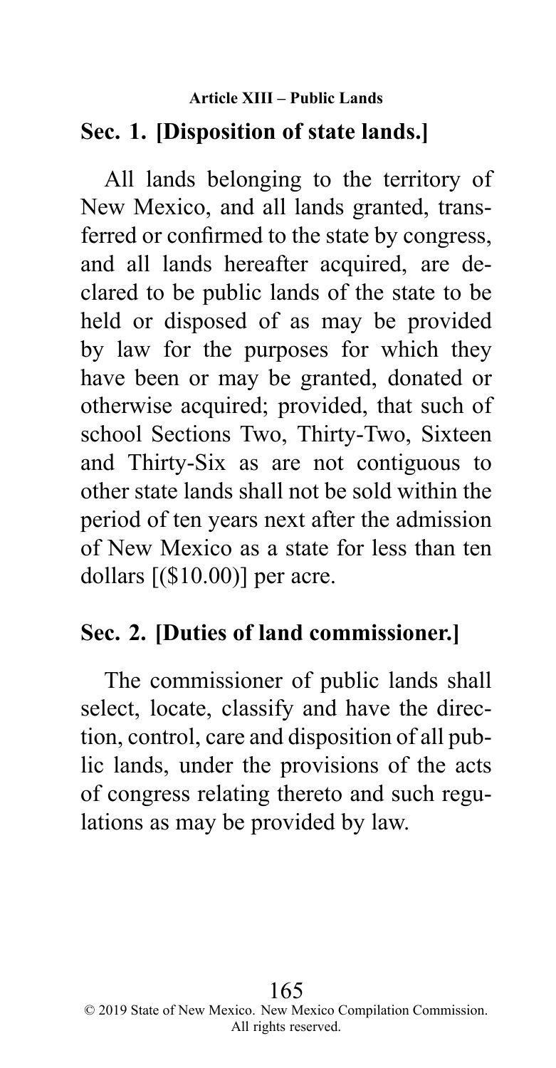## Article XIII – Public Lands

### Sec. 1. [Disposition of state lands.]

All lands belonging to the territory of New Mexico, and all lands granted, transferred or confirmed to the state by congress, and all lands hereafter acquired, are declared to be public lands of the state to be held or disposed of as may be provided by law for the purposes for which they have been or may be granted, donated or otherwise acquired; provided, that such of school Sections Two, Thirty-Two, Sixteen and Thirty-Six as are not contiguous to other state lands shall not be sold within the period of ten years next after the admission of New Mexico as a state for less than ten dollars [($10.00)] per acre.

### Sec. 2. [Duties of land commissioner.]

The commissioner of public lands shall select, locate, classify and have the direction, control, care and disposition of all public lands, under the provisions of the acts of congress relating thereto and such regulations as may be provided by law.

© 2019 State of New Mexico. New Mexico Compilation Commission. All rights reserved.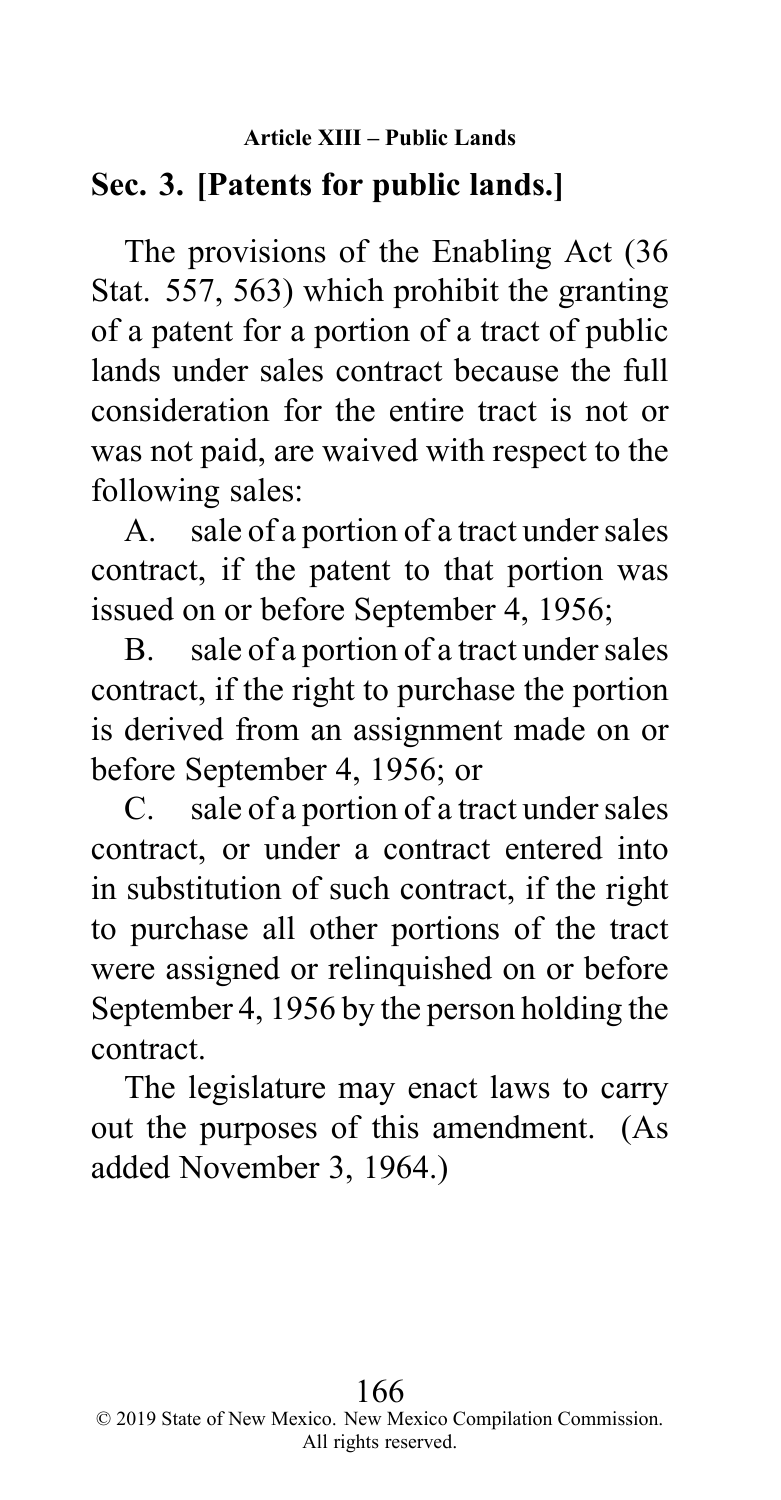## Sec. 3. [Patents for public lands.]

The provisions of the Enabling Act (36 Stat. 557, 563) which prohibit the granting of a patent for a portion of a tract of public lands under sales contract because the full consideration for the entire tract is not or was not paid, are waived with respect to the following sales:

A. sale of a portion of a tract under sales contract, if the patent to that portion was issued on or before September 4, 1956;

B. sale of a portion of a tract under sales contract, if the right to purchase the portion is derived from an assignment made on or before September 4, 1956; or

C. sale of a portion of a tract under sales contract, or under a contract entered into in substitution of such contract, if the right to purchase all other portions of the tract were assigned or relinquished on or before September 4, 1956 by the person holding the contract.

The legislature may enact laws to carry out the purposes of this amendment. (As added November 3, 1964.)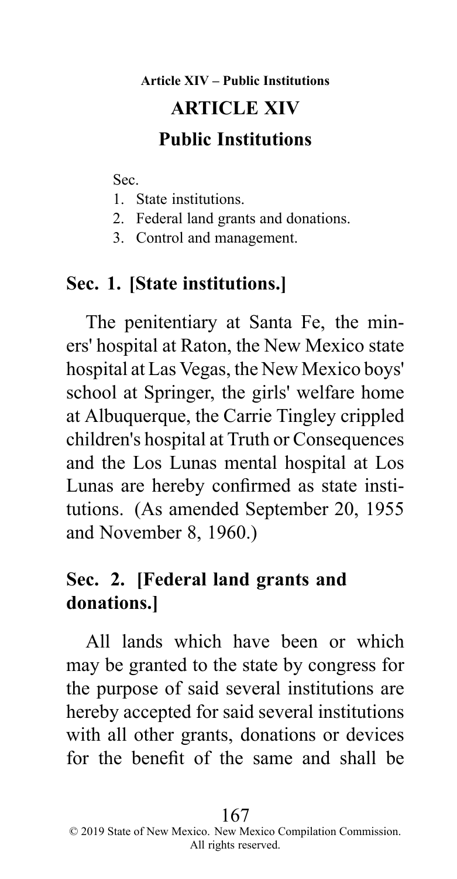# ARTICLE XIV

## Public Institutions

Sec.

1. State institutions.
2. Federal land grants and donations.
3. Control and management.

### Sec. 1. [State institutions.]

The penitentiary at Santa Fe, the miners' hospital at Raton, the New Mexico state hospital at Las Vegas, the New Mexico boys' school at Springer, the girls' welfare home at Albuquerque, the Carrie Tingley crippled children's hospital at Truth or Consequences and the Los Lunas mental hospital at Los Lunas are hereby confirmed as state institutions. (As amended September 20, 1955 and November 8, 1960.)

### Sec. 2. [Federal land grants and donations.]

All lands which have been or which may be granted to the state by congress for the purpose of said several institutions are hereby accepted for said several institutions with all other grants, donations or devices for the benefit of the same and shall be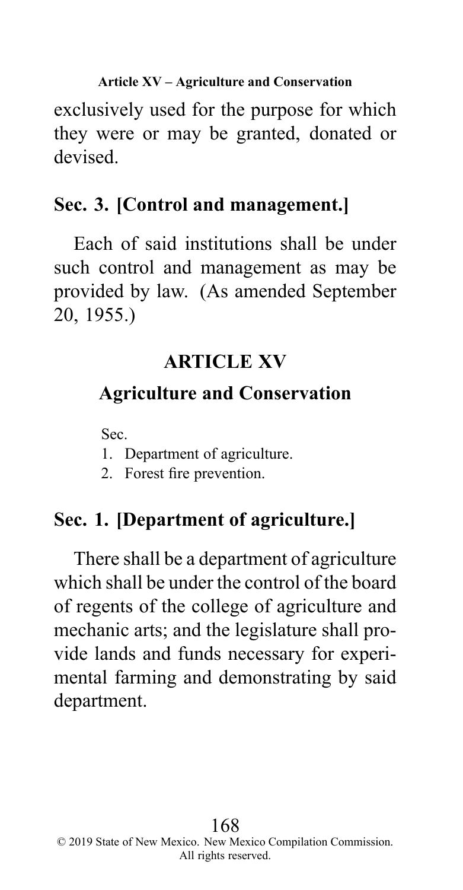exclusively used for the purpose for which they were or may be granted, donated or devised.

## Sec. 3. [Control and management.]

Each of said institutions shall be under such control and management as may be provided by law. (As amended September 20, 1955.)

# ARTICLE XV

## Agriculture and Conservation

Sec.

1. Department of agriculture.
2. Forest fire prevention.

## Sec. 1. [Department of agriculture.]

There shall be a department of agriculture which shall be under the control of the board of regents of the college of agriculture and mechanic arts; and the legislature shall provide lands and funds necessary for experimental farming and demonstrating by said department.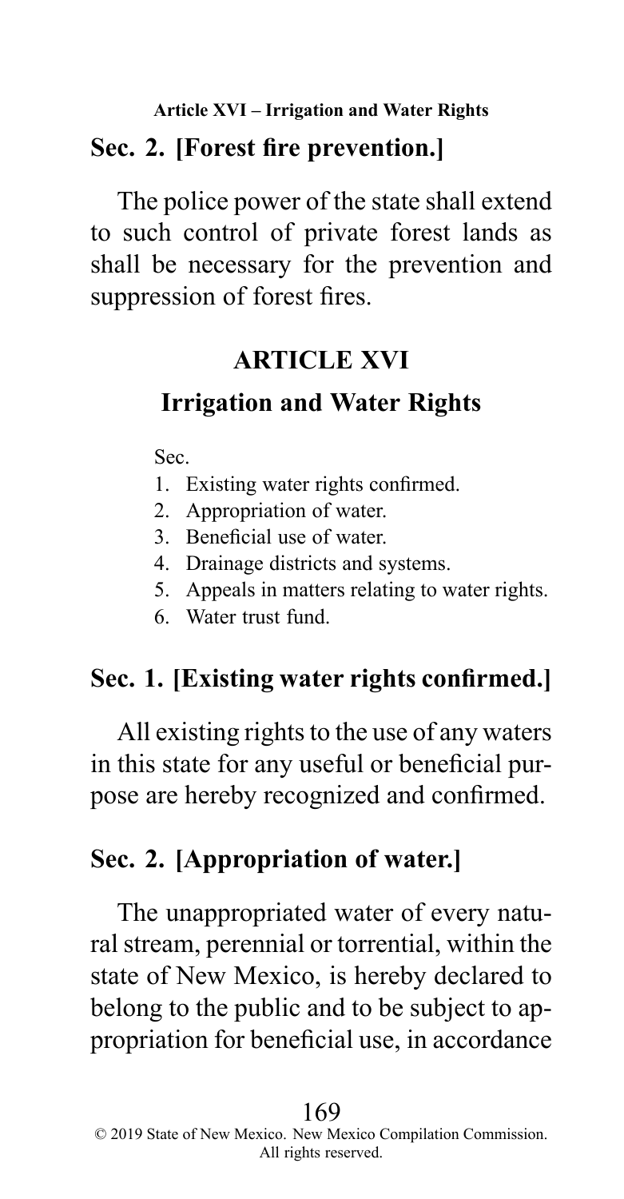## Sec. 2. [Forest fire prevention.]

The police power of the state shall extend to such control of private forest lands as shall be necessary for the prevention and suppression of forest fires.

# ARTICLE XVI

## Irrigation and Water Rights

Sec.

1. Existing water rights confirmed.
2. Appropriation of water.
3. Beneficial use of water.
4. Drainage districts and systems.
5. Appeals in matters relating to water rights.
6. Water trust fund.

## Sec. 1. [Existing water rights confirmed.]

All existing rights to the use of any waters in this state for any useful or beneficial purpose are hereby recognized and confirmed.

## Sec. 2. [Appropriation of water.]

The unappropriated water of every natural stream, perennial or torrential, within the state of New Mexico, is hereby declared to belong to the public and to be subject to appropriation for beneficial use, in accordance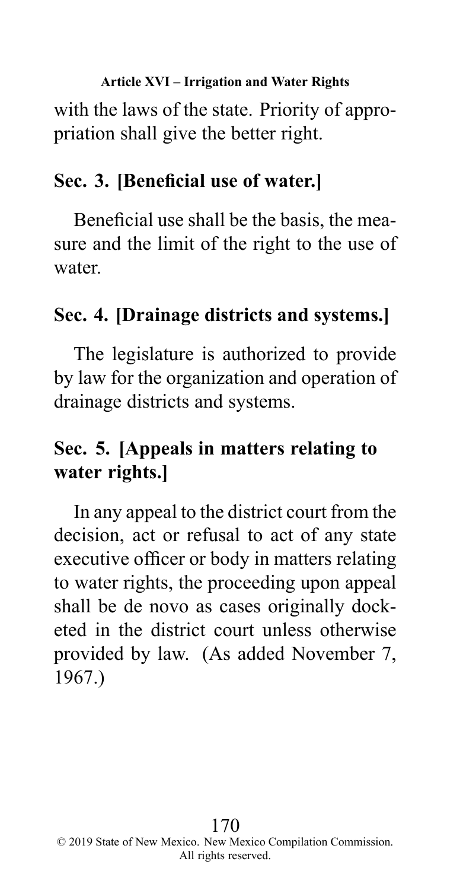with the laws of the state. Priority of appropriation shall give the better right.

## Sec. 3. [Beneficial use of water.]

Beneficial use shall be the basis, the measure and the limit of the right to the use of water.

## Sec. 4. [Drainage districts and systems.]

The legislature is authorized to provide by law for the organization and operation of drainage districts and systems.

## Sec. 5. [Appeals in matters relating to water rights.]

In any appeal to the district court from the decision, act or refusal to act of any state executive officer or body in matters relating to water rights, the proceeding upon appeal shall be de novo as cases originally docketed in the district court unless otherwise provided by law. (As added November 7, 1967.)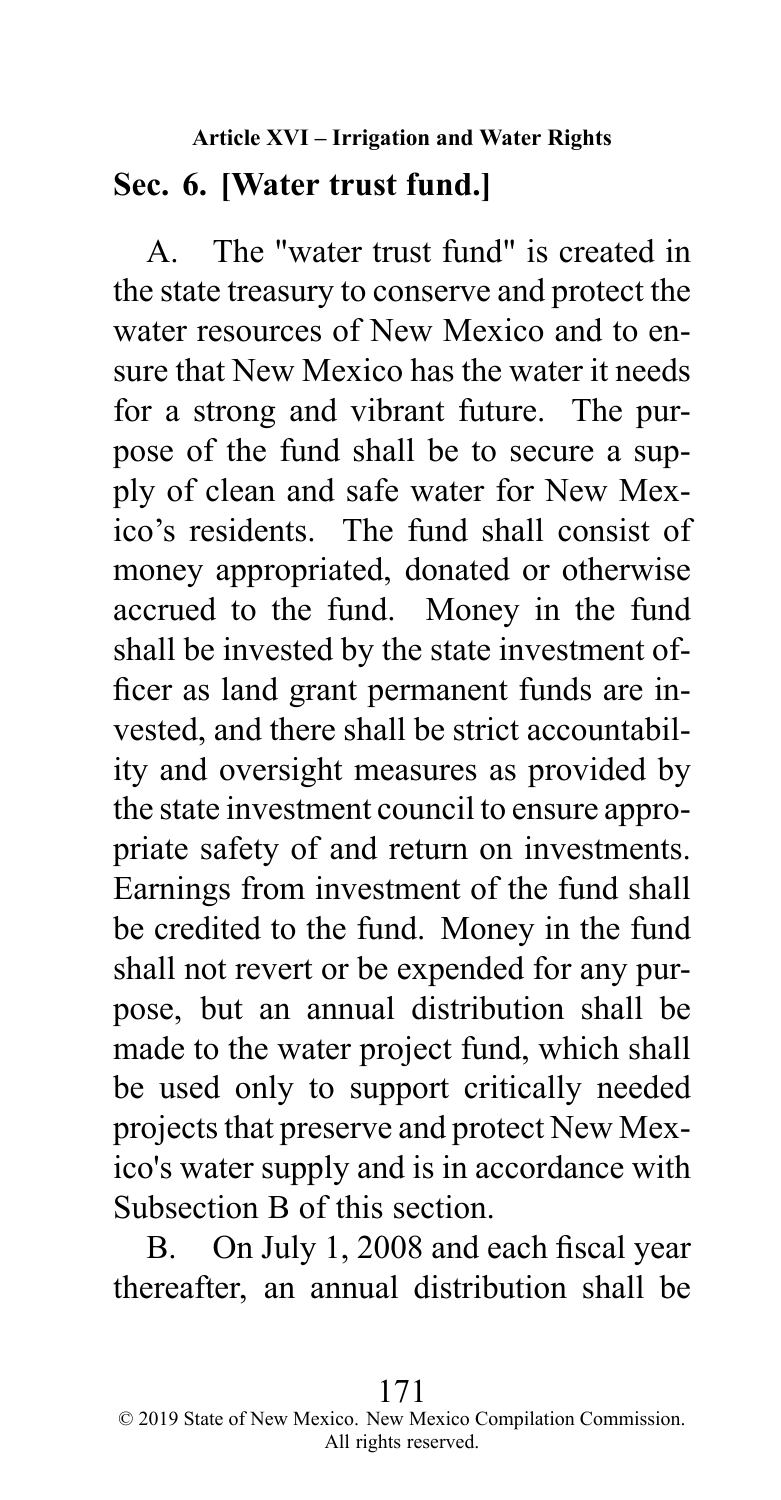## Sec. 6. [Water trust fund.]

A. The "water trust fund" is created in the state treasury to conserve and protect the water resources of New Mexico and to ensure that New Mexico has the water it needs for a strong and vibrant future. The purpose of the fund shall be to secure a supply of clean and safe water for New Mexico's residents. The fund shall consist of money appropriated, donated or otherwise accrued to the fund. Money in the fund shall be invested by the state investment officer as land grant permanent funds are invested, and there shall be strict accountability and oversight measures as provided by the state investment council to ensure appropriate safety of and return on investments. Earnings from investment of the fund shall be credited to the fund. Money in the fund shall not revert or be expended for any purpose, but an annual distribution shall be made to the water project fund, which shall be used only to support critically needed projects that preserve and protect New Mexico's water supply and is in accordance with Subsection B of this section.

B. On July 1, 2008 and each fiscal year thereafter, an annual distribution shall be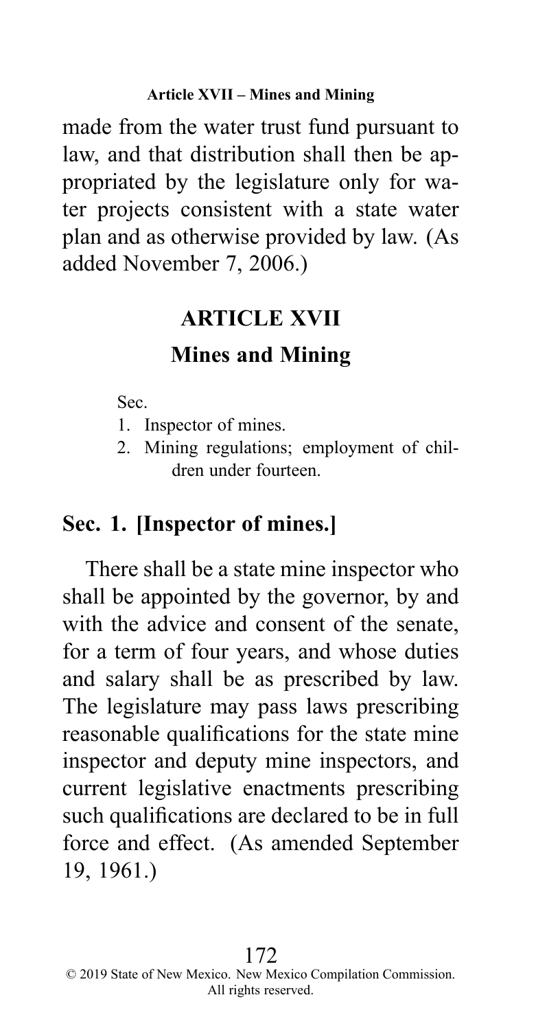made from the water trust fund pursuant to law, and that distribution shall then be appropriated by the legislature only for water projects consistent with a state water plan and as otherwise provided by law. (As added November 7, 2006.)

## ARTICLE XVII

## Mines and Mining

Sec.

1. Inspector of mines.
2. Mining regulations; employment of children under fourteen.

### Sec. 1. [Inspector of mines.]

There shall be a state mine inspector who shall be appointed by the governor, by and with the advice and consent of the senate, for a term of four years, and whose duties and salary shall be as prescribed by law. The legislature may pass laws prescribing reasonable qualifications for the state mine inspector and deputy mine inspectors, and current legislative enactments prescribing such qualifications are declared to be in full force and effect. (As amended September 19, 1961.)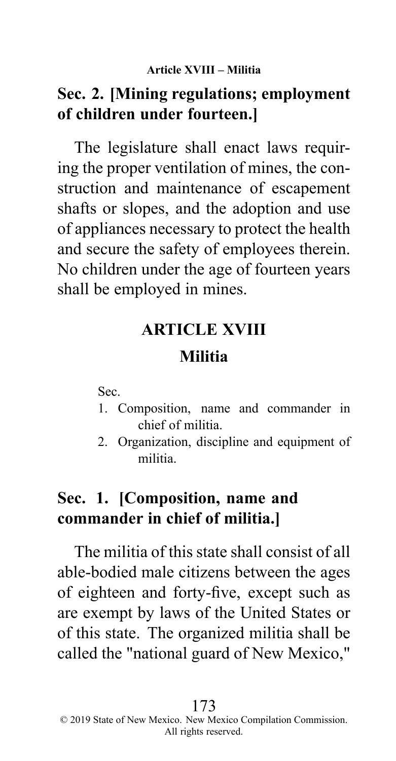## Sec. 2. [Mining regulations; employment of children under fourteen.]

The legislature shall enact laws requiring the proper ventilation of mines, the construction and maintenance of escapement shafts or slopes, and the adoption and use of appliances necessary to protect the health and secure the safety of employees therein. No children under the age of fourteen years shall be employed in mines.

# ARTICLE XVIII

# Militia

Sec.

1. Composition, name and commander in chief of militia.
2. Organization, discipline and equipment of militia.

## Sec. 1. [Composition, name and commander in chief of militia.]

The militia of this state shall consist of all able-bodied male citizens between the ages of eighteen and forty-five, except such as are exempt by laws of the United States or of this state. The organized militia shall be called the "national guard of New Mexico,"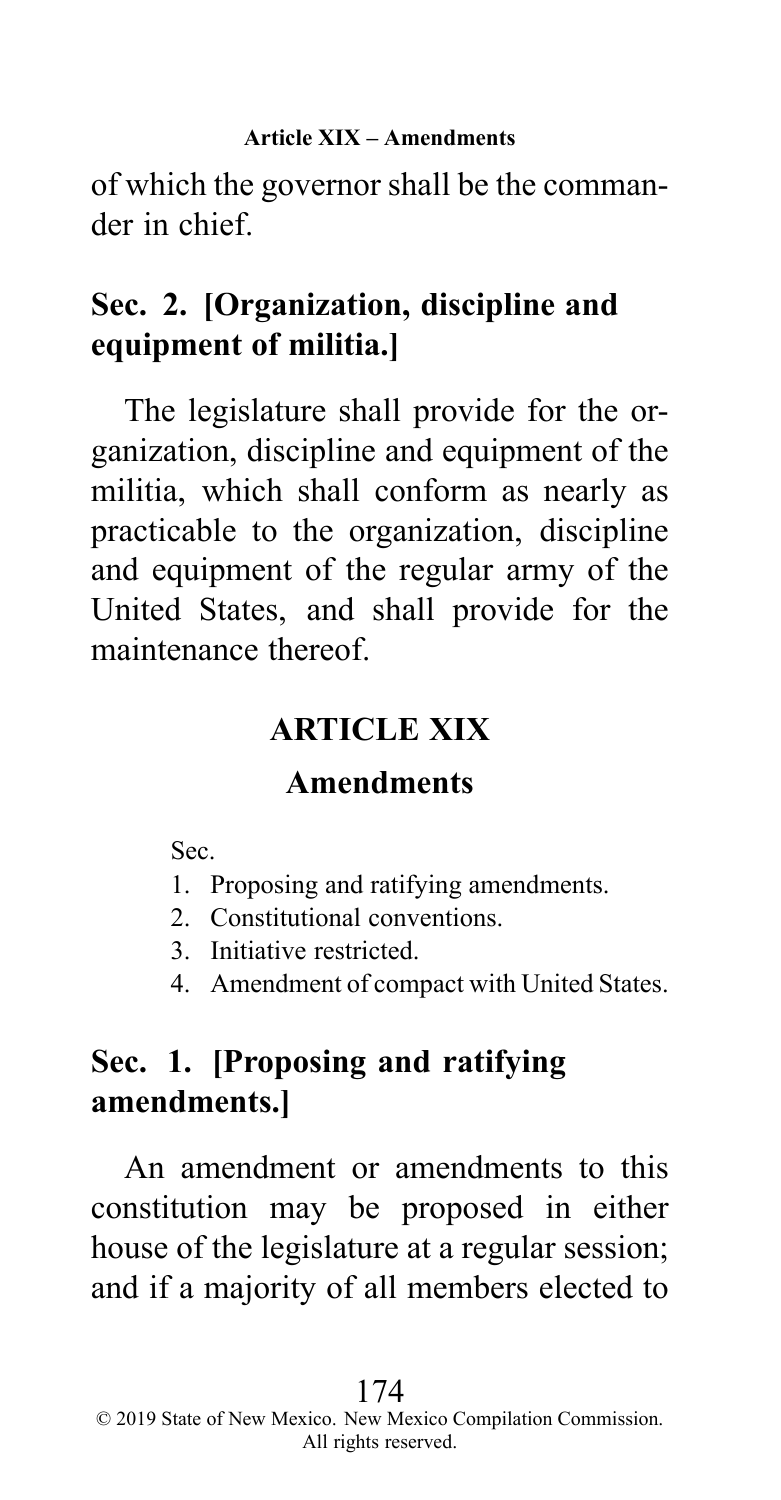of which the governor shall be the commander in chief.

### Sec. 2. [Organization, discipline and equipment of militia.]

The legislature shall provide for the organization, discipline and equipment of the militia, which shall conform as nearly as practicable to the organization, discipline and equipment of the regular army of the United States, and shall provide for the maintenance thereof.

## ARTICLE XIX

## Amendments

Sec.

1. Proposing and ratifying amendments.
2. Constitutional conventions.
3. Initiative restricted.
4. Amendment of compact with United States.

### Sec. 1. [Proposing and ratifying amendments.]

An amendment or amendments to this constitution may be proposed in either house of the legislature at a regular session; and if a majority of all members elected to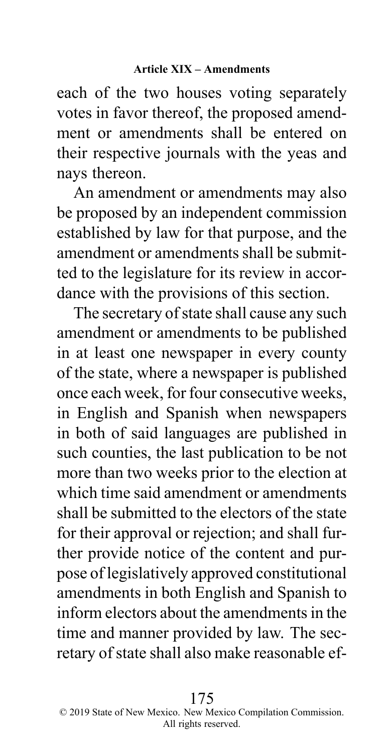each of the two houses voting separately votes in favor thereof, the proposed amendment or amendments shall be entered on their respective journals with the yeas and nays thereon.

An amendment or amendments may also be proposed by an independent commission established by law for that purpose, and the amendment or amendments shall be submitted to the legislature for its review in accordance with the provisions of this section.

The secretary of state shall cause any such amendment or amendments to be published in at least one newspaper in every county of the state, where a newspaper is published once each week, for four consecutive weeks, in English and Spanish when newspapers in both of said languages are published in such counties, the last publication to be not more than two weeks prior to the election at which time said amendment or amendments shall be submitted to the electors of the state for their approval or rejection; and shall further provide notice of the content and purpose of legislatively approved constitutional amendments in both English and Spanish to inform electors about the amendments in the time and manner provided by law. The secretary of state shall also make reasonable ef-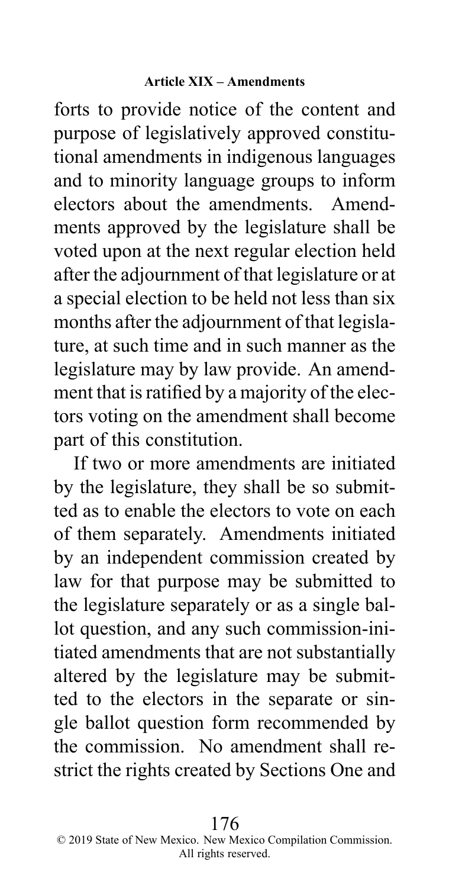forts to provide notice of the content and purpose of legislatively approved constitutional amendments in indigenous languages and to minority language groups to inform electors about the amendments. Amendments approved by the legislature shall be voted upon at the next regular election held after the adjournment of that legislature or at a special election to be held not less than six months after the adjournment of that legislature, at such time and in such manner as the legislature may by law provide. An amendment that is ratified by a majority of the electors voting on the amendment shall become part of this constitution.

If two or more amendments are initiated by the legislature, they shall be so submitted as to enable the electors to vote on each of them separately. Amendments initiated by an independent commission created by law for that purpose may be submitted to the legislature separately or as a single ballot question, and any such commission-initiated amendments that are not substantially altered by the legislature may be submitted to the electors in the separate or single ballot question form recommended by the commission. No amendment shall restrict the rights created by Sections One and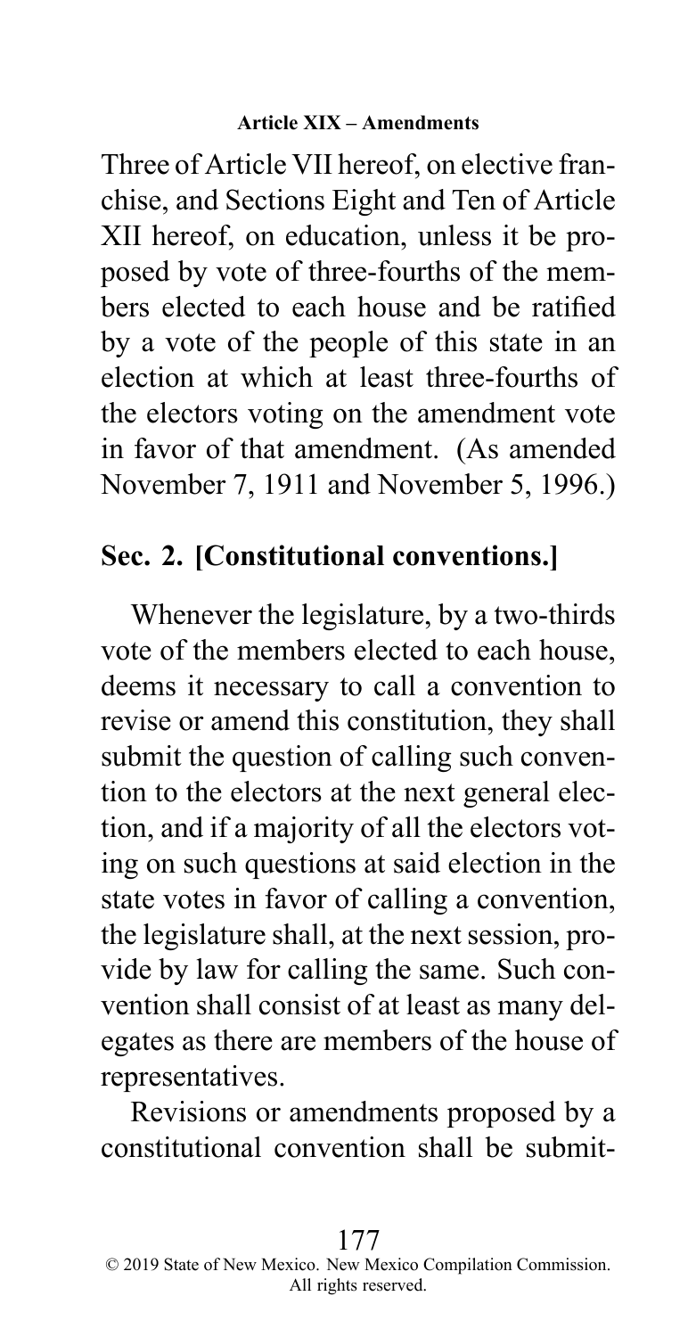Three of Article VII hereof, on elective franchise, and Sections Eight and Ten of Article XII hereof, on education, unless it be proposed by vote of three-fourths of the members elected to each house and be ratified by a vote of the people of this state in an election at which at least three-fourths of the electors voting on the amendment vote in favor of that amendment. (As amended November 7, 1911 and November 5, 1996.)

## Sec. 2. [Constitutional conventions.]

Whenever the legislature, by a two-thirds vote of the members elected to each house, deems it necessary to call a convention to revise or amend this constitution, they shall submit the question of calling such convention to the electors at the next general election, and if a majority of all the electors voting on such questions at said election in the state votes in favor of calling a convention, the legislature shall, at the next session, provide by law for calling the same. Such convention shall consist of at least as many delegates as there are members of the house of representatives.

Revisions or amendments proposed by a constitutional convention shall be submit-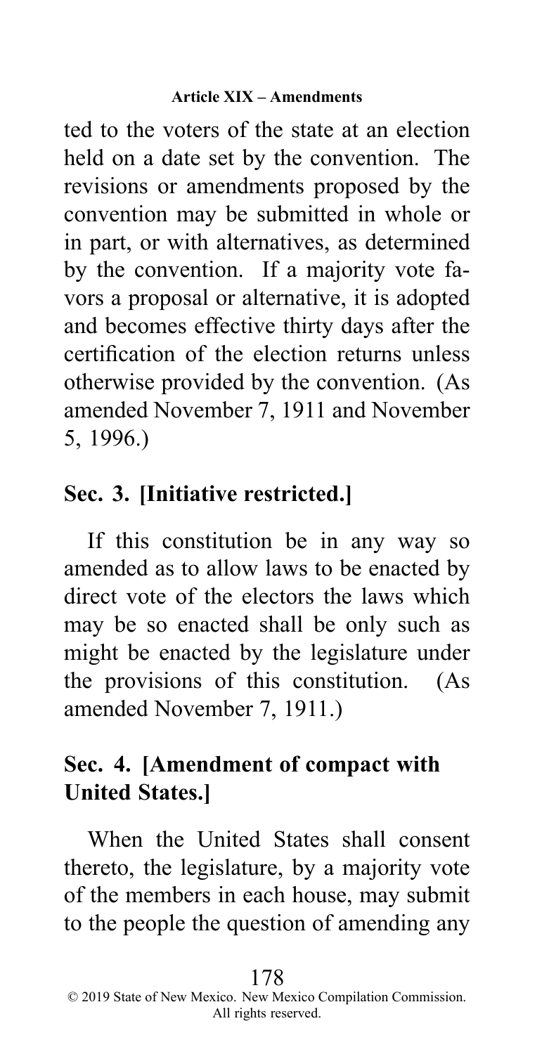ted to the voters of the state at an election held on a date set by the convention. The revisions or amendments proposed by the convention may be submitted in whole or in part, or with alternatives, as determined by the convention. If a majority vote favors a proposal or alternative, it is adopted and becomes effective thirty days after the certification of the election returns unless otherwise provided by the convention. (As amended November 7, 1911 and November 5, 1996.)

## Sec. 3. [Initiative restricted.]

If this constitution be in any way so amended as to allow laws to be enacted by direct vote of the electors the laws which may be so enacted shall be only such as might be enacted by the legislature under the provisions of this constitution. (As amended November 7, 1911.)

## Sec. 4. [Amendment of compact with United States.]

When the United States shall consent thereto, the legislature, by a majority vote of the members in each house, may submit to the people the question of amending any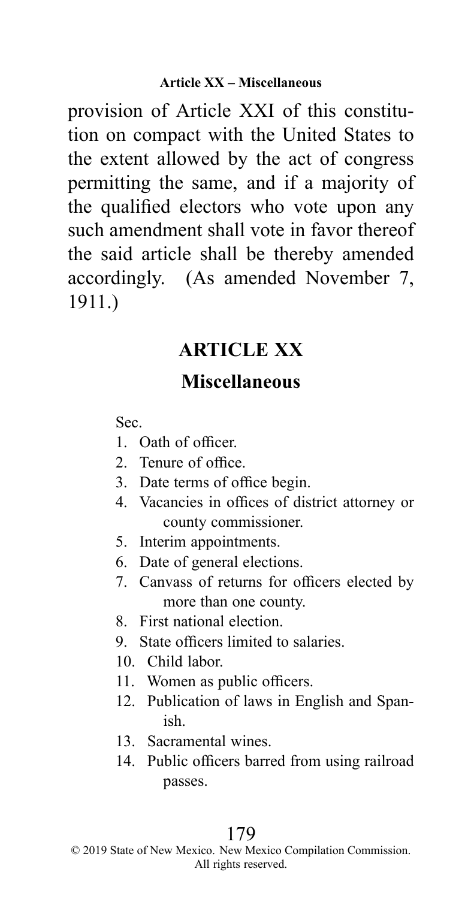provision of Article XXI of this constitution on compact with the United States to the extent allowed by the act of congress permitting the same, and if a majority of the qualified electors who vote upon any such amendment shall vote in favor thereof the said article shall be thereby amended accordingly. (As amended November 7, 1911.)

## ARTICLE XX

## Miscellaneous

Sec.

1. Oath of officer.
2. Tenure of office.
3. Date terms of office begin.
4. Vacancies in offices of district attorney or county commissioner.
5. Interim appointments.
6. Date of general elections.
7. Canvass of returns for officers elected by more than one county.
8. First national election.
9. State officers limited to salaries.
10. Child labor.
11. Women as public officers.
12. Publication of laws in English and Spanish.
13. Sacramental wines.
14. Public officers barred from using railroad passes.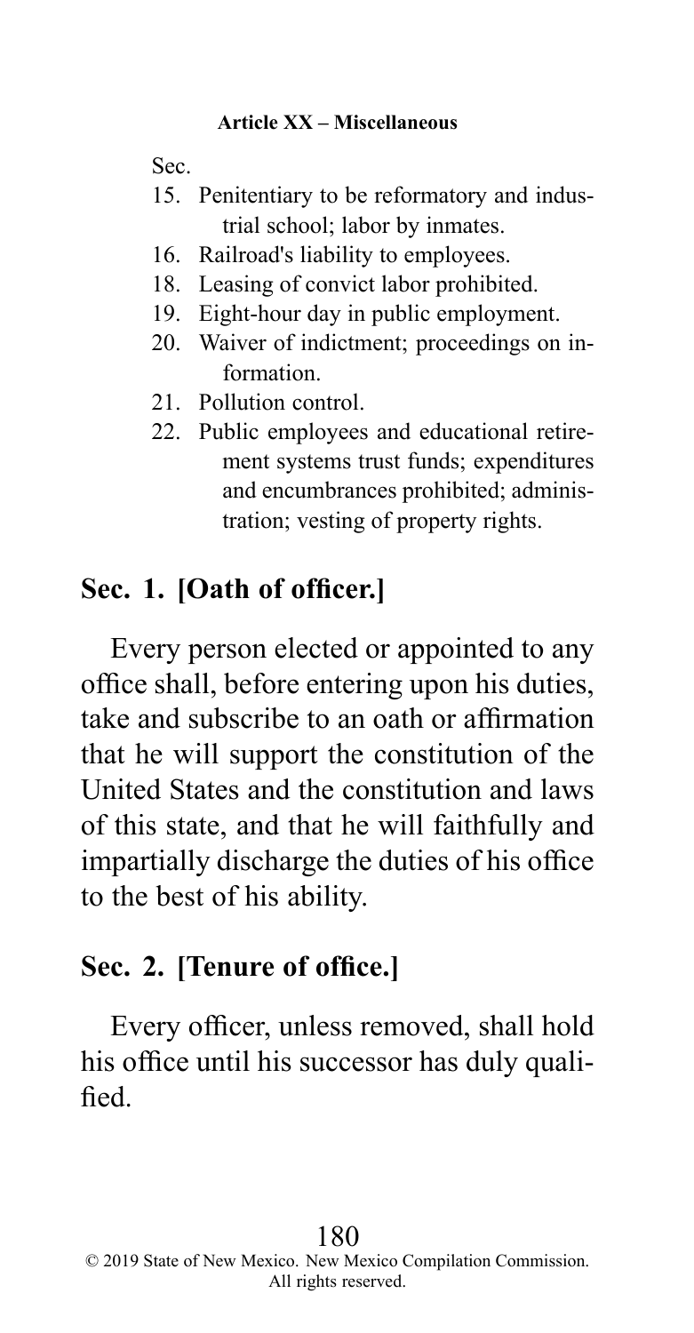Sec.

15. Penitentiary to be reformatory and industrial school; labor by inmates.
16. Railroad's liability to employees.
18. Leasing of convict labor prohibited.
19. Eight-hour day in public employment.
20. Waiver of indictment; proceedings on information.
21. Pollution control.
22. Public employees and educational retirement systems trust funds; expenditures and encumbrances prohibited; administration; vesting of property rights.

## Sec. 1. [Oath of officer.]

Every person elected or appointed to any office shall, before entering upon his duties, take and subscribe to an oath or affirmation that he will support the constitution of the United States and the constitution and laws of this state, and that he will faithfully and impartially discharge the duties of his office to the best of his ability.

## Sec. 2. [Tenure of office.]

Every officer, unless removed, shall hold his office until his successor has duly qualified.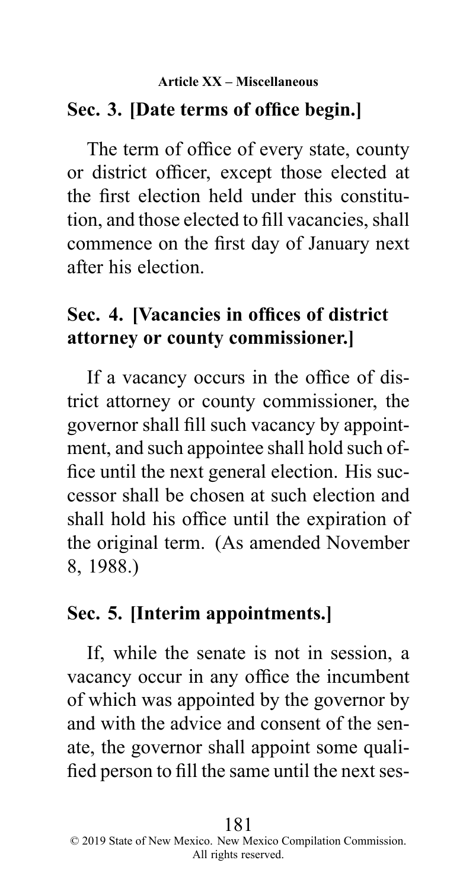## Sec. 3. [Date terms of office begin.]

The term of office of every state, county or district officer, except those elected at the first election held under this constitution, and those elected to fill vacancies, shall commence on the first day of January next after his election.

## Sec. 4. [Vacancies in offices of district attorney or county commissioner.]

If a vacancy occurs in the office of district attorney or county commissioner, the governor shall fill such vacancy by appointment, and such appointee shall hold such office until the next general election. His successor shall be chosen at such election and shall hold his office until the expiration of the original term. (As amended November 8, 1988.)

## Sec. 5. [Interim appointments.]

If, while the senate is not in session, a vacancy occur in any office the incumbent of which was appointed by the governor by and with the advice and consent of the senate, the governor shall appoint some qualified person to fill the same until the next ses-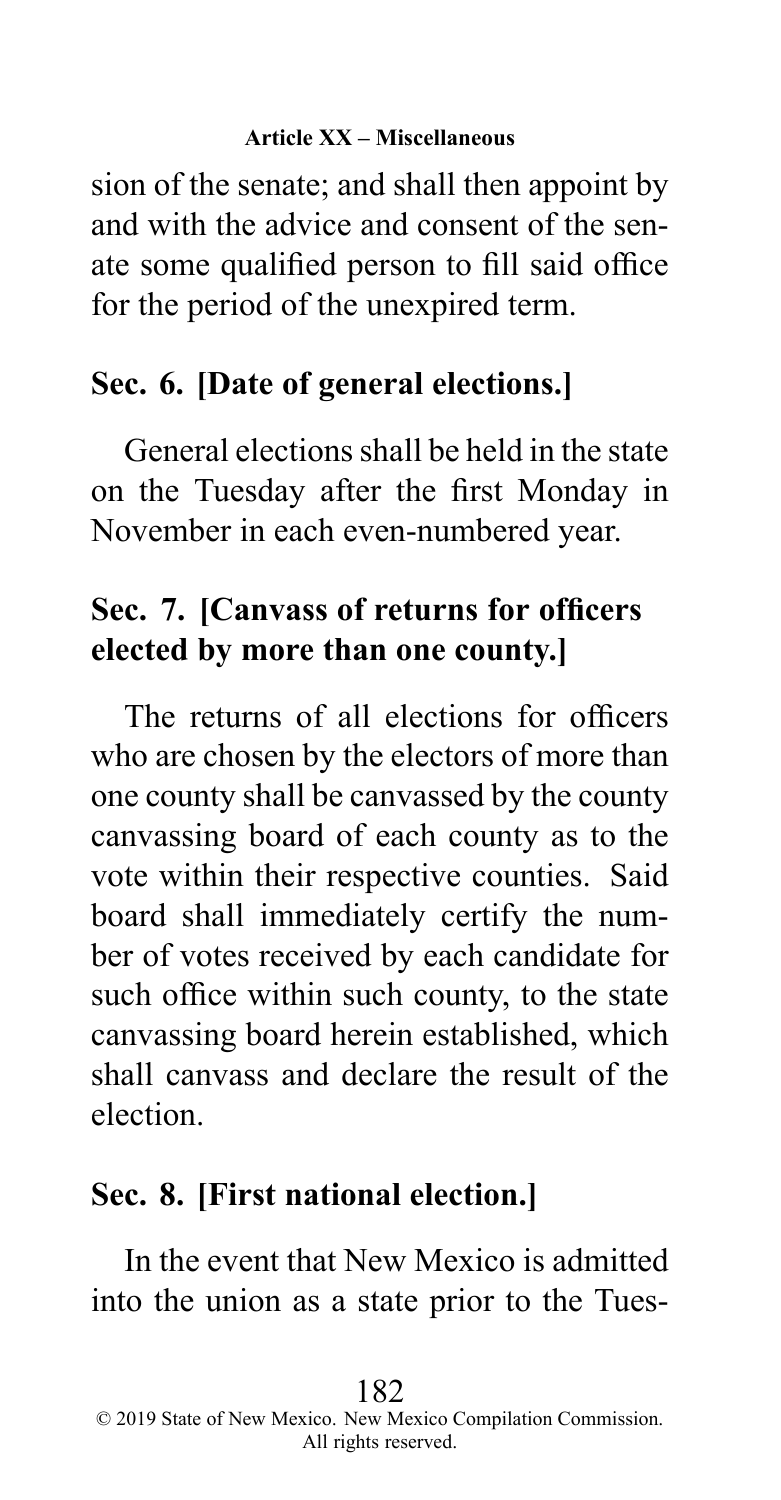sion of the senate; and shall then appoint by and with the advice and consent of the senate some qualified person to fill said office for the period of the unexpired term.

## Sec. 6. [Date of general elections.]

General elections shall be held in the state on the Tuesday after the first Monday in November in each even-numbered year.

## Sec. 7. [Canvass of returns for officers elected by more than one county.]

The returns of all elections for officers who are chosen by the electors of more than one county shall be canvassed by the county canvassing board of each county as to the vote within their respective counties. Said board shall immediately certify the number of votes received by each candidate for such office within such county, to the state canvassing board herein established, which shall canvass and declare the result of the election.

## Sec. 8. [First national election.]

In the event that New Mexico is admitted into the union as a state prior to the Tues-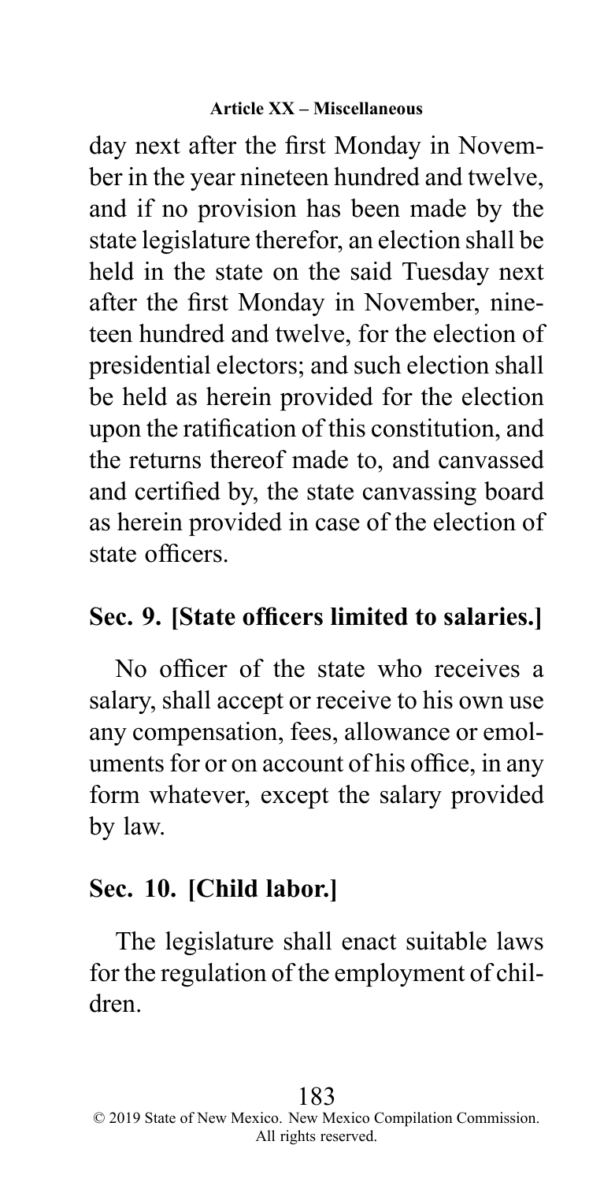day next after the first Monday in November in the year nineteen hundred and twelve, and if no provision has been made by the state legislature therefor, an election shall be held in the state on the said Tuesday next after the first Monday in November, nineteen hundred and twelve, for the election of presidential electors; and such election shall be held as herein provided for the election upon the ratification of this constitution, and the returns thereof made to, and canvassed and certified by, the state canvassing board as herein provided in case of the election of state officers.

## Sec. 9. [State officers limited to salaries.]

No officer of the state who receives a salary, shall accept or receive to his own use any compensation, fees, allowance or emoluments for or on account of his office, in any form whatever, except the salary provided by law.

## Sec. 10. [Child labor.]

The legislature shall enact suitable laws for the regulation of the employment of children.

© 2019 State of New Mexico. New Mexico Compilation Commission. All rights reserved.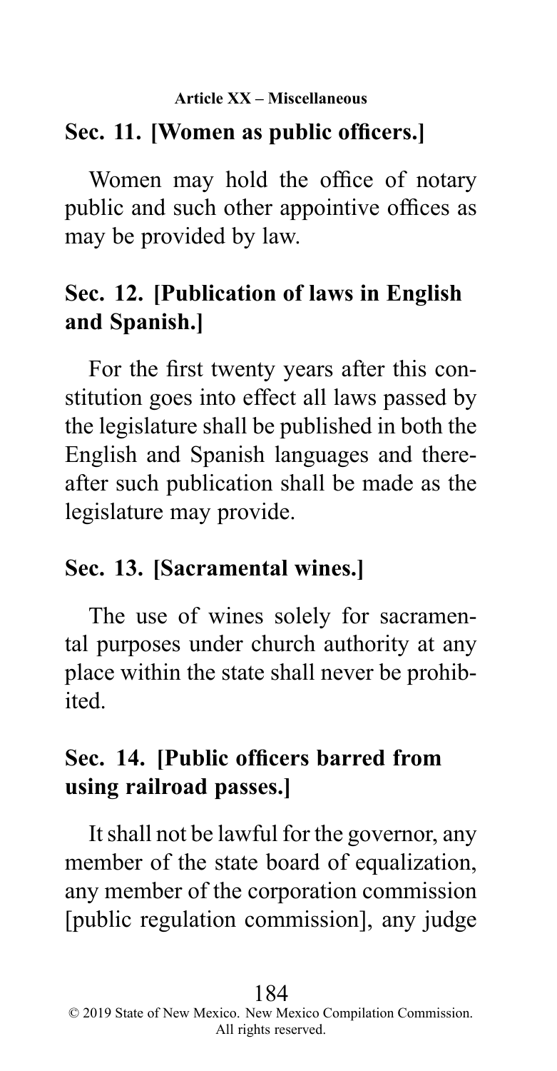## Sec. 11. [Women as public officers.]

Women may hold the office of notary public and such other appointive offices as may be provided by law.

## Sec. 12. [Publication of laws in English and Spanish.]

For the first twenty years after this constitution goes into effect all laws passed by the legislature shall be published in both the English and Spanish languages and thereafter such publication shall be made as the legislature may provide.

## Sec. 13. [Sacramental wines.]

The use of wines solely for sacramental purposes under church authority at any place within the state shall never be prohibited.

## Sec. 14. [Public officers barred from using railroad passes.]

It shall not be lawful for the governor, any member of the state board of equalization, any member of the corporation commission [public regulation commission], any judge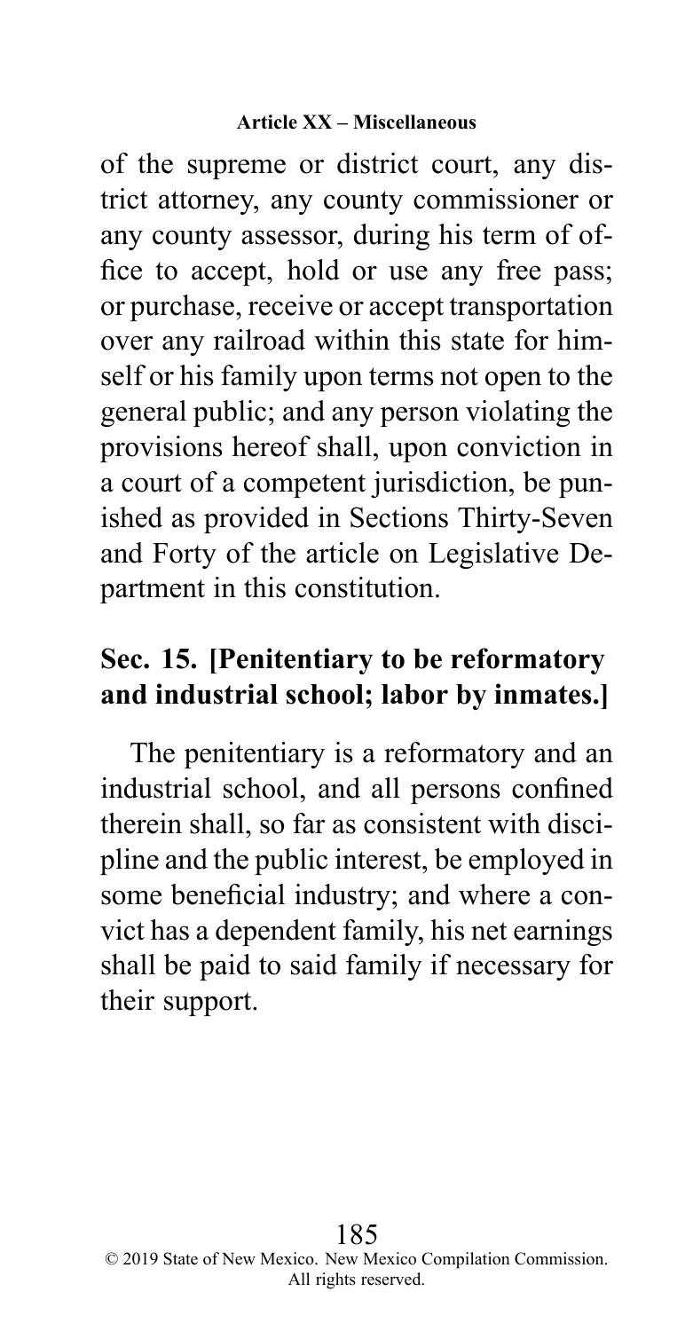of the supreme or district court, any district attorney, any county commissioner or any county assessor, during his term of office to accept, hold or use any free pass; or purchase, receive or accept transportation over any railroad within this state for himself or his family upon terms not open to the general public; and any person violating the provisions hereof shall, upon conviction in a court of a competent jurisdiction, be punished as provided in Sections Thirty-Seven and Forty of the article on Legislative Department in this constitution.

## Sec. 15. [Penitentiary to be reformatory and industrial school; labor by inmates.]

The penitentiary is a reformatory and an industrial school, and all persons confined therein shall, so far as consistent with discipline and the public interest, be employed in some beneficial industry; and where a convict has a dependent family, his net earnings shall be paid to said family if necessary for their support.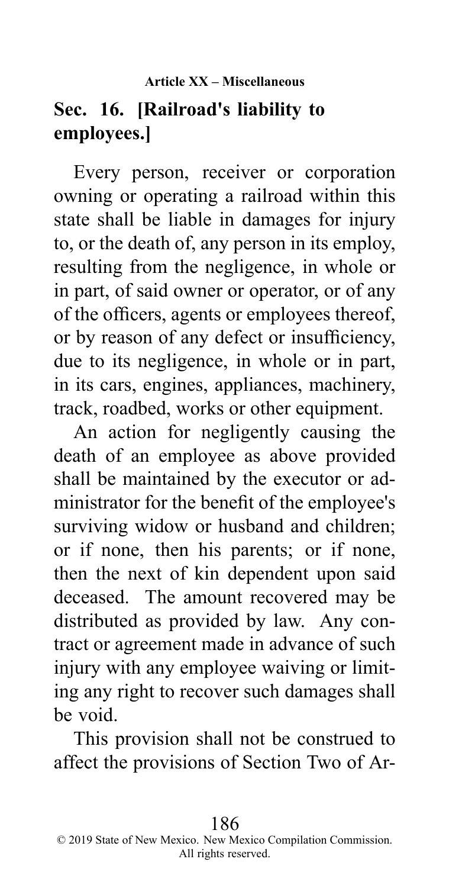## Sec. 16. [Railroad's liability to employees.]

Every person, receiver or corporation owning or operating a railroad within this state shall be liable in damages for injury to, or the death of, any person in its employ, resulting from the negligence, in whole or in part, of said owner or operator, or of any of the officers, agents or employees thereof, or by reason of any defect or insufficiency, due to its negligence, in whole or in part, in its cars, engines, appliances, machinery, track, roadbed, works or other equipment.

An action for negligently causing the death of an employee as above provided shall be maintained by the executor or administrator for the benefit of the employee's surviving widow or husband and children; or if none, then his parents; or if none, then the next of kin dependent upon said deceased. The amount recovered may be distributed as provided by law. Any contract or agreement made in advance of such injury with any employee waiving or limiting any right to recover such damages shall be void.

This provision shall not be construed to affect the provisions of Section Two of Ar-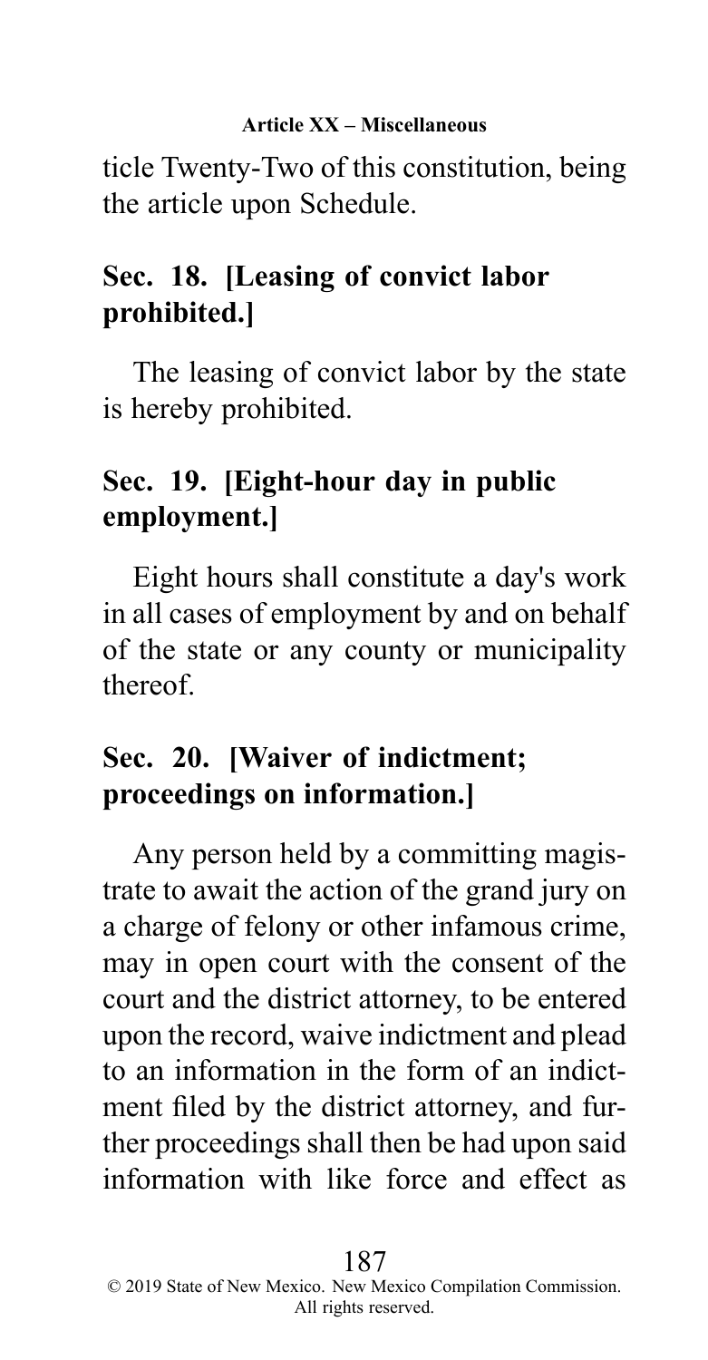ticle Twenty-Two of this constitution, being the article upon Schedule.

## Sec. 18. [Leasing of convict labor prohibited.]

The leasing of convict labor by the state is hereby prohibited.

## Sec. 19. [Eight-hour day in public employment.]

Eight hours shall constitute a day's work in all cases of employment by and on behalf of the state or any county or municipality thereof.

## Sec. 20. [Waiver of indictment; proceedings on information.]

Any person held by a committing magistrate to await the action of the grand jury on a charge of felony or other infamous crime, may in open court with the consent of the court and the district attorney, to be entered upon the record, waive indictment and plead to an information in the form of an indictment filed by the district attorney, and further proceedings shall then be had upon said information with like force and effect as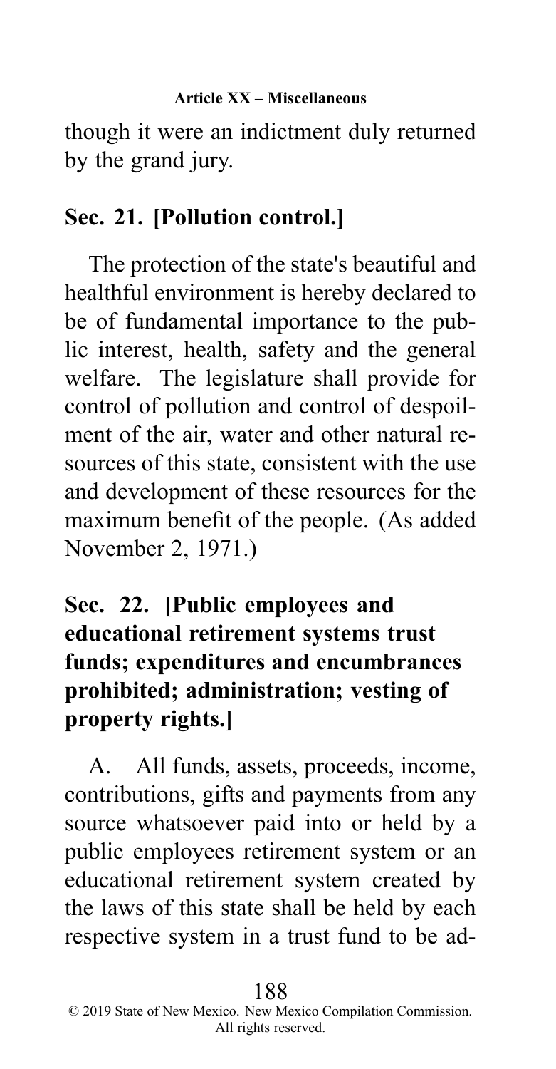though it were an indictment duly returned by the grand jury.

## Sec. 21. [Pollution control.]

The protection of the state's beautiful and healthful environment is hereby declared to be of fundamental importance to the public interest, health, safety and the general welfare. The legislature shall provide for control of pollution and control of despoilment of the air, water and other natural resources of this state, consistent with the use and development of these resources for the maximum benefit of the people. (As added November 2, 1971.)

## Sec. 22. [Public employees and educational retirement systems trust funds; expenditures and encumbrances prohibited; administration; vesting of property rights.]

A. All funds, assets, proceeds, income, contributions, gifts and payments from any source whatsoever paid into or held by a public employees retirement system or an educational retirement system created by the laws of this state shall be held by each respective system in a trust fund to be ad-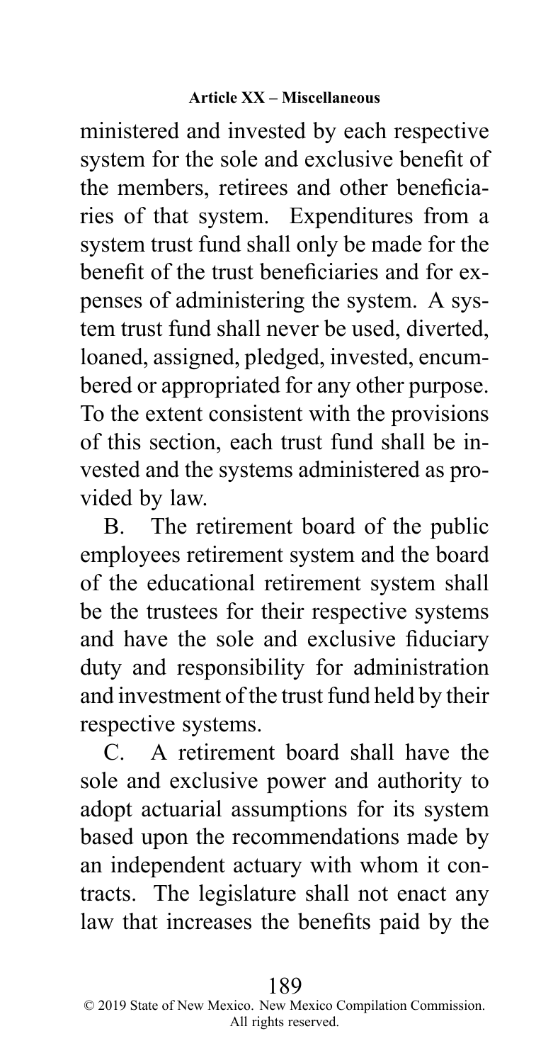ministered and invested by each respective system for the sole and exclusive benefit of the members, retirees and other beneficiaries of that system. Expenditures from a system trust fund shall only be made for the benefit of the trust beneficiaries and for expenses of administering the system. A system trust fund shall never be used, diverted, loaned, assigned, pledged, invested, encumbered or appropriated for any other purpose. To the extent consistent with the provisions of this section, each trust fund shall be invested and the systems administered as provided by law.

B. The retirement board of the public employees retirement system and the board of the educational retirement system shall be the trustees for their respective systems and have the sole and exclusive fiduciary duty and responsibility for administration and investment of the trust fund held by their respective systems.

C. A retirement board shall have the sole and exclusive power and authority to adopt actuarial assumptions for its system based upon the recommendations made by an independent actuary with whom it contracts. The legislature shall not enact any law that increases the benefits paid by the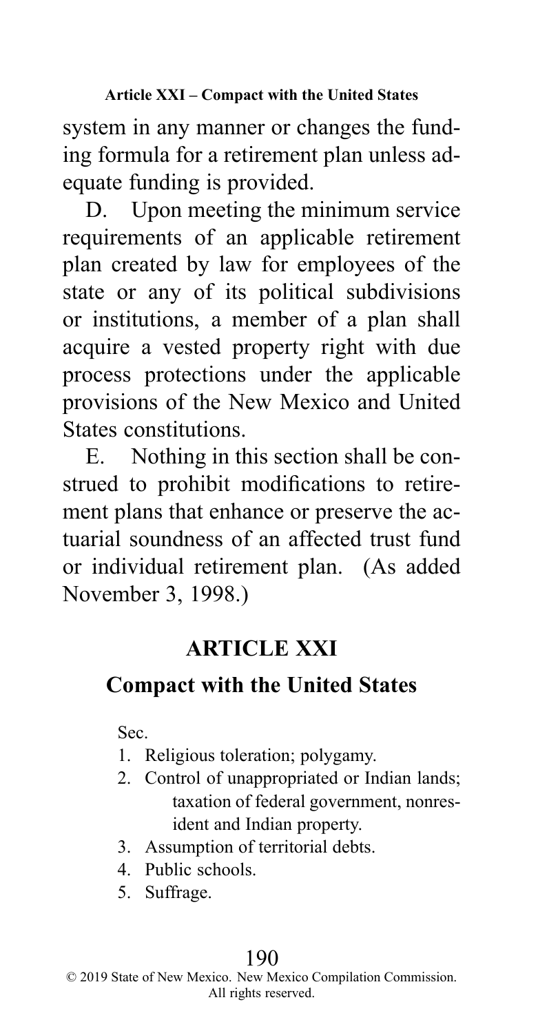system in any manner or changes the funding formula for a retirement plan unless adequate funding is provided.

D. Upon meeting the minimum service requirements of an applicable retirement plan created by law for employees of the state or any of its political subdivisions or institutions, a member of a plan shall acquire a vested property right with due process protections under the applicable provisions of the New Mexico and United States constitutions.

E. Nothing in this section shall be construed to prohibit modifications to retirement plans that enhance or preserve the actuarial soundness of an affected trust fund or individual retirement plan. (As added November 3, 1998.)

## ARTICLE XXI

## Compact with the United States

Sec.

1. Religious toleration; polygamy.
2. Control of unappropriated or Indian lands; taxation of federal government, nonresident and Indian property.
3. Assumption of territorial debts.
4. Public schools.
5. Suffrage.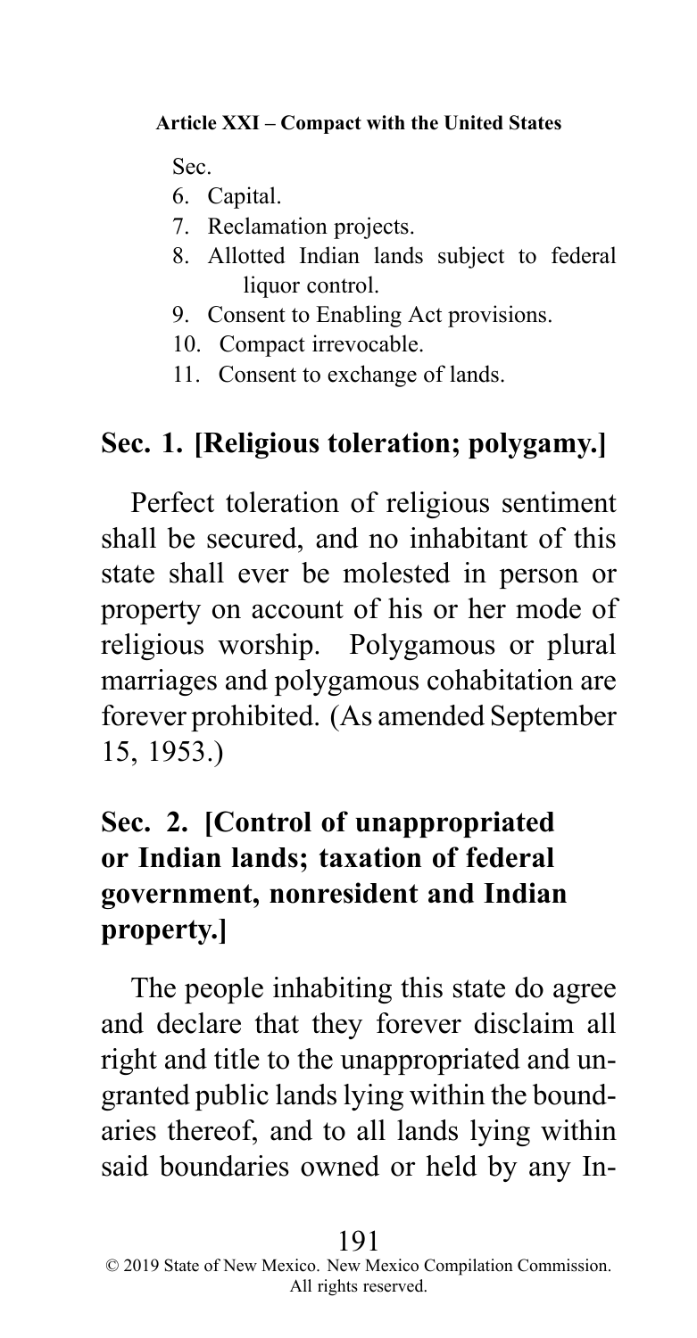Sec.

6. Capital.
7. Reclamation projects.
8. Allotted Indian lands subject to federal liquor control.
9. Consent to Enabling Act provisions.
10. Compact irrevocable.
11. Consent to exchange of lands.

## Sec. 1. [Religious toleration; polygamy.]

Perfect toleration of religious sentiment shall be secured, and no inhabitant of this state shall ever be molested in person or property on account of his or her mode of religious worship. Polygamous or plural marriages and polygamous cohabitation are forever prohibited. (As amended September 15, 1953.)

## Sec. 2. [Control of unappropriated or Indian lands; taxation of federal government, nonresident and Indian property.]

The people inhabiting this state do agree and declare that they forever disclaim all right and title to the unappropriated and ungranted public lands lying within the boundaries thereof, and to all lands lying within said boundaries owned or held by any In-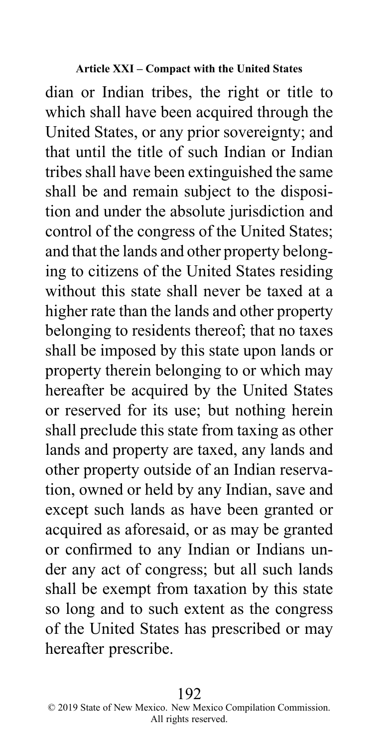dian or Indian tribes, the right or title to which shall have been acquired through the United States, or any prior sovereignty; and that until the title of such Indian or Indian tribes shall have been extinguished the same shall be and remain subject to the disposition and under the absolute jurisdiction and control of the congress of the United States; and that the lands and other property belonging to citizens of the United States residing without this state shall never be taxed at a higher rate than the lands and other property belonging to residents thereof; that no taxes shall be imposed by this state upon lands or property therein belonging to or which may hereafter be acquired by the United States or reserved for its use; but nothing herein shall preclude this state from taxing as other lands and property are taxed, any lands and other property outside of an Indian reservation, owned or held by any Indian, save and except such lands as have been granted or acquired as aforesaid, or as may be granted or confirmed to any Indian or Indians under any act of congress; but all such lands shall be exempt from taxation by this state so long and to such extent as the congress of the United States has prescribed or may hereafter prescribe.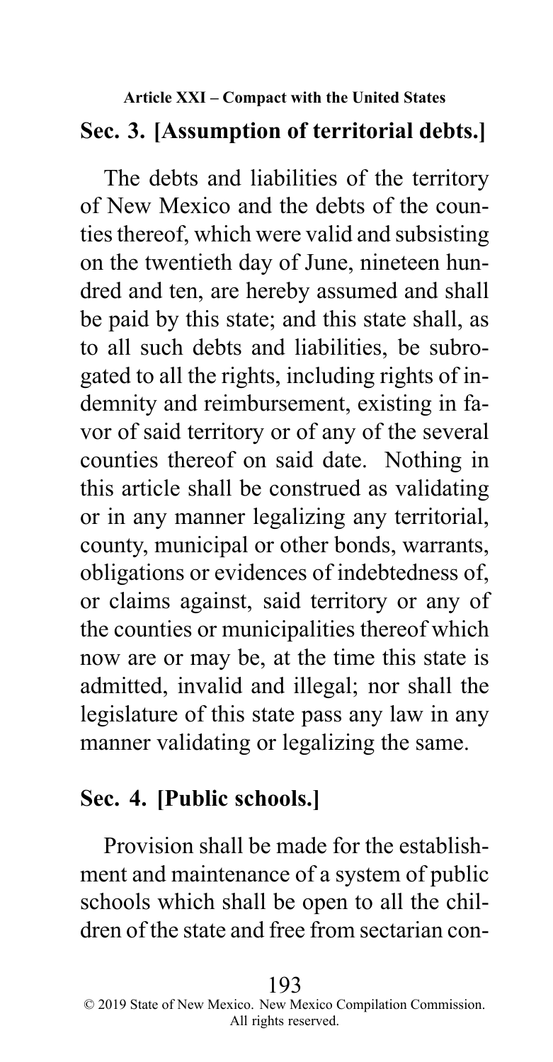## Sec. 3. [Assumption of territorial debts.]

The debts and liabilities of the territory of New Mexico and the debts of the counties thereof, which were valid and subsisting on the twentieth day of June, nineteen hundred and ten, are hereby assumed and shall be paid by this state; and this state shall, as to all such debts and liabilities, be subrogated to all the rights, including rights of indemnity and reimbursement, existing in favor of said territory or of any of the several counties thereof on said date. Nothing in this article shall be construed as validating or in any manner legalizing any territorial, county, municipal or other bonds, warrants, obligations or evidences of indebtedness of, or claims against, said territory or any of the counties or municipalities thereof which now are or may be, at the time this state is admitted, invalid and illegal; nor shall the legislature of this state pass any law in any manner validating or legalizing the same.

## Sec. 4. [Public schools.]

Provision shall be made for the establishment and maintenance of a system of public schools which shall be open to all the children of the state and free from sectarian con-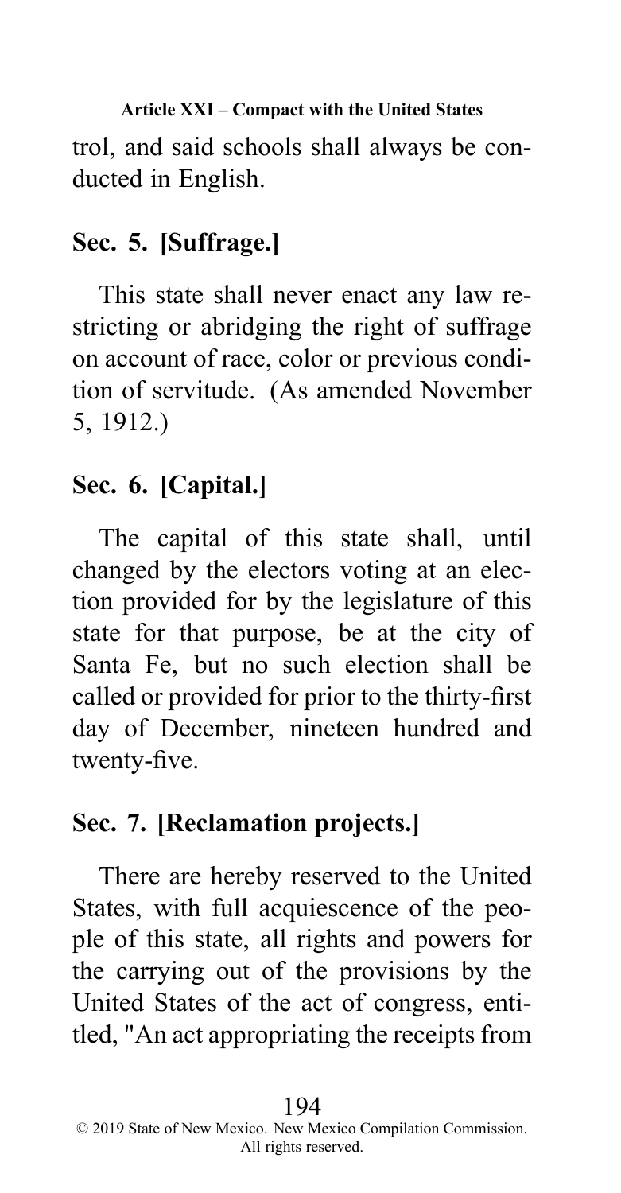trol, and said schools shall always be conducted in English.

## Sec. 5. [Suffrage.]

This state shall never enact any law restricting or abridging the right of suffrage on account of race, color or previous condition of servitude. (As amended November 5, 1912.)

## Sec. 6. [Capital.]

The capital of this state shall, until changed by the electors voting at an election provided for by the legislature of this state for that purpose, be at the city of Santa Fe, but no such election shall be called or provided for prior to the thirty-first day of December, nineteen hundred and twenty-five.

## Sec. 7. [Reclamation projects.]

There are hereby reserved to the United States, with full acquiescence of the people of this state, all rights and powers for the carrying out of the provisions by the United States of the act of congress, entitled, "An act appropriating the receipts from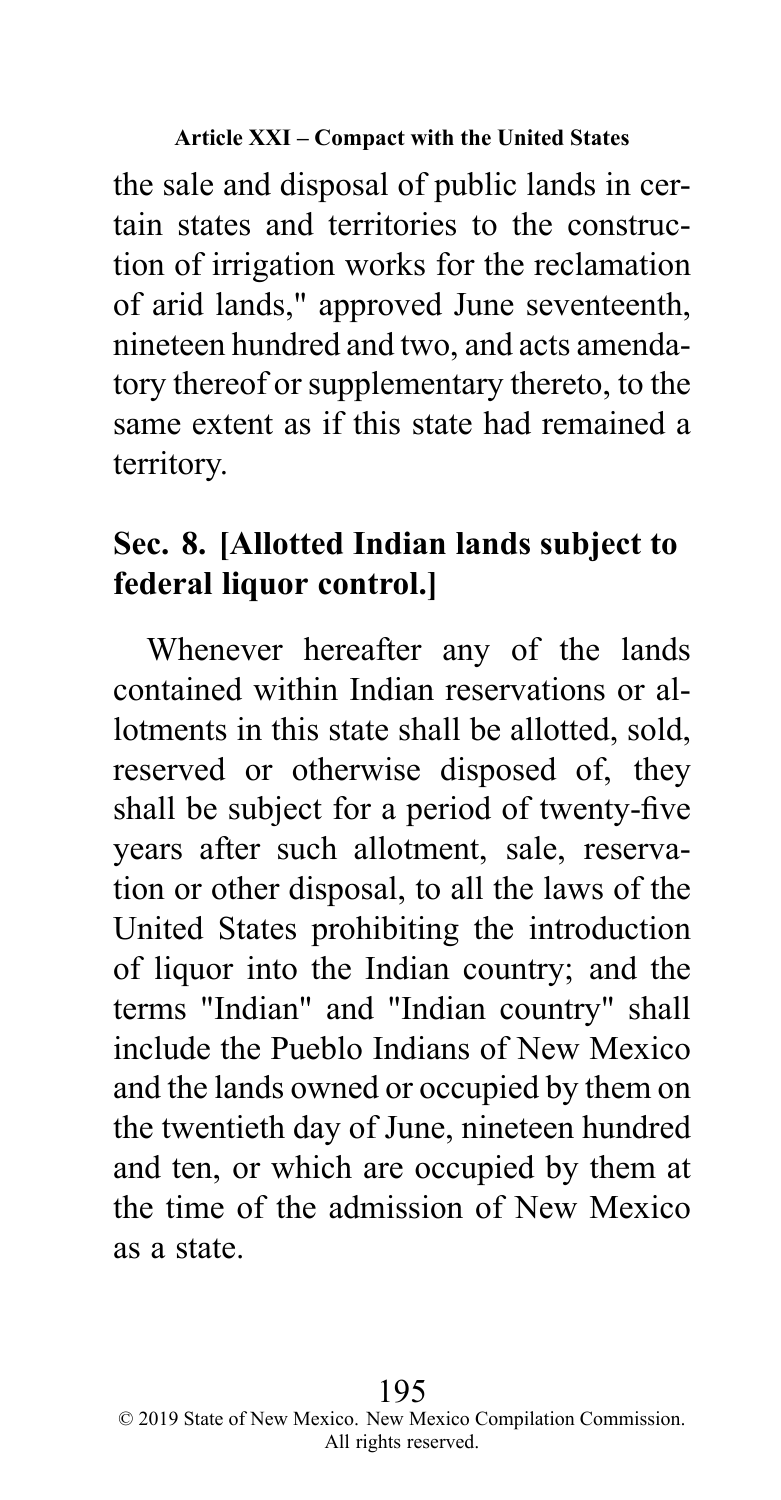the sale and disposal of public lands in certain states and territories to the construction of irrigation works for the reclamation of arid lands," approved June seventeenth, nineteen hundred and two, and acts amendatory thereof or supplementary thereto, to the same extent as if this state had remained a territory.

### Sec. 8. [Allotted Indian lands subject to federal liquor control.]

Whenever hereafter any of the lands contained within Indian reservations or allotments in this state shall be allotted, sold, reserved or otherwise disposed of, they shall be subject for a period of twenty-five years after such allotment, sale, reservation or other disposal, to all the laws of the United States prohibiting the introduction of liquor into the Indian country; and the terms "Indian" and "Indian country" shall include the Pueblo Indians of New Mexico and the lands owned or occupied by them on the twentieth day of June, nineteen hundred and ten, or which are occupied by them at the time of the admission of New Mexico as a state.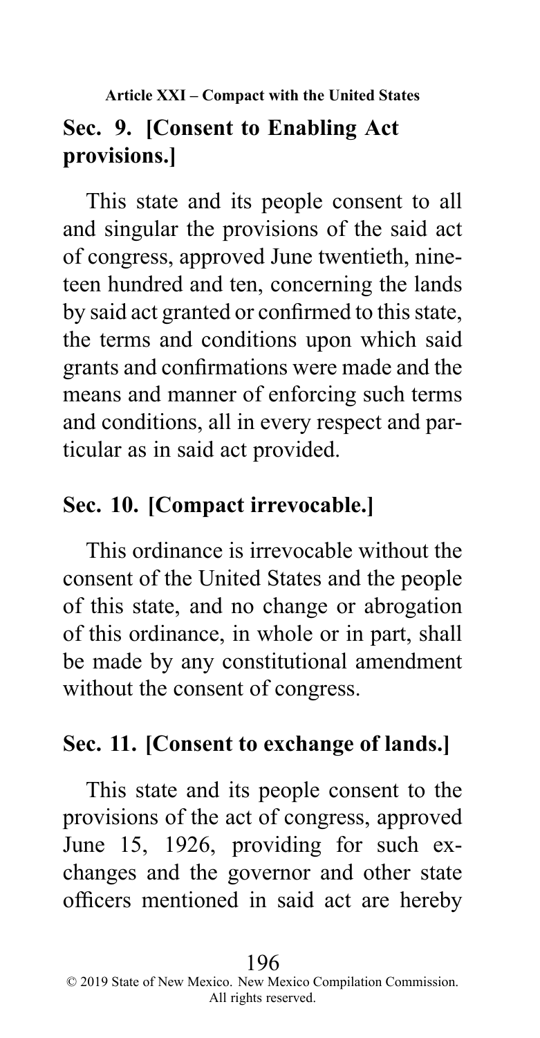## Sec. 9. [Consent to Enabling Act provisions.]

This state and its people consent to all and singular the provisions of the said act of congress, approved June twentieth, nineteen hundred and ten, concerning the lands by said act granted or confirmed to this state, the terms and conditions upon which said grants and confirmations were made and the means and manner of enforcing such terms and conditions, all in every respect and particular as in said act provided.

## Sec. 10. [Compact irrevocable.]

This ordinance is irrevocable without the consent of the United States and the people of this state, and no change or abrogation of this ordinance, in whole or in part, shall be made by any constitutional amendment without the consent of congress.

## Sec. 11. [Consent to exchange of lands.]

This state and its people consent to the provisions of the act of congress, approved June 15, 1926, providing for such exchanges and the governor and other state officers mentioned in said act are hereby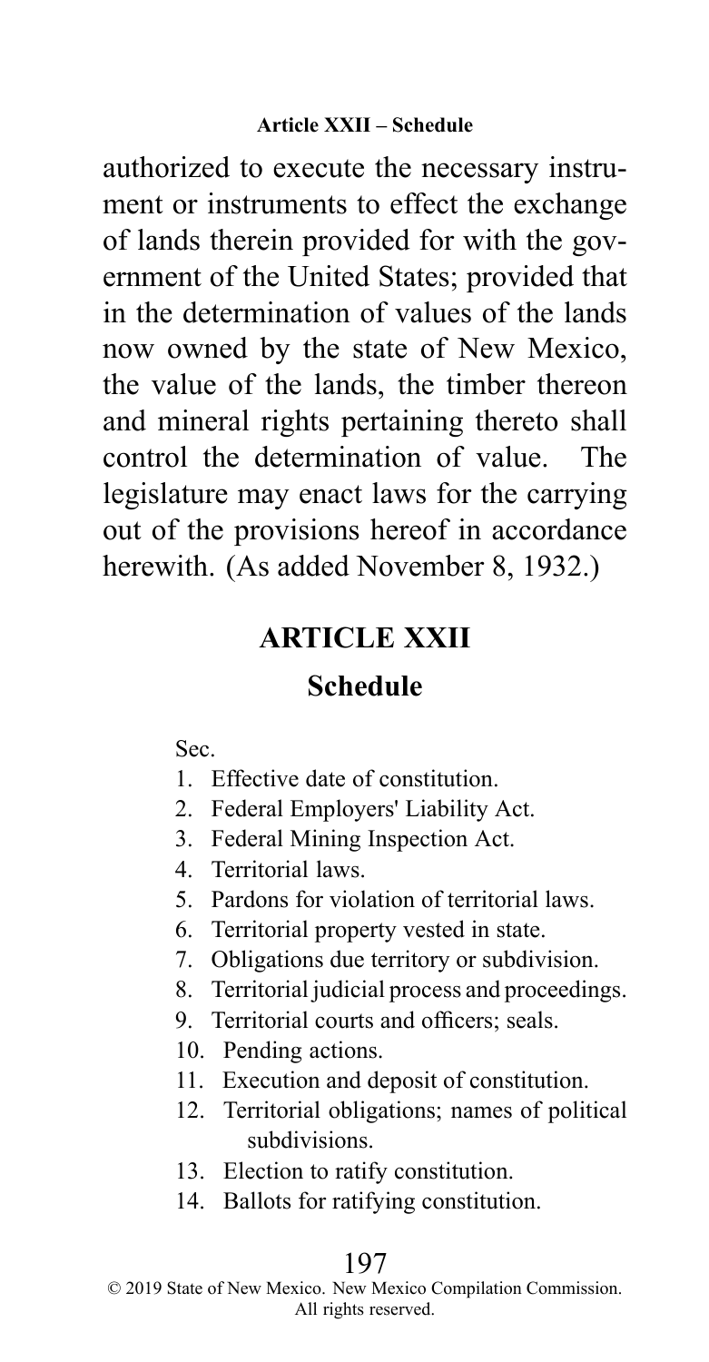authorized to execute the necessary instrument or instruments to effect the exchange of lands therein provided for with the government of the United States; provided that in the determination of values of the lands now owned by the state of New Mexico, the value of the lands, the timber thereon and mineral rights pertaining thereto shall control the determination of value. The legislature may enact laws for the carrying out of the provisions hereof in accordance herewith. (As added November 8, 1932.)

## ARTICLE XXII

## Schedule

Sec.

1. Effective date of constitution.
2. Federal Employers' Liability Act.
3. Federal Mining Inspection Act.
4. Territorial laws.
5. Pardons for violation of territorial laws.
6. Territorial property vested in state.
7. Obligations due territory or subdivision.
8. Territorial judicial process and proceedings.
9. Territorial courts and officers; seals.
10. Pending actions.
11. Execution and deposit of constitution.
12. Territorial obligations; names of political subdivisions.
13. Election to ratify constitution.
14. Ballots for ratifying constitution.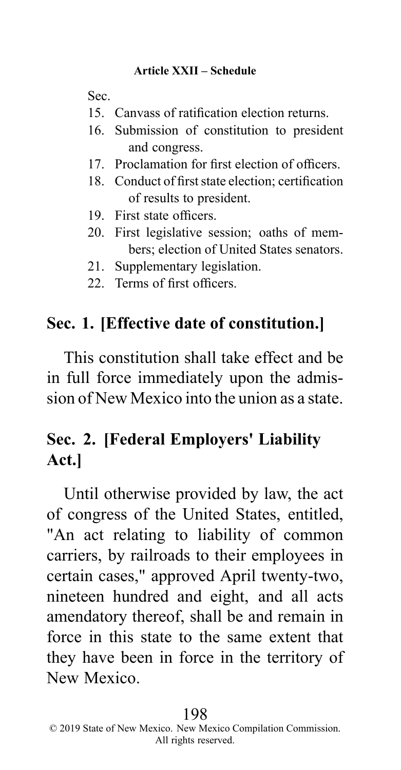Sec.

15. Canvass of ratification election returns.
16. Submission of constitution to president and congress.
17. Proclamation for first election of officers.
18. Conduct of first state election; certification of results to president.
19. First state officers.
20. First legislative session; oaths of members; election of United States senators.
21. Supplementary legislation.
22. Terms of first officers.

## Sec. 1. [Effective date of constitution.]

This constitution shall take effect and be in full force immediately upon the admission of New Mexico into the union as a state.

## Sec. 2. [Federal Employers' Liability Act.]

Until otherwise provided by law, the act of congress of the United States, entitled, "An act relating to liability of common carriers, by railroads to their employees in certain cases," approved April twenty-two, nineteen hundred and eight, and all acts amendatory thereof, shall be and remain in force in this state to the same extent that they have been in force in the territory of New Mexico.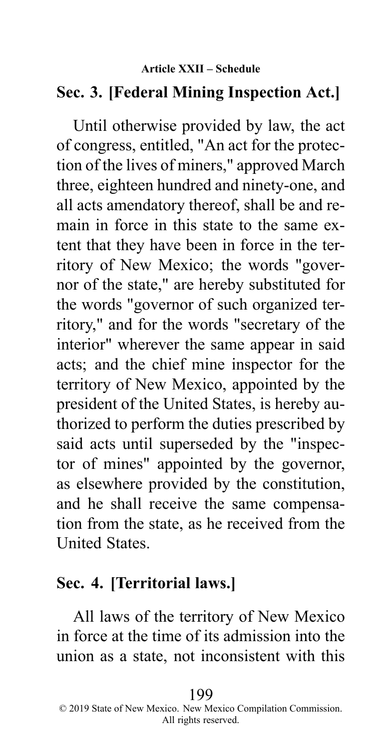## Sec. 3. [Federal Mining Inspection Act.]

Until otherwise provided by law, the act of congress, entitled, "An act for the protection of the lives of miners," approved March three, eighteen hundred and ninety-one, and all acts amendatory thereof, shall be and remain in force in this state to the same extent that they have been in force in the territory of New Mexico; the words "governor of the state," are hereby substituted for the words "governor of such organized territory," and for the words "secretary of the interior" wherever the same appear in said acts; and the chief mine inspector for the territory of New Mexico, appointed by the president of the United States, is hereby authorized to perform the duties prescribed by said acts until superseded by the "inspector of mines" appointed by the governor, as elsewhere provided by the constitution, and he shall receive the same compensation from the state, as he received from the United States.

## Sec. 4. [Territorial laws.]

All laws of the territory of New Mexico in force at the time of its admission into the union as a state, not inconsistent with this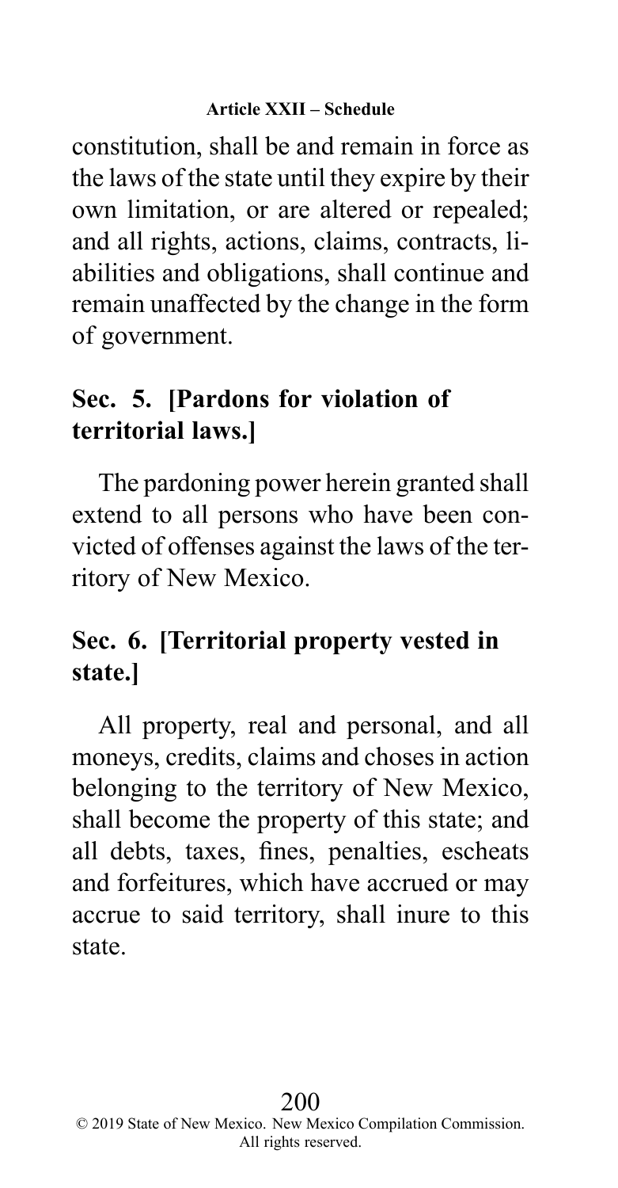constitution, shall be and remain in force as the laws of the state until they expire by their own limitation, or are altered or repealed; and all rights, actions, claims, contracts, liabilities and obligations, shall continue and remain unaffected by the change in the form of government.

## Sec. 5. [Pardons for violation of territorial laws.]

The pardoning power herein granted shall extend to all persons who have been convicted of offenses against the laws of the territory of New Mexico.

## Sec. 6. [Territorial property vested in state.]

All property, real and personal, and all moneys, credits, claims and choses in action belonging to the territory of New Mexico, shall become the property of this state; and all debts, taxes, fines, penalties, escheats and forfeitures, which have accrued or may accrue to said territory, shall inure to this state.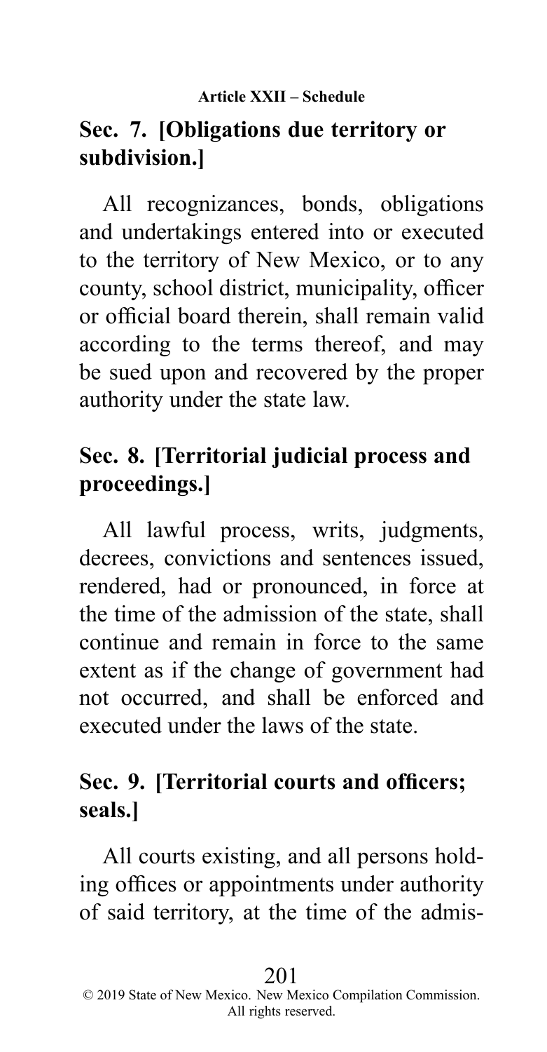## Sec. 7. [Obligations due territory or subdivision.]

All recognizances, bonds, obligations and undertakings entered into or executed to the territory of New Mexico, or to any county, school district, municipality, officer or official board therein, shall remain valid according to the terms thereof, and may be sued upon and recovered by the proper authority under the state law.

## Sec. 8. [Territorial judicial process and proceedings.]

All lawful process, writs, judgments, decrees, convictions and sentences issued, rendered, had or pronounced, in force at the time of the admission of the state, shall continue and remain in force to the same extent as if the change of government had not occurred, and shall be enforced and executed under the laws of the state.

## Sec. 9. [Territorial courts and officers; seals.]

All courts existing, and all persons holding offices or appointments under authority of said territory, at the time of the admis-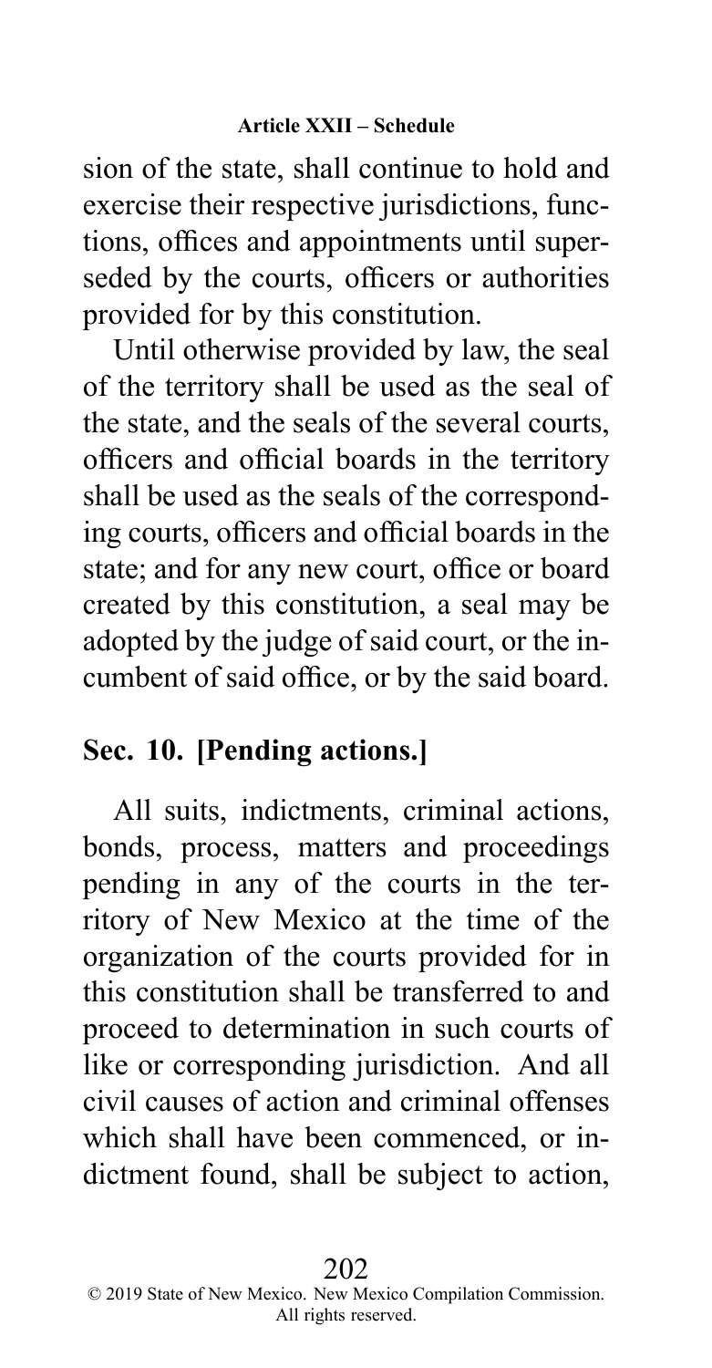sion of the state, shall continue to hold and exercise their respective jurisdictions, functions, offices and appointments until superseded by the courts, officers or authorities provided for by this constitution.

Until otherwise provided by law, the seal of the territory shall be used as the seal of the state, and the seals of the several courts, officers and official boards in the territory shall be used as the seals of the corresponding courts, officers and official boards in the state; and for any new court, office or board created by this constitution, a seal may be adopted by the judge of said court, or the incumbent of said office, or by the said board.

## Sec. 10. [Pending actions.]

All suits, indictments, criminal actions, bonds, process, matters and proceedings pending in any of the courts in the territory of New Mexico at the time of the organization of the courts provided for in this constitution shall be transferred to and proceed to determination in such courts of like or corresponding jurisdiction. And all civil causes of action and criminal offenses which shall have been commenced, or indictment found, shall be subject to action,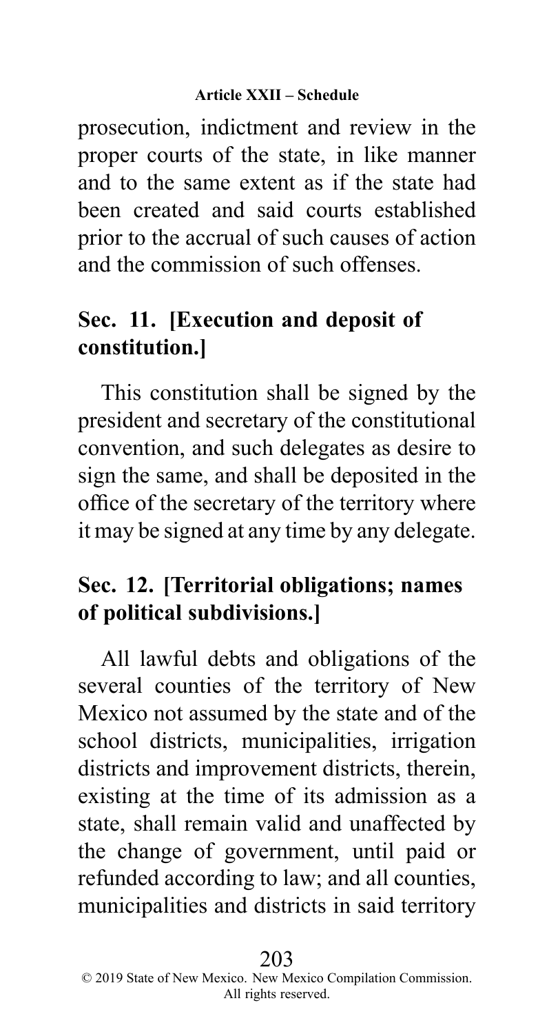prosecution, indictment and review in the proper courts of the state, in like manner and to the same extent as if the state had been created and said courts established prior to the accrual of such causes of action and the commission of such offenses.

## Sec. 11. [Execution and deposit of constitution.]

This constitution shall be signed by the president and secretary of the constitutional convention, and such delegates as desire to sign the same, and shall be deposited in the office of the secretary of the territory where it may be signed at any time by any delegate.

## Sec. 12. [Territorial obligations; names of political subdivisions.]

All lawful debts and obligations of the several counties of the territory of New Mexico not assumed by the state and of the school districts, municipalities, irrigation districts and improvement districts, therein, existing at the time of its admission as a state, shall remain valid and unaffected by the change of government, until paid or refunded according to law; and all counties, municipalities and districts in said territory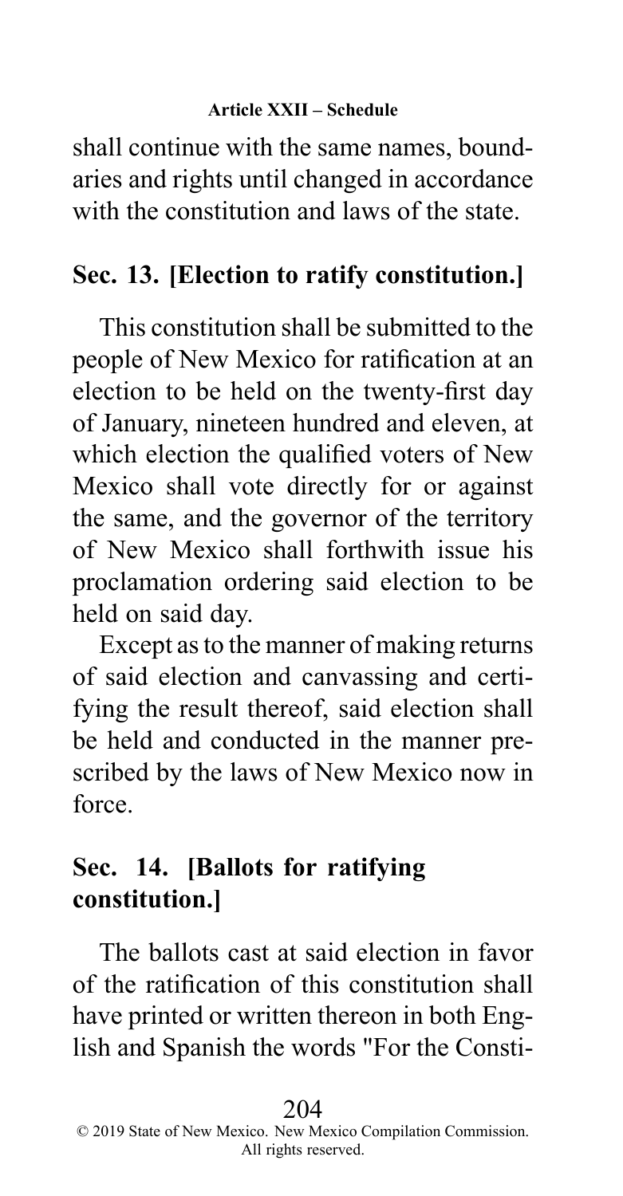shall continue with the same names, boundaries and rights until changed in accordance with the constitution and laws of the state.

## Sec. 13. [Election to ratify constitution.]

This constitution shall be submitted to the people of New Mexico for ratification at an election to be held on the twenty-first day of January, nineteen hundred and eleven, at which election the qualified voters of New Mexico shall vote directly for or against the same, and the governor of the territory of New Mexico shall forthwith issue his proclamation ordering said election to be held on said day.

Except as to the manner of making returns of said election and canvassing and certifying the result thereof, said election shall be held and conducted in the manner prescribed by the laws of New Mexico now in force.

## Sec. 14. [Ballots for ratifying constitution.]

The ballots cast at said election in favor of the ratification of this constitution shall have printed or written thereon in both English and Spanish the words "For the Consti-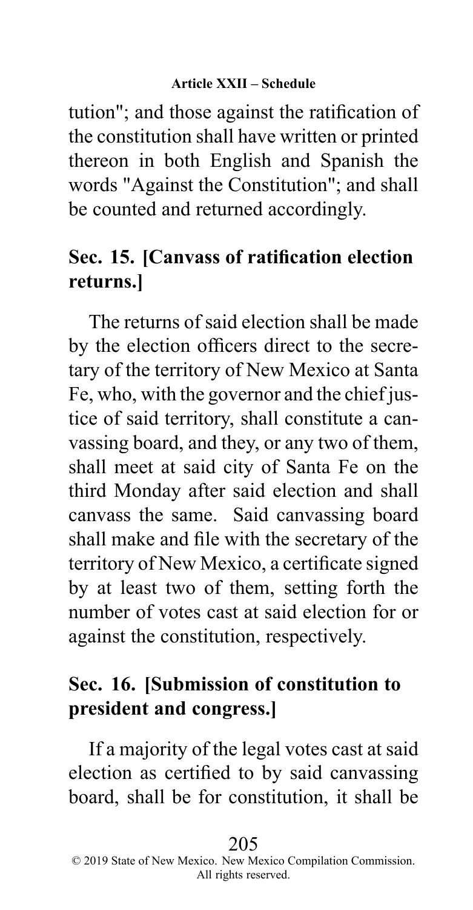tution"; and those against the ratification of the constitution shall have written or printed thereon in both English and Spanish the words "Against the Constitution"; and shall be counted and returned accordingly.

## Sec. 15. [Canvass of ratification election returns.]

The returns of said election shall be made by the election officers direct to the secretary of the territory of New Mexico at Santa Fe, who, with the governor and the chief justice of said territory, shall constitute a canvassing board, and they, or any two of them, shall meet at said city of Santa Fe on the third Monday after said election and shall canvass the same. Said canvassing board shall make and file with the secretary of the territory of New Mexico, a certificate signed by at least two of them, setting forth the number of votes cast at said election for or against the constitution, respectively.

## Sec. 16. [Submission of constitution to president and congress.]

If a majority of the legal votes cast at said election as certified to by said canvassing board, shall be for constitution, it shall be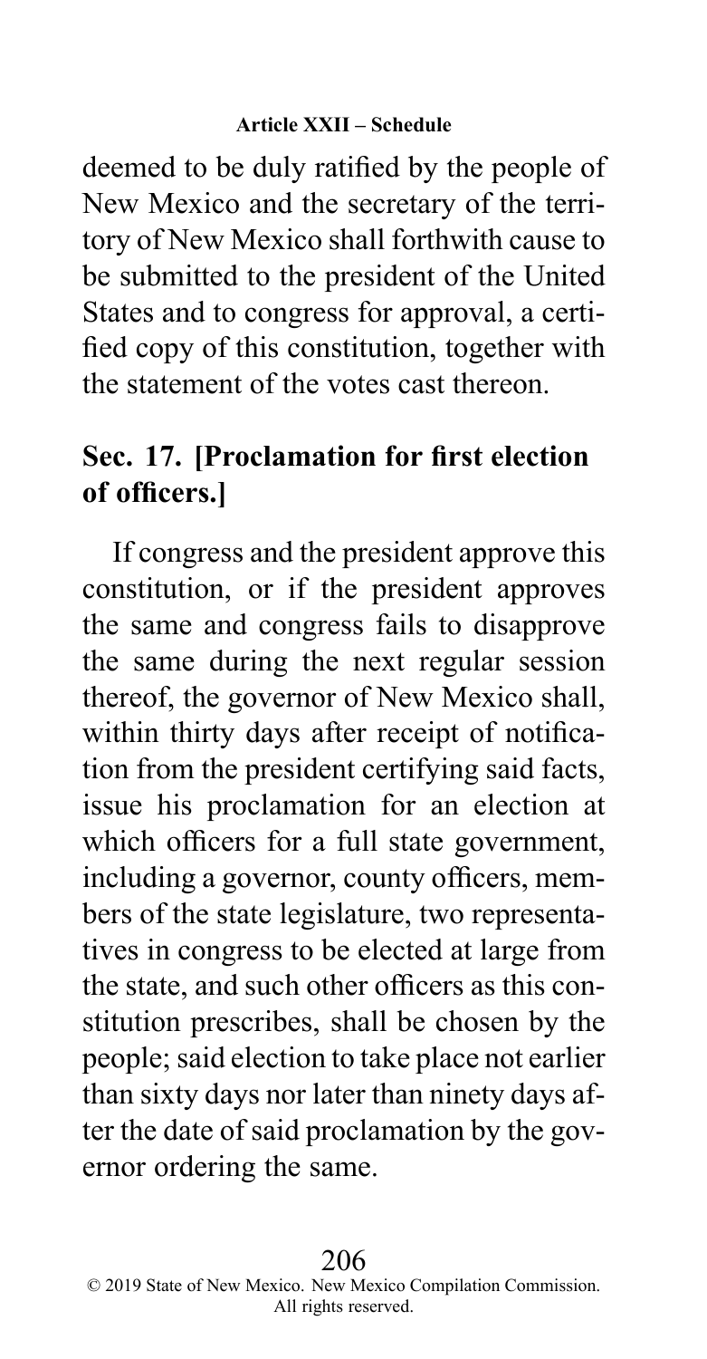deemed to be duly ratified by the people of New Mexico and the secretary of the territory of New Mexico shall forthwith cause to be submitted to the president of the United States and to congress for approval, a certified copy of this constitution, together with the statement of the votes cast thereon.

## Sec. 17. [Proclamation for first election of officers.]

If congress and the president approve this constitution, or if the president approves the same and congress fails to disapprove the same during the next regular session thereof, the governor of New Mexico shall, within thirty days after receipt of notification from the president certifying said facts, issue his proclamation for an election at which officers for a full state government, including a governor, county officers, members of the state legislature, two representatives in congress to be elected at large from the state, and such other officers as this constitution prescribes, shall be chosen by the people; said election to take place not earlier than sixty days nor later than ninety days after the date of said proclamation by the governor ordering the same.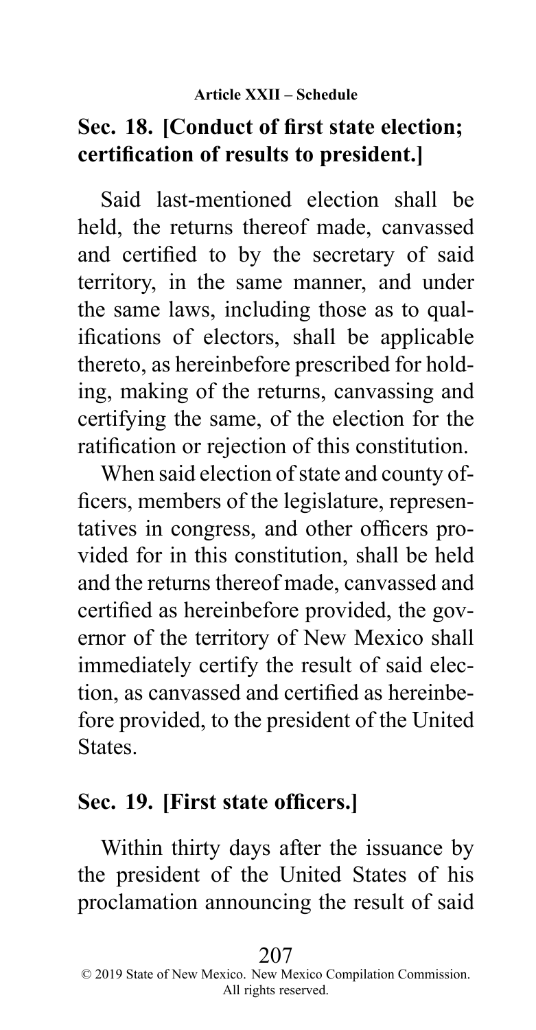## Sec. 18. [Conduct of first state election; certification of results to president.]

Said last-mentioned election shall be held, the returns thereof made, canvassed and certified to by the secretary of said territory, in the same manner, and under the same laws, including those as to qualifications of electors, shall be applicable thereto, as hereinbefore prescribed for holding, making of the returns, canvassing and certifying the same, of the election for the ratification or rejection of this constitution.

When said election of state and county officers, members of the legislature, representatives in congress, and other officers provided for in this constitution, shall be held and the returns thereof made, canvassed and certified as hereinbefore provided, the governor of the territory of New Mexico shall immediately certify the result of said election, as canvassed and certified as hereinbefore provided, to the president of the United States.

## Sec. 19. [First state officers.]

Within thirty days after the issuance by the president of the United States of his proclamation announcing the result of said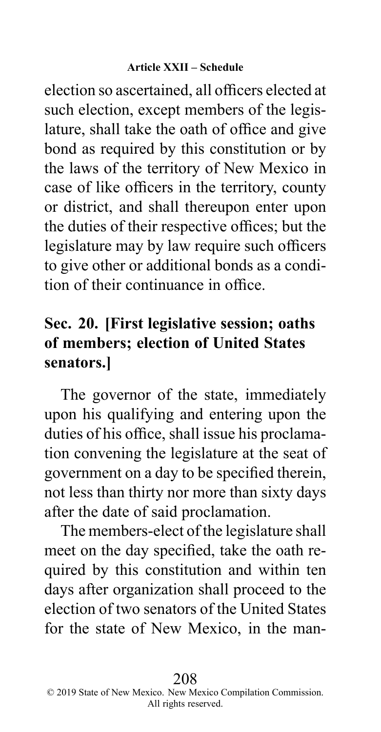election so ascertained, all officers elected at such election, except members of the legislature, shall take the oath of office and give bond as required by this constitution or by the laws of the territory of New Mexico in case of like officers in the territory, county or district, and shall thereupon enter upon the duties of their respective offices; but the legislature may by law require such officers to give other or additional bonds as a condition of their continuance in office.

## Sec. 20. [First legislative session; oaths of members; election of United States senators.]

The governor of the state, immediately upon his qualifying and entering upon the duties of his office, shall issue his proclamation convening the legislature at the seat of government on a day to be specified therein, not less than thirty nor more than sixty days after the date of said proclamation.

The members-elect of the legislature shall meet on the day specified, take the oath required by this constitution and within ten days after organization shall proceed to the election of two senators of the United States for the state of New Mexico, in the man-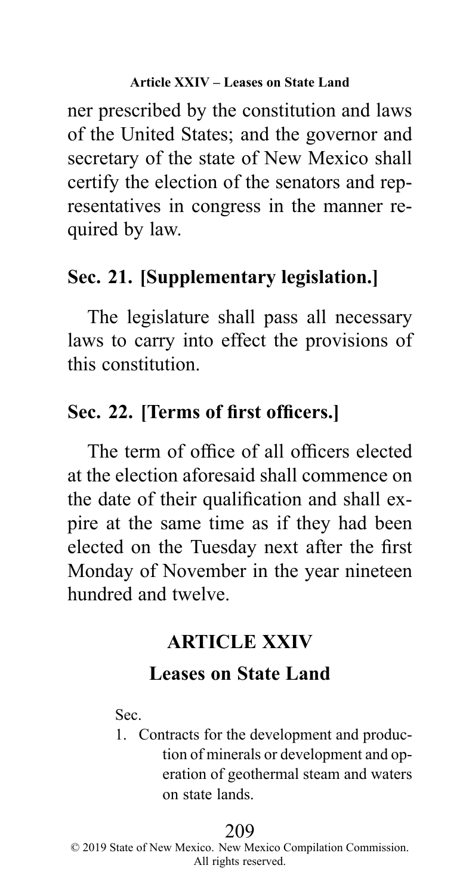ner prescribed by the constitution and laws of the United States; and the governor and secretary of the state of New Mexico shall certify the election of the senators and representatives in congress in the manner required by law.

## Sec. 21. [Supplementary legislation.]

The legislature shall pass all necessary laws to carry into effect the provisions of this constitution.

## Sec. 22. [Terms of first officers.]

The term of office of all officers elected at the election aforesaid shall commence on the date of their qualification and shall expire at the same time as if they had been elected on the Tuesday next after the first Monday of November in the year nineteen hundred and twelve.

# ARTICLE XXIV

# Leases on State Land

Sec.

1. Contracts for the development and production of minerals or development and operation of geothermal steam and waters on state lands.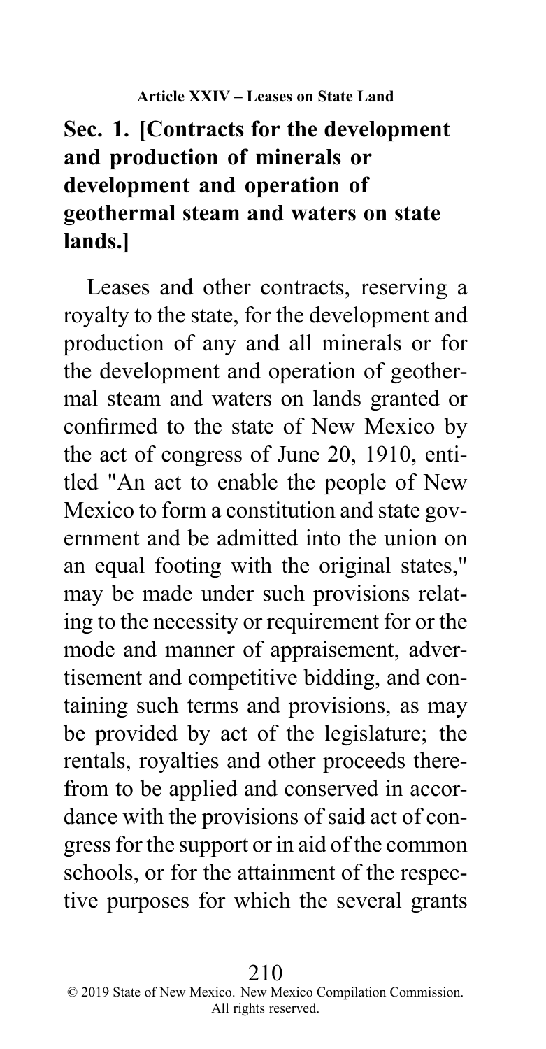**Article XXIV – Leases on State Land**

## Sec. 1. [Contracts for the development and production of minerals or development and operation of geothermal steam and waters on state lands.]

Leases and other contracts, reserving a royalty to the state, for the development and production of any and all minerals or for the development and operation of geothermal steam and waters on lands granted or confirmed to the state of New Mexico by the act of congress of June 20, 1910, entitled "An act to enable the people of New Mexico to form a constitution and state government and be admitted into the union on an equal footing with the original states," may be made under such provisions relating to the necessity or requirement for or the mode and manner of appraisement, advertisement and competitive bidding, and containing such terms and provisions, as may be provided by act of the legislature; the rentals, royalties and other proceeds therefrom to be applied and conserved in accordance with the provisions of said act of congress for the support or in aid of the common schools, or for the attainment of the respective purposes for which the several grants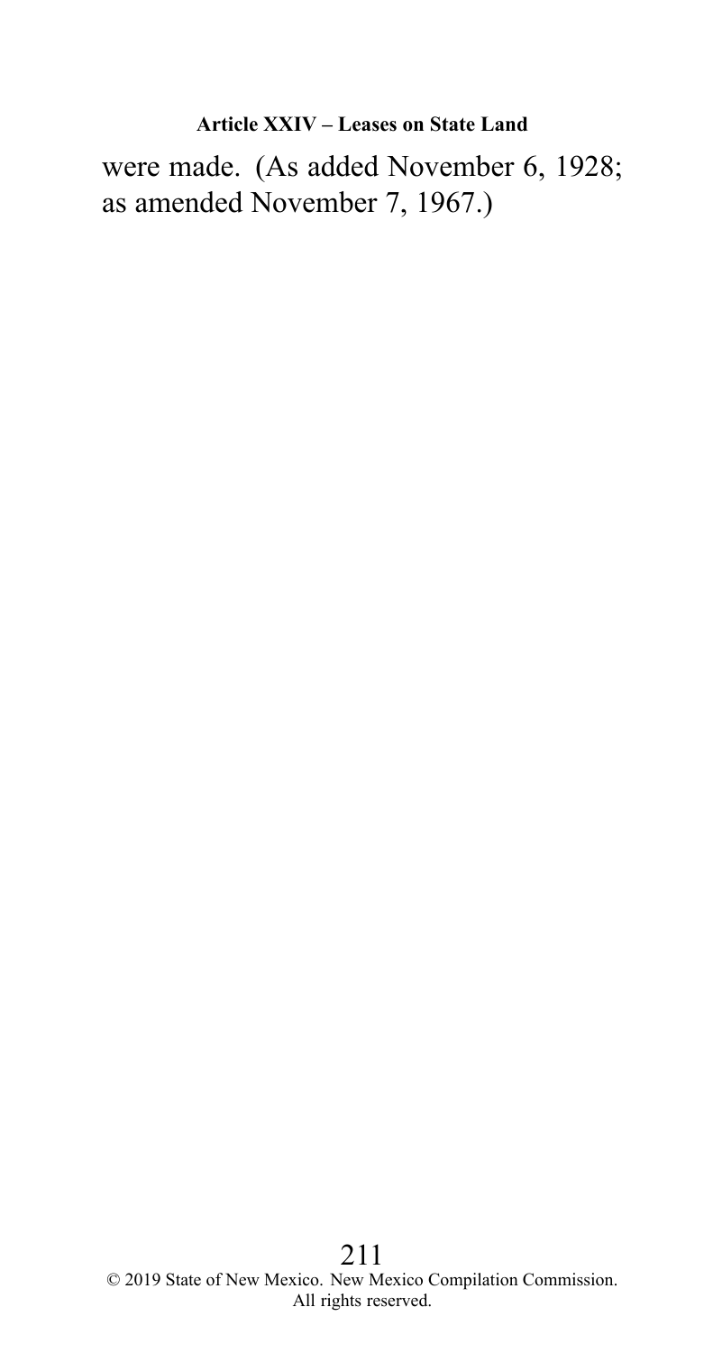were made. (As added November 6, 1928; as amended November 7, 1967.)